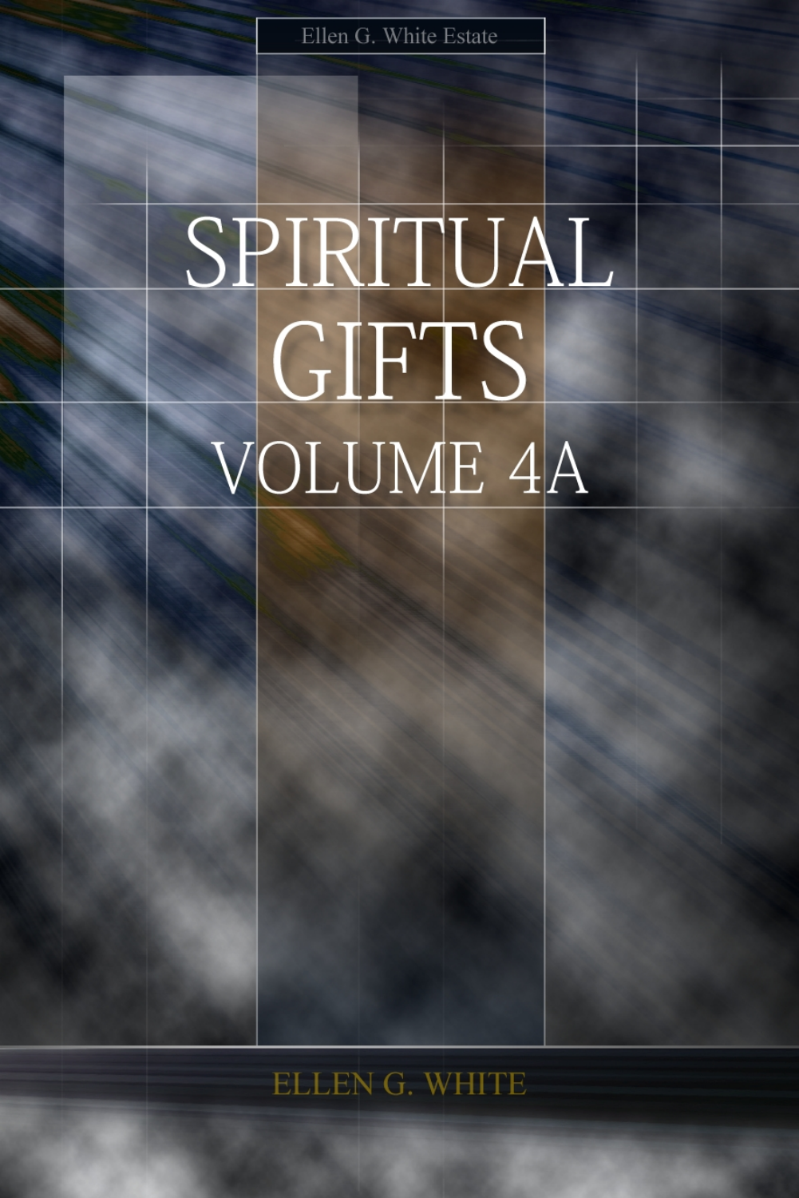Ellen G. White Estate

# SPIRITUAL GIFTS

## VOLUME 4A

ELLEN G. WHITE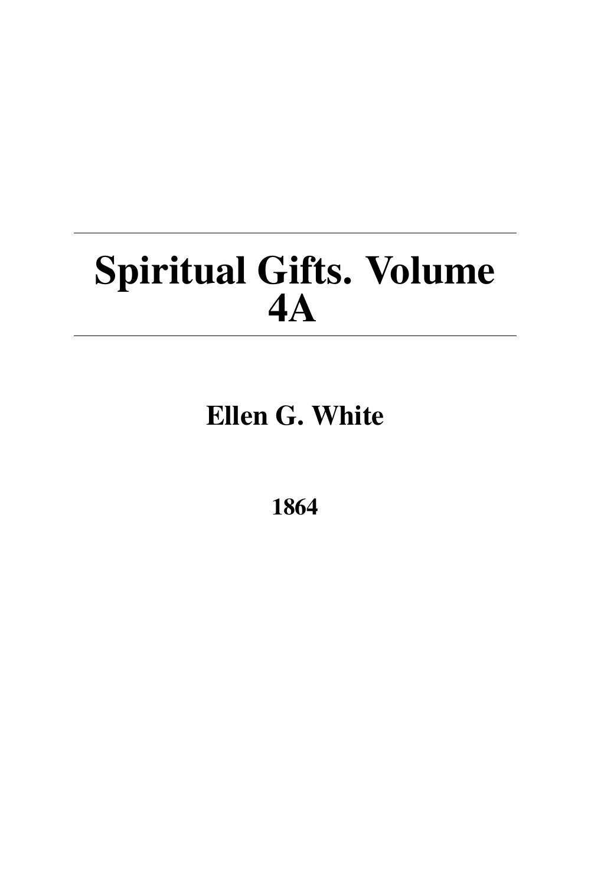# Spiritual Gifts. Volume 4A

**Ellen G. White**

**1864**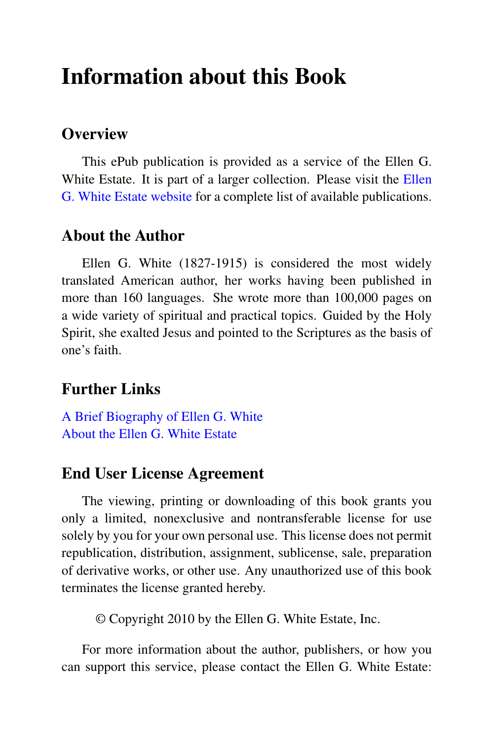# Information about this Book

## Overview

This ePub publication is provided as a service of the Ellen G. White Estate. It is part of a larger collection. Please visit the Ellen G. White Estate website for a complete list of available publications.

## About the Author

Ellen G. White (1827-1915) is considered the most widely translated American author, her works having been published in more than 160 languages. She wrote more than 100,000 pages on a wide variety of spiritual and practical topics. Guided by the Holy Spirit, she exalted Jesus and pointed to the Scriptures as the basis of one's faith.

## Further Links

A Brief Biography of Ellen G. White
About the Ellen G. White Estate

## End User License Agreement

The viewing, printing or downloading of this book grants you only a limited, nonexclusive and nontransferable license for use solely by you for your own personal use. This license does not permit republication, distribution, assignment, sublicense, sale, preparation of derivative works, or other use. Any unauthorized use of this book terminates the license granted hereby.

© Copyright 2010 by the Ellen G. White Estate, Inc.

For more information about the author, publishers, or how you can support this service, please contact the Ellen G. White Estate: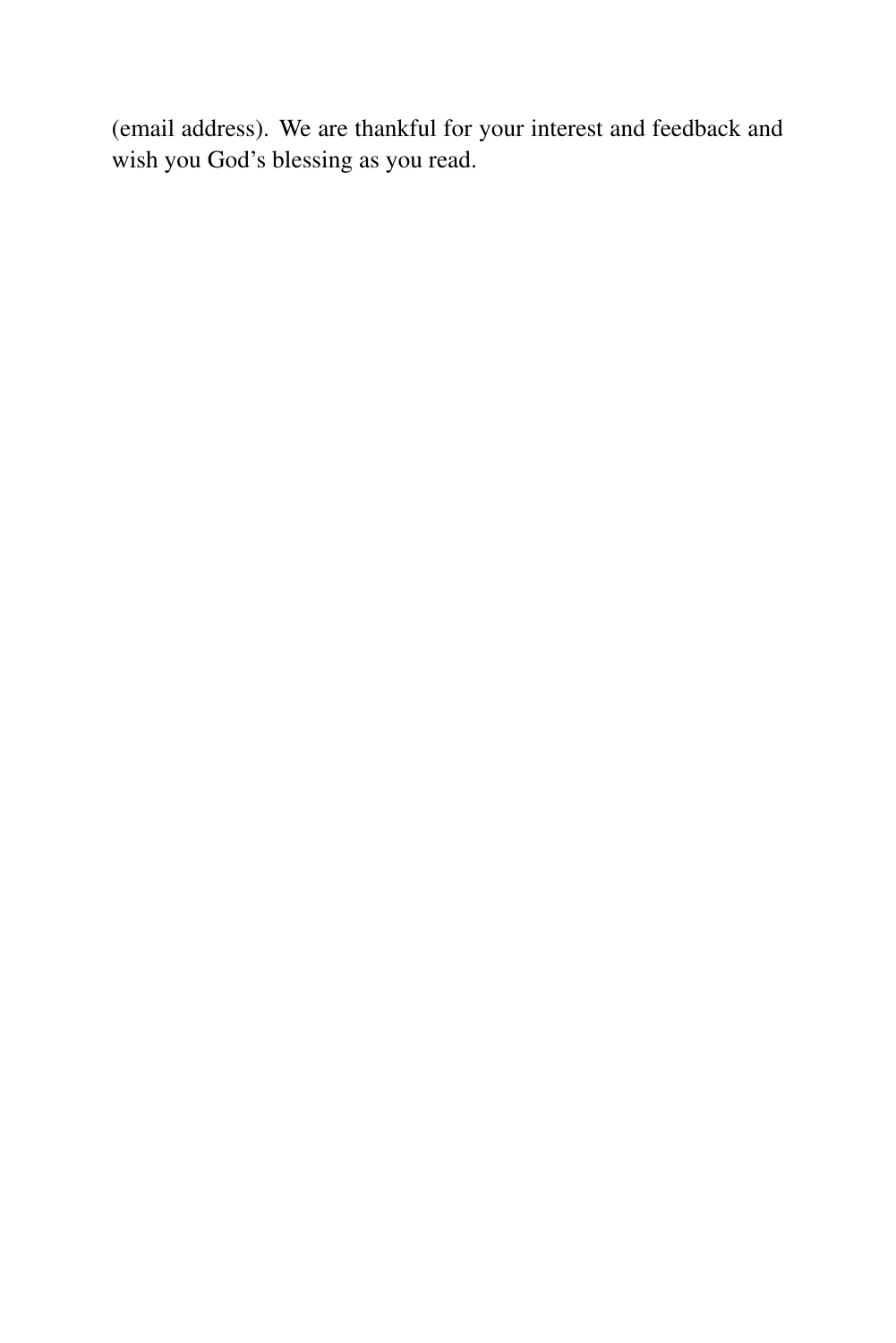(email address). We are thankful for your interest and feedback and wish you God's blessing as you read.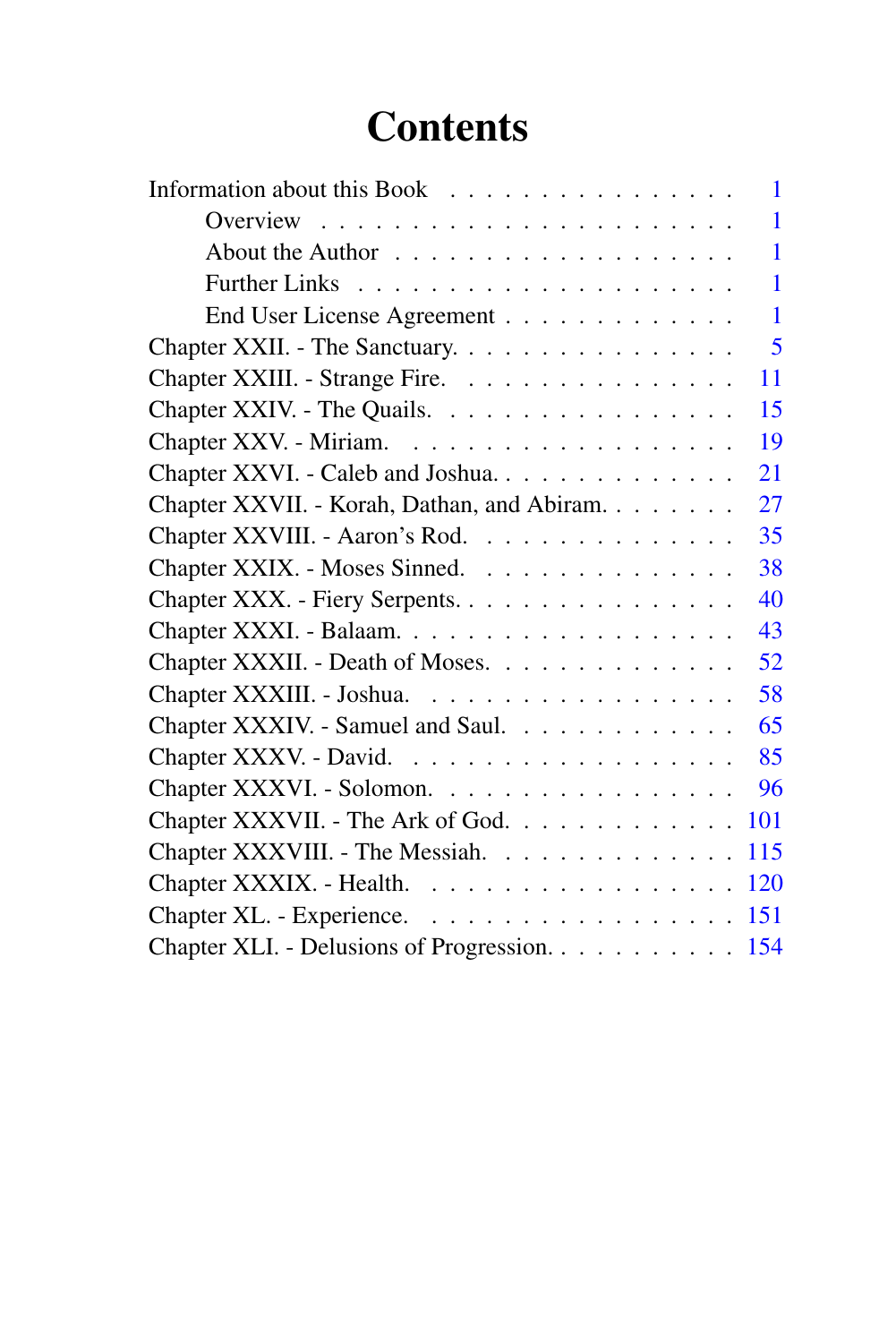# Contents

- Information about this Book ... 1
  - Overview ... 1
  - About the Author ... 1
  - Further Links ... 1
  - End User License Agreement ... 1
- Chapter XXII. - The Sanctuary. ... 5
- Chapter XXIII. - Strange Fire. ... 11
- Chapter XXIV. - The Quails. ... 15
- Chapter XXV. - Miriam. ... 19
- Chapter XXVI. - Caleb and Joshua. ... 21
- Chapter XXVII. - Korah, Dathan, and Abiram. ... 27
- Chapter XXVIII. - Aaron's Rod. ... 35
- Chapter XXIX. - Moses Sinned. ... 38
- Chapter XXX. - Fiery Serpents. ... 40
- Chapter XXXI. - Balaam. ... 43
- Chapter XXXII. - Death of Moses. ... 52
- Chapter XXXIII. - Joshua. ... 58
- Chapter XXXIV. - Samuel and Saul. ... 65
- Chapter XXXV. - David. ... 85
- Chapter XXXVI. - Solomon. ... 96
- Chapter XXXVII. - The Ark of God. ... 101
- Chapter XXXVIII. - The Messiah. ... 115
- Chapter XXXIX. - Health. ... 120
- Chapter XL. - Experience. ... 151
- Chapter XLI. - Delusions of Progression. ... 154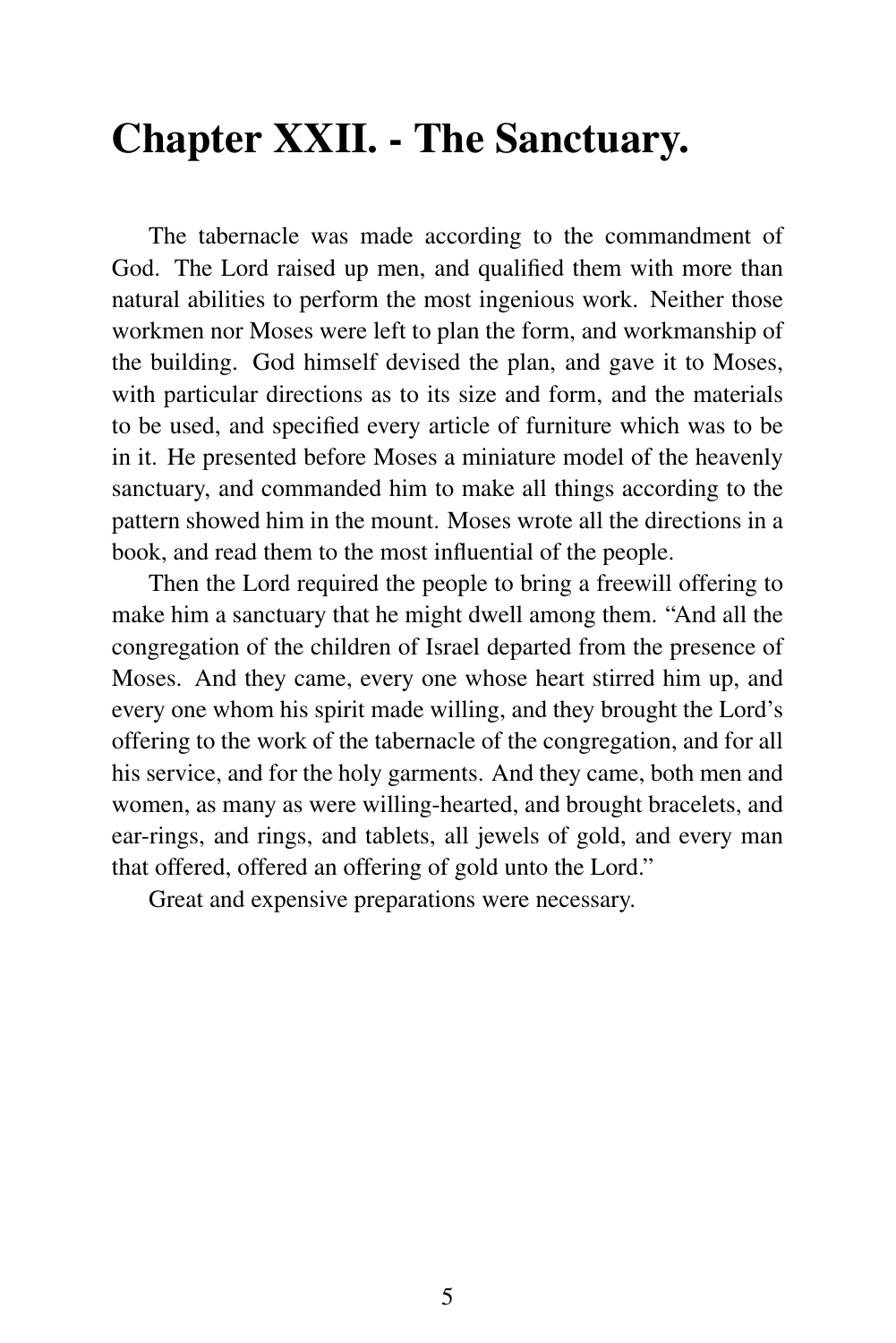# Chapter XXII. - The Sanctuary.

The tabernacle was made according to the commandment of God. The Lord raised up men, and qualified them with more than natural abilities to perform the most ingenious work. Neither those workmen nor Moses were left to plan the form, and workmanship of the building. God himself devised the plan, and gave it to Moses, with particular directions as to its size and form, and the materials to be used, and specified every article of furniture which was to be in it. He presented before Moses a miniature model of the heavenly sanctuary, and commanded him to make all things according to the pattern showed him in the mount. Moses wrote all the directions in a book, and read them to the most influential of the people.

Then the Lord required the people to bring a freewill offering to make him a sanctuary that he might dwell among them. "And all the congregation of the children of Israel departed from the presence of Moses. And they came, every one whose heart stirred him up, and every one whom his spirit made willing, and they brought the Lord's offering to the work of the tabernacle of the congregation, and for all his service, and for the holy garments. And they came, both men and women, as many as were willing-hearted, and brought bracelets, and ear-rings, and rings, and tablets, all jewels of gold, and every man that offered, offered an offering of gold unto the Lord."

Great and expensive preparations were necessary.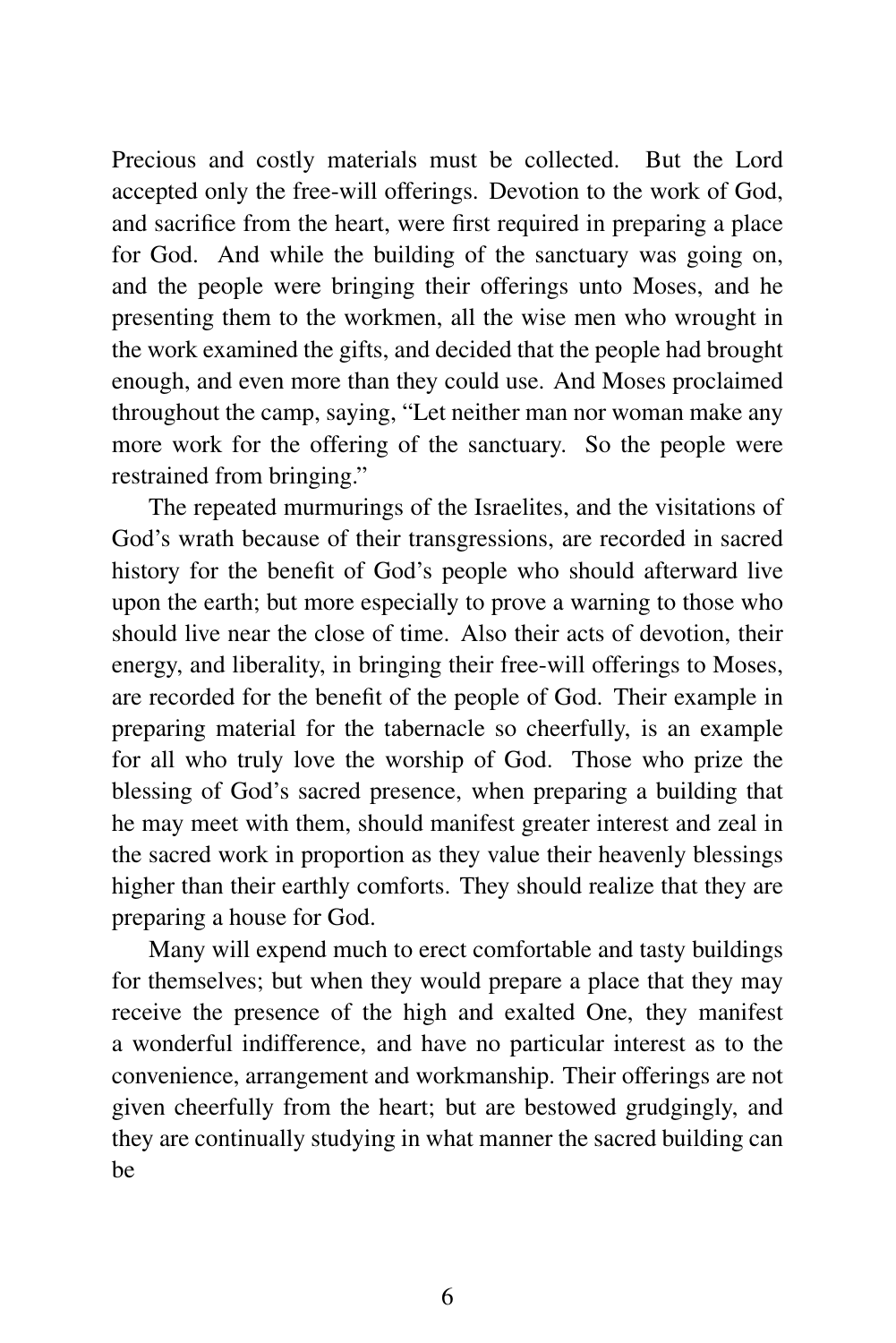Precious and costly materials must be collected. But the Lord accepted only the free-will offerings. Devotion to the work of God, and sacrifice from the heart, were first required in preparing a place for God. And while the building of the sanctuary was going on, and the people were bringing their offerings unto Moses, and he presenting them to the workmen, all the wise men who wrought in the work examined the gifts, and decided that the people had brought enough, and even more than they could use. And Moses proclaimed throughout the camp, saying, "Let neither man nor woman make any more work for the offering of the sanctuary. So the people were restrained from bringing."

The repeated murmurings of the Israelites, and the visitations of God's wrath because of their transgressions, are recorded in sacred history for the benefit of God's people who should afterward live upon the earth; but more especially to prove a warning to those who should live near the close of time. Also their acts of devotion, their energy, and liberality, in bringing their free-will offerings to Moses, are recorded for the benefit of the people of God. Their example in preparing material for the tabernacle so cheerfully, is an example for all who truly love the worship of God. Those who prize the blessing of God's sacred presence, when preparing a building that he may meet with them, should manifest greater interest and zeal in the sacred work in proportion as they value their heavenly blessings higher than their earthly comforts. They should realize that they are preparing a house for God.

Many will expend much to erect comfortable and tasty buildings for themselves; but when they would prepare a place that they may receive the presence of the high and exalted One, they manifest a wonderful indifference, and have no particular interest as to the convenience, arrangement and workmanship. Their offerings are not given cheerfully from the heart; but are bestowed grudgingly, and they are continually studying in what manner the sacred building can be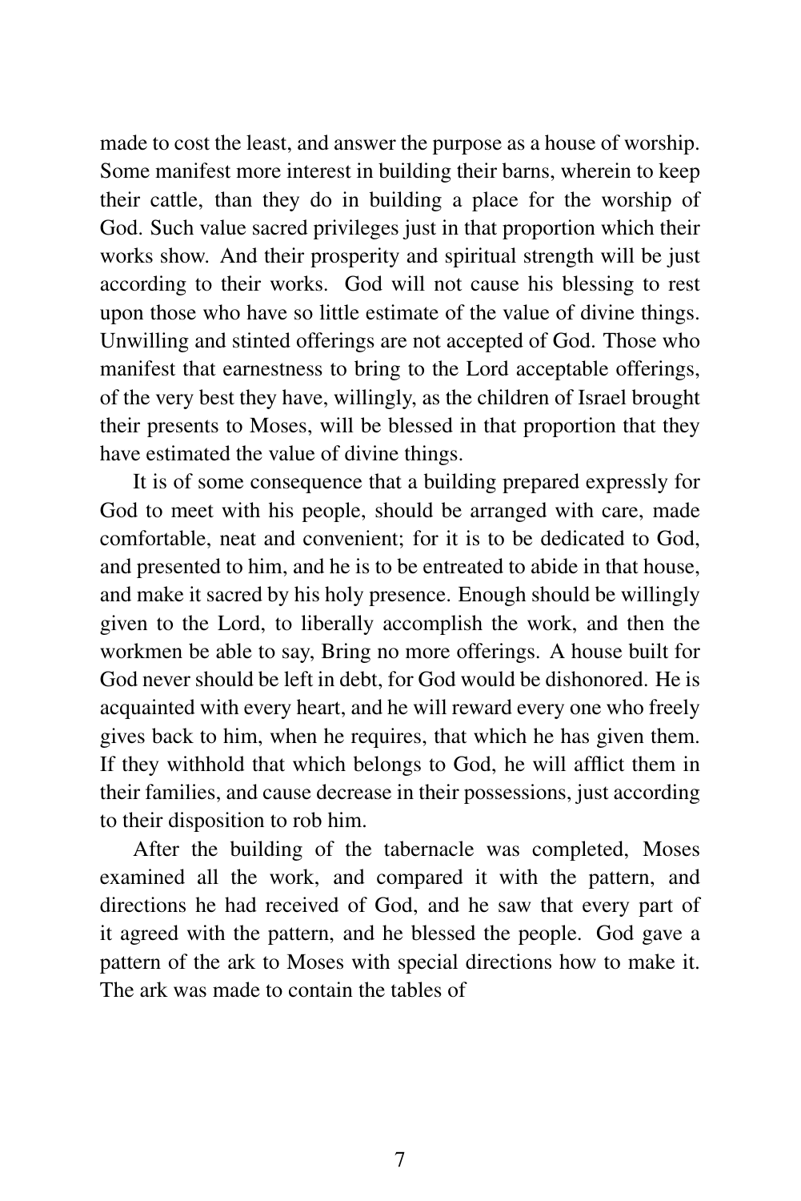made to cost the least, and answer the purpose as a house of worship. Some manifest more interest in building their barns, wherein to keep their cattle, than they do in building a place for the worship of God. Such value sacred privileges just in that proportion which their works show. And their prosperity and spiritual strength will be just according to their works. God will not cause his blessing to rest upon those who have so little estimate of the value of divine things. Unwilling and stinted offerings are not accepted of God. Those who manifest that earnestness to bring to the Lord acceptable offerings, of the very best they have, willingly, as the children of Israel brought their presents to Moses, will be blessed in that proportion that they have estimated the value of divine things.

It is of some consequence that a building prepared expressly for God to meet with his people, should be arranged with care, made comfortable, neat and convenient; for it is to be dedicated to God, and presented to him, and he is to be entreated to abide in that house, and make it sacred by his holy presence. Enough should be willingly given to the Lord, to liberally accomplish the work, and then the workmen be able to say, Bring no more offerings. A house built for God never should be left in debt, for God would be dishonored. He is acquainted with every heart, and he will reward every one who freely gives back to him, when he requires, that which he has given them. If they withhold that which belongs to God, he will afflict them in their families, and cause decrease in their possessions, just according to their disposition to rob him.

After the building of the tabernacle was completed, Moses examined all the work, and compared it with the pattern, and directions he had received of God, and he saw that every part of it agreed with the pattern, and he blessed the people. God gave a pattern of the ark to Moses with special directions how to make it. The ark was made to contain the tables of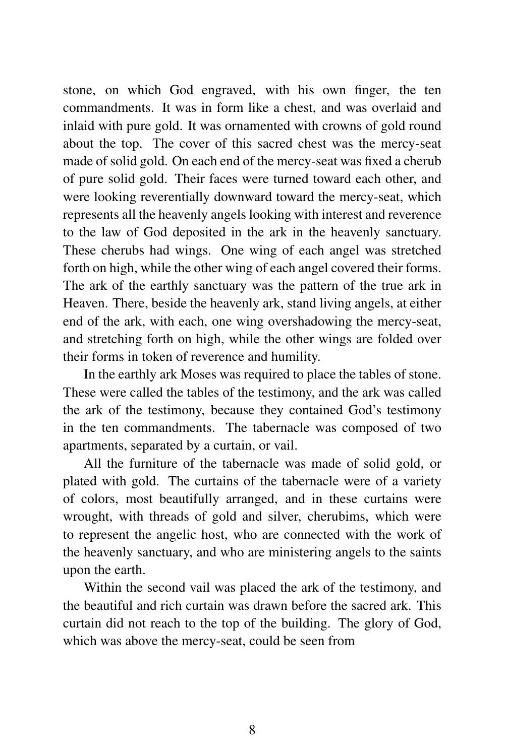stone, on which God engraved, with his own finger, the ten commandments. It was in form like a chest, and was overlaid and inlaid with pure gold. It was ornamented with crowns of gold round about the top. The cover of this sacred chest was the mercy-seat made of solid gold. On each end of the mercy-seat was fixed a cherub of pure solid gold. Their faces were turned toward each other, and were looking reverentially downward toward the mercy-seat, which represents all the heavenly angels looking with interest and reverence to the law of God deposited in the ark in the heavenly sanctuary. These cherubs had wings. One wing of each angel was stretched forth on high, while the other wing of each angel covered their forms. The ark of the earthly sanctuary was the pattern of the true ark in Heaven. There, beside the heavenly ark, stand living angels, at either end of the ark, with each, one wing overshadowing the mercy-seat, and stretching forth on high, while the other wings are folded over their forms in token of reverence and humility.

In the earthly ark Moses was required to place the tables of stone. These were called the tables of the testimony, and the ark was called the ark of the testimony, because they contained God's testimony in the ten commandments. The tabernacle was composed of two apartments, separated by a curtain, or vail.

All the furniture of the tabernacle was made of solid gold, or plated with gold. The curtains of the tabernacle were of a variety of colors, most beautifully arranged, and in these curtains were wrought, with threads of gold and silver, cherubims, which were to represent the angelic host, who are connected with the work of the heavenly sanctuary, and who are ministering angels to the saints upon the earth.

Within the second vail was placed the ark of the testimony, and the beautiful and rich curtain was drawn before the sacred ark. This curtain did not reach to the top of the building. The glory of God, which was above the mercy-seat, could be seen from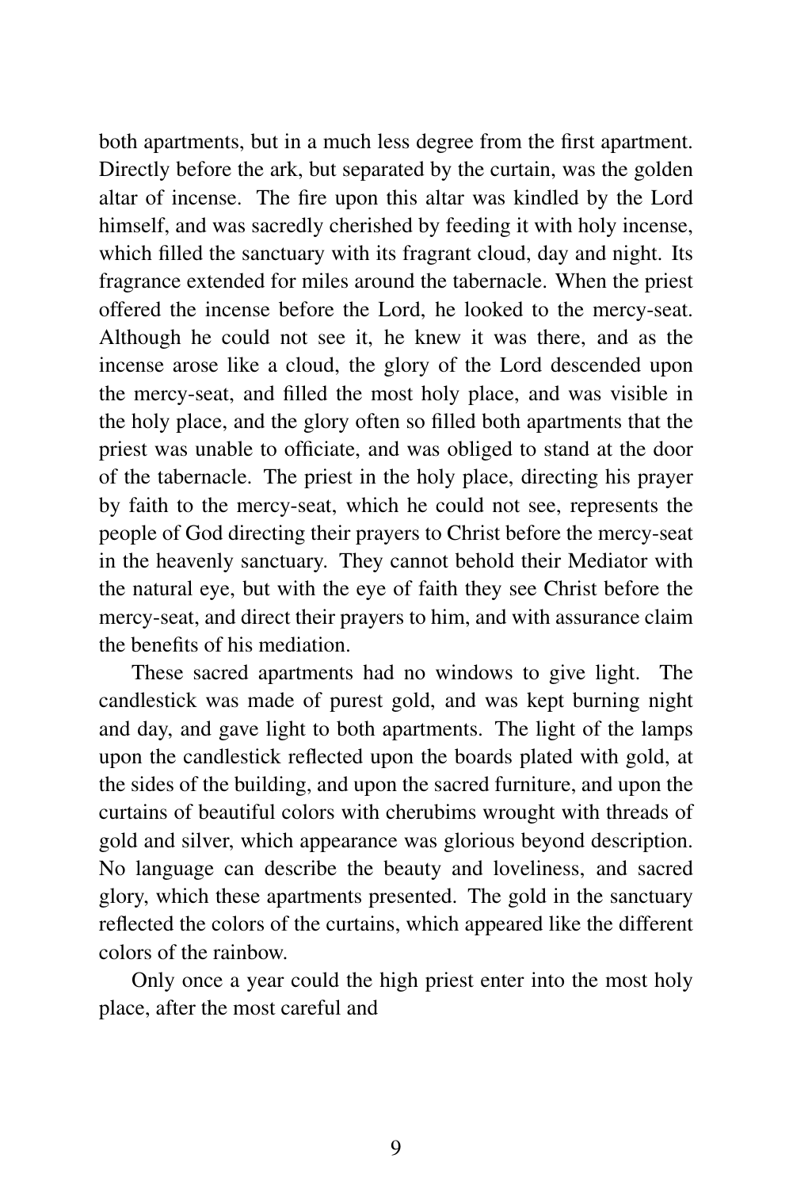both apartments, but in a much less degree from the first apartment. Directly before the ark, but separated by the curtain, was the golden altar of incense. The fire upon this altar was kindled by the Lord himself, and was sacredly cherished by feeding it with holy incense, which filled the sanctuary with its fragrant cloud, day and night. Its fragrance extended for miles around the tabernacle. When the priest offered the incense before the Lord, he looked to the mercy-seat. Although he could not see it, he knew it was there, and as the incense arose like a cloud, the glory of the Lord descended upon the mercy-seat, and filled the most holy place, and was visible in the holy place, and the glory often so filled both apartments that the priest was unable to officiate, and was obliged to stand at the door of the tabernacle. The priest in the holy place, directing his prayer by faith to the mercy-seat, which he could not see, represents the people of God directing their prayers to Christ before the mercy-seat in the heavenly sanctuary. They cannot behold their Mediator with the natural eye, but with the eye of faith they see Christ before the mercy-seat, and direct their prayers to him, and with assurance claim the benefits of his mediation.

These sacred apartments had no windows to give light. The candlestick was made of purest gold, and was kept burning night and day, and gave light to both apartments. The light of the lamps upon the candlestick reflected upon the boards plated with gold, at the sides of the building, and upon the sacred furniture, and upon the curtains of beautiful colors with cherubims wrought with threads of gold and silver, which appearance was glorious beyond description. No language can describe the beauty and loveliness, and sacred glory, which these apartments presented. The gold in the sanctuary reflected the colors of the curtains, which appeared like the different colors of the rainbow.

Only once a year could the high priest enter into the most holy place, after the most careful and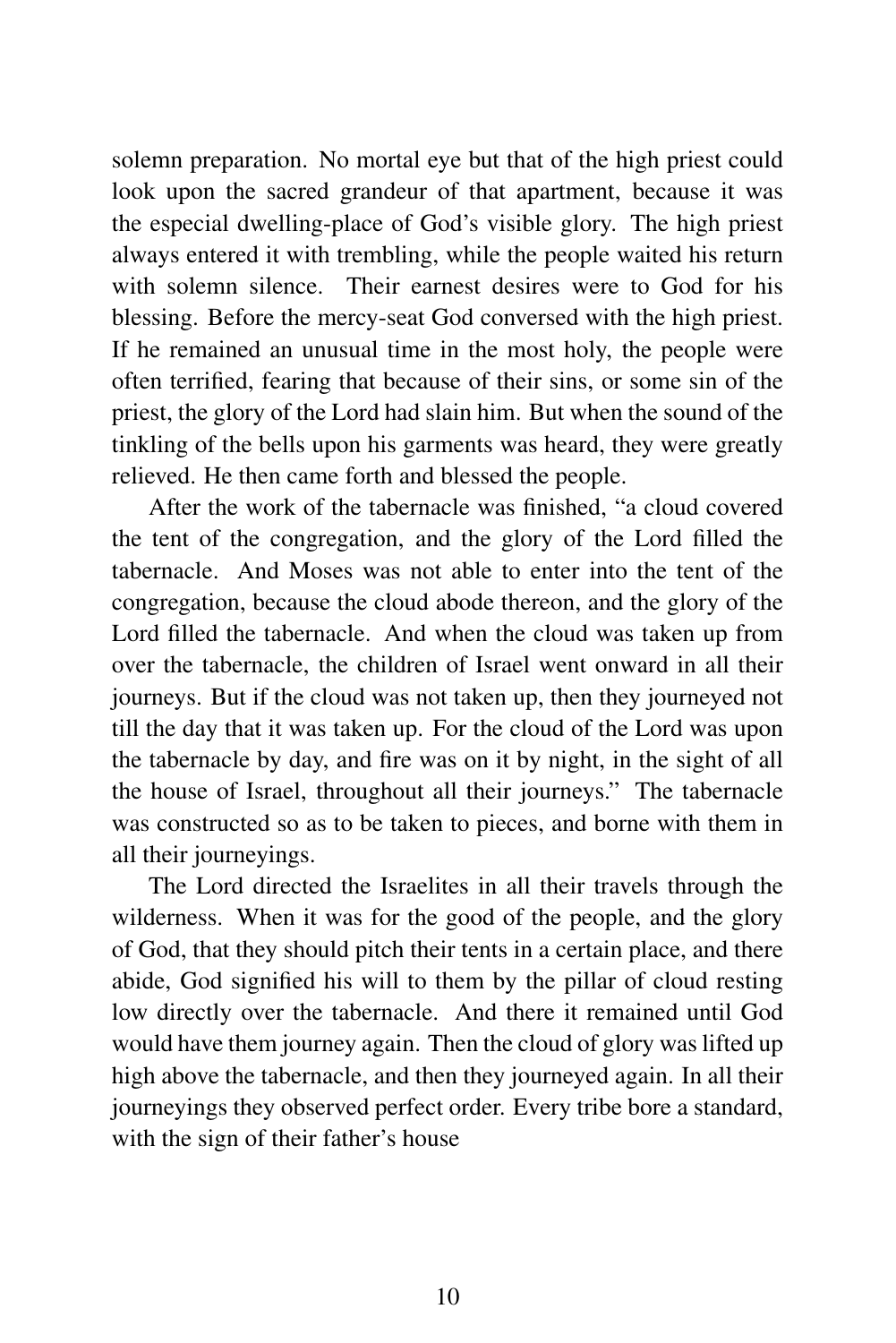solemn preparation. No mortal eye but that of the high priest could look upon the sacred grandeur of that apartment, because it was the especial dwelling-place of God's visible glory. The high priest always entered it with trembling, while the people waited his return with solemn silence. Their earnest desires were to God for his blessing. Before the mercy-seat God conversed with the high priest. If he remained an unusual time in the most holy, the people were often terrified, fearing that because of their sins, or some sin of the priest, the glory of the Lord had slain him. But when the sound of the tinkling of the bells upon his garments was heard, they were greatly relieved. He then came forth and blessed the people.

After the work of the tabernacle was finished, "a cloud covered the tent of the congregation, and the glory of the Lord filled the tabernacle. And Moses was not able to enter into the tent of the congregation, because the cloud abode thereon, and the glory of the Lord filled the tabernacle. And when the cloud was taken up from over the tabernacle, the children of Israel went onward in all their journeys. But if the cloud was not taken up, then they journeyed not till the day that it was taken up. For the cloud of the Lord was upon the tabernacle by day, and fire was on it by night, in the sight of all the house of Israel, throughout all their journeys." The tabernacle was constructed so as to be taken to pieces, and borne with them in all their journeyings.

The Lord directed the Israelites in all their travels through the wilderness. When it was for the good of the people, and the glory of God, that they should pitch their tents in a certain place, and there abide, God signified his will to them by the pillar of cloud resting low directly over the tabernacle. And there it remained until God would have them journey again. Then the cloud of glory was lifted up high above the tabernacle, and then they journeyed again. In all their journeyings they observed perfect order. Every tribe bore a standard, with the sign of their father's house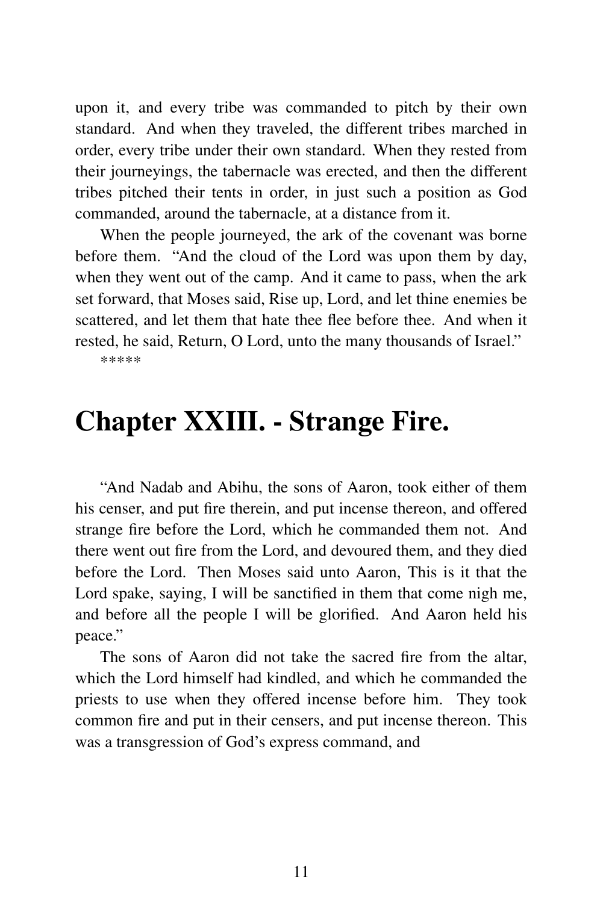upon it, and every tribe was commanded to pitch by their own standard. And when they traveled, the different tribes marched in order, every tribe under their own standard. When they rested from their journeyings, the tabernacle was erected, and then the different tribes pitched their tents in order, in just such a position as God commanded, around the tabernacle, at a distance from it.

When the people journeyed, the ark of the covenant was borne before them. "And the cloud of the Lord was upon them by day, when they went out of the camp. And it came to pass, when the ark set forward, that Moses said, Rise up, Lord, and let thine enemies be scattered, and let them that hate thee flee before thee. And when it rested, he said, Return, O Lord, unto the many thousands of Israel."

*****

# Chapter XXIII. - Strange Fire.

"And Nadab and Abihu, the sons of Aaron, took either of them his censer, and put fire therein, and put incense thereon, and offered strange fire before the Lord, which he commanded them not. And there went out fire from the Lord, and devoured them, and they died before the Lord. Then Moses said unto Aaron, This is it that the Lord spake, saying, I will be sanctified in them that come nigh me, and before all the people I will be glorified. And Aaron held his peace."

The sons of Aaron did not take the sacred fire from the altar, which the Lord himself had kindled, and which he commanded the priests to use when they offered incense before him. They took common fire and put in their censers, and put incense thereon. This was a transgression of God's express command, and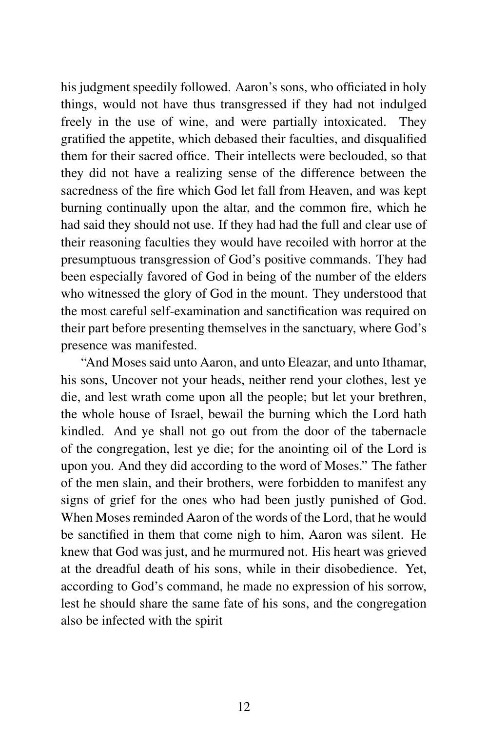his judgment speedily followed. Aaron's sons, who officiated in holy things, would not have thus transgressed if they had not indulged freely in the use of wine, and were partially intoxicated. They gratified the appetite, which debased their faculties, and disqualified them for their sacred office. Their intellects were beclouded, so that they did not have a realizing sense of the difference between the sacredness of the fire which God let fall from Heaven, and was kept burning continually upon the altar, and the common fire, which he had said they should not use. If they had had the full and clear use of their reasoning faculties they would have recoiled with horror at the presumptuous transgression of God's positive commands. They had been especially favored of God in being of the number of the elders who witnessed the glory of God in the mount. They understood that the most careful self-examination and sanctification was required on their part before presenting themselves in the sanctuary, where God's presence was manifested.

"And Moses said unto Aaron, and unto Eleazar, and unto Ithamar, his sons, Uncover not your heads, neither rend your clothes, lest ye die, and lest wrath come upon all the people; but let your brethren, the whole house of Israel, bewail the burning which the Lord hath kindled. And ye shall not go out from the door of the tabernacle of the congregation, lest ye die; for the anointing oil of the Lord is upon you. And they did according to the word of Moses." The father of the men slain, and their brothers, were forbidden to manifest any signs of grief for the ones who had been justly punished of God. When Moses reminded Aaron of the words of the Lord, that he would be sanctified in them that come nigh to him, Aaron was silent. He knew that God was just, and he murmured not. His heart was grieved at the dreadful death of his sons, while in their disobedience. Yet, according to God's command, he made no expression of his sorrow, lest he should share the same fate of his sons, and the congregation also be infected with the spirit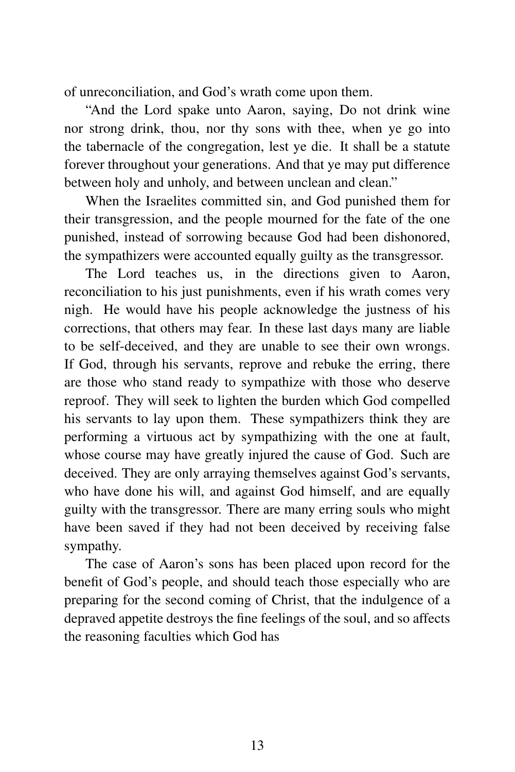of unreconciliation, and God's wrath come upon them.

"And the Lord spake unto Aaron, saying, Do not drink wine nor strong drink, thou, nor thy sons with thee, when ye go into the tabernacle of the congregation, lest ye die. It shall be a statute forever throughout your generations. And that ye may put difference between holy and unholy, and between unclean and clean."

When the Israelites committed sin, and God punished them for their transgression, and the people mourned for the fate of the one punished, instead of sorrowing because God had been dishonored, the sympathizers were accounted equally guilty as the transgressor.

The Lord teaches us, in the directions given to Aaron, reconciliation to his just punishments, even if his wrath comes very nigh. He would have his people acknowledge the justness of his corrections, that others may fear. In these last days many are liable to be self-deceived, and they are unable to see their own wrongs. If God, through his servants, reprove and rebuke the erring, there are those who stand ready to sympathize with those who deserve reproof. They will seek to lighten the burden which God compelled his servants to lay upon them. These sympathizers think they are performing a virtuous act by sympathizing with the one at fault, whose course may have greatly injured the cause of God. Such are deceived. They are only arraying themselves against God's servants, who have done his will, and against God himself, and are equally guilty with the transgressor. There are many erring souls who might have been saved if they had not been deceived by receiving false sympathy.

The case of Aaron's sons has been placed upon record for the benefit of God's people, and should teach those especially who are preparing for the second coming of Christ, that the indulgence of a depraved appetite destroys the fine feelings of the soul, and so affects the reasoning faculties which God has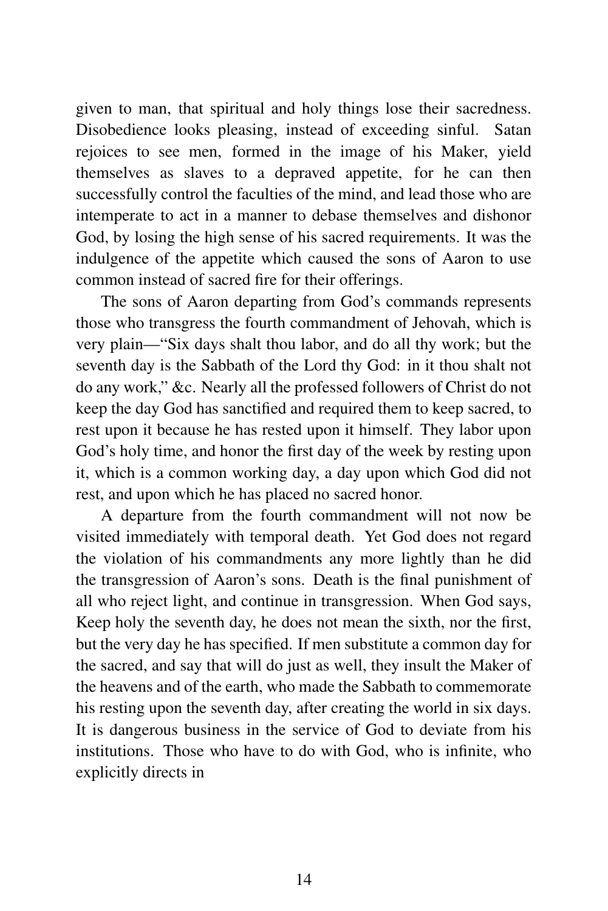given to man, that spiritual and holy things lose their sacredness. Disobedience looks pleasing, instead of exceeding sinful. Satan rejoices to see men, formed in the image of his Maker, yield themselves as slaves to a depraved appetite, for he can then successfully control the faculties of the mind, and lead those who are intemperate to act in a manner to debase themselves and dishonor God, by losing the high sense of his sacred requirements. It was the indulgence of the appetite which caused the sons of Aaron to use common instead of sacred fire for their offerings.

The sons of Aaron departing from God's commands represents those who transgress the fourth commandment of Jehovah, which is very plain—"Six days shalt thou labor, and do all thy work; but the seventh day is the Sabbath of the Lord thy God: in it thou shalt not do any work," &c. Nearly all the professed followers of Christ do not keep the day God has sanctified and required them to keep sacred, to rest upon it because he has rested upon it himself. They labor upon God's holy time, and honor the first day of the week by resting upon it, which is a common working day, a day upon which God did not rest, and upon which he has placed no sacred honor.

A departure from the fourth commandment will not now be visited immediately with temporal death. Yet God does not regard the violation of his commandments any more lightly than he did the transgression of Aaron's sons. Death is the final punishment of all who reject light, and continue in transgression. When God says, Keep holy the seventh day, he does not mean the sixth, nor the first, but the very day he has specified. If men substitute a common day for the sacred, and say that will do just as well, they insult the Maker of the heavens and of the earth, who made the Sabbath to commemorate his resting upon the seventh day, after creating the world in six days. It is dangerous business in the service of God to deviate from his institutions. Those who have to do with God, who is infinite, who explicitly directs in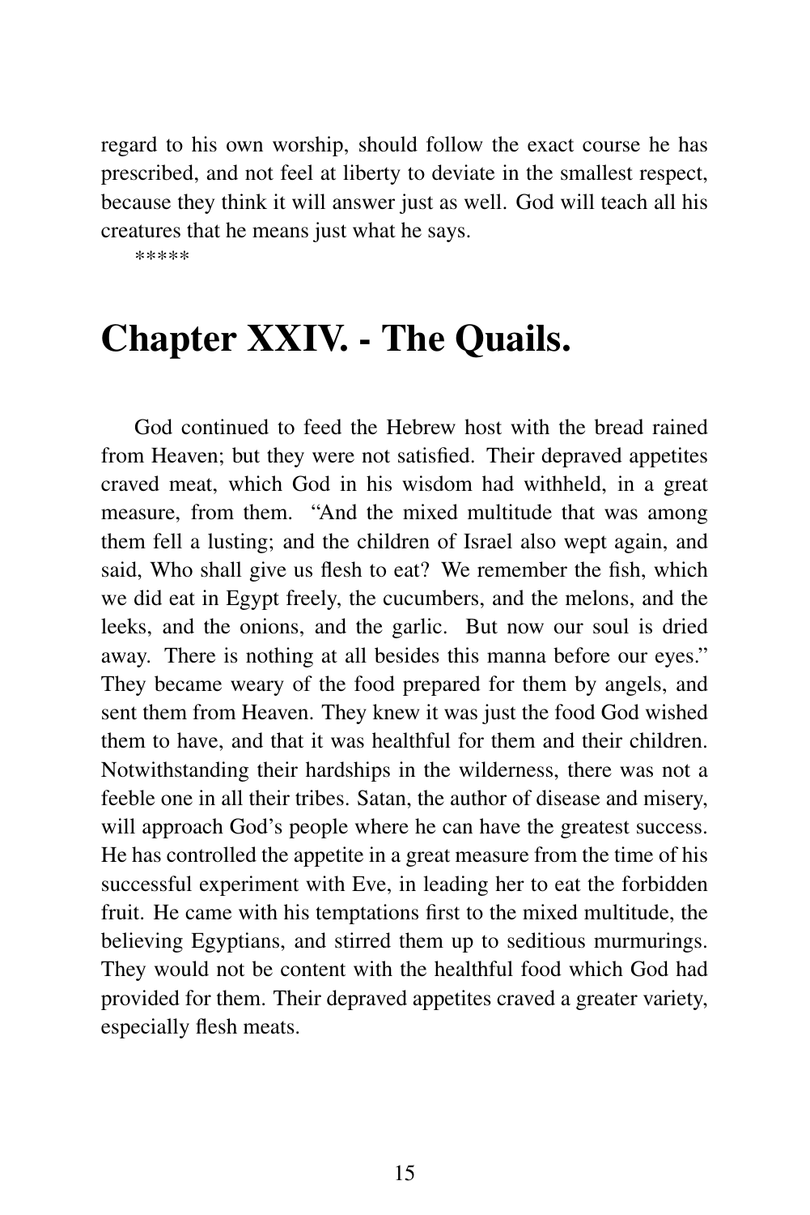regard to his own worship, should follow the exact course he has prescribed, and not feel at liberty to deviate in the smallest respect, because they think it will answer just as well. God will teach all his creatures that he means just what he says.

*****

# Chapter XXIV. - The Quails.

God continued to feed the Hebrew host with the bread rained from Heaven; but they were not satisfied. Their depraved appetites craved meat, which God in his wisdom had withheld, in a great measure, from them. "And the mixed multitude that was among them fell a lusting; and the children of Israel also wept again, and said, Who shall give us flesh to eat? We remember the fish, which we did eat in Egypt freely, the cucumbers, and the melons, and the leeks, and the onions, and the garlic. But now our soul is dried away. There is nothing at all besides this manna before our eyes." They became weary of the food prepared for them by angels, and sent them from Heaven. They knew it was just the food God wished them to have, and that it was healthful for them and their children. Notwithstanding their hardships in the wilderness, there was not a feeble one in all their tribes. Satan, the author of disease and misery, will approach God's people where he can have the greatest success. He has controlled the appetite in a great measure from the time of his successful experiment with Eve, in leading her to eat the forbidden fruit. He came with his temptations first to the mixed multitude, the believing Egyptians, and stirred them up to seditious murmurings. They would not be content with the healthful food which God had provided for them. Their depraved appetites craved a greater variety, especially flesh meats.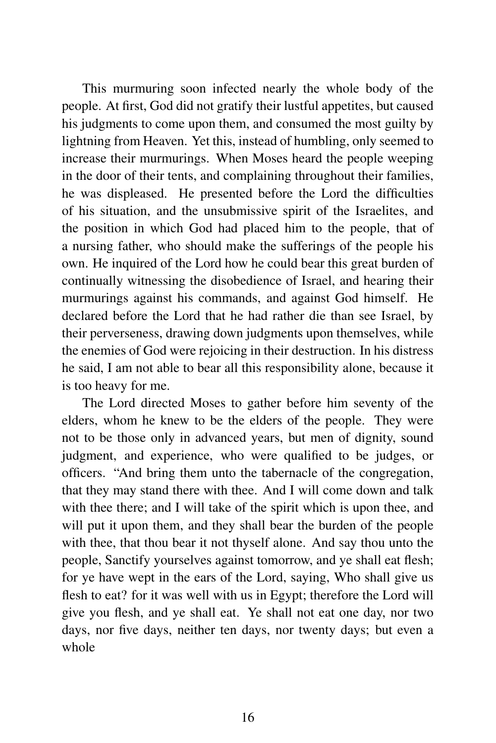This murmuring soon infected nearly the whole body of the people. At first, God did not gratify their lustful appetites, but caused his judgments to come upon them, and consumed the most guilty by lightning from Heaven. Yet this, instead of humbling, only seemed to increase their murmurings. When Moses heard the people weeping in the door of their tents, and complaining throughout their families, he was displeased. He presented before the Lord the difficulties of his situation, and the unsubmissive spirit of the Israelites, and the position in which God had placed him to the people, that of a nursing father, who should make the sufferings of the people his own. He inquired of the Lord how he could bear this great burden of continually witnessing the disobedience of Israel, and hearing their murmurings against his commands, and against God himself. He declared before the Lord that he had rather die than see Israel, by their perverseness, drawing down judgments upon themselves, while the enemies of God were rejoicing in their destruction. In his distress he said, I am not able to bear all this responsibility alone, because it is too heavy for me.

The Lord directed Moses to gather before him seventy of the elders, whom he knew to be the elders of the people. They were not to be those only in advanced years, but men of dignity, sound judgment, and experience, who were qualified to be judges, or officers. "And bring them unto the tabernacle of the congregation, that they may stand there with thee. And I will come down and talk with thee there; and I will take of the spirit which is upon thee, and will put it upon them, and they shall bear the burden of the people with thee, that thou bear it not thyself alone. And say thou unto the people, Sanctify yourselves against tomorrow, and ye shall eat flesh; for ye have wept in the ears of the Lord, saying, Who shall give us flesh to eat? for it was well with us in Egypt; therefore the Lord will give you flesh, and ye shall eat. Ye shall not eat one day, nor two days, nor five days, neither ten days, nor twenty days; but even a whole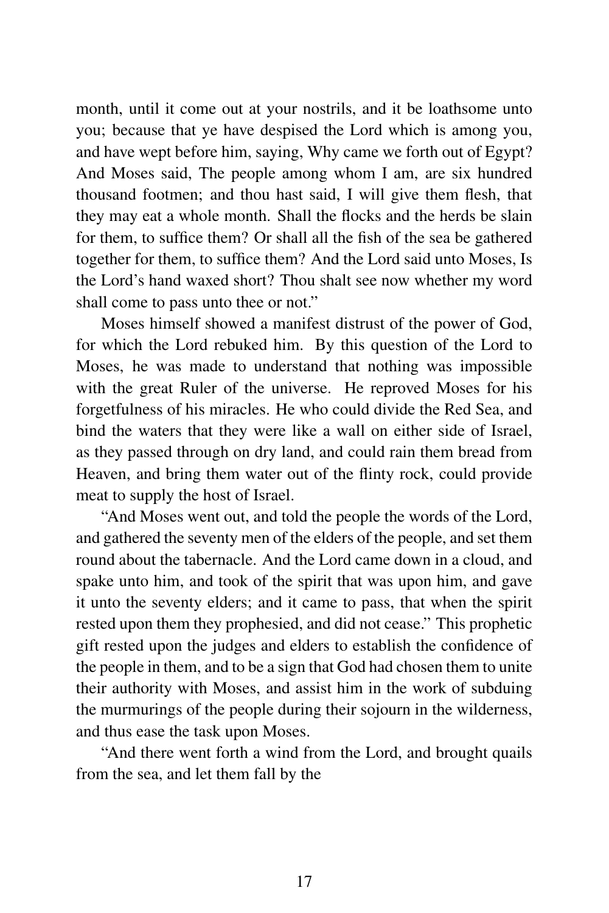month, until it come out at your nostrils, and it be loathsome unto you; because that ye have despised the Lord which is among you, and have wept before him, saying, Why came we forth out of Egypt? And Moses said, The people among whom I am, are six hundred thousand footmen; and thou hast said, I will give them flesh, that they may eat a whole month. Shall the flocks and the herds be slain for them, to suffice them? Or shall all the fish of the sea be gathered together for them, to suffice them? And the Lord said unto Moses, Is the Lord's hand waxed short? Thou shalt see now whether my word shall come to pass unto thee or not."

Moses himself showed a manifest distrust of the power of God, for which the Lord rebuked him. By this question of the Lord to Moses, he was made to understand that nothing was impossible with the great Ruler of the universe. He reproved Moses for his forgetfulness of his miracles. He who could divide the Red Sea, and bind the waters that they were like a wall on either side of Israel, as they passed through on dry land, and could rain them bread from Heaven, and bring them water out of the flinty rock, could provide meat to supply the host of Israel.

"And Moses went out, and told the people the words of the Lord, and gathered the seventy men of the elders of the people, and set them round about the tabernacle. And the Lord came down in a cloud, and spake unto him, and took of the spirit that was upon him, and gave it unto the seventy elders; and it came to pass, that when the spirit rested upon them they prophesied, and did not cease." This prophetic gift rested upon the judges and elders to establish the confidence of the people in them, and to be a sign that God had chosen them to unite their authority with Moses, and assist him in the work of subduing the murmurings of the people during their sojourn in the wilderness, and thus ease the task upon Moses.

"And there went forth a wind from the Lord, and brought quails from the sea, and let them fall by the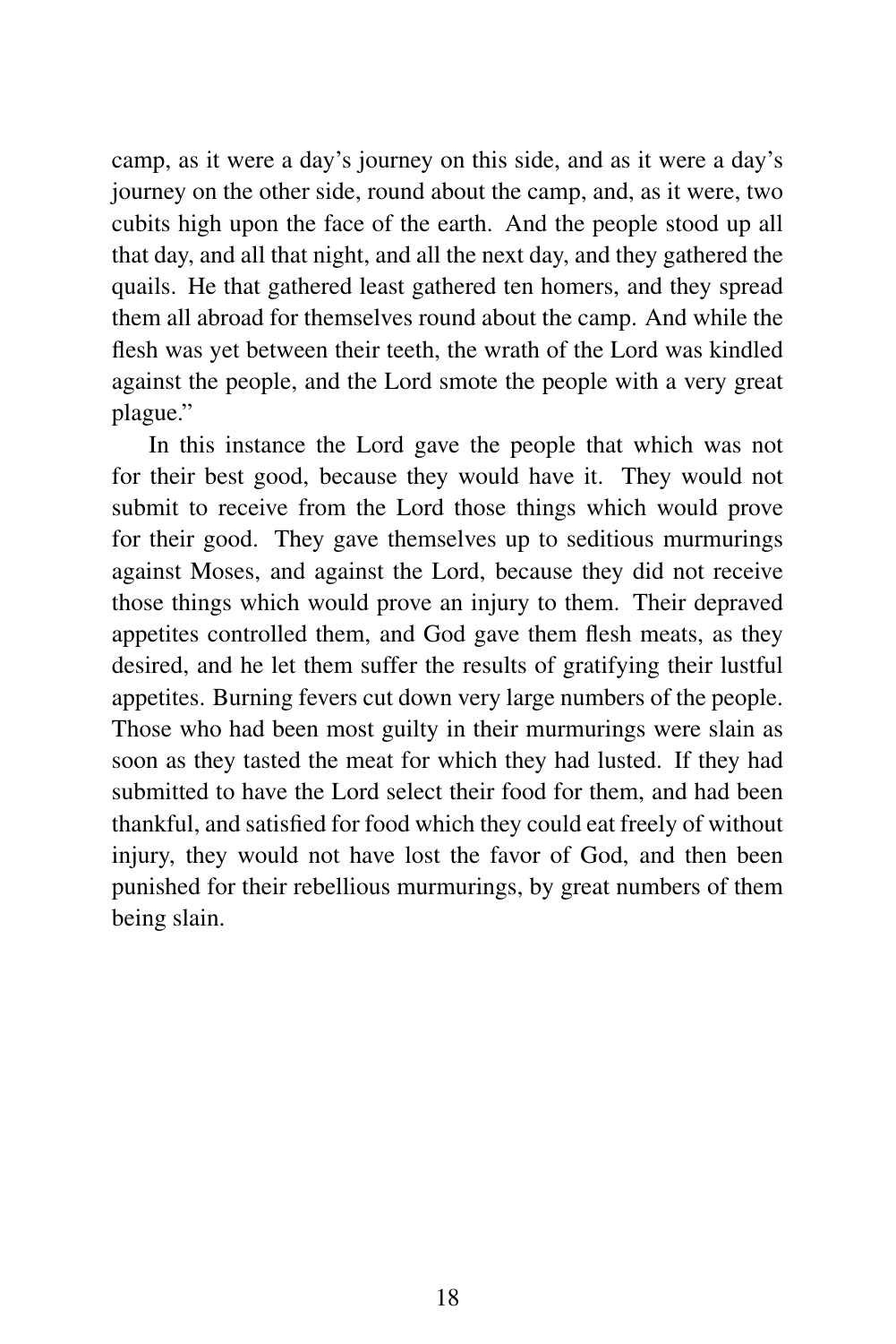camp, as it were a day's journey on this side, and as it were a day's journey on the other side, round about the camp, and, as it were, two cubits high upon the face of the earth. And the people stood up all that day, and all that night, and all the next day, and they gathered the quails. He that gathered least gathered ten homers, and they spread them all abroad for themselves round about the camp. And while the flesh was yet between their teeth, the wrath of the Lord was kindled against the people, and the Lord smote the people with a very great plague."

In this instance the Lord gave the people that which was not for their best good, because they would have it. They would not submit to receive from the Lord those things which would prove for their good. They gave themselves up to seditious murmurings against Moses, and against the Lord, because they did not receive those things which would prove an injury to them. Their depraved appetites controlled them, and God gave them flesh meats, as they desired, and he let them suffer the results of gratifying their lustful appetites. Burning fevers cut down very large numbers of the people. Those who had been most guilty in their murmurings were slain as soon as they tasted the meat for which they had lusted. If they had submitted to have the Lord select their food for them, and had been thankful, and satisfied for food which they could eat freely of without injury, they would not have lost the favor of God, and then been punished for their rebellious murmurings, by great numbers of them being slain.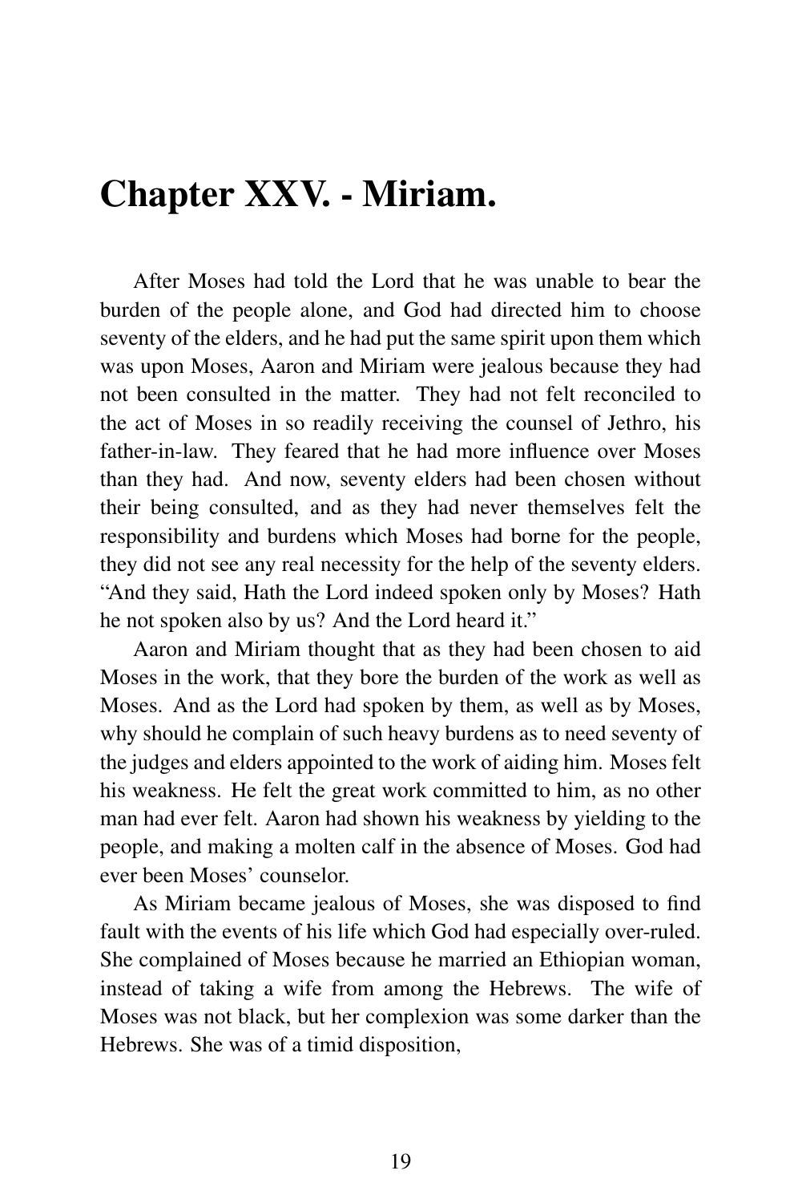# Chapter XXV. - Miriam.

After Moses had told the Lord that he was unable to bear the burden of the people alone, and God had directed him to choose seventy of the elders, and he had put the same spirit upon them which was upon Moses, Aaron and Miriam were jealous because they had not been consulted in the matter. They had not felt reconciled to the act of Moses in so readily receiving the counsel of Jethro, his father-in-law. They feared that he had more influence over Moses than they had. And now, seventy elders had been chosen without their being consulted, and as they had never themselves felt the responsibility and burdens which Moses had borne for the people, they did not see any real necessity for the help of the seventy elders. "And they said, Hath the Lord indeed spoken only by Moses? Hath he not spoken also by us? And the Lord heard it."

Aaron and Miriam thought that as they had been chosen to aid Moses in the work, that they bore the burden of the work as well as Moses. And as the Lord had spoken by them, as well as by Moses, why should he complain of such heavy burdens as to need seventy of the judges and elders appointed to the work of aiding him. Moses felt his weakness. He felt the great work committed to him, as no other man had ever felt. Aaron had shown his weakness by yielding to the people, and making a molten calf in the absence of Moses. God had ever been Moses' counselor.

As Miriam became jealous of Moses, she was disposed to find fault with the events of his life which God had especially over-ruled. She complained of Moses because he married an Ethiopian woman, instead of taking a wife from among the Hebrews. The wife of Moses was not black, but her complexion was some darker than the Hebrews. She was of a timid disposition,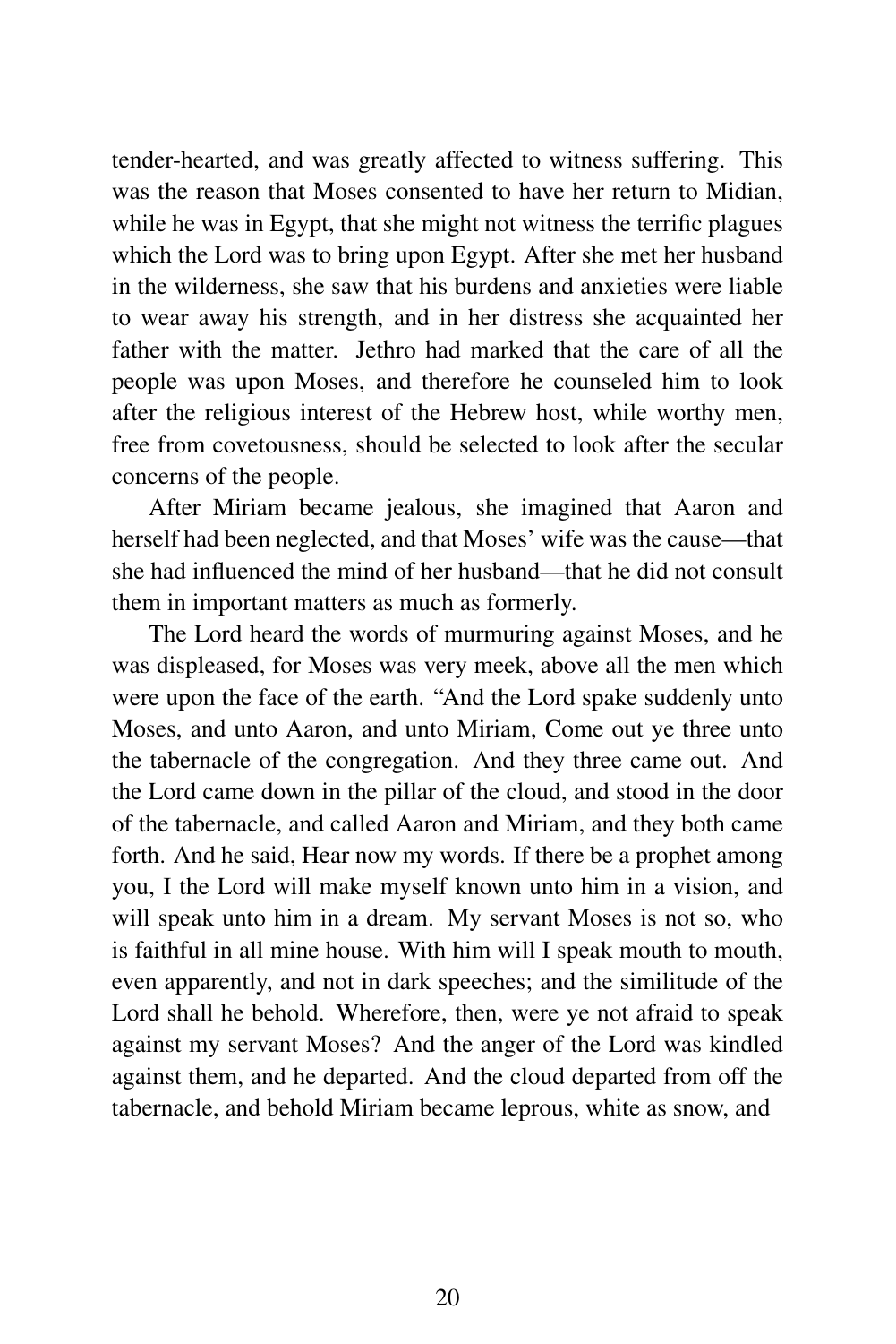tender-hearted, and was greatly affected to witness suffering. This was the reason that Moses consented to have her return to Midian, while he was in Egypt, that she might not witness the terrific plagues which the Lord was to bring upon Egypt. After she met her husband in the wilderness, she saw that his burdens and anxieties were liable to wear away his strength, and in her distress she acquainted her father with the matter. Jethro had marked that the care of all the people was upon Moses, and therefore he counseled him to look after the religious interest of the Hebrew host, while worthy men, free from covetousness, should be selected to look after the secular concerns of the people.

After Miriam became jealous, she imagined that Aaron and herself had been neglected, and that Moses' wife was the cause—that she had influenced the mind of her husband—that he did not consult them in important matters as much as formerly.

The Lord heard the words of murmuring against Moses, and he was displeased, for Moses was very meek, above all the men which were upon the face of the earth. "And the Lord spake suddenly unto Moses, and unto Aaron, and unto Miriam, Come out ye three unto the tabernacle of the congregation. And they three came out. And the Lord came down in the pillar of the cloud, and stood in the door of the tabernacle, and called Aaron and Miriam, and they both came forth. And he said, Hear now my words. If there be a prophet among you, I the Lord will make myself known unto him in a vision, and will speak unto him in a dream. My servant Moses is not so, who is faithful in all mine house. With him will I speak mouth to mouth, even apparently, and not in dark speeches; and the similitude of the Lord shall he behold. Wherefore, then, were ye not afraid to speak against my servant Moses? And the anger of the Lord was kindled against them, and he departed. And the cloud departed from off the tabernacle, and behold Miriam became leprous, white as snow, and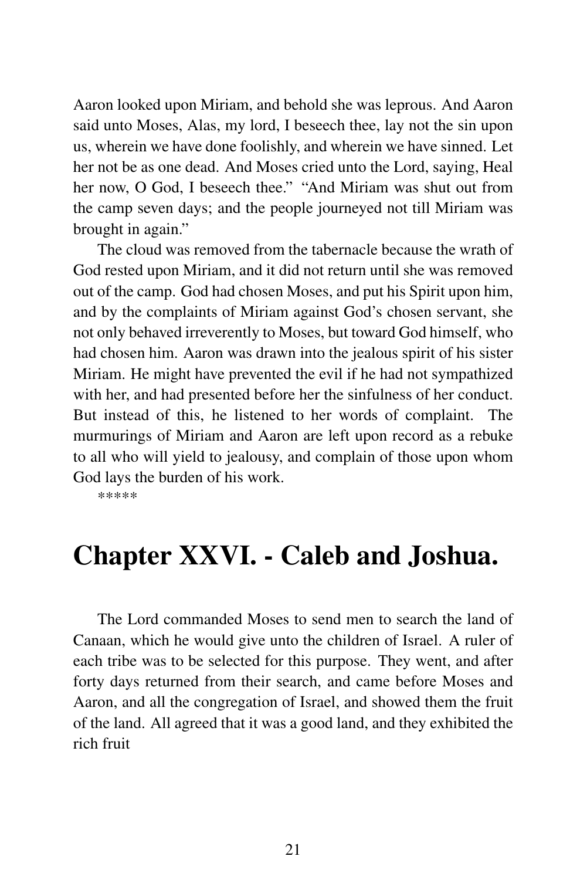Aaron looked upon Miriam, and behold she was leprous. And Aaron said unto Moses, Alas, my lord, I beseech thee, lay not the sin upon us, wherein we have done foolishly, and wherein we have sinned. Let her not be as one dead. And Moses cried unto the Lord, saying, Heal her now, O God, I beseech thee." "And Miriam was shut out from the camp seven days; and the people journeyed not till Miriam was brought in again."

The cloud was removed from the tabernacle because the wrath of God rested upon Miriam, and it did not return until she was removed out of the camp. God had chosen Moses, and put his Spirit upon him, and by the complaints of Miriam against God's chosen servant, she not only behaved irreverently to Moses, but toward God himself, who had chosen him. Aaron was drawn into the jealous spirit of his sister Miriam. He might have prevented the evil if he had not sympathized with her, and had presented before her the sinfulness of her conduct. But instead of this, he listened to her words of complaint. The murmurings of Miriam and Aaron are left upon record as a rebuke to all who will yield to jealousy, and complain of those upon whom God lays the burden of his work.

*****

# Chapter XXVI. - Caleb and Joshua.

The Lord commanded Moses to send men to search the land of Canaan, which he would give unto the children of Israel. A ruler of each tribe was to be selected for this purpose. They went, and after forty days returned from their search, and came before Moses and Aaron, and all the congregation of Israel, and showed them the fruit of the land. All agreed that it was a good land, and they exhibited the rich fruit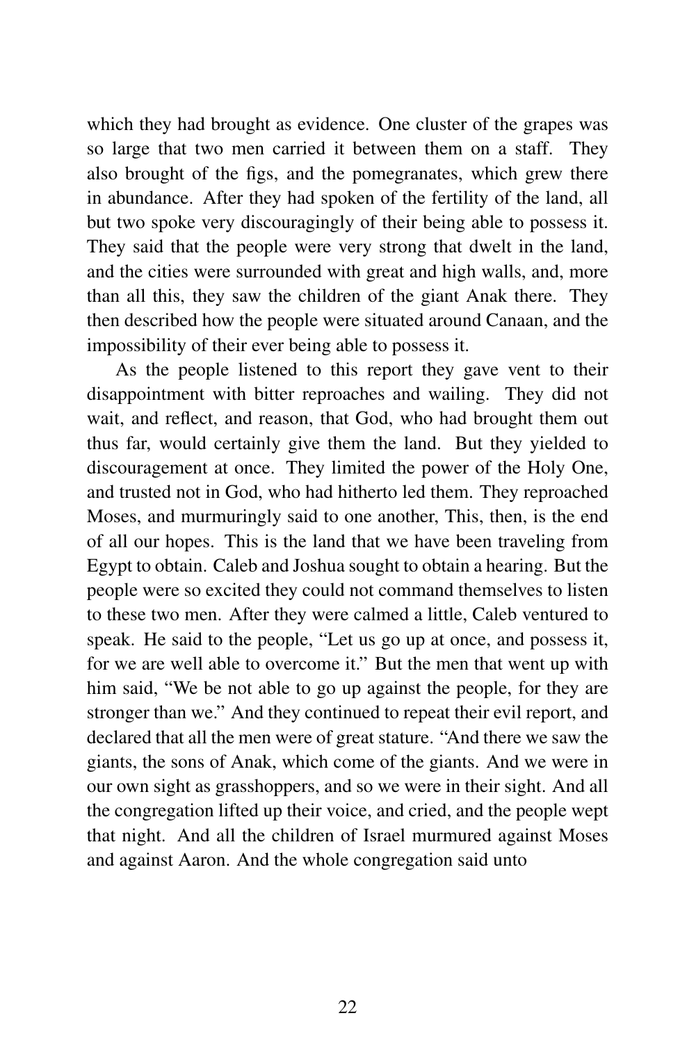which they had brought as evidence. One cluster of the grapes was so large that two men carried it between them on a staff. They also brought of the figs, and the pomegranates, which grew there in abundance. After they had spoken of the fertility of the land, all but two spoke very discouragingly of their being able to possess it. They said that the people were very strong that dwelt in the land, and the cities were surrounded with great and high walls, and, more than all this, they saw the children of the giant Anak there. They then described how the people were situated around Canaan, and the impossibility of their ever being able to possess it.

As the people listened to this report they gave vent to their disappointment with bitter reproaches and wailing. They did not wait, and reflect, and reason, that God, who had brought them out thus far, would certainly give them the land. But they yielded to discouragement at once. They limited the power of the Holy One, and trusted not in God, who had hitherto led them. They reproached Moses, and murmuringly said to one another, This, then, is the end of all our hopes. This is the land that we have been traveling from Egypt to obtain. Caleb and Joshua sought to obtain a hearing. But the people were so excited they could not command themselves to listen to these two men. After they were calmed a little, Caleb ventured to speak. He said to the people, "Let us go up at once, and possess it, for we are well able to overcome it." But the men that went up with him said, "We be not able to go up against the people, for they are stronger than we." And they continued to repeat their evil report, and declared that all the men were of great stature. "And there we saw the giants, the sons of Anak, which come of the giants. And we were in our own sight as grasshoppers, and so we were in their sight. And all the congregation lifted up their voice, and cried, and the people wept that night. And all the children of Israel murmured against Moses and against Aaron. And the whole congregation said unto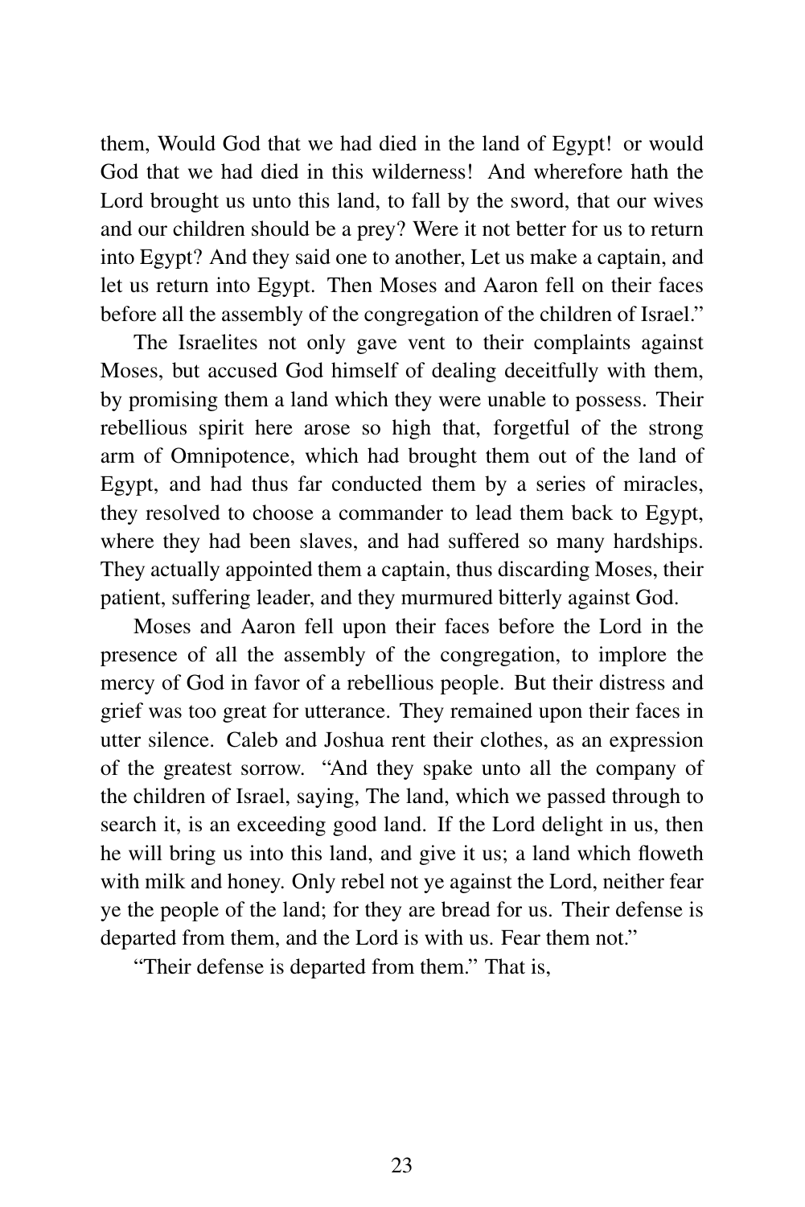them, Would God that we had died in the land of Egypt! or would God that we had died in this wilderness! And wherefore hath the Lord brought us unto this land, to fall by the sword, that our wives and our children should be a prey? Were it not better for us to return into Egypt? And they said one to another, Let us make a captain, and let us return into Egypt. Then Moses and Aaron fell on their faces before all the assembly of the congregation of the children of Israel."

The Israelites not only gave vent to their complaints against Moses, but accused God himself of dealing deceitfully with them, by promising them a land which they were unable to possess. Their rebellious spirit here arose so high that, forgetful of the strong arm of Omnipotence, which had brought them out of the land of Egypt, and had thus far conducted them by a series of miracles, they resolved to choose a commander to lead them back to Egypt, where they had been slaves, and had suffered so many hardships. They actually appointed them a captain, thus discarding Moses, their patient, suffering leader, and they murmured bitterly against God.

Moses and Aaron fell upon their faces before the Lord in the presence of all the assembly of the congregation, to implore the mercy of God in favor of a rebellious people. But their distress and grief was too great for utterance. They remained upon their faces in utter silence. Caleb and Joshua rent their clothes, as an expression of the greatest sorrow. "And they spake unto all the company of the children of Israel, saying, The land, which we passed through to search it, is an exceeding good land. If the Lord delight in us, then he will bring us into this land, and give it us; a land which floweth with milk and honey. Only rebel not ye against the Lord, neither fear ye the people of the land; for they are bread for us. Their defense is departed from them, and the Lord is with us. Fear them not."

"Their defense is departed from them." That is,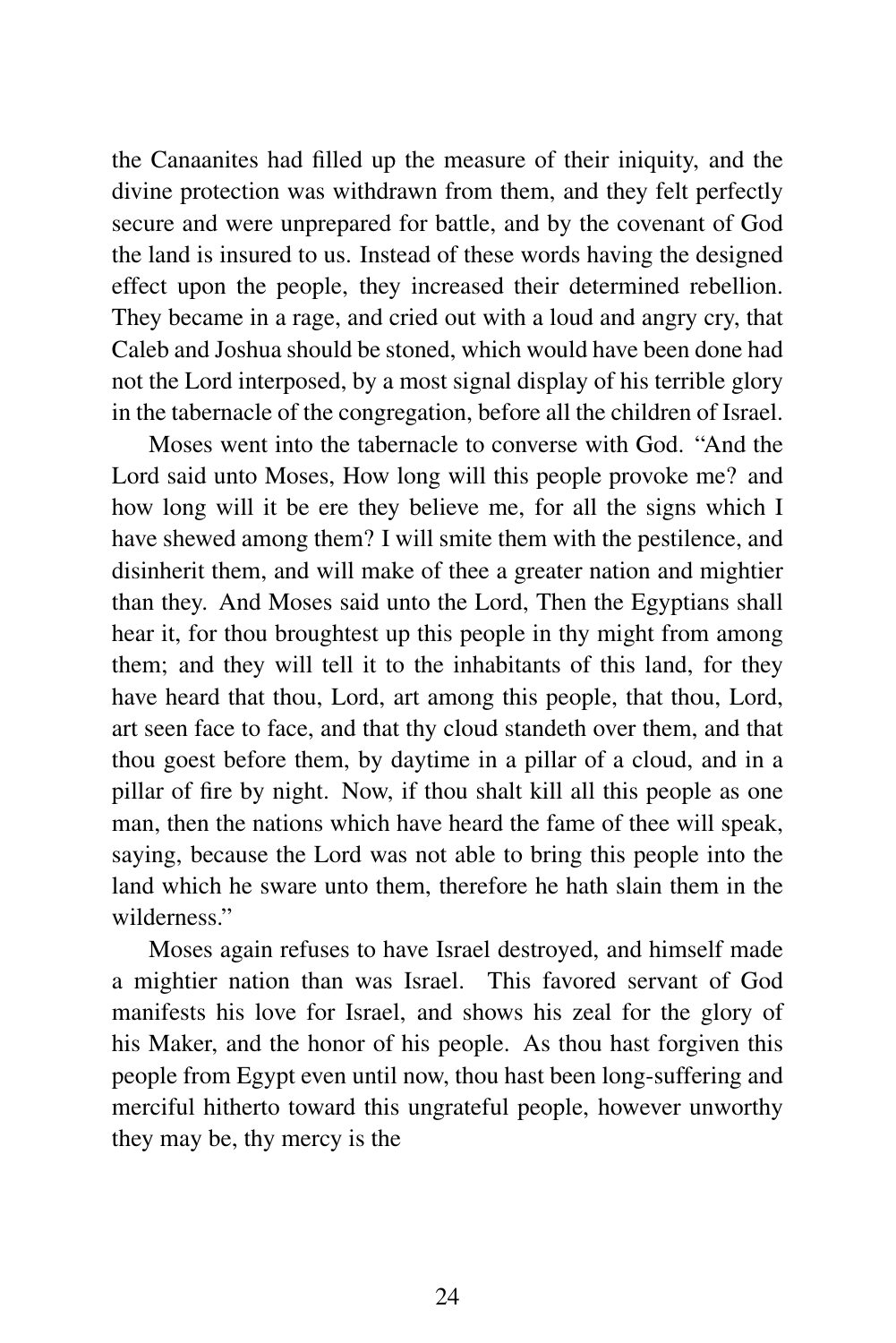the Canaanites had filled up the measure of their iniquity, and the divine protection was withdrawn from them, and they felt perfectly secure and were unprepared for battle, and by the covenant of God the land is insured to us. Instead of these words having the designed effect upon the people, they increased their determined rebellion. They became in a rage, and cried out with a loud and angry cry, that Caleb and Joshua should be stoned, which would have been done had not the Lord interposed, by a most signal display of his terrible glory in the tabernacle of the congregation, before all the children of Israel.

Moses went into the tabernacle to converse with God. "And the Lord said unto Moses, How long will this people provoke me? and how long will it be ere they believe me, for all the signs which I have shewed among them? I will smite them with the pestilence, and disinherit them, and will make of thee a greater nation and mightier than they. And Moses said unto the Lord, Then the Egyptians shall hear it, for thou broughtest up this people in thy might from among them; and they will tell it to the inhabitants of this land, for they have heard that thou, Lord, art among this people, that thou, Lord, art seen face to face, and that thy cloud standeth over them, and that thou goest before them, by daytime in a pillar of a cloud, and in a pillar of fire by night. Now, if thou shalt kill all this people as one man, then the nations which have heard the fame of thee will speak, saying, because the Lord was not able to bring this people into the land which he sware unto them, therefore he hath slain them in the wilderness."

Moses again refuses to have Israel destroyed, and himself made a mightier nation than was Israel. This favored servant of God manifests his love for Israel, and shows his zeal for the glory of his Maker, and the honor of his people. As thou hast forgiven this people from Egypt even until now, thou hast been long-suffering and merciful hitherto toward this ungrateful people, however unworthy they may be, thy mercy is the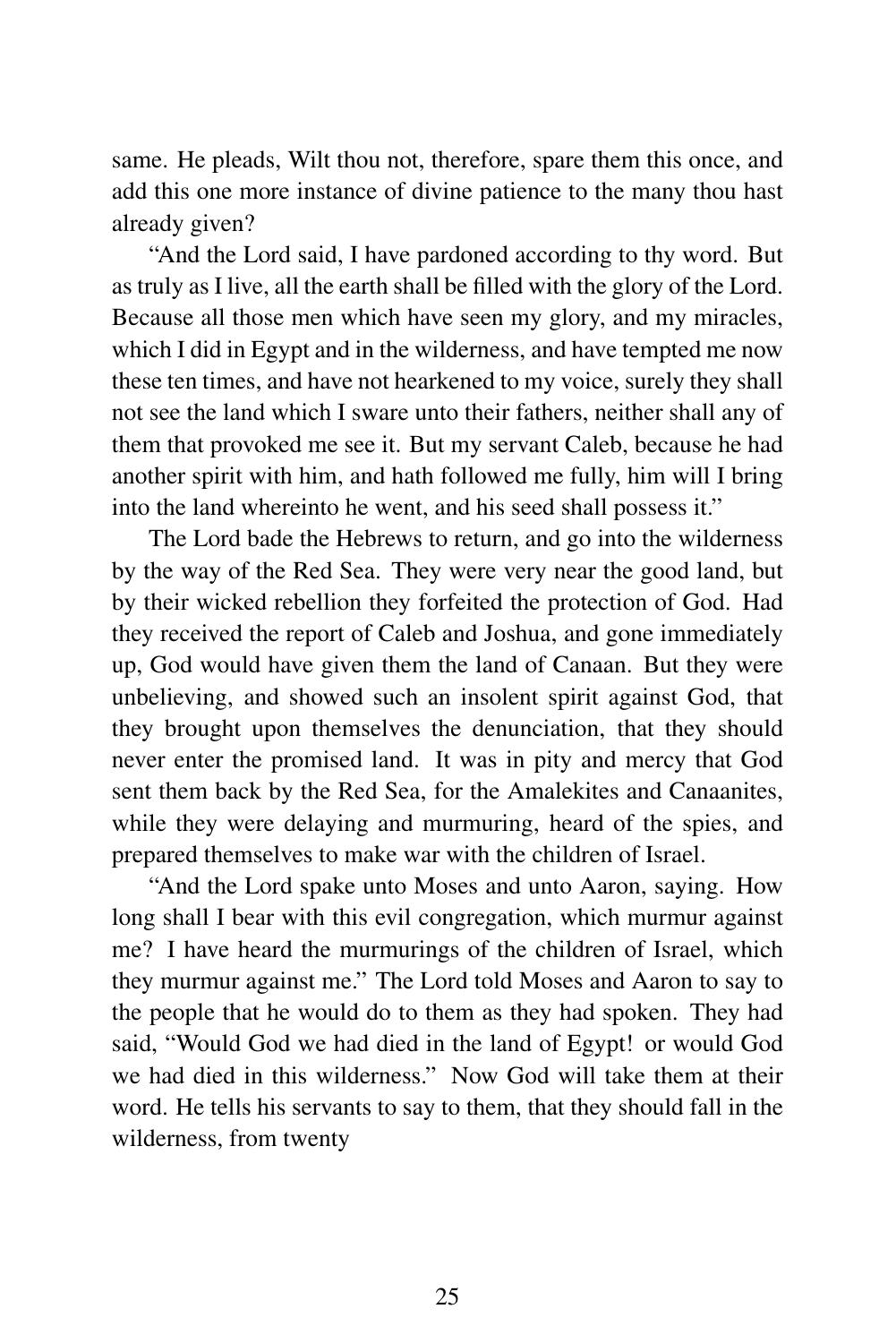same. He pleads, Wilt thou not, therefore, spare them this once, and add this one more instance of divine patience to the many thou hast already given?

"And the Lord said, I have pardoned according to thy word. But as truly as I live, all the earth shall be filled with the glory of the Lord. Because all those men which have seen my glory, and my miracles, which I did in Egypt and in the wilderness, and have tempted me now these ten times, and have not hearkened to my voice, surely they shall not see the land which I sware unto their fathers, neither shall any of them that provoked me see it. But my servant Caleb, because he had another spirit with him, and hath followed me fully, him will I bring into the land whereinto he went, and his seed shall possess it."

The Lord bade the Hebrews to return, and go into the wilderness by the way of the Red Sea. They were very near the good land, but by their wicked rebellion they forfeited the protection of God. Had they received the report of Caleb and Joshua, and gone immediately up, God would have given them the land of Canaan. But they were unbelieving, and showed such an insolent spirit against God, that they brought upon themselves the denunciation, that they should never enter the promised land. It was in pity and mercy that God sent them back by the Red Sea, for the Amalekites and Canaanites, while they were delaying and murmuring, heard of the spies, and prepared themselves to make war with the children of Israel.

"And the Lord spake unto Moses and unto Aaron, saying. How long shall I bear with this evil congregation, which murmur against me? I have heard the murmurings of the children of Israel, which they murmur against me." The Lord told Moses and Aaron to say to the people that he would do to them as they had spoken. They had said, "Would God we had died in the land of Egypt! or would God we had died in this wilderness." Now God will take them at their word. He tells his servants to say to them, that they should fall in the wilderness, from twenty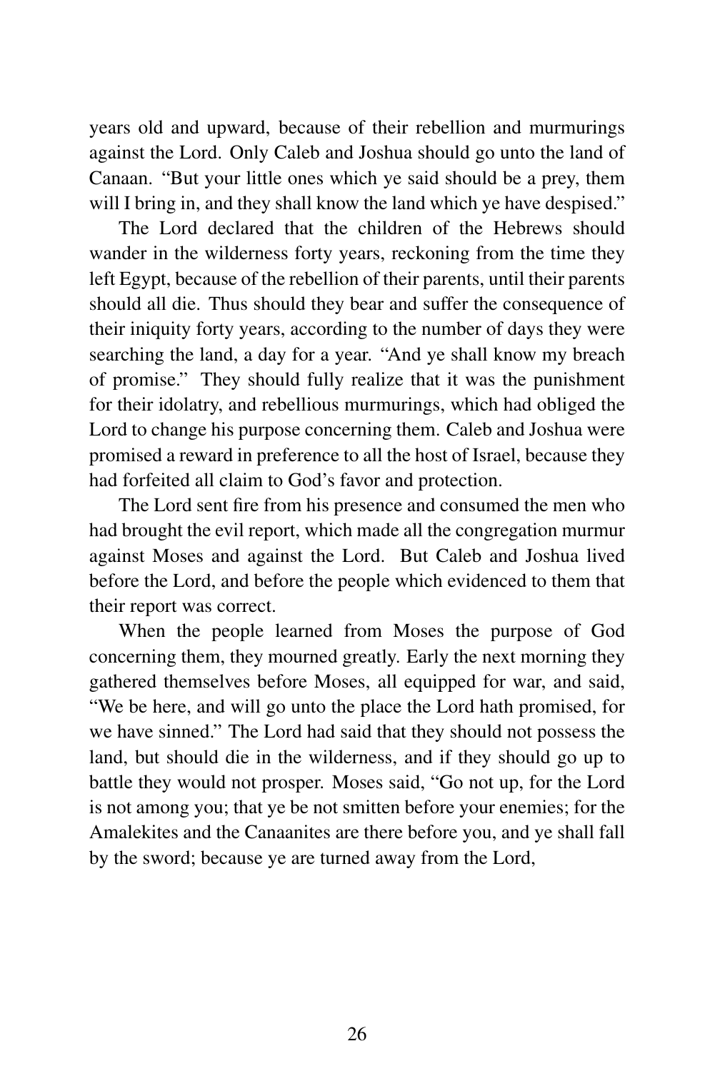years old and upward, because of their rebellion and murmurings against the Lord. Only Caleb and Joshua should go unto the land of Canaan. "But your little ones which ye said should be a prey, them will I bring in, and they shall know the land which ye have despised."

The Lord declared that the children of the Hebrews should wander in the wilderness forty years, reckoning from the time they left Egypt, because of the rebellion of their parents, until their parents should all die. Thus should they bear and suffer the consequence of their iniquity forty years, according to the number of days they were searching the land, a day for a year. "And ye shall know my breach of promise." They should fully realize that it was the punishment for their idolatry, and rebellious murmurings, which had obliged the Lord to change his purpose concerning them. Caleb and Joshua were promised a reward in preference to all the host of Israel, because they had forfeited all claim to God's favor and protection.

The Lord sent fire from his presence and consumed the men who had brought the evil report, which made all the congregation murmur against Moses and against the Lord. But Caleb and Joshua lived before the Lord, and before the people which evidenced to them that their report was correct.

When the people learned from Moses the purpose of God concerning them, they mourned greatly. Early the next morning they gathered themselves before Moses, all equipped for war, and said, "We be here, and will go unto the place the Lord hath promised, for we have sinned." The Lord had said that they should not possess the land, but should die in the wilderness, and if they should go up to battle they would not prosper. Moses said, "Go not up, for the Lord is not among you; that ye be not smitten before your enemies; for the Amalekites and the Canaanites are there before you, and ye shall fall by the sword; because ye are turned away from the Lord,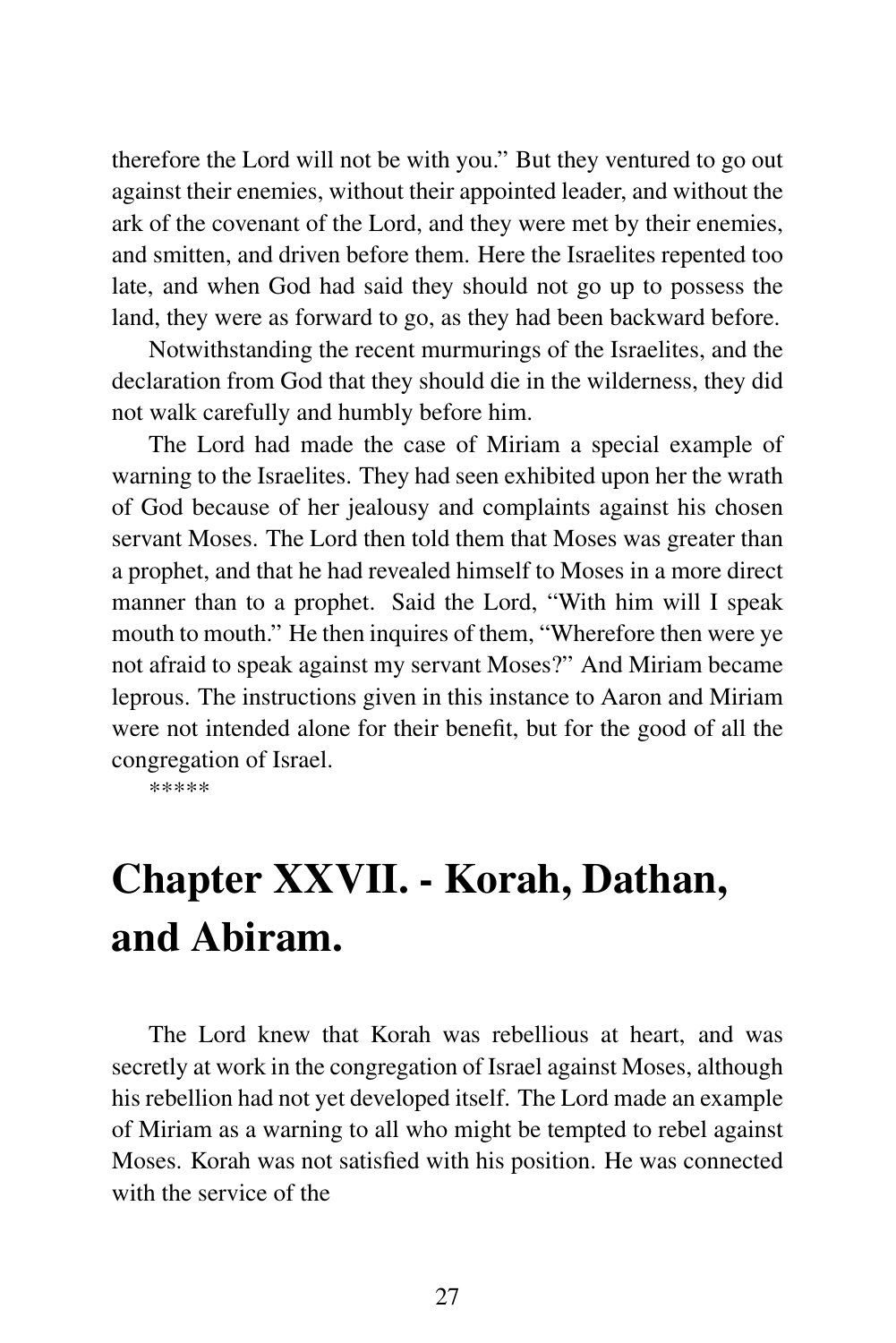therefore the Lord will not be with you." But they ventured to go out against their enemies, without their appointed leader, and without the ark of the covenant of the Lord, and they were met by their enemies, and smitten, and driven before them. Here the Israelites repented too late, and when God had said they should not go up to possess the land, they were as forward to go, as they had been backward before.

Notwithstanding the recent murmurings of the Israelites, and the declaration from God that they should die in the wilderness, they did not walk carefully and humbly before him.

The Lord had made the case of Miriam a special example of warning to the Israelites. They had seen exhibited upon her the wrath of God because of her jealousy and complaints against his chosen servant Moses. The Lord then told them that Moses was greater than a prophet, and that he had revealed himself to Moses in a more direct manner than to a prophet. Said the Lord, "With him will I speak mouth to mouth." He then inquires of them, "Wherefore then were ye not afraid to speak against my servant Moses?" And Miriam became leprous. The instructions given in this instance to Aaron and Miriam were not intended alone for their benefit, but for the good of all the congregation of Israel.

*****

# Chapter XXVII. - Korah, Dathan, and Abiram.

The Lord knew that Korah was rebellious at heart, and was secretly at work in the congregation of Israel against Moses, although his rebellion had not yet developed itself. The Lord made an example of Miriam as a warning to all who might be tempted to rebel against Moses. Korah was not satisfied with his position. He was connected with the service of the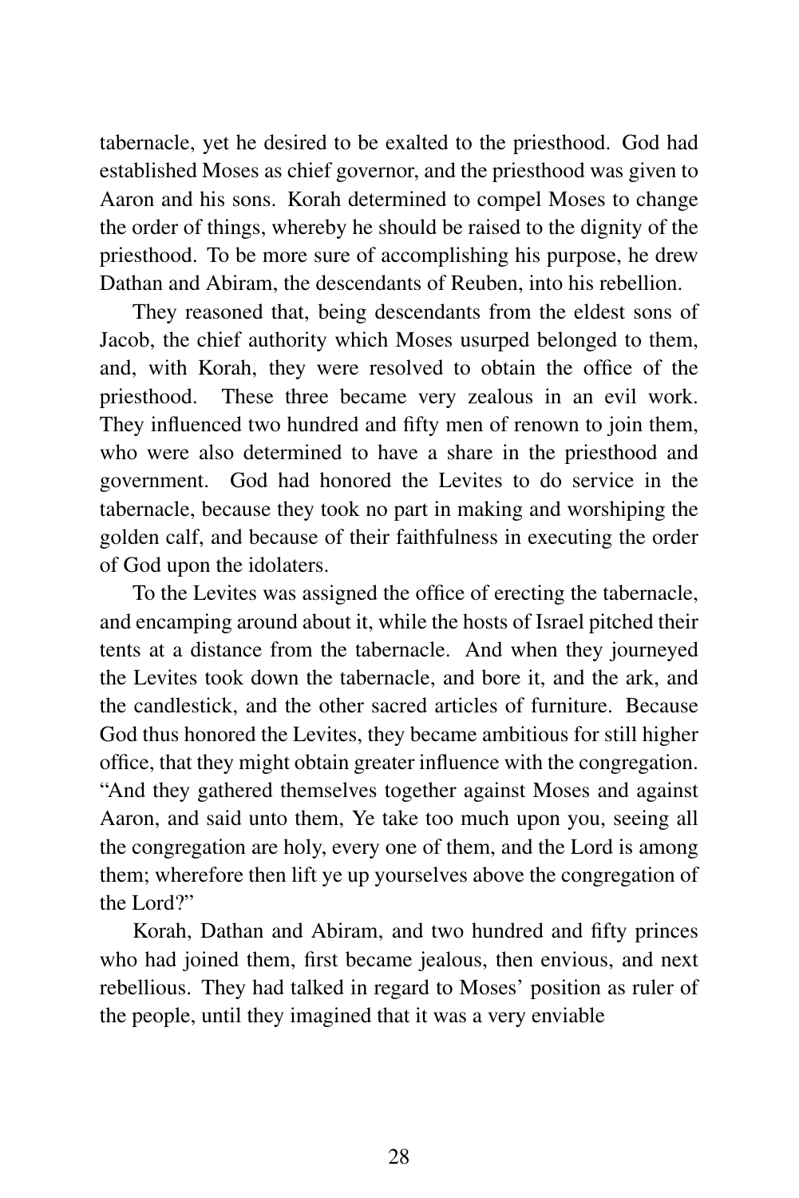tabernacle, yet he desired to be exalted to the priesthood. God had established Moses as chief governor, and the priesthood was given to Aaron and his sons. Korah determined to compel Moses to change the order of things, whereby he should be raised to the dignity of the priesthood. To be more sure of accomplishing his purpose, he drew Dathan and Abiram, the descendants of Reuben, into his rebellion.

They reasoned that, being descendants from the eldest sons of Jacob, the chief authority which Moses usurped belonged to them, and, with Korah, they were resolved to obtain the office of the priesthood. These three became very zealous in an evil work. They influenced two hundred and fifty men of renown to join them, who were also determined to have a share in the priesthood and government. God had honored the Levites to do service in the tabernacle, because they took no part in making and worshiping the golden calf, and because of their faithfulness in executing the order of God upon the idolaters.

To the Levites was assigned the office of erecting the tabernacle, and encamping around about it, while the hosts of Israel pitched their tents at a distance from the tabernacle. And when they journeyed the Levites took down the tabernacle, and bore it, and the ark, and the candlestick, and the other sacred articles of furniture. Because God thus honored the Levites, they became ambitious for still higher office, that they might obtain greater influence with the congregation. "And they gathered themselves together against Moses and against Aaron, and said unto them, Ye take too much upon you, seeing all the congregation are holy, every one of them, and the Lord is among them; wherefore then lift ye up yourselves above the congregation of the Lord?"

Korah, Dathan and Abiram, and two hundred and fifty princes who had joined them, first became jealous, then envious, and next rebellious. They had talked in regard to Moses' position as ruler of the people, until they imagined that it was a very enviable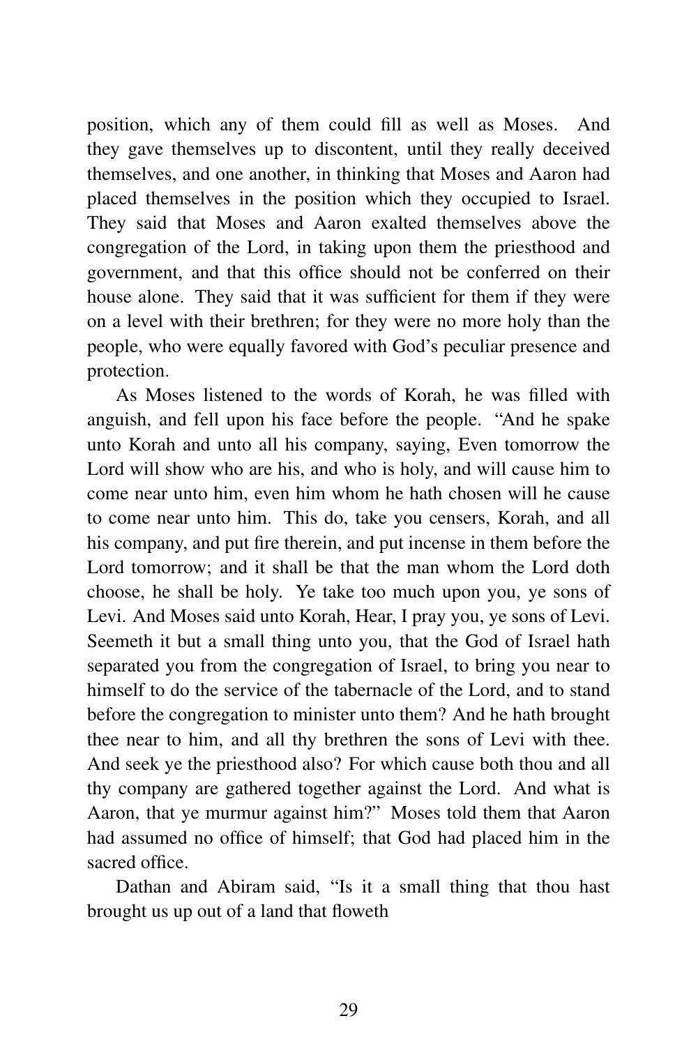position, which any of them could fill as well as Moses. And they gave themselves up to discontent, until they really deceived themselves, and one another, in thinking that Moses and Aaron had placed themselves in the position which they occupied to Israel. They said that Moses and Aaron exalted themselves above the congregation of the Lord, in taking upon them the priesthood and government, and that this office should not be conferred on their house alone. They said that it was sufficient for them if they were on a level with their brethren; for they were no more holy than the people, who were equally favored with God's peculiar presence and protection.

As Moses listened to the words of Korah, he was filled with anguish, and fell upon his face before the people. "And he spake unto Korah and unto all his company, saying, Even tomorrow the Lord will show who are his, and who is holy, and will cause him to come near unto him, even him whom he hath chosen will he cause to come near unto him. This do, take you censers, Korah, and all his company, and put fire therein, and put incense in them before the Lord tomorrow; and it shall be that the man whom the Lord doth choose, he shall be holy. Ye take too much upon you, ye sons of Levi. And Moses said unto Korah, Hear, I pray you, ye sons of Levi. Seemeth it but a small thing unto you, that the God of Israel hath separated you from the congregation of Israel, to bring you near to himself to do the service of the tabernacle of the Lord, and to stand before the congregation to minister unto them? And he hath brought thee near to him, and all thy brethren the sons of Levi with thee. And seek ye the priesthood also? For which cause both thou and all thy company are gathered together against the Lord. And what is Aaron, that ye murmur against him?" Moses told them that Aaron had assumed no office of himself; that God had placed him in the sacred office.

Dathan and Abiram said, "Is it a small thing that thou hast brought us up out of a land that floweth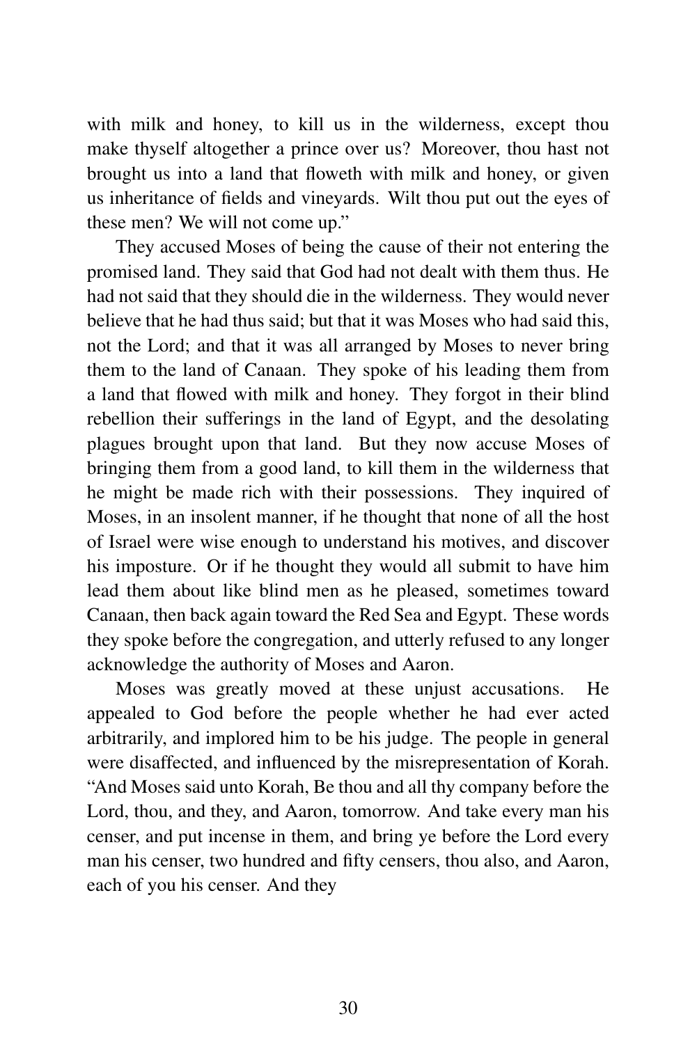with milk and honey, to kill us in the wilderness, except thou make thyself altogether a prince over us? Moreover, thou hast not brought us into a land that floweth with milk and honey, or given us inheritance of fields and vineyards. Wilt thou put out the eyes of these men? We will not come up."

They accused Moses of being the cause of their not entering the promised land. They said that God had not dealt with them thus. He had not said that they should die in the wilderness. They would never believe that he had thus said; but that it was Moses who had said this, not the Lord; and that it was all arranged by Moses to never bring them to the land of Canaan. They spoke of his leading them from a land that flowed with milk and honey. They forgot in their blind rebellion their sufferings in the land of Egypt, and the desolating plagues brought upon that land. But they now accuse Moses of bringing them from a good land, to kill them in the wilderness that he might be made rich with their possessions. They inquired of Moses, in an insolent manner, if he thought that none of all the host of Israel were wise enough to understand his motives, and discover his imposture. Or if he thought they would all submit to have him lead them about like blind men as he pleased, sometimes toward Canaan, then back again toward the Red Sea and Egypt. These words they spoke before the congregation, and utterly refused to any longer acknowledge the authority of Moses and Aaron.

Moses was greatly moved at these unjust accusations. He appealed to God before the people whether he had ever acted arbitrarily, and implored him to be his judge. The people in general were disaffected, and influenced by the misrepresentation of Korah. "And Moses said unto Korah, Be thou and all thy company before the Lord, thou, and they, and Aaron, tomorrow. And take every man his censer, and put incense in them, and bring ye before the Lord every man his censer, two hundred and fifty censers, thou also, and Aaron, each of you his censer. And they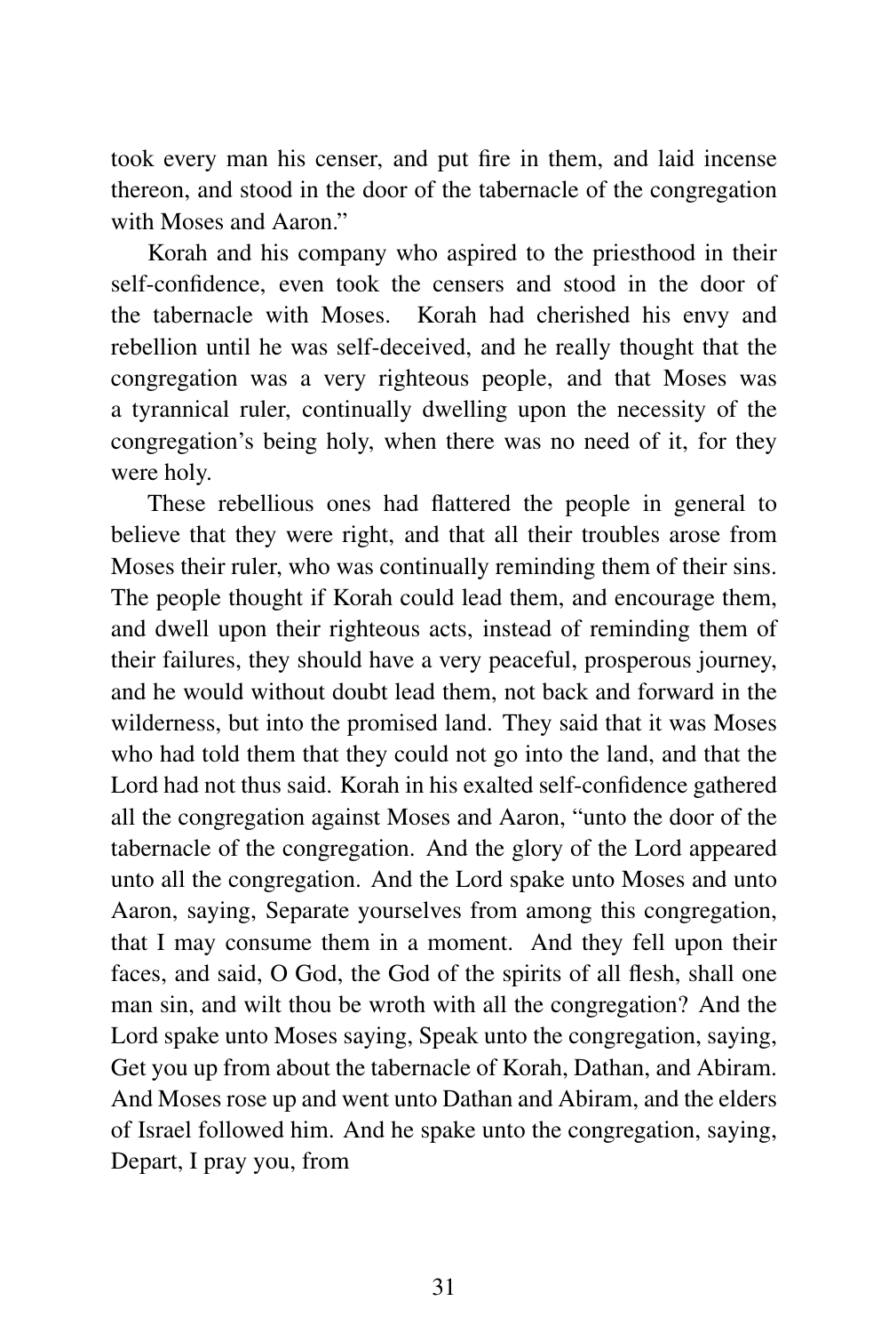took every man his censer, and put fire in them, and laid incense thereon, and stood in the door of the tabernacle of the congregation with Moses and Aaron."

Korah and his company who aspired to the priesthood in their self-confidence, even took the censers and stood in the door of the tabernacle with Moses. Korah had cherished his envy and rebellion until he was self-deceived, and he really thought that the congregation was a very righteous people, and that Moses was a tyrannical ruler, continually dwelling upon the necessity of the congregation's being holy, when there was no need of it, for they were holy.

These rebellious ones had flattered the people in general to believe that they were right, and that all their troubles arose from Moses their ruler, who was continually reminding them of their sins. The people thought if Korah could lead them, and encourage them, and dwell upon their righteous acts, instead of reminding them of their failures, they should have a very peaceful, prosperous journey, and he would without doubt lead them, not back and forward in the wilderness, but into the promised land. They said that it was Moses who had told them that they could not go into the land, and that the Lord had not thus said. Korah in his exalted self-confidence gathered all the congregation against Moses and Aaron, "unto the door of the tabernacle of the congregation. And the glory of the Lord appeared unto all the congregation. And the Lord spake unto Moses and unto Aaron, saying, Separate yourselves from among this congregation, that I may consume them in a moment. And they fell upon their faces, and said, O God, the God of the spirits of all flesh, shall one man sin, and wilt thou be wroth with all the congregation? And the Lord spake unto Moses saying, Speak unto the congregation, saying, Get you up from about the tabernacle of Korah, Dathan, and Abiram. And Moses rose up and went unto Dathan and Abiram, and the elders of Israel followed him. And he spake unto the congregation, saying, Depart, I pray you, from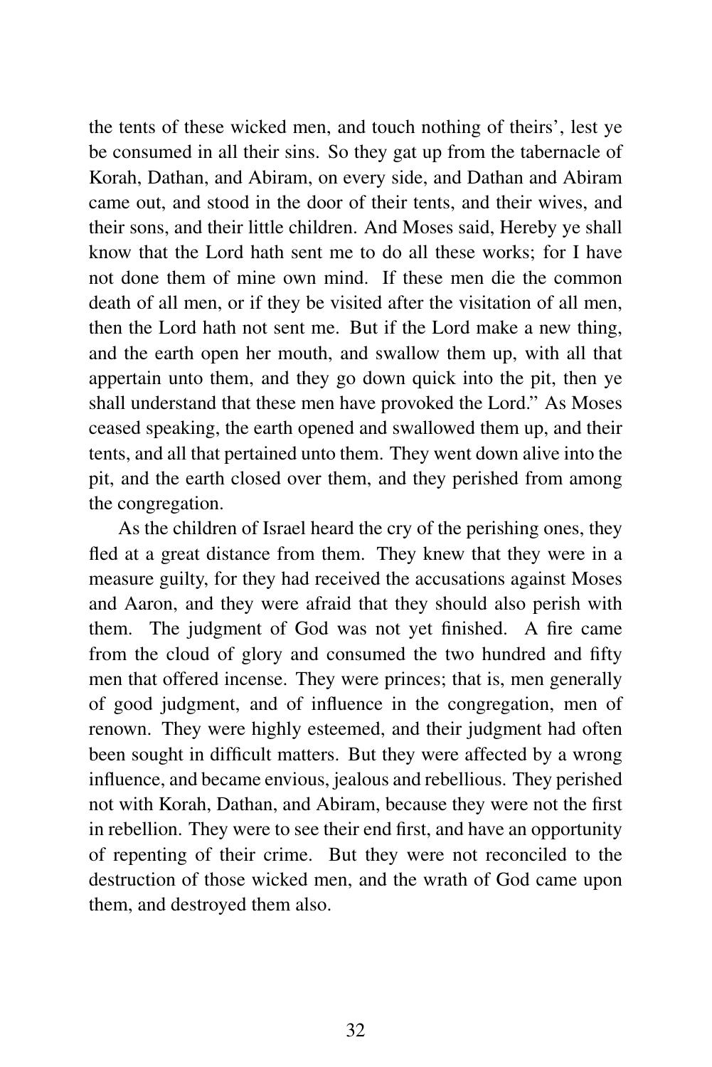the tents of these wicked men, and touch nothing of theirs', lest ye be consumed in all their sins. So they gat up from the tabernacle of Korah, Dathan, and Abiram, on every side, and Dathan and Abiram came out, and stood in the door of their tents, and their wives, and their sons, and their little children. And Moses said, Hereby ye shall know that the Lord hath sent me to do all these works; for I have not done them of mine own mind. If these men die the common death of all men, or if they be visited after the visitation of all men, then the Lord hath not sent me. But if the Lord make a new thing, and the earth open her mouth, and swallow them up, with all that appertain unto them, and they go down quick into the pit, then ye shall understand that these men have provoked the Lord." As Moses ceased speaking, the earth opened and swallowed them up, and their tents, and all that pertained unto them. They went down alive into the pit, and the earth closed over them, and they perished from among the congregation.

As the children of Israel heard the cry of the perishing ones, they fled at a great distance from them. They knew that they were in a measure guilty, for they had received the accusations against Moses and Aaron, and they were afraid that they should also perish with them. The judgment of God was not yet finished. A fire came from the cloud of glory and consumed the two hundred and fifty men that offered incense. They were princes; that is, men generally of good judgment, and of influence in the congregation, men of renown. They were highly esteemed, and their judgment had often been sought in difficult matters. But they were affected by a wrong influence, and became envious, jealous and rebellious. They perished not with Korah, Dathan, and Abiram, because they were not the first in rebellion. They were to see their end first, and have an opportunity of repenting of their crime. But they were not reconciled to the destruction of those wicked men, and the wrath of God came upon them, and destroyed them also.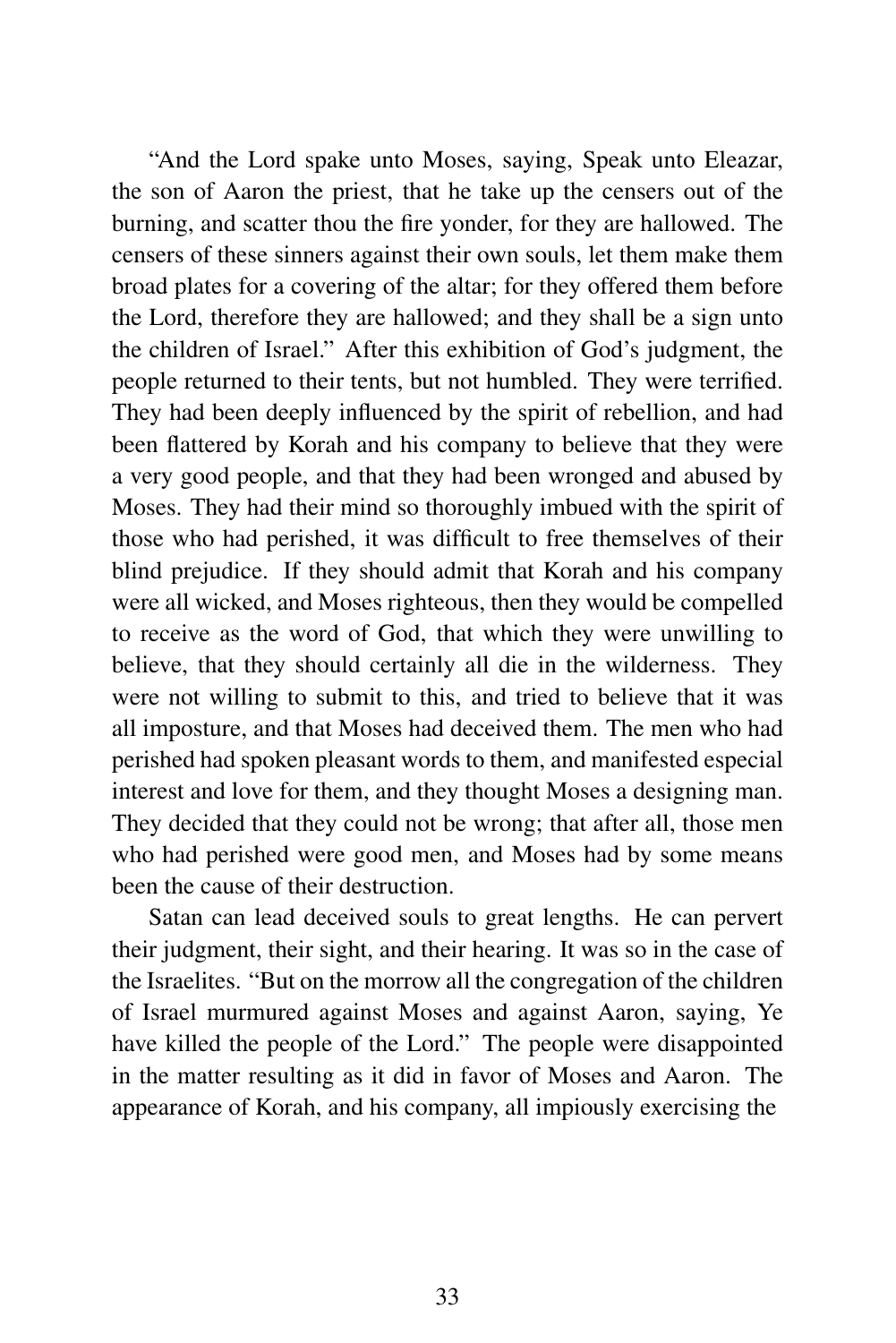"And the Lord spake unto Moses, saying, Speak unto Eleazar, the son of Aaron the priest, that he take up the censers out of the burning, and scatter thou the fire yonder, for they are hallowed. The censers of these sinners against their own souls, let them make them broad plates for a covering of the altar; for they offered them before the Lord, therefore they are hallowed; and they shall be a sign unto the children of Israel." After this exhibition of God's judgment, the people returned to their tents, but not humbled. They were terrified. They had been deeply influenced by the spirit of rebellion, and had been flattered by Korah and his company to believe that they were a very good people, and that they had been wronged and abused by Moses. They had their mind so thoroughly imbued with the spirit of those who had perished, it was difficult to free themselves of their blind prejudice. If they should admit that Korah and his company were all wicked, and Moses righteous, then they would be compelled to receive as the word of God, that which they were unwilling to believe, that they should certainly all die in the wilderness. They were not willing to submit to this, and tried to believe that it was all imposture, and that Moses had deceived them. The men who had perished had spoken pleasant words to them, and manifested especial interest and love for them, and they thought Moses a designing man. They decided that they could not be wrong; that after all, those men who had perished were good men, and Moses had by some means been the cause of their destruction.

Satan can lead deceived souls to great lengths. He can pervert their judgment, their sight, and their hearing. It was so in the case of the Israelites. "But on the morrow all the congregation of the children of Israel murmured against Moses and against Aaron, saying, Ye have killed the people of the Lord." The people were disappointed in the matter resulting as it did in favor of Moses and Aaron. The appearance of Korah, and his company, all impiously exercising the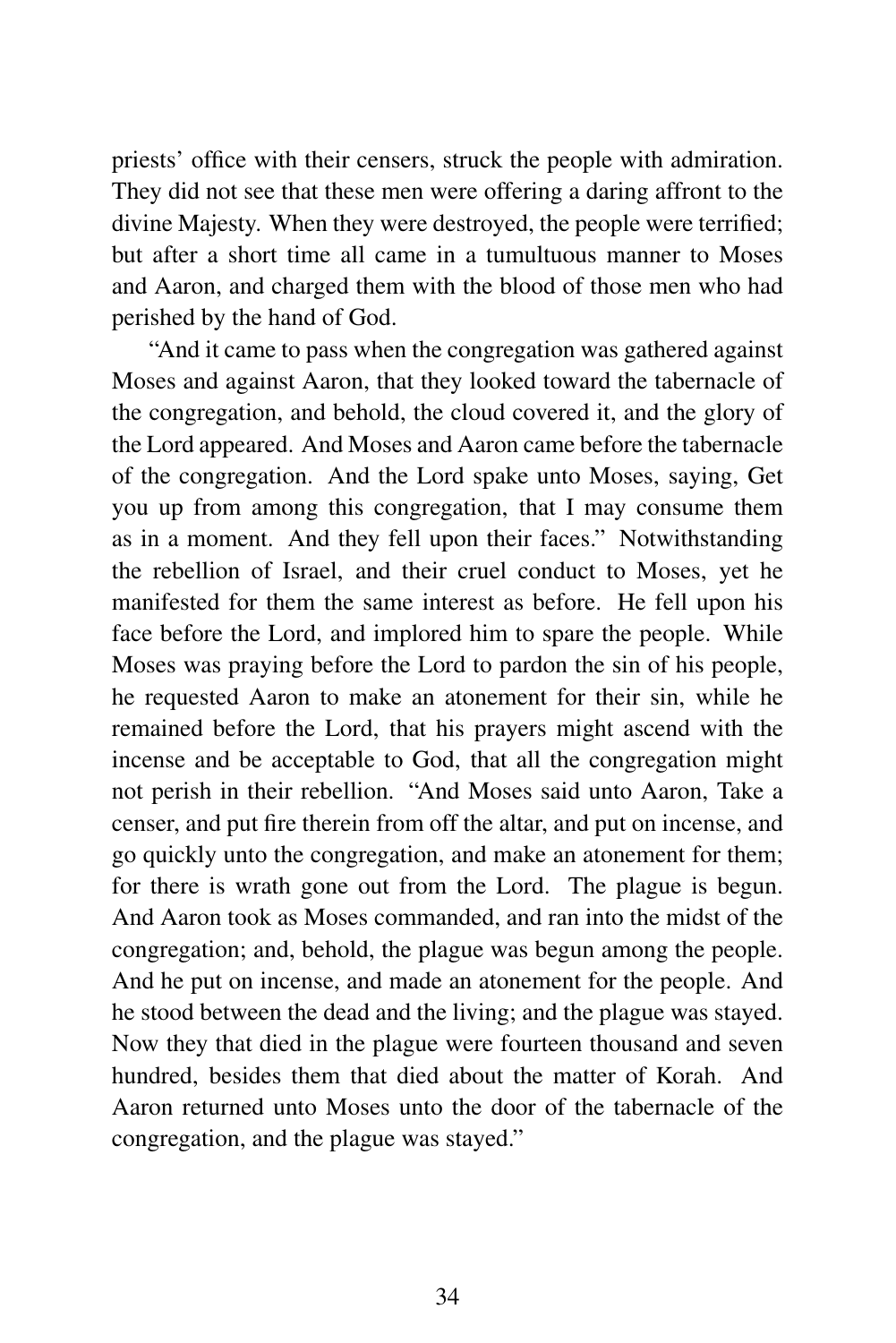priests' office with their censers, struck the people with admiration. They did not see that these men were offering a daring affront to the divine Majesty. When they were destroyed, the people were terrified; but after a short time all came in a tumultuous manner to Moses and Aaron, and charged them with the blood of those men who had perished by the hand of God.

"And it came to pass when the congregation was gathered against Moses and against Aaron, that they looked toward the tabernacle of the congregation, and behold, the cloud covered it, and the glory of the Lord appeared. And Moses and Aaron came before the tabernacle of the congregation. And the Lord spake unto Moses, saying, Get you up from among this congregation, that I may consume them as in a moment. And they fell upon their faces." Notwithstanding the rebellion of Israel, and their cruel conduct to Moses, yet he manifested for them the same interest as before. He fell upon his face before the Lord, and implored him to spare the people. While Moses was praying before the Lord to pardon the sin of his people, he requested Aaron to make an atonement for their sin, while he remained before the Lord, that his prayers might ascend with the incense and be acceptable to God, that all the congregation might not perish in their rebellion. "And Moses said unto Aaron, Take a censer, and put fire therein from off the altar, and put on incense, and go quickly unto the congregation, and make an atonement for them; for there is wrath gone out from the Lord. The plague is begun. And Aaron took as Moses commanded, and ran into the midst of the congregation; and, behold, the plague was begun among the people. And he put on incense, and made an atonement for the people. And he stood between the dead and the living; and the plague was stayed. Now they that died in the plague were fourteen thousand and seven hundred, besides them that died about the matter of Korah. And Aaron returned unto Moses unto the door of the tabernacle of the congregation, and the plague was stayed."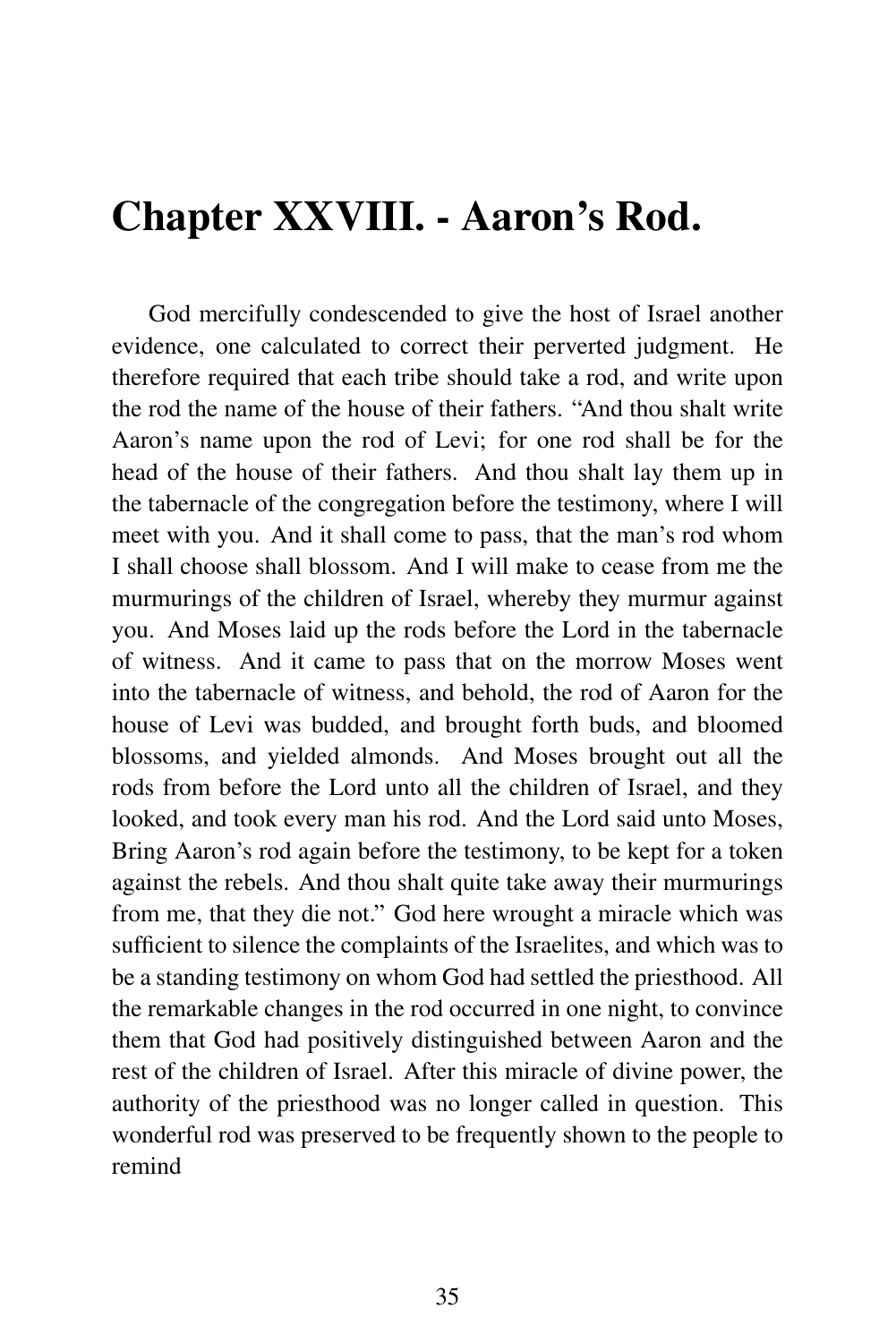# Chapter XXVIII. - Aaron's Rod.

God mercifully condescended to give the host of Israel another evidence, one calculated to correct their perverted judgment. He therefore required that each tribe should take a rod, and write upon the rod the name of the house of their fathers. "And thou shalt write Aaron's name upon the rod of Levi; for one rod shall be for the head of the house of their fathers. And thou shalt lay them up in the tabernacle of the congregation before the testimony, where I will meet with you. And it shall come to pass, that the man's rod whom I shall choose shall blossom. And I will make to cease from me the murmurings of the children of Israel, whereby they murmur against you. And Moses laid up the rods before the Lord in the tabernacle of witness. And it came to pass that on the morrow Moses went into the tabernacle of witness, and behold, the rod of Aaron for the house of Levi was budded, and brought forth buds, and bloomed blossoms, and yielded almonds. And Moses brought out all the rods from before the Lord unto all the children of Israel, and they looked, and took every man his rod. And the Lord said unto Moses, Bring Aaron's rod again before the testimony, to be kept for a token against the rebels. And thou shalt quite take away their murmurings from me, that they die not." God here wrought a miracle which was sufficient to silence the complaints of the Israelites, and which was to be a standing testimony on whom God had settled the priesthood. All the remarkable changes in the rod occurred in one night, to convince them that God had positively distinguished between Aaron and the rest of the children of Israel. After this miracle of divine power, the authority of the priesthood was no longer called in question. This wonderful rod was preserved to be frequently shown to the people to remind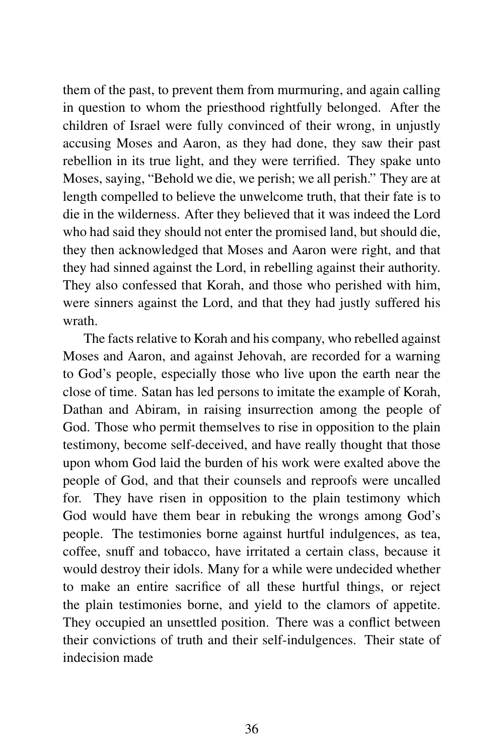them of the past, to prevent them from murmuring, and again calling in question to whom the priesthood rightfully belonged. After the children of Israel were fully convinced of their wrong, in unjustly accusing Moses and Aaron, as they had done, they saw their past rebellion in its true light, and they were terrified. They spake unto Moses, saying, "Behold we die, we perish; we all perish." They are at length compelled to believe the unwelcome truth, that their fate is to die in the wilderness. After they believed that it was indeed the Lord who had said they should not enter the promised land, but should die, they then acknowledged that Moses and Aaron were right, and that they had sinned against the Lord, in rebelling against their authority. They also confessed that Korah, and those who perished with him, were sinners against the Lord, and that they had justly suffered his wrath.

The facts relative to Korah and his company, who rebelled against Moses and Aaron, and against Jehovah, are recorded for a warning to God's people, especially those who live upon the earth near the close of time. Satan has led persons to imitate the example of Korah, Dathan and Abiram, in raising insurrection among the people of God. Those who permit themselves to rise in opposition to the plain testimony, become self-deceived, and have really thought that those upon whom God laid the burden of his work were exalted above the people of God, and that their counsels and reproofs were uncalled for. They have risen in opposition to the plain testimony which God would have them bear in rebuking the wrongs among God's people. The testimonies borne against hurtful indulgences, as tea, coffee, snuff and tobacco, have irritated a certain class, because it would destroy their idols. Many for a while were undecided whether to make an entire sacrifice of all these hurtful things, or reject the plain testimonies borne, and yield to the clamors of appetite. They occupied an unsettled position. There was a conflict between their convictions of truth and their self-indulgences. Their state of indecision made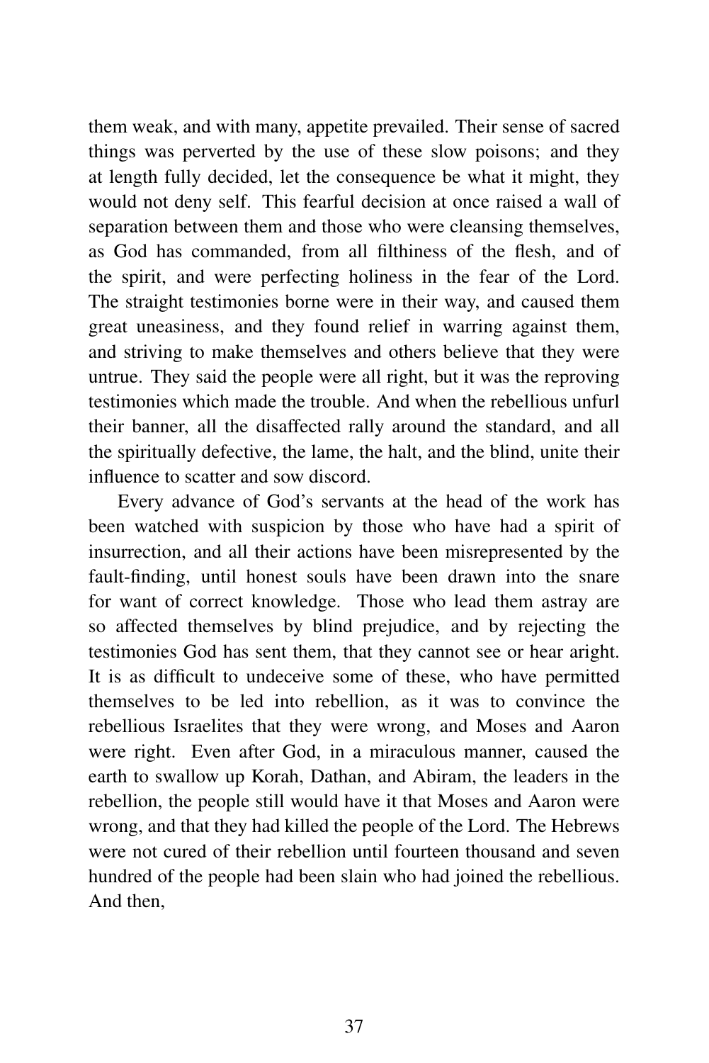them weak, and with many, appetite prevailed. Their sense of sacred things was perverted by the use of these slow poisons; and they at length fully decided, let the consequence be what it might, they would not deny self. This fearful decision at once raised a wall of separation between them and those who were cleansing themselves, as God has commanded, from all filthiness of the flesh, and of the spirit, and were perfecting holiness in the fear of the Lord. The straight testimonies borne were in their way, and caused them great uneasiness, and they found relief in warring against them, and striving to make themselves and others believe that they were untrue. They said the people were all right, but it was the reproving testimonies which made the trouble. And when the rebellious unfurl their banner, all the disaffected rally around the standard, and all the spiritually defective, the lame, the halt, and the blind, unite their influence to scatter and sow discord.

Every advance of God's servants at the head of the work has been watched with suspicion by those who have had a spirit of insurrection, and all their actions have been misrepresented by the fault-finding, until honest souls have been drawn into the snare for want of correct knowledge. Those who lead them astray are so affected themselves by blind prejudice, and by rejecting the testimonies God has sent them, that they cannot see or hear aright. It is as difficult to undeceive some of these, who have permitted themselves to be led into rebellion, as it was to convince the rebellious Israelites that they were wrong, and Moses and Aaron were right. Even after God, in a miraculous manner, caused the earth to swallow up Korah, Dathan, and Abiram, the leaders in the rebellion, the people still would have it that Moses and Aaron were wrong, and that they had killed the people of the Lord. The Hebrews were not cured of their rebellion until fourteen thousand and seven hundred of the people had been slain who had joined the rebellious. And then,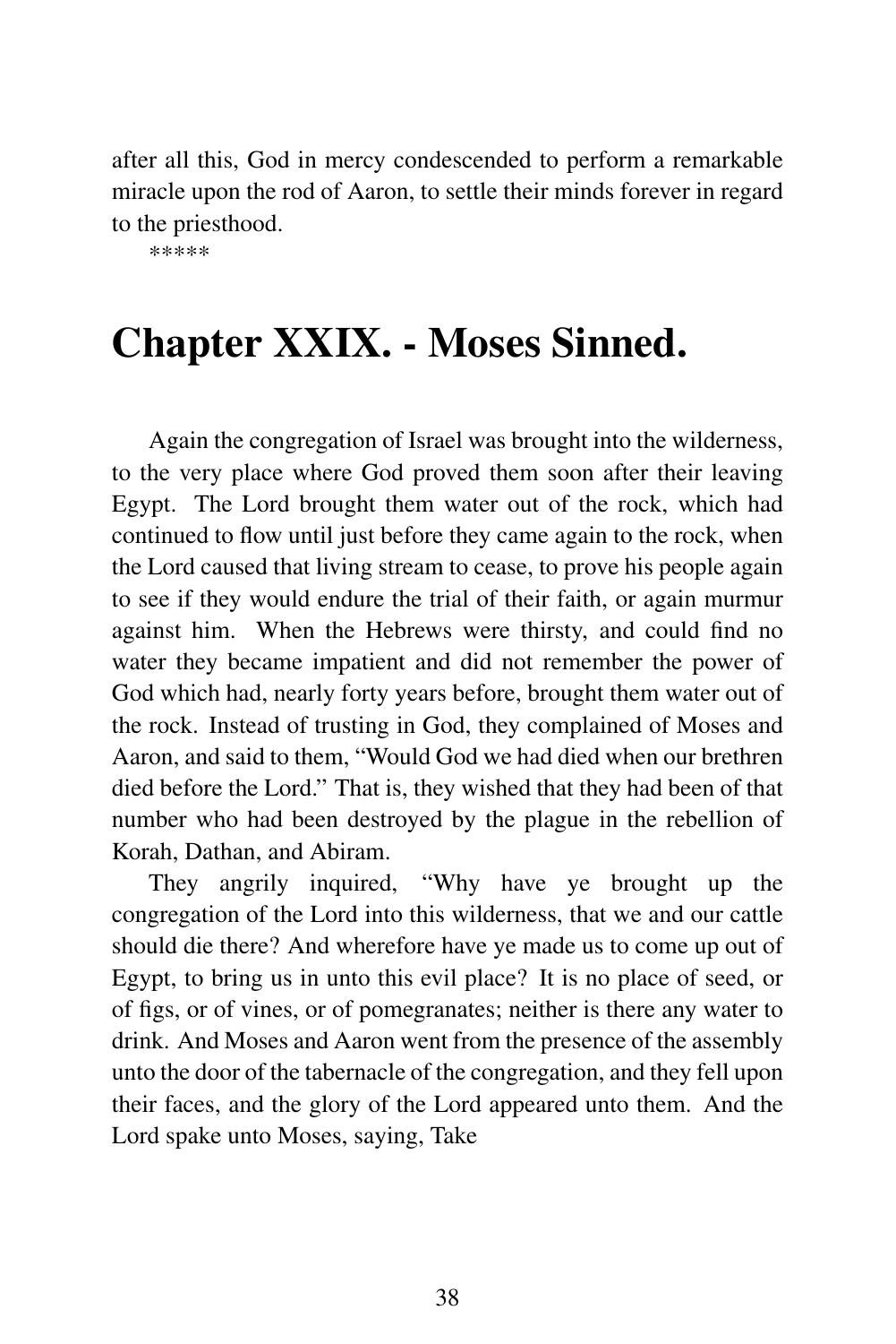after all this, God in mercy condescended to perform a remarkable miracle upon the rod of Aaron, to settle their minds forever in regard to the priesthood.

*****

# Chapter XXIX. - Moses Sinned.

Again the congregation of Israel was brought into the wilderness, to the very place where God proved them soon after their leaving Egypt. The Lord brought them water out of the rock, which had continued to flow until just before they came again to the rock, when the Lord caused that living stream to cease, to prove his people again to see if they would endure the trial of their faith, or again murmur against him. When the Hebrews were thirsty, and could find no water they became impatient and did not remember the power of God which had, nearly forty years before, brought them water out of the rock. Instead of trusting in God, they complained of Moses and Aaron, and said to them, "Would God we had died when our brethren died before the Lord." That is, they wished that they had been of that number who had been destroyed by the plague in the rebellion of Korah, Dathan, and Abiram.

They angrily inquired, "Why have ye brought up the congregation of the Lord into this wilderness, that we and our cattle should die there? And wherefore have ye made us to come up out of Egypt, to bring us in unto this evil place? It is no place of seed, or of figs, or of vines, or of pomegranates; neither is there any water to drink. And Moses and Aaron went from the presence of the assembly unto the door of the tabernacle of the congregation, and they fell upon their faces, and the glory of the Lord appeared unto them. And the Lord spake unto Moses, saying, Take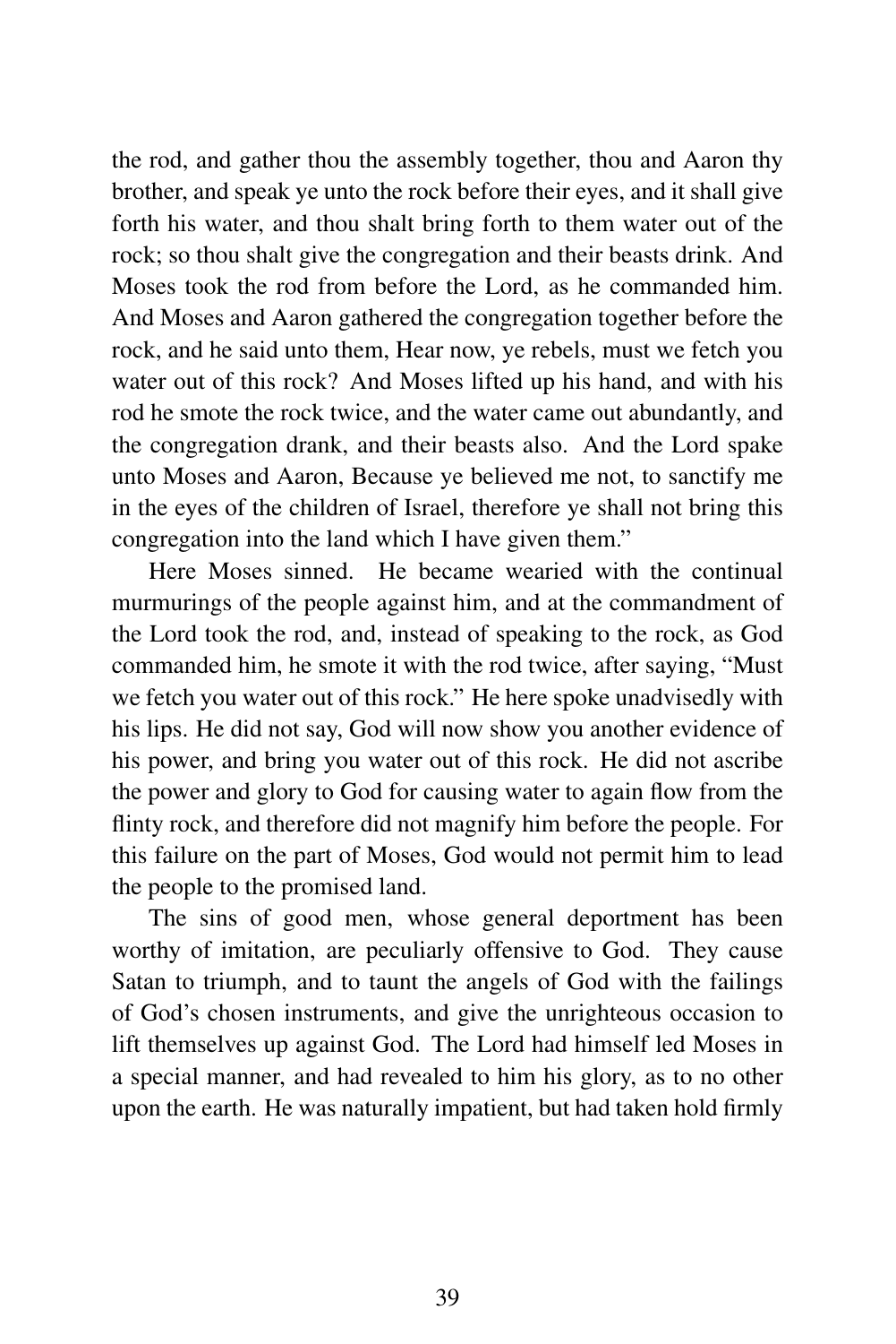the rod, and gather thou the assembly together, thou and Aaron thy brother, and speak ye unto the rock before their eyes, and it shall give forth his water, and thou shalt bring forth to them water out of the rock; so thou shalt give the congregation and their beasts drink. And Moses took the rod from before the Lord, as he commanded him. And Moses and Aaron gathered the congregation together before the rock, and he said unto them, Hear now, ye rebels, must we fetch you water out of this rock? And Moses lifted up his hand, and with his rod he smote the rock twice, and the water came out abundantly, and the congregation drank, and their beasts also. And the Lord spake unto Moses and Aaron, Because ye believed me not, to sanctify me in the eyes of the children of Israel, therefore ye shall not bring this congregation into the land which I have given them."

Here Moses sinned. He became wearied with the continual murmurings of the people against him, and at the commandment of the Lord took the rod, and, instead of speaking to the rock, as God commanded him, he smote it with the rod twice, after saying, "Must we fetch you water out of this rock." He here spoke unadvisedly with his lips. He did not say, God will now show you another evidence of his power, and bring you water out of this rock. He did not ascribe the power and glory to God for causing water to again flow from the flinty rock, and therefore did not magnify him before the people. For this failure on the part of Moses, God would not permit him to lead the people to the promised land.

The sins of good men, whose general deportment has been worthy of imitation, are peculiarly offensive to God. They cause Satan to triumph, and to taunt the angels of God with the failings of God's chosen instruments, and give the unrighteous occasion to lift themselves up against God. The Lord had himself led Moses in a special manner, and had revealed to him his glory, as to no other upon the earth. He was naturally impatient, but had taken hold firmly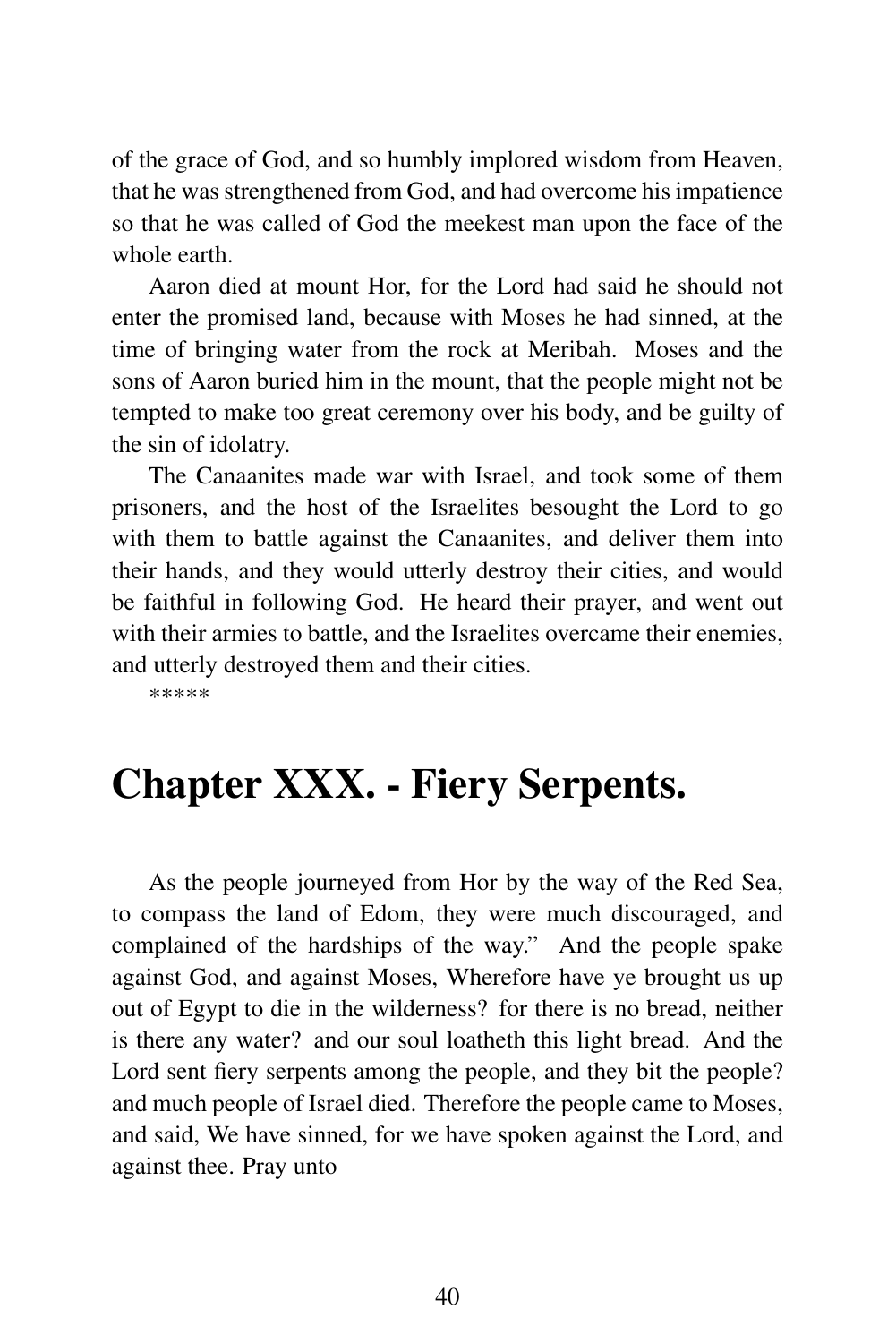of the grace of God, and so humbly implored wisdom from Heaven, that he was strengthened from God, and had overcome his impatience so that he was called of God the meekest man upon the face of the whole earth.

Aaron died at mount Hor, for the Lord had said he should not enter the promised land, because with Moses he had sinned, at the time of bringing water from the rock at Meribah. Moses and the sons of Aaron buried him in the mount, that the people might not be tempted to make too great ceremony over his body, and be guilty of the sin of idolatry.

The Canaanites made war with Israel, and took some of them prisoners, and the host of the Israelites besought the Lord to go with them to battle against the Canaanites, and deliver them into their hands, and they would utterly destroy their cities, and would be faithful in following God. He heard their prayer, and went out with their armies to battle, and the Israelites overcame their enemies, and utterly destroyed them and their cities.

*****

# Chapter XXX. - Fiery Serpents.

As the people journeyed from Hor by the way of the Red Sea, to compass the land of Edom, they were much discouraged, and complained of the hardships of the way." And the people spake against God, and against Moses, Wherefore have ye brought us up out of Egypt to die in the wilderness? for there is no bread, neither is there any water? and our soul loatheth this light bread. And the Lord sent fiery serpents among the people, and they bit the people? and much people of Israel died. Therefore the people came to Moses, and said, We have sinned, for we have spoken against the Lord, and against thee. Pray unto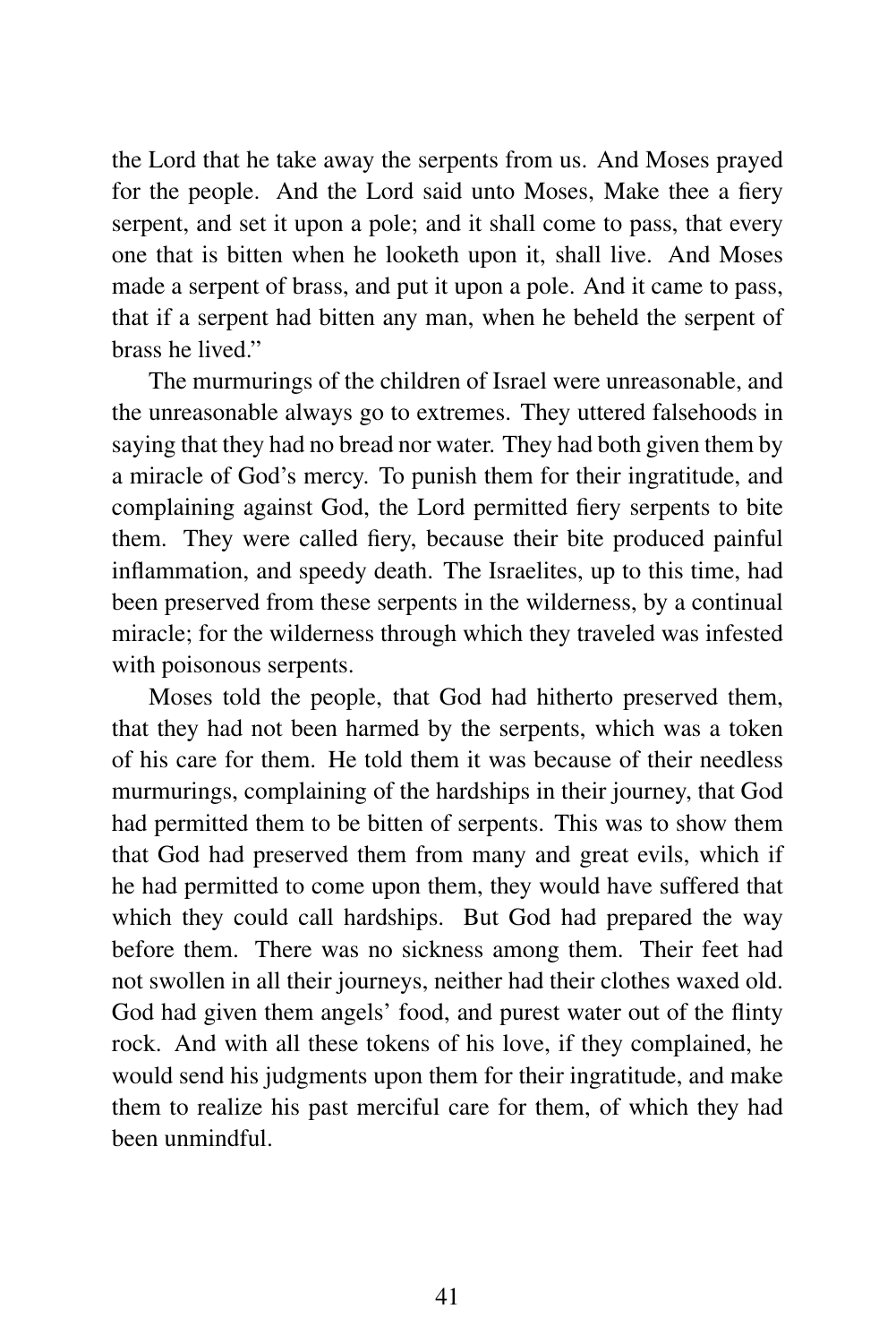the Lord that he take away the serpents from us. And Moses prayed for the people. And the Lord said unto Moses, Make thee a fiery serpent, and set it upon a pole; and it shall come to pass, that every one that is bitten when he looketh upon it, shall live. And Moses made a serpent of brass, and put it upon a pole. And it came to pass, that if a serpent had bitten any man, when he beheld the serpent of brass he lived."

The murmurings of the children of Israel were unreasonable, and the unreasonable always go to extremes. They uttered falsehoods in saying that they had no bread nor water. They had both given them by a miracle of God's mercy. To punish them for their ingratitude, and complaining against God, the Lord permitted fiery serpents to bite them. They were called fiery, because their bite produced painful inflammation, and speedy death. The Israelites, up to this time, had been preserved from these serpents in the wilderness, by a continual miracle; for the wilderness through which they traveled was infested with poisonous serpents.

Moses told the people, that God had hitherto preserved them, that they had not been harmed by the serpents, which was a token of his care for them. He told them it was because of their needless murmurings, complaining of the hardships in their journey, that God had permitted them to be bitten of serpents. This was to show them that God had preserved them from many and great evils, which if he had permitted to come upon them, they would have suffered that which they could call hardships. But God had prepared the way before them. There was no sickness among them. Their feet had not swollen in all their journeys, neither had their clothes waxed old. God had given them angels' food, and purest water out of the flinty rock. And with all these tokens of his love, if they complained, he would send his judgments upon them for their ingratitude, and make them to realize his past merciful care for them, of which they had been unmindful.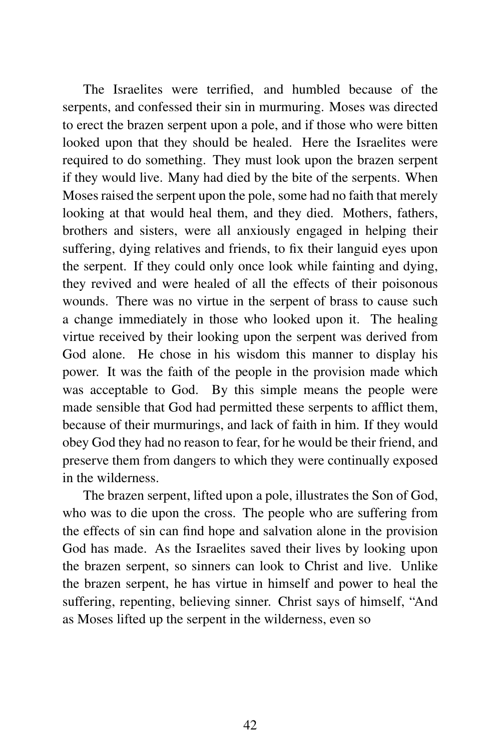The Israelites were terrified, and humbled because of the serpents, and confessed their sin in murmuring. Moses was directed to erect the brazen serpent upon a pole, and if those who were bitten looked upon that they should be healed. Here the Israelites were required to do something. They must look upon the brazen serpent if they would live. Many had died by the bite of the serpents. When Moses raised the serpent upon the pole, some had no faith that merely looking at that would heal them, and they died. Mothers, fathers, brothers and sisters, were all anxiously engaged in helping their suffering, dying relatives and friends, to fix their languid eyes upon the serpent. If they could only once look while fainting and dying, they revived and were healed of all the effects of their poisonous wounds. There was no virtue in the serpent of brass to cause such a change immediately in those who looked upon it. The healing virtue received by their looking upon the serpent was derived from God alone. He chose in his wisdom this manner to display his power. It was the faith of the people in the provision made which was acceptable to God. By this simple means the people were made sensible that God had permitted these serpents to afflict them, because of their murmurings, and lack of faith in him. If they would obey God they had no reason to fear, for he would be their friend, and preserve them from dangers to which they were continually exposed in the wilderness.

The brazen serpent, lifted upon a pole, illustrates the Son of God, who was to die upon the cross. The people who are suffering from the effects of sin can find hope and salvation alone in the provision God has made. As the Israelites saved their lives by looking upon the brazen serpent, so sinners can look to Christ and live. Unlike the brazen serpent, he has virtue in himself and power to heal the suffering, repenting, believing sinner. Christ says of himself, "And as Moses lifted up the serpent in the wilderness, even so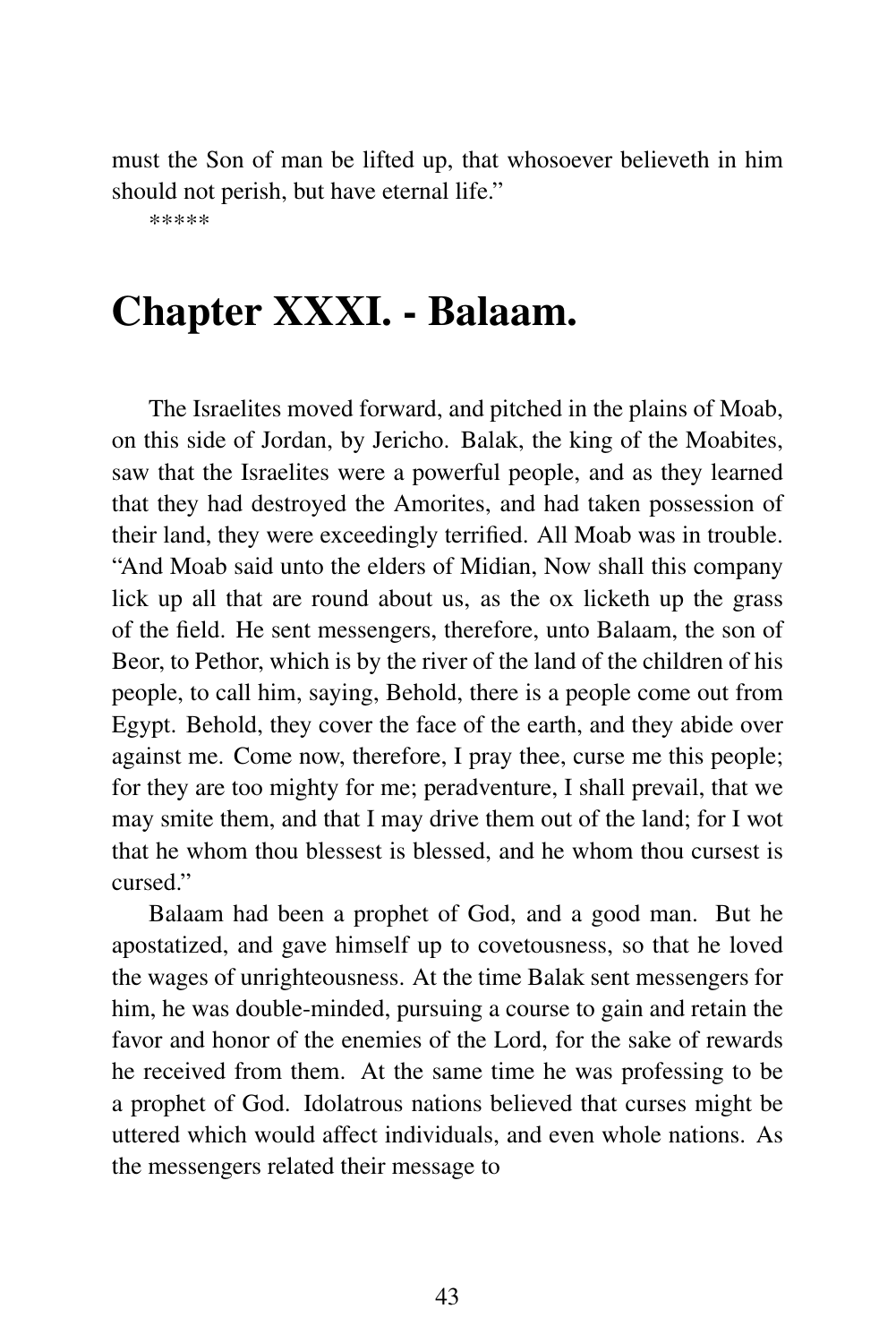must the Son of man be lifted up, that whosoever believeth in him should not perish, but have eternal life."

*****

# Chapter XXXI. - Balaam.

The Israelites moved forward, and pitched in the plains of Moab, on this side of Jordan, by Jericho. Balak, the king of the Moabites, saw that the Israelites were a powerful people, and as they learned that they had destroyed the Amorites, and had taken possession of their land, they were exceedingly terrified. All Moab was in trouble. "And Moab said unto the elders of Midian, Now shall this company lick up all that are round about us, as the ox licketh up the grass of the field. He sent messengers, therefore, unto Balaam, the son of Beor, to Pethor, which is by the river of the land of the children of his people, to call him, saying, Behold, there is a people come out from Egypt. Behold, they cover the face of the earth, and they abide over against me. Come now, therefore, I pray thee, curse me this people; for they are too mighty for me; peradventure, I shall prevail, that we may smite them, and that I may drive them out of the land; for I wot that he whom thou blessest is blessed, and he whom thou cursest is cursed."

Balaam had been a prophet of God, and a good man. But he apostatized, and gave himself up to covetousness, so that he loved the wages of unrighteousness. At the time Balak sent messengers for him, he was double-minded, pursuing a course to gain and retain the favor and honor of the enemies of the Lord, for the sake of rewards he received from them. At the same time he was professing to be a prophet of God. Idolatrous nations believed that curses might be uttered which would affect individuals, and even whole nations. As the messengers related their message to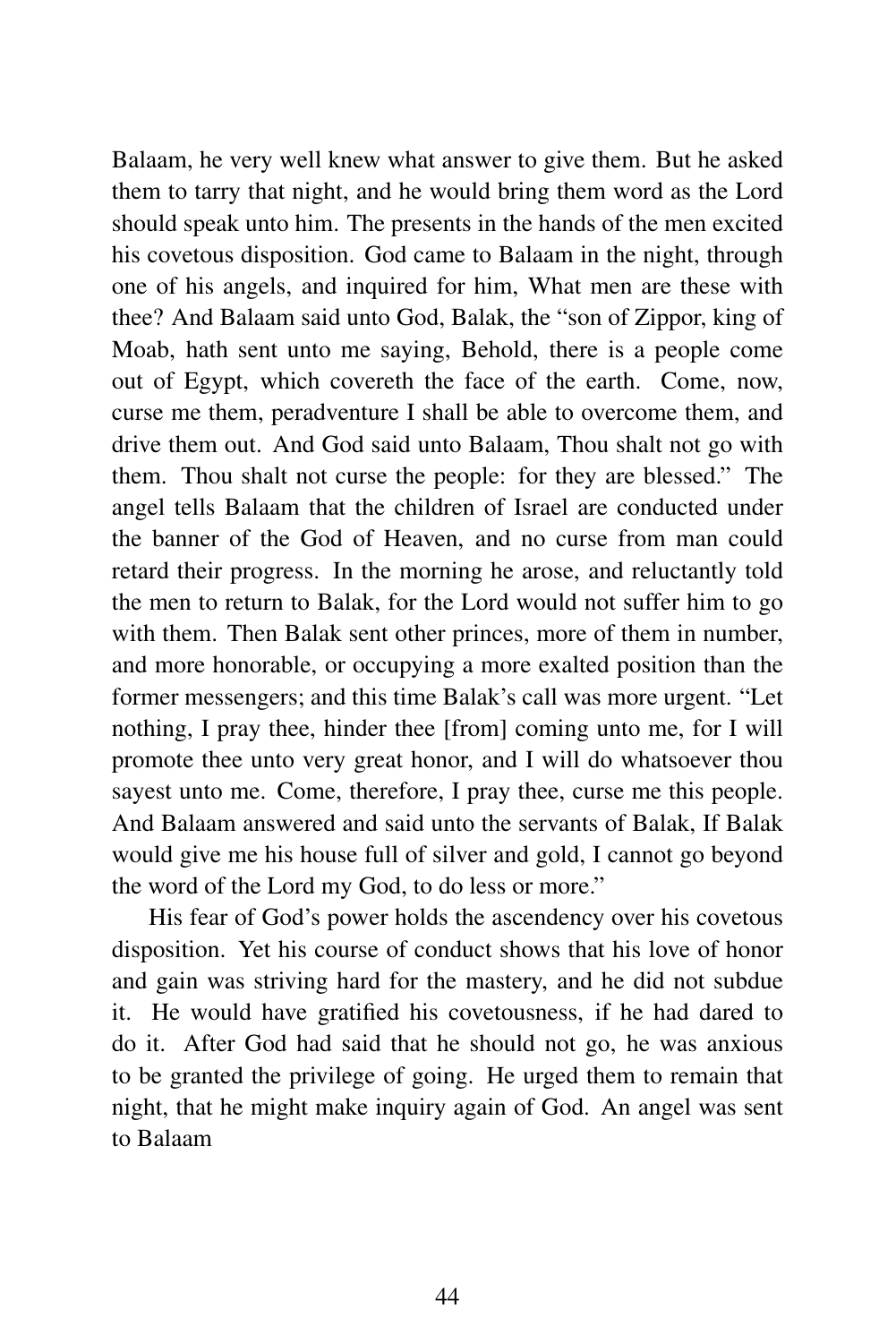Balaam, he very well knew what answer to give them. But he asked them to tarry that night, and he would bring them word as the Lord should speak unto him. The presents in the hands of the men excited his covetous disposition. God came to Balaam in the night, through one of his angels, and inquired for him, What men are these with thee? And Balaam said unto God, Balak, the "son of Zippor, king of Moab, hath sent unto me saying, Behold, there is a people come out of Egypt, which covereth the face of the earth. Come, now, curse me them, peradventure I shall be able to overcome them, and drive them out. And God said unto Balaam, Thou shalt not go with them. Thou shalt not curse the people: for they are blessed." The angel tells Balaam that the children of Israel are conducted under the banner of the God of Heaven, and no curse from man could retard their progress. In the morning he arose, and reluctantly told the men to return to Balak, for the Lord would not suffer him to go with them. Then Balak sent other princes, more of them in number, and more honorable, or occupying a more exalted position than the former messengers; and this time Balak's call was more urgent. "Let nothing, I pray thee, hinder thee [from] coming unto me, for I will promote thee unto very great honor, and I will do whatsoever thou sayest unto me. Come, therefore, I pray thee, curse me this people. And Balaam answered and said unto the servants of Balak, If Balak would give me his house full of silver and gold, I cannot go beyond the word of the Lord my God, to do less or more."

His fear of God's power holds the ascendency over his covetous disposition. Yet his course of conduct shows that his love of honor and gain was striving hard for the mastery, and he did not subdue it. He would have gratified his covetousness, if he had dared to do it. After God had said that he should not go, he was anxious to be granted the privilege of going. He urged them to remain that night, that he might make inquiry again of God. An angel was sent to Balaam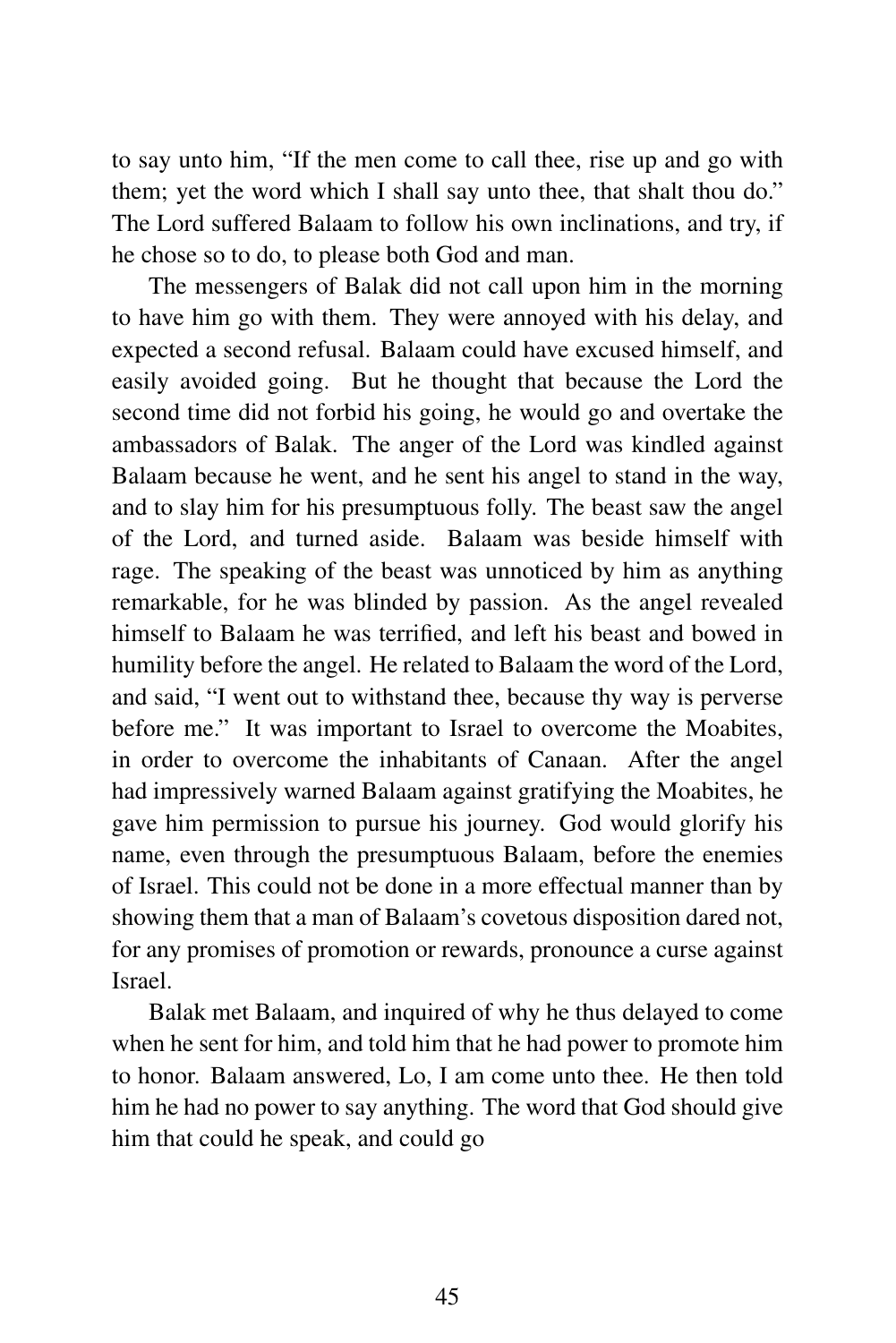to say unto him, "If the men come to call thee, rise up and go with them; yet the word which I shall say unto thee, that shalt thou do." The Lord suffered Balaam to follow his own inclinations, and try, if he chose so to do, to please both God and man.

The messengers of Balak did not call upon him in the morning to have him go with them. They were annoyed with his delay, and expected a second refusal. Balaam could have excused himself, and easily avoided going. But he thought that because the Lord the second time did not forbid his going, he would go and overtake the ambassadors of Balak. The anger of the Lord was kindled against Balaam because he went, and he sent his angel to stand in the way, and to slay him for his presumptuous folly. The beast saw the angel of the Lord, and turned aside. Balaam was beside himself with rage. The speaking of the beast was unnoticed by him as anything remarkable, for he was blinded by passion. As the angel revealed himself to Balaam he was terrified, and left his beast and bowed in humility before the angel. He related to Balaam the word of the Lord, and said, "I went out to withstand thee, because thy way is perverse before me." It was important to Israel to overcome the Moabites, in order to overcome the inhabitants of Canaan. After the angel had impressively warned Balaam against gratifying the Moabites, he gave him permission to pursue his journey. God would glorify his name, even through the presumptuous Balaam, before the enemies of Israel. This could not be done in a more effectual manner than by showing them that a man of Balaam's covetous disposition dared not, for any promises of promotion or rewards, pronounce a curse against Israel.

Balak met Balaam, and inquired of why he thus delayed to come when he sent for him, and told him that he had power to promote him to honor. Balaam answered, Lo, I am come unto thee. He then told him he had no power to say anything. The word that God should give him that could he speak, and could go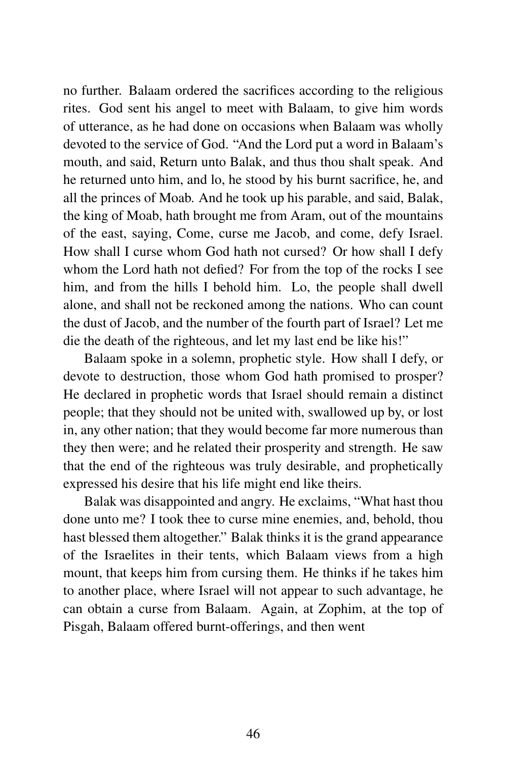no further. Balaam ordered the sacrifices according to the religious rites. God sent his angel to meet with Balaam, to give him words of utterance, as he had done on occasions when Balaam was wholly devoted to the service of God. "And the Lord put a word in Balaam's mouth, and said, Return unto Balak, and thus thou shalt speak. And he returned unto him, and lo, he stood by his burnt sacrifice, he, and all the princes of Moab. And he took up his parable, and said, Balak, the king of Moab, hath brought me from Aram, out of the mountains of the east, saying, Come, curse me Jacob, and come, defy Israel. How shall I curse whom God hath not cursed? Or how shall I defy whom the Lord hath not defied? For from the top of the rocks I see him, and from the hills I behold him. Lo, the people shall dwell alone, and shall not be reckoned among the nations. Who can count the dust of Jacob, and the number of the fourth part of Israel? Let me die the death of the righteous, and let my last end be like his!"

Balaam spoke in a solemn, prophetic style. How shall I defy, or devote to destruction, those whom God hath promised to prosper? He declared in prophetic words that Israel should remain a distinct people; that they should not be united with, swallowed up by, or lost in, any other nation; that they would become far more numerous than they then were; and he related their prosperity and strength. He saw that the end of the righteous was truly desirable, and prophetically expressed his desire that his life might end like theirs.

Balak was disappointed and angry. He exclaims, "What hast thou done unto me? I took thee to curse mine enemies, and, behold, thou hast blessed them altogether." Balak thinks it is the grand appearance of the Israelites in their tents, which Balaam views from a high mount, that keeps him from cursing them. He thinks if he takes him to another place, where Israel will not appear to such advantage, he can obtain a curse from Balaam. Again, at Zophim, at the top of Pisgah, Balaam offered burnt-offerings, and then went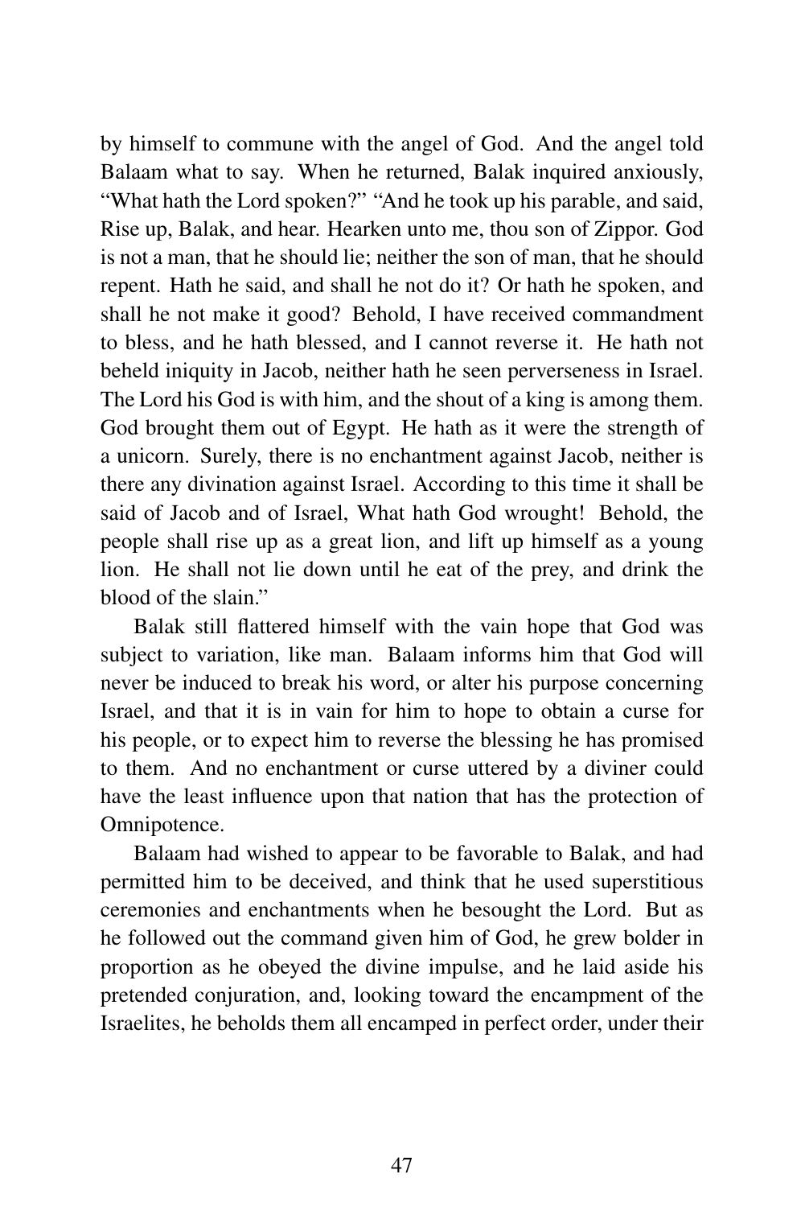by himself to commune with the angel of God. And the angel told Balaam what to say. When he returned, Balak inquired anxiously, "What hath the Lord spoken?" "And he took up his parable, and said, Rise up, Balak, and hear. Hearken unto me, thou son of Zippor. God is not a man, that he should lie; neither the son of man, that he should repent. Hath he said, and shall he not do it? Or hath he spoken, and shall he not make it good? Behold, I have received commandment to bless, and he hath blessed, and I cannot reverse it. He hath not beheld iniquity in Jacob, neither hath he seen perverseness in Israel. The Lord his God is with him, and the shout of a king is among them. God brought them out of Egypt. He hath as it were the strength of a unicorn. Surely, there is no enchantment against Jacob, neither is there any divination against Israel. According to this time it shall be said of Jacob and of Israel, What hath God wrought! Behold, the people shall rise up as a great lion, and lift up himself as a young lion. He shall not lie down until he eat of the prey, and drink the blood of the slain."

Balak still flattered himself with the vain hope that God was subject to variation, like man. Balaam informs him that God will never be induced to break his word, or alter his purpose concerning Israel, and that it is in vain for him to hope to obtain a curse for his people, or to expect him to reverse the blessing he has promised to them. And no enchantment or curse uttered by a diviner could have the least influence upon that nation that has the protection of Omnipotence.

Balaam had wished to appear to be favorable to Balak, and had permitted him to be deceived, and think that he used superstitious ceremonies and enchantments when he besought the Lord. But as he followed out the command given him of God, he grew bolder in proportion as he obeyed the divine impulse, and he laid aside his pretended conjuration, and, looking toward the encampment of the Israelites, he beholds them all encamped in perfect order, under their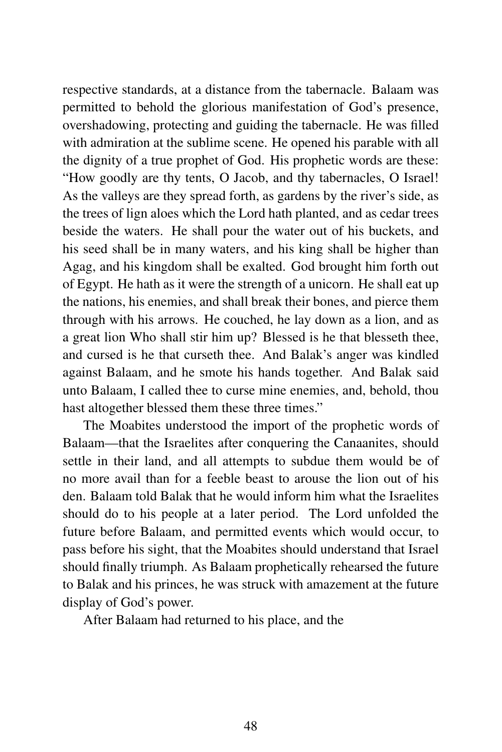respective standards, at a distance from the tabernacle. Balaam was permitted to behold the glorious manifestation of God's presence, overshadowing, protecting and guiding the tabernacle. He was filled with admiration at the sublime scene. He opened his parable with all the dignity of a true prophet of God. His prophetic words are these: "How goodly are thy tents, O Jacob, and thy tabernacles, O Israel! As the valleys are they spread forth, as gardens by the river's side, as the trees of lign aloes which the Lord hath planted, and as cedar trees beside the waters. He shall pour the water out of his buckets, and his seed shall be in many waters, and his king shall be higher than Agag, and his kingdom shall be exalted. God brought him forth out of Egypt. He hath as it were the strength of a unicorn. He shall eat up the nations, his enemies, and shall break their bones, and pierce them through with his arrows. He couched, he lay down as a lion, and as a great lion Who shall stir him up? Blessed is he that blesseth thee, and cursed is he that curseth thee. And Balak's anger was kindled against Balaam, and he smote his hands together. And Balak said unto Balaam, I called thee to curse mine enemies, and, behold, thou hast altogether blessed them these three times."

The Moabites understood the import of the prophetic words of Balaam—that the Israelites after conquering the Canaanites, should settle in their land, and all attempts to subdue them would be of no more avail than for a feeble beast to arouse the lion out of his den. Balaam told Balak that he would inform him what the Israelites should do to his people at a later period. The Lord unfolded the future before Balaam, and permitted events which would occur, to pass before his sight, that the Moabites should understand that Israel should finally triumph. As Balaam prophetically rehearsed the future to Balak and his princes, he was struck with amazement at the future display of God's power.

After Balaam had returned to his place, and the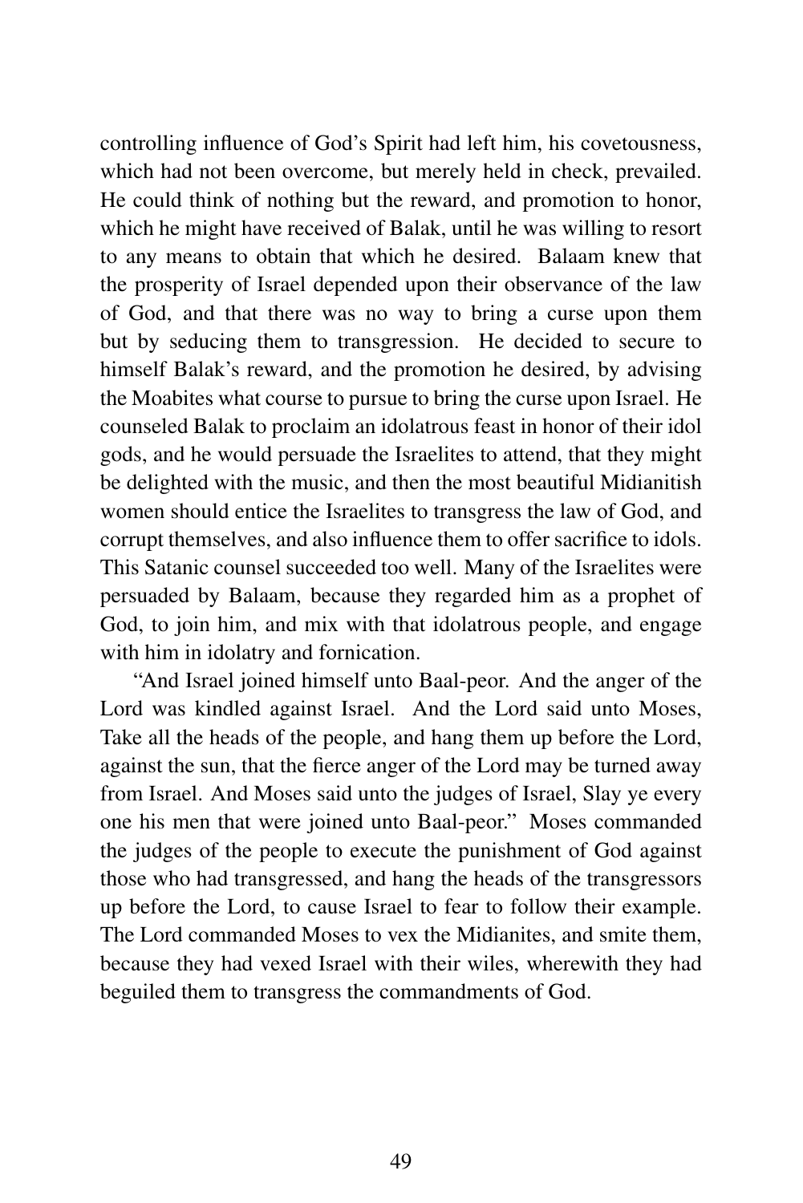controlling influence of God's Spirit had left him, his covetousness, which had not been overcome, but merely held in check, prevailed. He could think of nothing but the reward, and promotion to honor, which he might have received of Balak, until he was willing to resort to any means to obtain that which he desired. Balaam knew that the prosperity of Israel depended upon their observance of the law of God, and that there was no way to bring a curse upon them but by seducing them to transgression. He decided to secure to himself Balak's reward, and the promotion he desired, by advising the Moabites what course to pursue to bring the curse upon Israel. He counseled Balak to proclaim an idolatrous feast in honor of their idol gods, and he would persuade the Israelites to attend, that they might be delighted with the music, and then the most beautiful Midianitish women should entice the Israelites to transgress the law of God, and corrupt themselves, and also influence them to offer sacrifice to idols. This Satanic counsel succeeded too well. Many of the Israelites were persuaded by Balaam, because they regarded him as a prophet of God, to join him, and mix with that idolatrous people, and engage with him in idolatry and fornication.

"And Israel joined himself unto Baal-peor. And the anger of the Lord was kindled against Israel. And the Lord said unto Moses, Take all the heads of the people, and hang them up before the Lord, against the sun, that the fierce anger of the Lord may be turned away from Israel. And Moses said unto the judges of Israel, Slay ye every one his men that were joined unto Baal-peor." Moses commanded the judges of the people to execute the punishment of God against those who had transgressed, and hang the heads of the transgressors up before the Lord, to cause Israel to fear to follow their example. The Lord commanded Moses to vex the Midianites, and smite them, because they had vexed Israel with their wiles, wherewith they had beguiled them to transgress the commandments of God.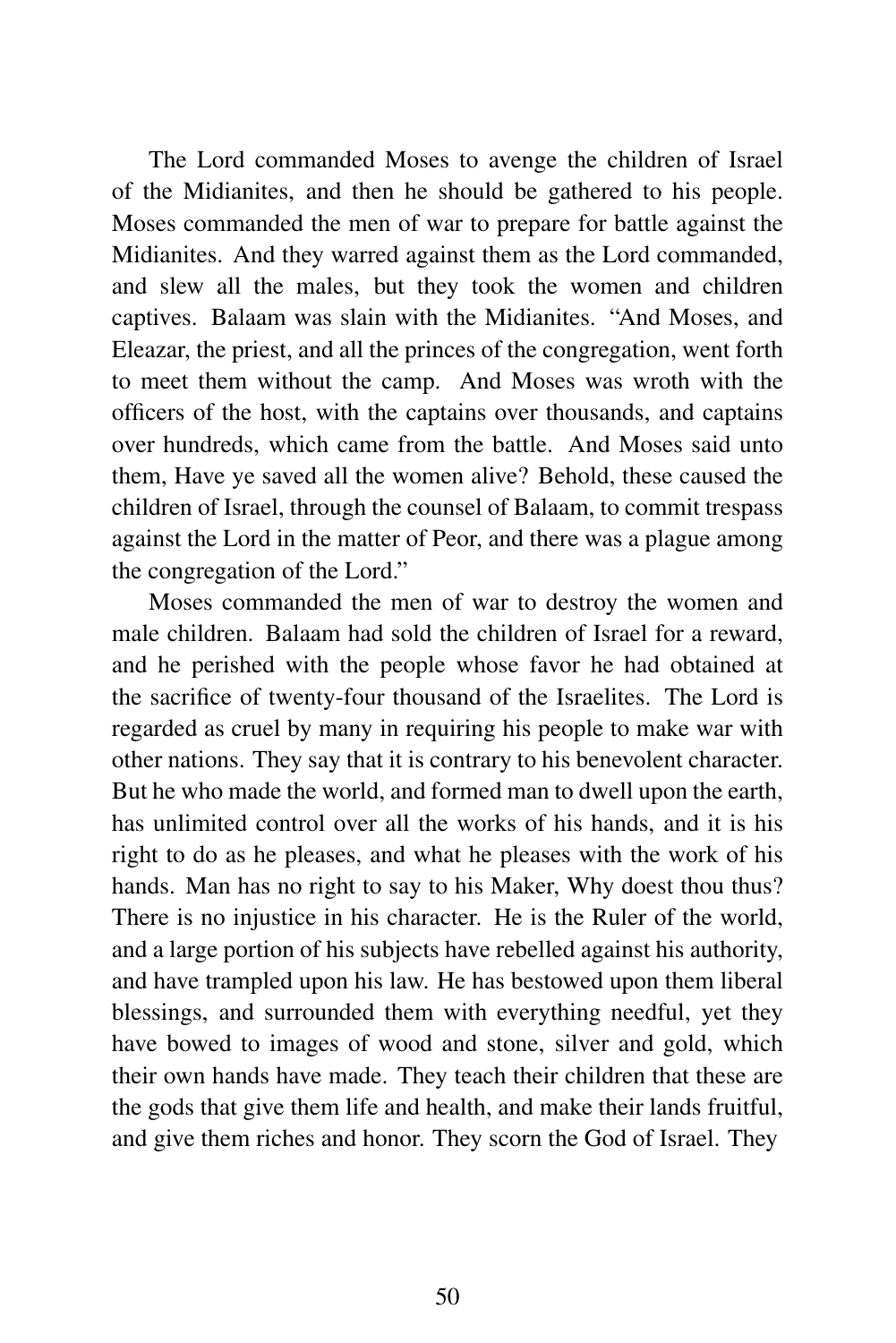The Lord commanded Moses to avenge the children of Israel of the Midianites, and then he should be gathered to his people. Moses commanded the men of war to prepare for battle against the Midianites. And they warred against them as the Lord commanded, and slew all the males, but they took the women and children captives. Balaam was slain with the Midianites. "And Moses, and Eleazar, the priest, and all the princes of the congregation, went forth to meet them without the camp. And Moses was wroth with the officers of the host, with the captains over thousands, and captains over hundreds, which came from the battle. And Moses said unto them, Have ye saved all the women alive? Behold, these caused the children of Israel, through the counsel of Balaam, to commit trespass against the Lord in the matter of Peor, and there was a plague among the congregation of the Lord."

Moses commanded the men of war to destroy the women and male children. Balaam had sold the children of Israel for a reward, and he perished with the people whose favor he had obtained at the sacrifice of twenty-four thousand of the Israelites. The Lord is regarded as cruel by many in requiring his people to make war with other nations. They say that it is contrary to his benevolent character. But he who made the world, and formed man to dwell upon the earth, has unlimited control over all the works of his hands, and it is his right to do as he pleases, and what he pleases with the work of his hands. Man has no right to say to his Maker, Why doest thou thus? There is no injustice in his character. He is the Ruler of the world, and a large portion of his subjects have rebelled against his authority, and have trampled upon his law. He has bestowed upon them liberal blessings, and surrounded them with everything needful, yet they have bowed to images of wood and stone, silver and gold, which their own hands have made. They teach their children that these are the gods that give them life and health, and make their lands fruitful, and give them riches and honor. They scorn the God of Israel. They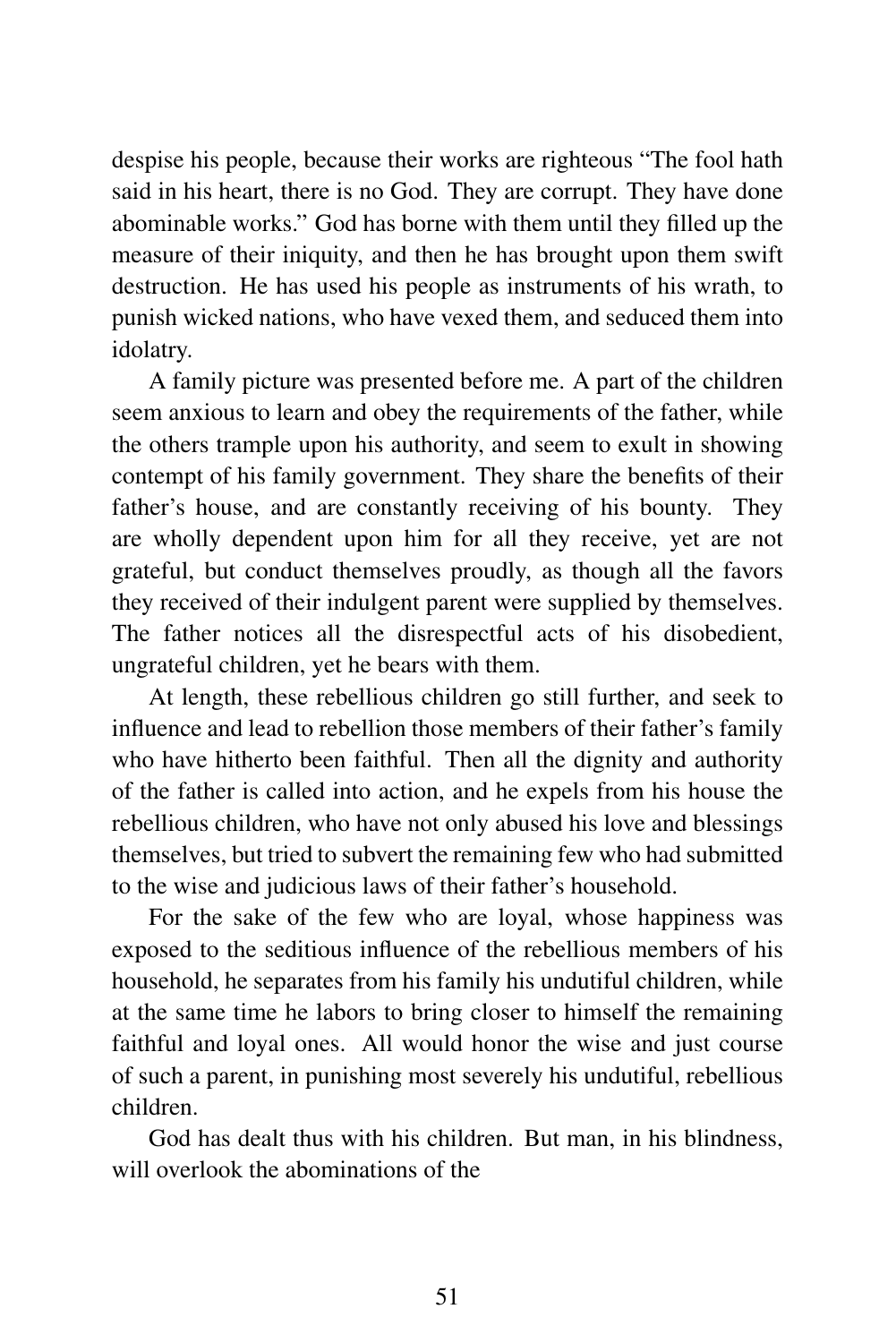despise his people, because their works are righteous "The fool hath said in his heart, there is no God. They are corrupt. They have done abominable works." God has borne with them until they filled up the measure of their iniquity, and then he has brought upon them swift destruction. He has used his people as instruments of his wrath, to punish wicked nations, who have vexed them, and seduced them into idolatry.

A family picture was presented before me. A part of the children seem anxious to learn and obey the requirements of the father, while the others trample upon his authority, and seem to exult in showing contempt of his family government. They share the benefits of their father's house, and are constantly receiving of his bounty. They are wholly dependent upon him for all they receive, yet are not grateful, but conduct themselves proudly, as though all the favors they received of their indulgent parent were supplied by themselves. The father notices all the disrespectful acts of his disobedient, ungrateful children, yet he bears with them.

At length, these rebellious children go still further, and seek to influence and lead to rebellion those members of their father's family who have hitherto been faithful. Then all the dignity and authority of the father is called into action, and he expels from his house the rebellious children, who have not only abused his love and blessings themselves, but tried to subvert the remaining few who had submitted to the wise and judicious laws of their father's household.

For the sake of the few who are loyal, whose happiness was exposed to the seditious influence of the rebellious members of his household, he separates from his family his undutiful children, while at the same time he labors to bring closer to himself the remaining faithful and loyal ones. All would honor the wise and just course of such a parent, in punishing most severely his undutiful, rebellious children.

God has dealt thus with his children. But man, in his blindness, will overlook the abominations of the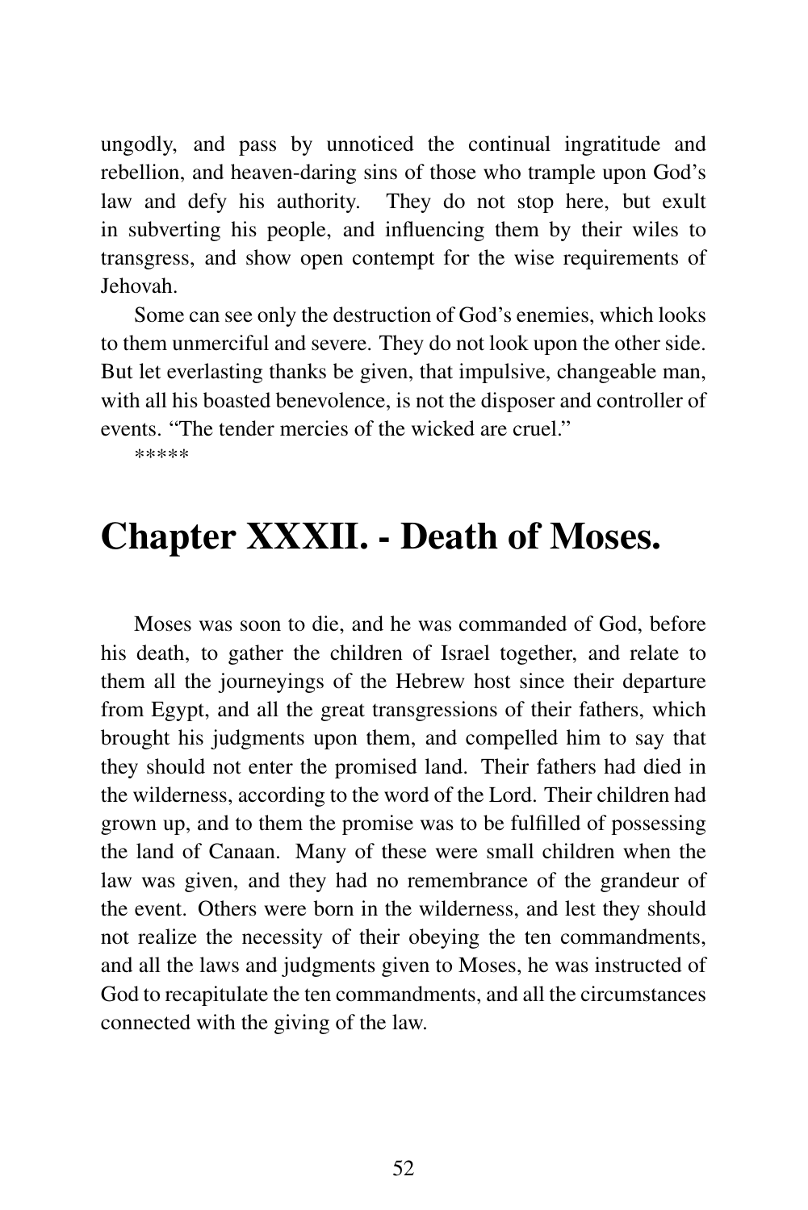ungodly, and pass by unnoticed the continual ingratitude and rebellion, and heaven-daring sins of those who trample upon God's law and defy his authority. They do not stop here, but exult in subverting his people, and influencing them by their wiles to transgress, and show open contempt for the wise requirements of Jehovah.

Some can see only the destruction of God's enemies, which looks to them unmerciful and severe. They do not look upon the other side. But let everlasting thanks be given, that impulsive, changeable man, with all his boasted benevolence, is not the disposer and controller of events. "The tender mercies of the wicked are cruel."

*****

# Chapter XXXII. - Death of Moses.

Moses was soon to die, and he was commanded of God, before his death, to gather the children of Israel together, and relate to them all the journeyings of the Hebrew host since their departure from Egypt, and all the great transgressions of their fathers, which brought his judgments upon them, and compelled him to say that they should not enter the promised land. Their fathers had died in the wilderness, according to the word of the Lord. Their children had grown up, and to them the promise was to be fulfilled of possessing the land of Canaan. Many of these were small children when the law was given, and they had no remembrance of the grandeur of the event. Others were born in the wilderness, and lest they should not realize the necessity of their obeying the ten commandments, and all the laws and judgments given to Moses, he was instructed of God to recapitulate the ten commandments, and all the circumstances connected with the giving of the law.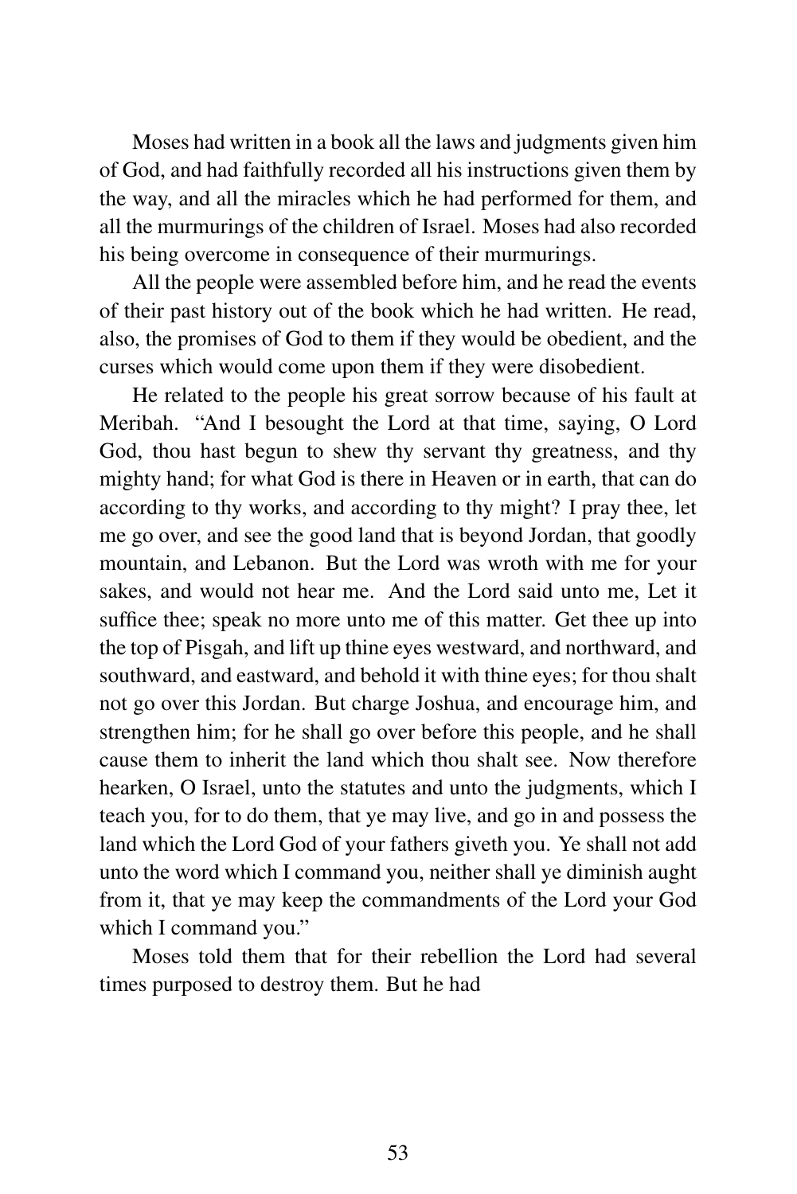Moses had written in a book all the laws and judgments given him of God, and had faithfully recorded all his instructions given them by the way, and all the miracles which he had performed for them, and all the murmurings of the children of Israel. Moses had also recorded his being overcome in consequence of their murmurings.

All the people were assembled before him, and he read the events of their past history out of the book which he had written. He read, also, the promises of God to them if they would be obedient, and the curses which would come upon them if they were disobedient.

He related to the people his great sorrow because of his fault at Meribah. "And I besought the Lord at that time, saying, O Lord God, thou hast begun to shew thy servant thy greatness, and thy mighty hand; for what God is there in Heaven or in earth, that can do according to thy works, and according to thy might? I pray thee, let me go over, and see the good land that is beyond Jordan, that goodly mountain, and Lebanon. But the Lord was wroth with me for your sakes, and would not hear me. And the Lord said unto me, Let it suffice thee; speak no more unto me of this matter. Get thee up into the top of Pisgah, and lift up thine eyes westward, and northward, and southward, and eastward, and behold it with thine eyes; for thou shalt not go over this Jordan. But charge Joshua, and encourage him, and strengthen him; for he shall go over before this people, and he shall cause them to inherit the land which thou shalt see. Now therefore hearken, O Israel, unto the statutes and unto the judgments, which I teach you, for to do them, that ye may live, and go in and possess the land which the Lord God of your fathers giveth you. Ye shall not add unto the word which I command you, neither shall ye diminish aught from it, that ye may keep the commandments of the Lord your God which I command you."

Moses told them that for their rebellion the Lord had several times purposed to destroy them. But he had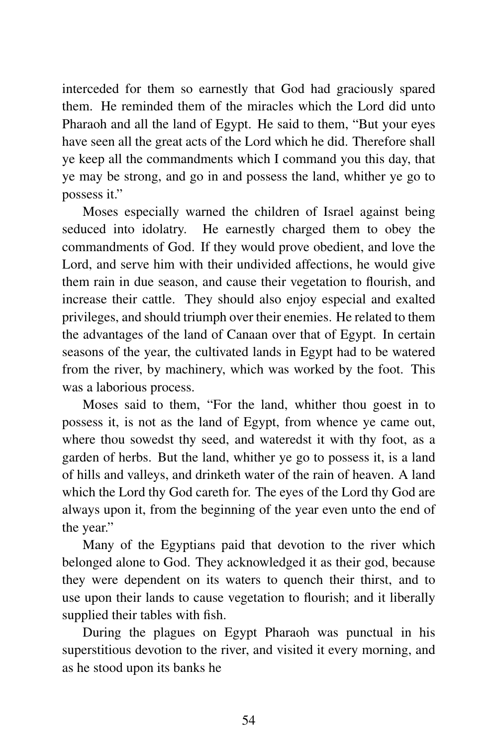interceded for them so earnestly that God had graciously spared them. He reminded them of the miracles which the Lord did unto Pharaoh and all the land of Egypt. He said to them, "But your eyes have seen all the great acts of the Lord which he did. Therefore shall ye keep all the commandments which I command you this day, that ye may be strong, and go in and possess the land, whither ye go to possess it."

Moses especially warned the children of Israel against being seduced into idolatry. He earnestly charged them to obey the commandments of God. If they would prove obedient, and love the Lord, and serve him with their undivided affections, he would give them rain in due season, and cause their vegetation to flourish, and increase their cattle. They should also enjoy especial and exalted privileges, and should triumph over their enemies. He related to them the advantages of the land of Canaan over that of Egypt. In certain seasons of the year, the cultivated lands in Egypt had to be watered from the river, by machinery, which was worked by the foot. This was a laborious process.

Moses said to them, "For the land, whither thou goest in to possess it, is not as the land of Egypt, from whence ye came out, where thou sowedst thy seed, and wateredst it with thy foot, as a garden of herbs. But the land, whither ye go to possess it, is a land of hills and valleys, and drinketh water of the rain of heaven. A land which the Lord thy God careth for. The eyes of the Lord thy God are always upon it, from the beginning of the year even unto the end of the year."

Many of the Egyptians paid that devotion to the river which belonged alone to God. They acknowledged it as their god, because they were dependent on its waters to quench their thirst, and to use upon their lands to cause vegetation to flourish; and it liberally supplied their tables with fish.

During the plagues on Egypt Pharaoh was punctual in his superstitious devotion to the river, and visited it every morning, and as he stood upon its banks he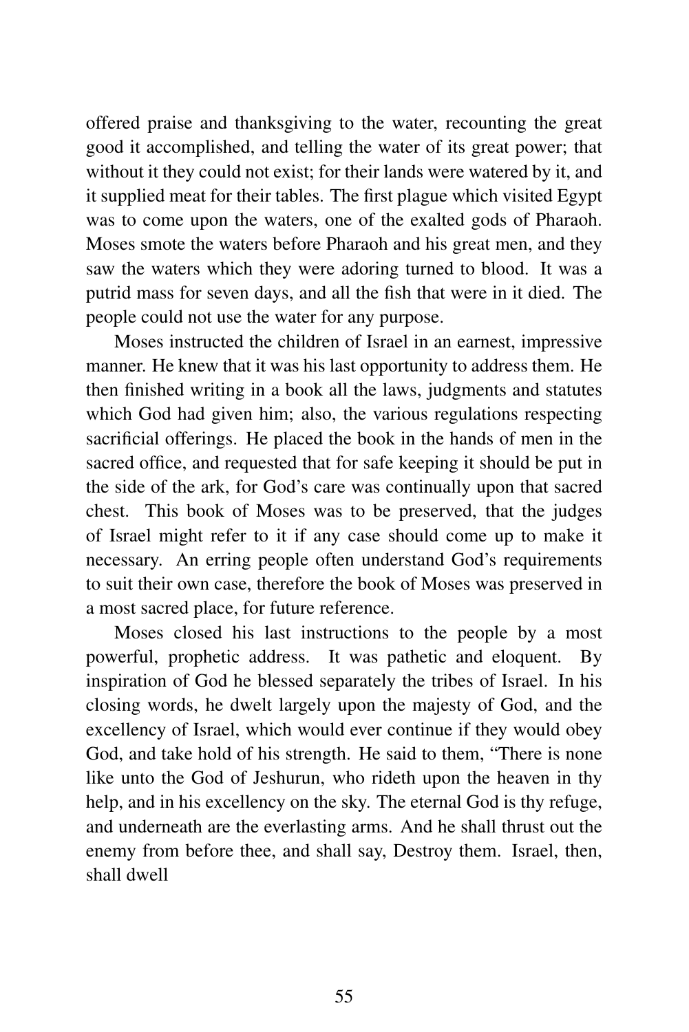offered praise and thanksgiving to the water, recounting the great good it accomplished, and telling the water of its great power; that without it they could not exist; for their lands were watered by it, and it supplied meat for their tables. The first plague which visited Egypt was to come upon the waters, one of the exalted gods of Pharaoh. Moses smote the waters before Pharaoh and his great men, and they saw the waters which they were adoring turned to blood. It was a putrid mass for seven days, and all the fish that were in it died. The people could not use the water for any purpose.

Moses instructed the children of Israel in an earnest, impressive manner. He knew that it was his last opportunity to address them. He then finished writing in a book all the laws, judgments and statutes which God had given him; also, the various regulations respecting sacrificial offerings. He placed the book in the hands of men in the sacred office, and requested that for safe keeping it should be put in the side of the ark, for God's care was continually upon that sacred chest. This book of Moses was to be preserved, that the judges of Israel might refer to it if any case should come up to make it necessary. An erring people often understand God's requirements to suit their own case, therefore the book of Moses was preserved in a most sacred place, for future reference.

Moses closed his last instructions to the people by a most powerful, prophetic address. It was pathetic and eloquent. By inspiration of God he blessed separately the tribes of Israel. In his closing words, he dwelt largely upon the majesty of God, and the excellency of Israel, which would ever continue if they would obey God, and take hold of his strength. He said to them, "There is none like unto the God of Jeshurun, who rideth upon the heaven in thy help, and in his excellency on the sky. The eternal God is thy refuge, and underneath are the everlasting arms. And he shall thrust out the enemy from before thee, and shall say, Destroy them. Israel, then, shall dwell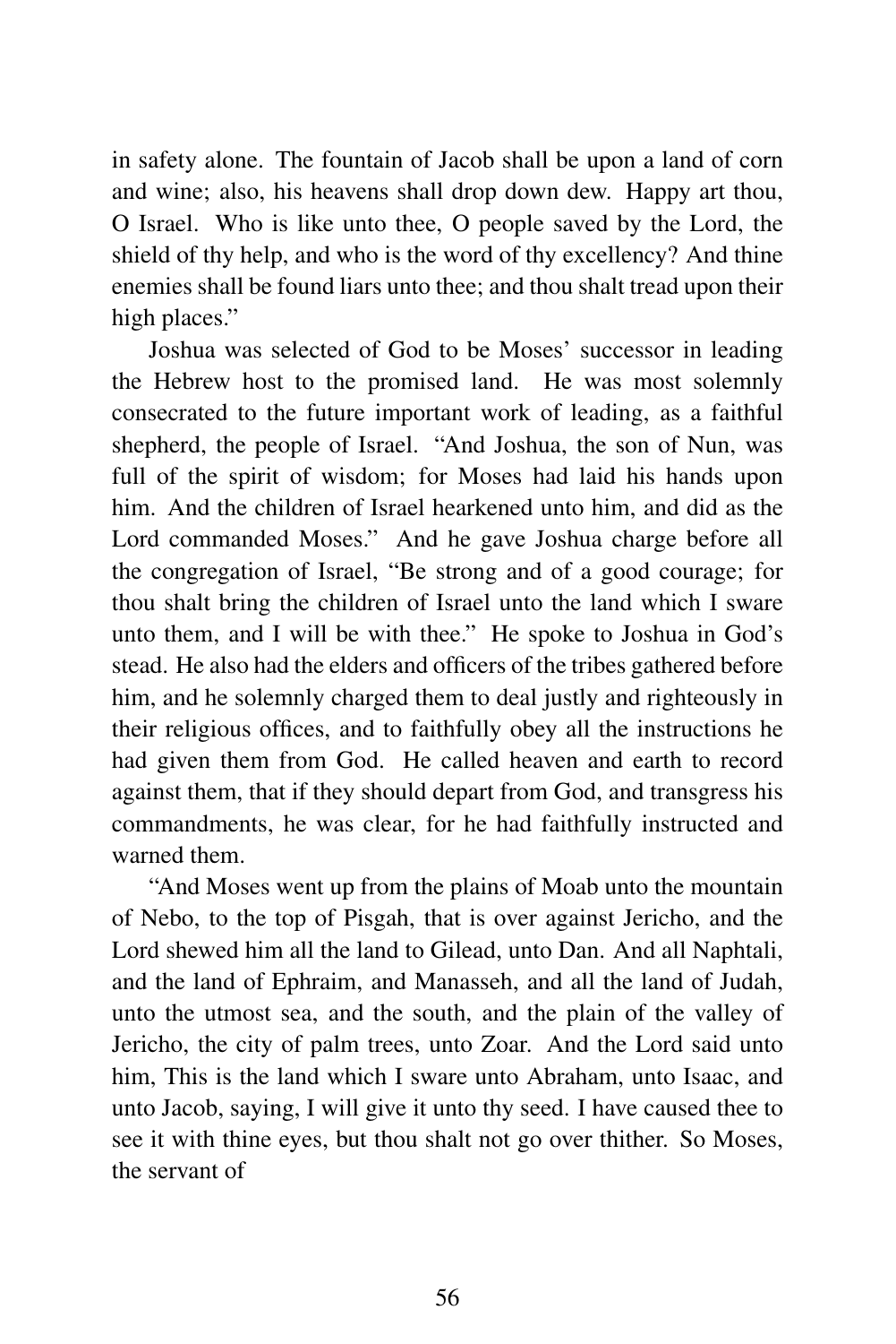in safety alone. The fountain of Jacob shall be upon a land of corn and wine; also, his heavens shall drop down dew. Happy art thou, O Israel. Who is like unto thee, O people saved by the Lord, the shield of thy help, and who is the word of thy excellency? And thine enemies shall be found liars unto thee; and thou shalt tread upon their high places."

Joshua was selected of God to be Moses' successor in leading the Hebrew host to the promised land. He was most solemnly consecrated to the future important work of leading, as a faithful shepherd, the people of Israel. "And Joshua, the son of Nun, was full of the spirit of wisdom; for Moses had laid his hands upon him. And the children of Israel hearkened unto him, and did as the Lord commanded Moses." And he gave Joshua charge before all the congregation of Israel, "Be strong and of a good courage; for thou shalt bring the children of Israel unto the land which I sware unto them, and I will be with thee." He spoke to Joshua in God's stead. He also had the elders and officers of the tribes gathered before him, and he solemnly charged them to deal justly and righteously in their religious offices, and to faithfully obey all the instructions he had given them from God. He called heaven and earth to record against them, that if they should depart from God, and transgress his commandments, he was clear, for he had faithfully instructed and warned them.

"And Moses went up from the plains of Moab unto the mountain of Nebo, to the top of Pisgah, that is over against Jericho, and the Lord shewed him all the land to Gilead, unto Dan. And all Naphtali, and the land of Ephraim, and Manasseh, and all the land of Judah, unto the utmost sea, and the south, and the plain of the valley of Jericho, the city of palm trees, unto Zoar. And the Lord said unto him, This is the land which I sware unto Abraham, unto Isaac, and unto Jacob, saying, I will give it unto thy seed. I have caused thee to see it with thine eyes, but thou shalt not go over thither. So Moses, the servant of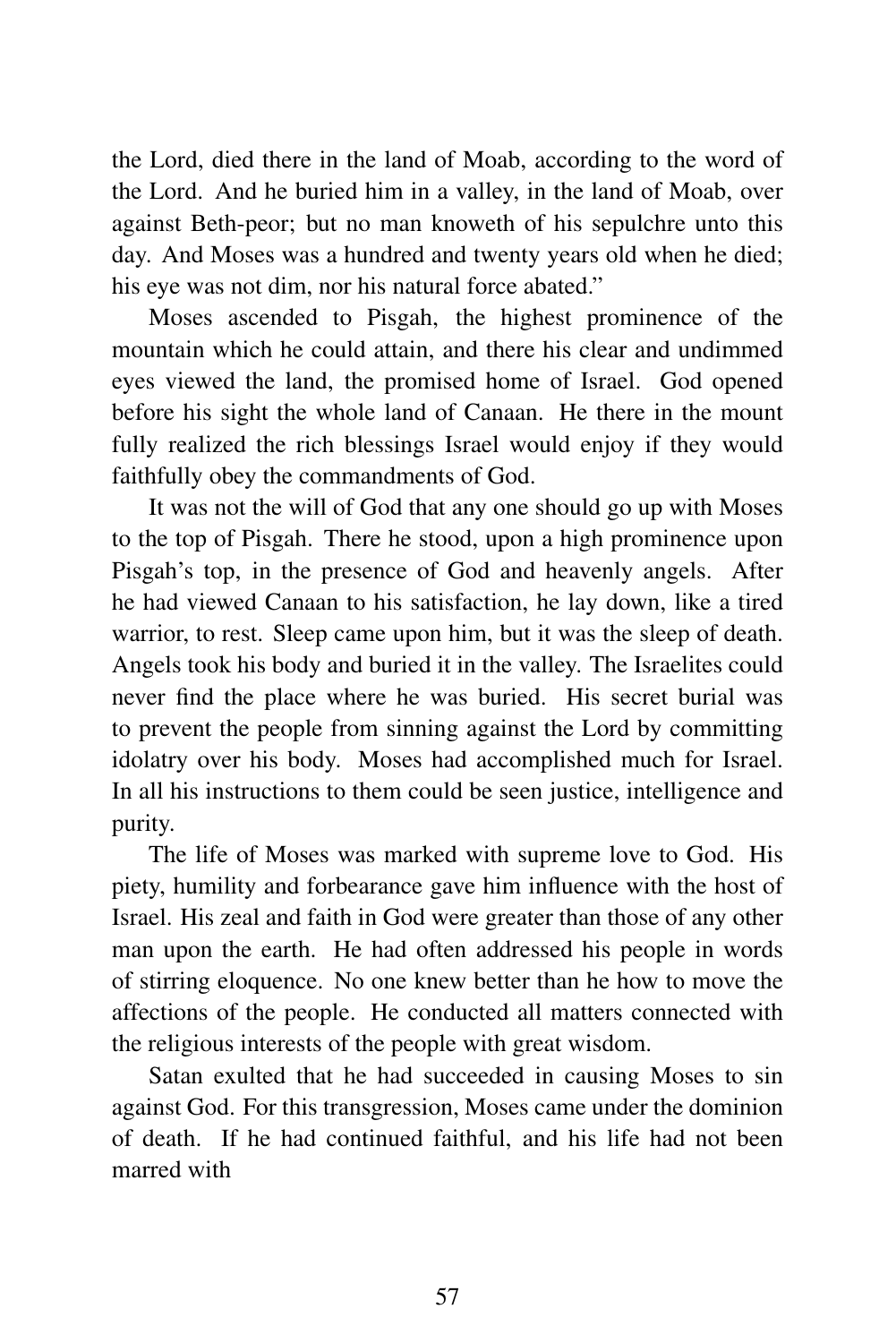the Lord, died there in the land of Moab, according to the word of the Lord. And he buried him in a valley, in the land of Moab, over against Beth-peor; but no man knoweth of his sepulchre unto this day. And Moses was a hundred and twenty years old when he died; his eye was not dim, nor his natural force abated."

Moses ascended to Pisgah, the highest prominence of the mountain which he could attain, and there his clear and undimmed eyes viewed the land, the promised home of Israel. God opened before his sight the whole land of Canaan. He there in the mount fully realized the rich blessings Israel would enjoy if they would faithfully obey the commandments of God.

It was not the will of God that any one should go up with Moses to the top of Pisgah. There he stood, upon a high prominence upon Pisgah's top, in the presence of God and heavenly angels. After he had viewed Canaan to his satisfaction, he lay down, like a tired warrior, to rest. Sleep came upon him, but it was the sleep of death. Angels took his body and buried it in the valley. The Israelites could never find the place where he was buried. His secret burial was to prevent the people from sinning against the Lord by committing idolatry over his body. Moses had accomplished much for Israel. In all his instructions to them could be seen justice, intelligence and purity.

The life of Moses was marked with supreme love to God. His piety, humility and forbearance gave him influence with the host of Israel. His zeal and faith in God were greater than those of any other man upon the earth. He had often addressed his people in words of stirring eloquence. No one knew better than he how to move the affections of the people. He conducted all matters connected with the religious interests of the people with great wisdom.

Satan exulted that he had succeeded in causing Moses to sin against God. For this transgression, Moses came under the dominion of death. If he had continued faithful, and his life had not been marred with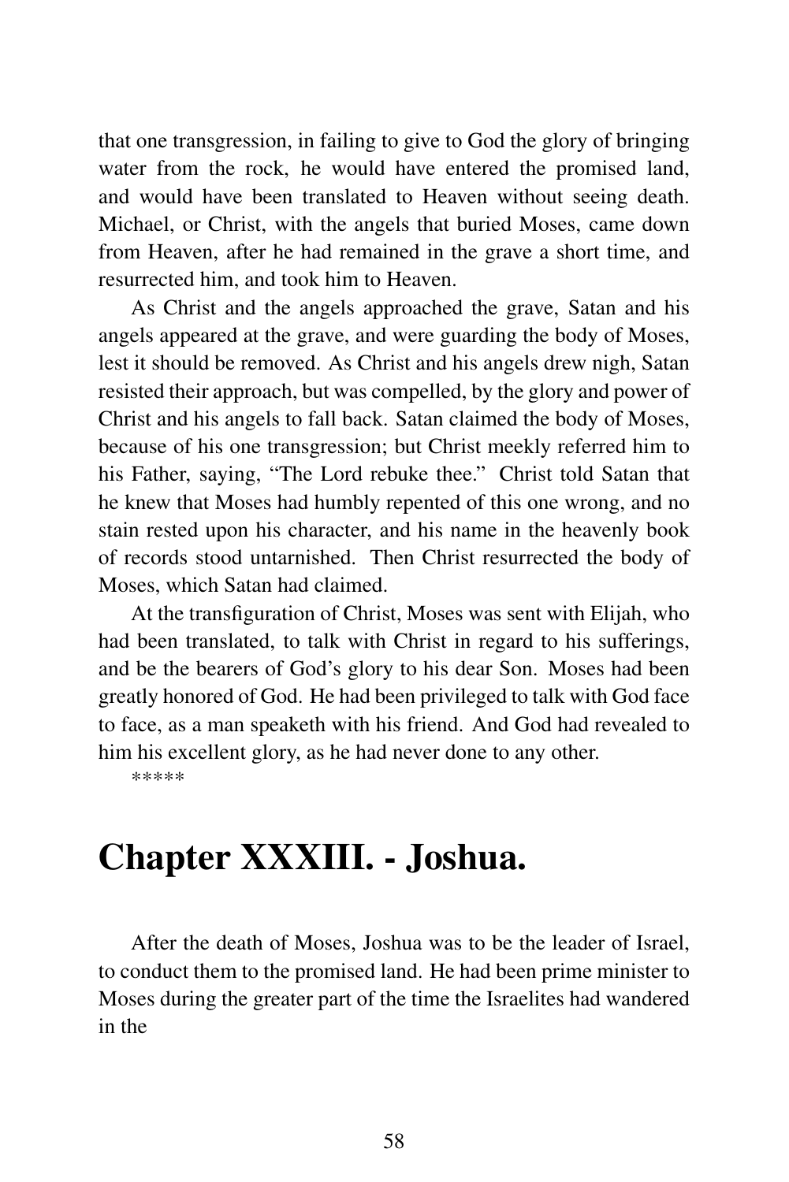that one transgression, in failing to give to God the glory of bringing water from the rock, he would have entered the promised land, and would have been translated to Heaven without seeing death. Michael, or Christ, with the angels that buried Moses, came down from Heaven, after he had remained in the grave a short time, and resurrected him, and took him to Heaven.

As Christ and the angels approached the grave, Satan and his angels appeared at the grave, and were guarding the body of Moses, lest it should be removed. As Christ and his angels drew nigh, Satan resisted their approach, but was compelled, by the glory and power of Christ and his angels to fall back. Satan claimed the body of Moses, because of his one transgression; but Christ meekly referred him to his Father, saying, "The Lord rebuke thee." Christ told Satan that he knew that Moses had humbly repented of this one wrong, and no stain rested upon his character, and his name in the heavenly book of records stood untarnished. Then Christ resurrected the body of Moses, which Satan had claimed.

At the transfiguration of Christ, Moses was sent with Elijah, who had been translated, to talk with Christ in regard to his sufferings, and be the bearers of God's glory to his dear Son. Moses had been greatly honored of God. He had been privileged to talk with God face to face, as a man speaketh with his friend. And God had revealed to him his excellent glory, as he had never done to any other.

*****

# Chapter XXXIII. - Joshua.

After the death of Moses, Joshua was to be the leader of Israel, to conduct them to the promised land. He had been prime minister to Moses during the greater part of the time the Israelites had wandered in the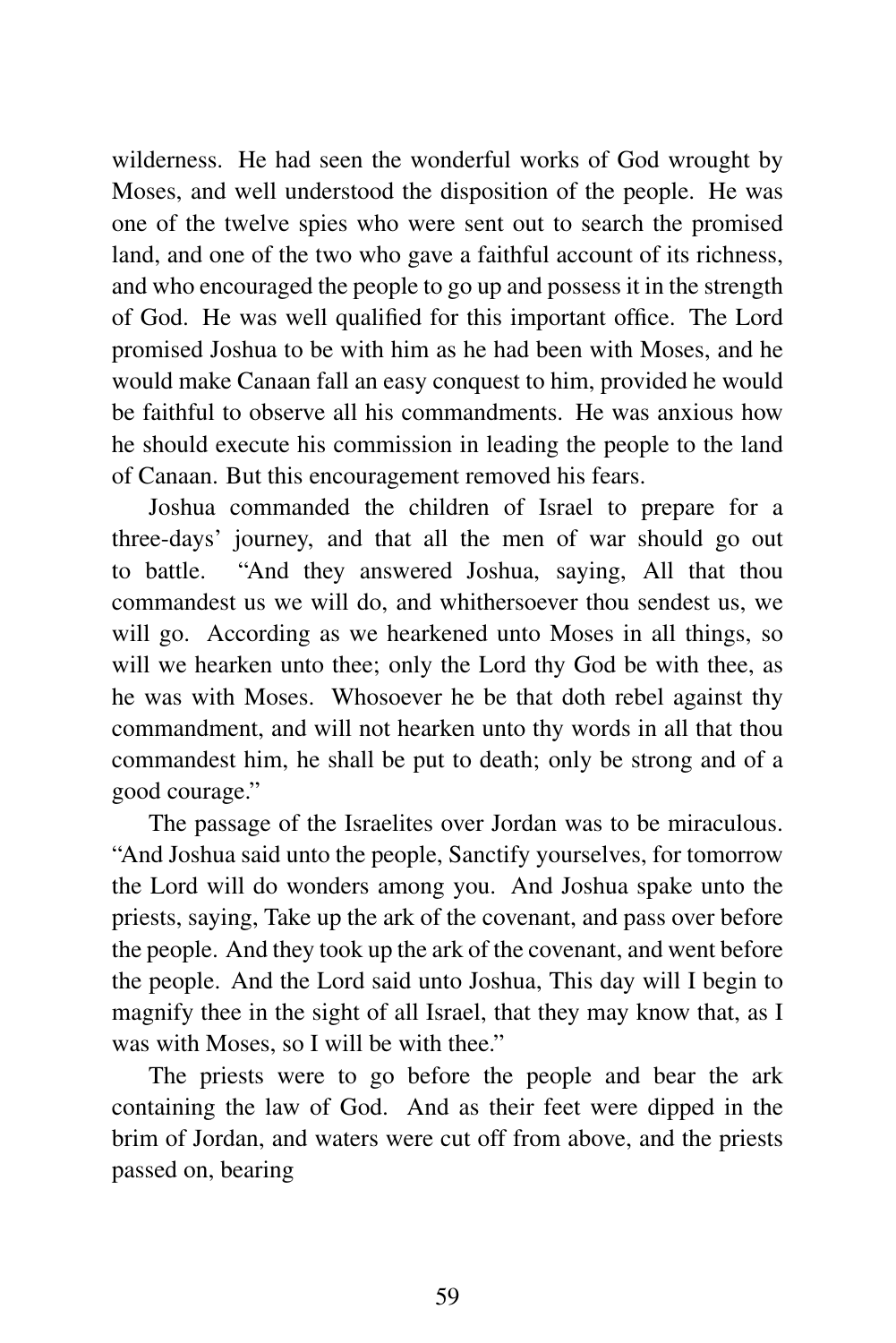wilderness. He had seen the wonderful works of God wrought by Moses, and well understood the disposition of the people. He was one of the twelve spies who were sent out to search the promised land, and one of the two who gave a faithful account of its richness, and who encouraged the people to go up and possess it in the strength of God. He was well qualified for this important office. The Lord promised Joshua to be with him as he had been with Moses, and he would make Canaan fall an easy conquest to him, provided he would be faithful to observe all his commandments. He was anxious how he should execute his commission in leading the people to the land of Canaan. But this encouragement removed his fears.

Joshua commanded the children of Israel to prepare for a three-days' journey, and that all the men of war should go out to battle. "And they answered Joshua, saying, All that thou commandest us we will do, and whithersoever thou sendest us, we will go. According as we hearkened unto Moses in all things, so will we hearken unto thee; only the Lord thy God be with thee, as he was with Moses. Whosoever he be that doth rebel against thy commandment, and will not hearken unto thy words in all that thou commandest him, he shall be put to death; only be strong and of a good courage."

The passage of the Israelites over Jordan was to be miraculous. "And Joshua said unto the people, Sanctify yourselves, for tomorrow the Lord will do wonders among you. And Joshua spake unto the priests, saying, Take up the ark of the covenant, and pass over before the people. And they took up the ark of the covenant, and went before the people. And the Lord said unto Joshua, This day will I begin to magnify thee in the sight of all Israel, that they may know that, as I was with Moses, so I will be with thee."

The priests were to go before the people and bear the ark containing the law of God. And as their feet were dipped in the brim of Jordan, and waters were cut off from above, and the priests passed on, bearing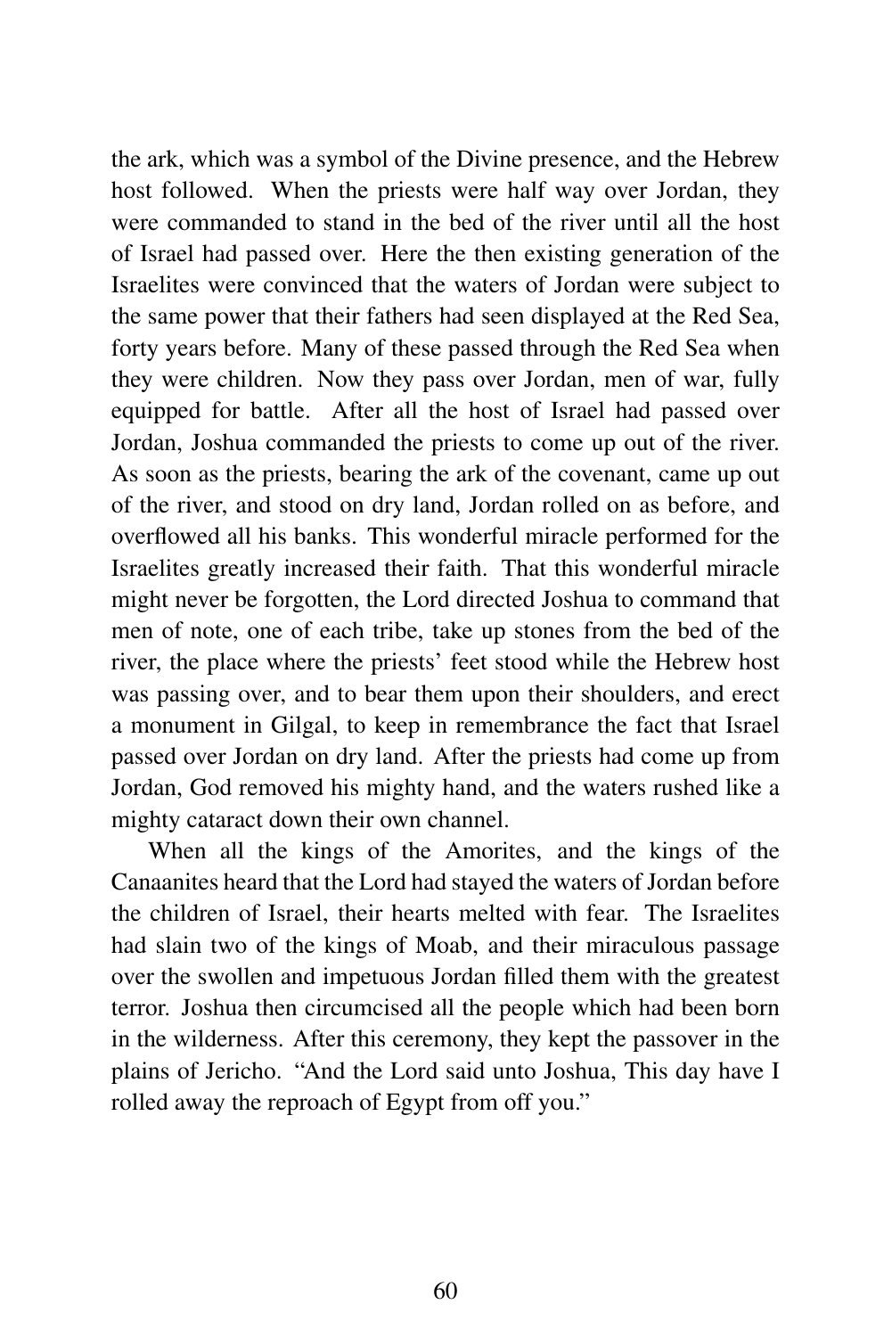the ark, which was a symbol of the Divine presence, and the Hebrew host followed. When the priests were half way over Jordan, they were commanded to stand in the bed of the river until all the host of Israel had passed over. Here the then existing generation of the Israelites were convinced that the waters of Jordan were subject to the same power that their fathers had seen displayed at the Red Sea, forty years before. Many of these passed through the Red Sea when they were children. Now they pass over Jordan, men of war, fully equipped for battle. After all the host of Israel had passed over Jordan, Joshua commanded the priests to come up out of the river. As soon as the priests, bearing the ark of the covenant, came up out of the river, and stood on dry land, Jordan rolled on as before, and overflowed all his banks. This wonderful miracle performed for the Israelites greatly increased their faith. That this wonderful miracle might never be forgotten, the Lord directed Joshua to command that men of note, one of each tribe, take up stones from the bed of the river, the place where the priests' feet stood while the Hebrew host was passing over, and to bear them upon their shoulders, and erect a monument in Gilgal, to keep in remembrance the fact that Israel passed over Jordan on dry land. After the priests had come up from Jordan, God removed his mighty hand, and the waters rushed like a mighty cataract down their own channel.

When all the kings of the Amorites, and the kings of the Canaanites heard that the Lord had stayed the waters of Jordan before the children of Israel, their hearts melted with fear. The Israelites had slain two of the kings of Moab, and their miraculous passage over the swollen and impetuous Jordan filled them with the greatest terror. Joshua then circumcised all the people which had been born in the wilderness. After this ceremony, they kept the passover in the plains of Jericho. "And the Lord said unto Joshua, This day have I rolled away the reproach of Egypt from off you."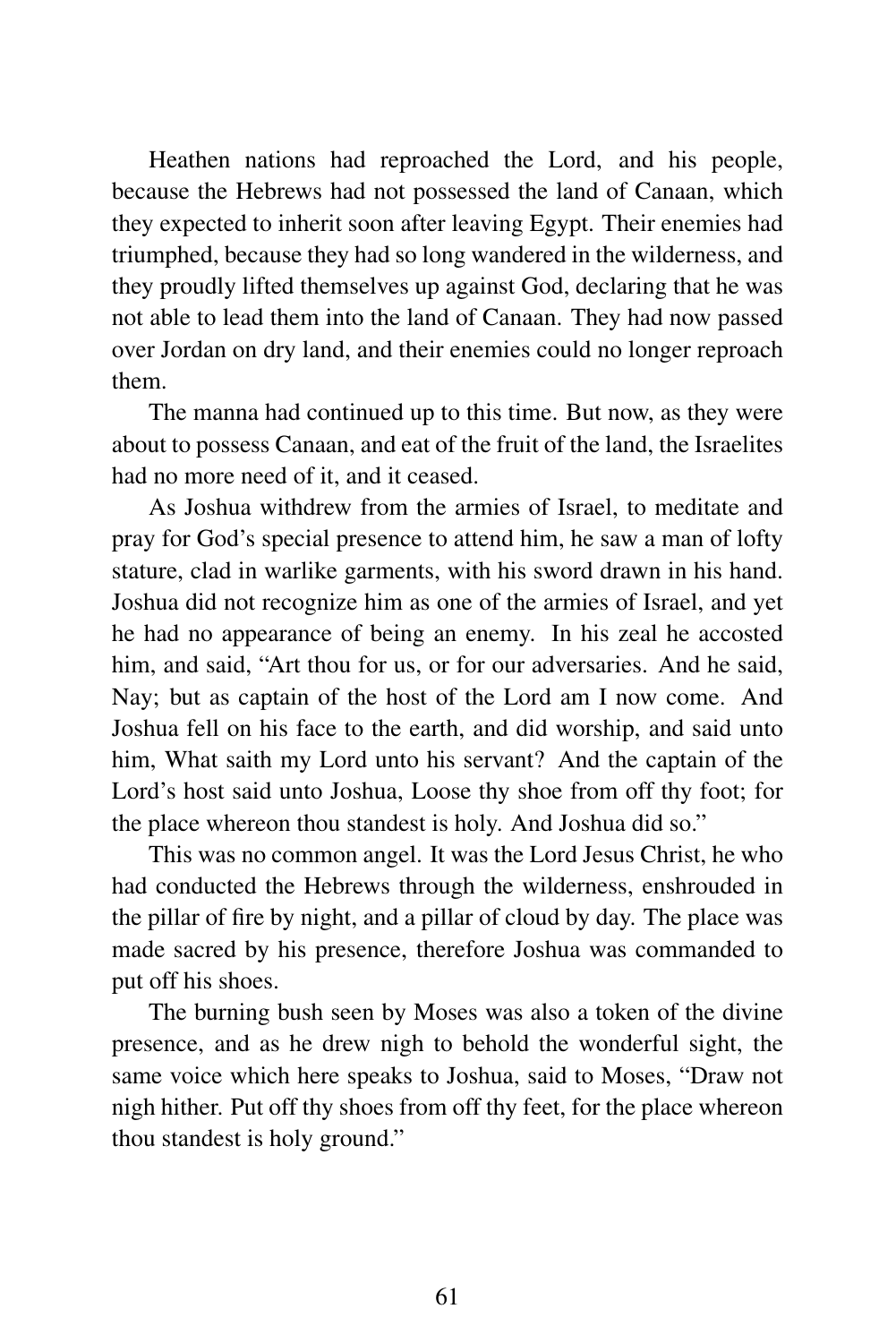Heathen nations had reproached the Lord, and his people, because the Hebrews had not possessed the land of Canaan, which they expected to inherit soon after leaving Egypt. Their enemies had triumphed, because they had so long wandered in the wilderness, and they proudly lifted themselves up against God, declaring that he was not able to lead them into the land of Canaan. They had now passed over Jordan on dry land, and their enemies could no longer reproach them.

The manna had continued up to this time. But now, as they were about to possess Canaan, and eat of the fruit of the land, the Israelites had no more need of it, and it ceased.

As Joshua withdrew from the armies of Israel, to meditate and pray for God's special presence to attend him, he saw a man of lofty stature, clad in warlike garments, with his sword drawn in his hand. Joshua did not recognize him as one of the armies of Israel, and yet he had no appearance of being an enemy. In his zeal he accosted him, and said, "Art thou for us, or for our adversaries. And he said, Nay; but as captain of the host of the Lord am I now come. And Joshua fell on his face to the earth, and did worship, and said unto him, What saith my Lord unto his servant? And the captain of the Lord's host said unto Joshua, Loose thy shoe from off thy foot; for the place whereon thou standest is holy. And Joshua did so."

This was no common angel. It was the Lord Jesus Christ, he who had conducted the Hebrews through the wilderness, enshrouded in the pillar of fire by night, and a pillar of cloud by day. The place was made sacred by his presence, therefore Joshua was commanded to put off his shoes.

The burning bush seen by Moses was also a token of the divine presence, and as he drew nigh to behold the wonderful sight, the same voice which here speaks to Joshua, said to Moses, "Draw not nigh hither. Put off thy shoes from off thy feet, for the place whereon thou standest is holy ground."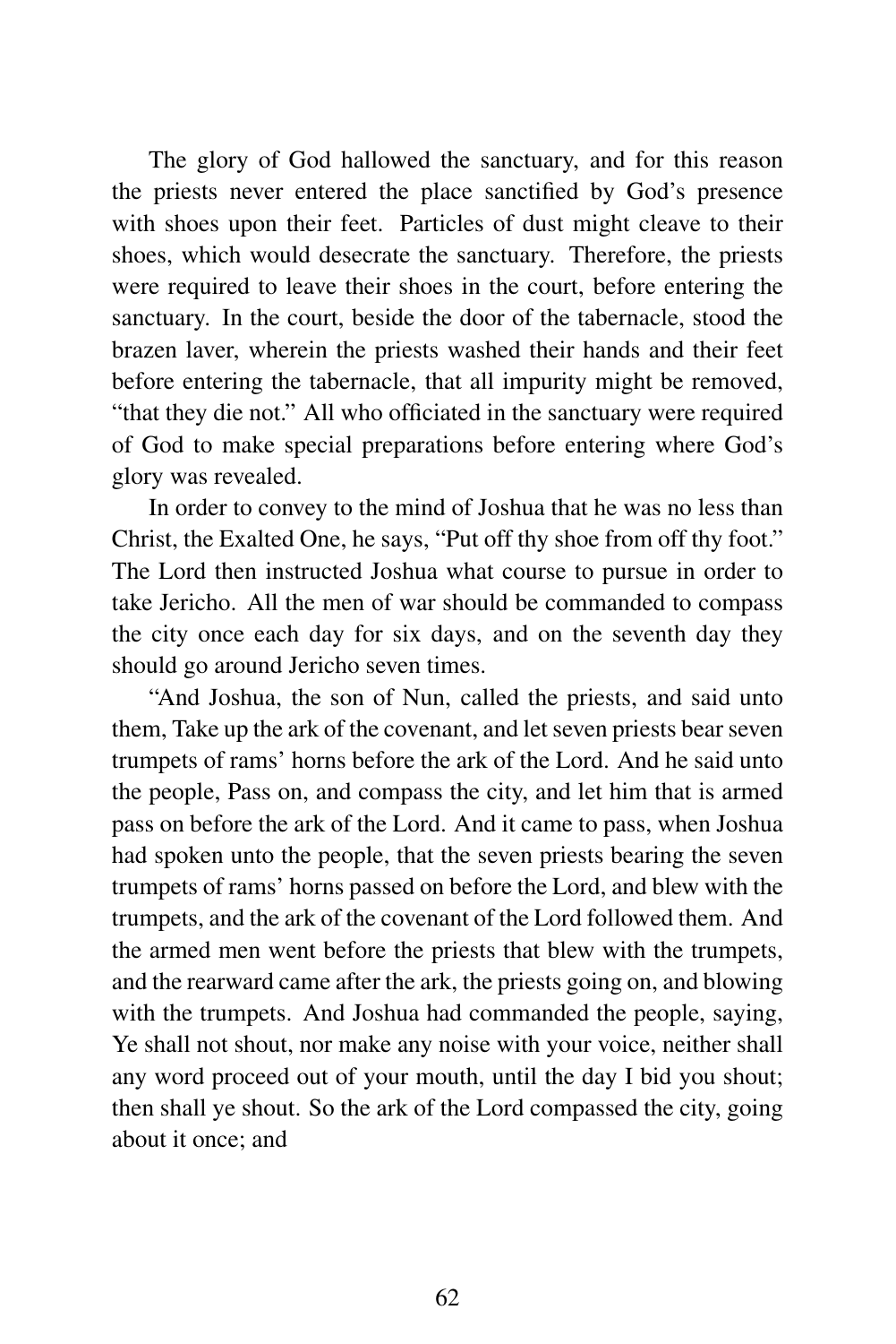The glory of God hallowed the sanctuary, and for this reason the priests never entered the place sanctified by God's presence with shoes upon their feet. Particles of dust might cleave to their shoes, which would desecrate the sanctuary. Therefore, the priests were required to leave their shoes in the court, before entering the sanctuary. In the court, beside the door of the tabernacle, stood the brazen laver, wherein the priests washed their hands and their feet before entering the tabernacle, that all impurity might be removed, "that they die not." All who officiated in the sanctuary were required of God to make special preparations before entering where God's glory was revealed.

In order to convey to the mind of Joshua that he was no less than Christ, the Exalted One, he says, "Put off thy shoe from off thy foot." The Lord then instructed Joshua what course to pursue in order to take Jericho. All the men of war should be commanded to compass the city once each day for six days, and on the seventh day they should go around Jericho seven times.

"And Joshua, the son of Nun, called the priests, and said unto them, Take up the ark of the covenant, and let seven priests bear seven trumpets of rams' horns before the ark of the Lord. And he said unto the people, Pass on, and compass the city, and let him that is armed pass on before the ark of the Lord. And it came to pass, when Joshua had spoken unto the people, that the seven priests bearing the seven trumpets of rams' horns passed on before the Lord, and blew with the trumpets, and the ark of the covenant of the Lord followed them. And the armed men went before the priests that blew with the trumpets, and the rearward came after the ark, the priests going on, and blowing with the trumpets. And Joshua had commanded the people, saying, Ye shall not shout, nor make any noise with your voice, neither shall any word proceed out of your mouth, until the day I bid you shout; then shall ye shout. So the ark of the Lord compassed the city, going about it once; and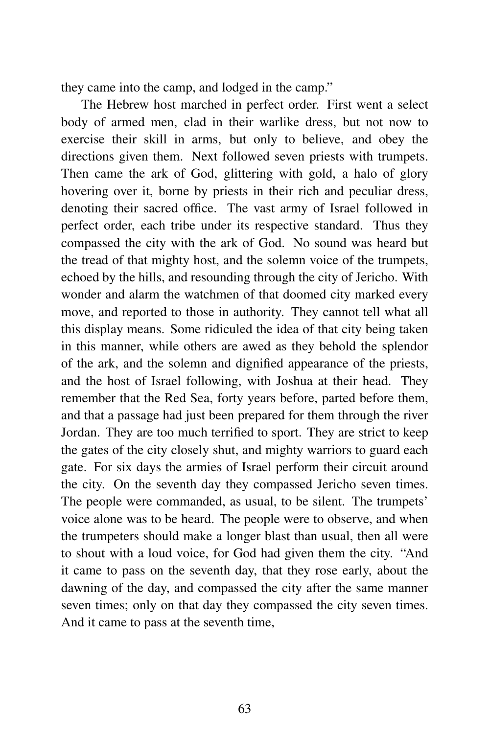they came into the camp, and lodged in the camp."

The Hebrew host marched in perfect order. First went a select body of armed men, clad in their warlike dress, but not now to exercise their skill in arms, but only to believe, and obey the directions given them. Next followed seven priests with trumpets. Then came the ark of God, glittering with gold, a halo of glory hovering over it, borne by priests in their rich and peculiar dress, denoting their sacred office. The vast army of Israel followed in perfect order, each tribe under its respective standard. Thus they compassed the city with the ark of God. No sound was heard but the tread of that mighty host, and the solemn voice of the trumpets, echoed by the hills, and resounding through the city of Jericho. With wonder and alarm the watchmen of that doomed city marked every move, and reported to those in authority. They cannot tell what all this display means. Some ridiculed the idea of that city being taken in this manner, while others are awed as they behold the splendor of the ark, and the solemn and dignified appearance of the priests, and the host of Israel following, with Joshua at their head. They remember that the Red Sea, forty years before, parted before them, and that a passage had just been prepared for them through the river Jordan. They are too much terrified to sport. They are strict to keep the gates of the city closely shut, and mighty warriors to guard each gate. For six days the armies of Israel perform their circuit around the city. On the seventh day they compassed Jericho seven times. The people were commanded, as usual, to be silent. The trumpets' voice alone was to be heard. The people were to observe, and when the trumpeters should make a longer blast than usual, then all were to shout with a loud voice, for God had given them the city. "And it came to pass on the seventh day, that they rose early, about the dawning of the day, and compassed the city after the same manner seven times; only on that day they compassed the city seven times. And it came to pass at the seventh time,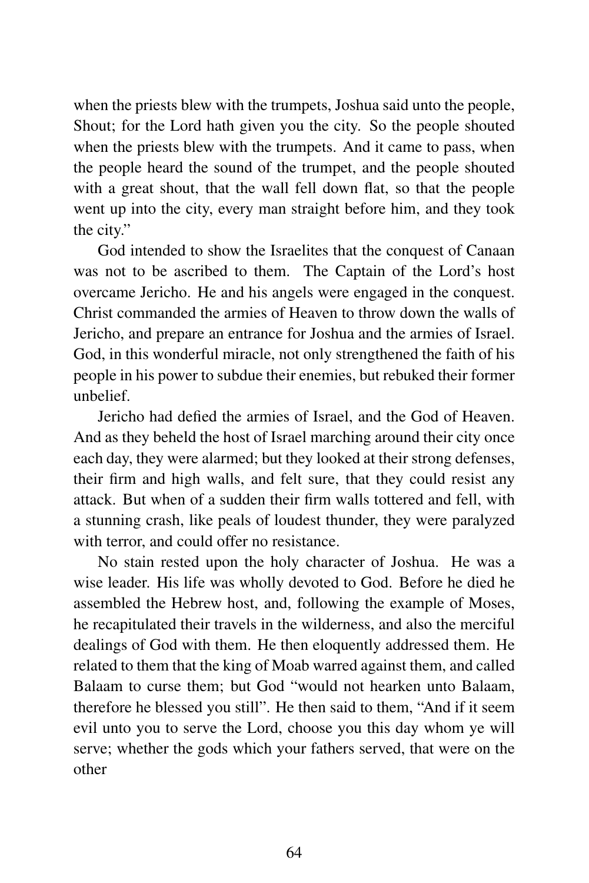when the priests blew with the trumpets, Joshua said unto the people, Shout; for the Lord hath given you the city. So the people shouted when the priests blew with the trumpets. And it came to pass, when the people heard the sound of the trumpet, and the people shouted with a great shout, that the wall fell down flat, so that the people went up into the city, every man straight before him, and they took the city."

God intended to show the Israelites that the conquest of Canaan was not to be ascribed to them. The Captain of the Lord's host overcame Jericho. He and his angels were engaged in the conquest. Christ commanded the armies of Heaven to throw down the walls of Jericho, and prepare an entrance for Joshua and the armies of Israel. God, in this wonderful miracle, not only strengthened the faith of his people in his power to subdue their enemies, but rebuked their former unbelief.

Jericho had defied the armies of Israel, and the God of Heaven. And as they beheld the host of Israel marching around their city once each day, they were alarmed; but they looked at their strong defenses, their firm and high walls, and felt sure, that they could resist any attack. But when of a sudden their firm walls tottered and fell, with a stunning crash, like peals of loudest thunder, they were paralyzed with terror, and could offer no resistance.

No stain rested upon the holy character of Joshua. He was a wise leader. His life was wholly devoted to God. Before he died he assembled the Hebrew host, and, following the example of Moses, he recapitulated their travels in the wilderness, and also the merciful dealings of God with them. He then eloquently addressed them. He related to them that the king of Moab warred against them, and called Balaam to curse them; but God "would not hearken unto Balaam, therefore he blessed you still". He then said to them, "And if it seem evil unto you to serve the Lord, choose you this day whom ye will serve; whether the gods which your fathers served, that were on the other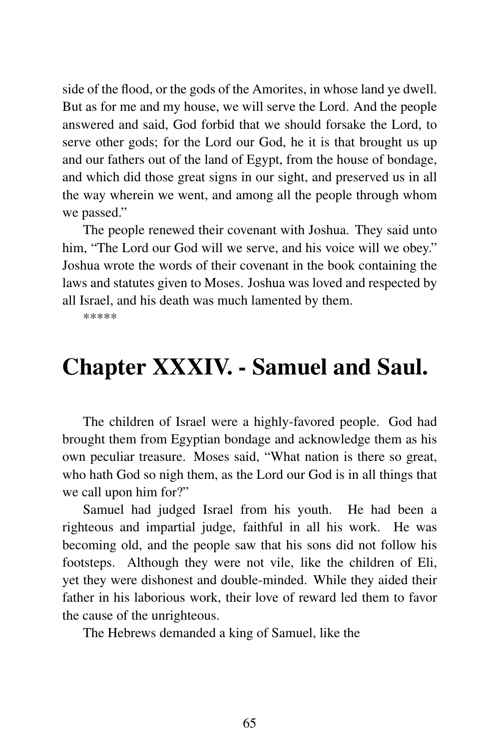side of the flood, or the gods of the Amorites, in whose land ye dwell. But as for me and my house, we will serve the Lord. And the people answered and said, God forbid that we should forsake the Lord, to serve other gods; for the Lord our God, he it is that brought us up and our fathers out of the land of Egypt, from the house of bondage, and which did those great signs in our sight, and preserved us in all the way wherein we went, and among all the people through whom we passed."

The people renewed their covenant with Joshua. They said unto him, "The Lord our God will we serve, and his voice will we obey." Joshua wrote the words of their covenant in the book containing the laws and statutes given to Moses. Joshua was loved and respected by all Israel, and his death was much lamented by them.

*****

# Chapter XXXIV. - Samuel and Saul.

The children of Israel were a highly-favored people. God had brought them from Egyptian bondage and acknowledge them as his own peculiar treasure. Moses said, "What nation is there so great, who hath God so nigh them, as the Lord our God is in all things that we call upon him for?"

Samuel had judged Israel from his youth. He had been a righteous and impartial judge, faithful in all his work. He was becoming old, and the people saw that his sons did not follow his footsteps. Although they were not vile, like the children of Eli, yet they were dishonest and double-minded. While they aided their father in his laborious work, their love of reward led them to favor the cause of the unrighteous.

The Hebrews demanded a king of Samuel, like the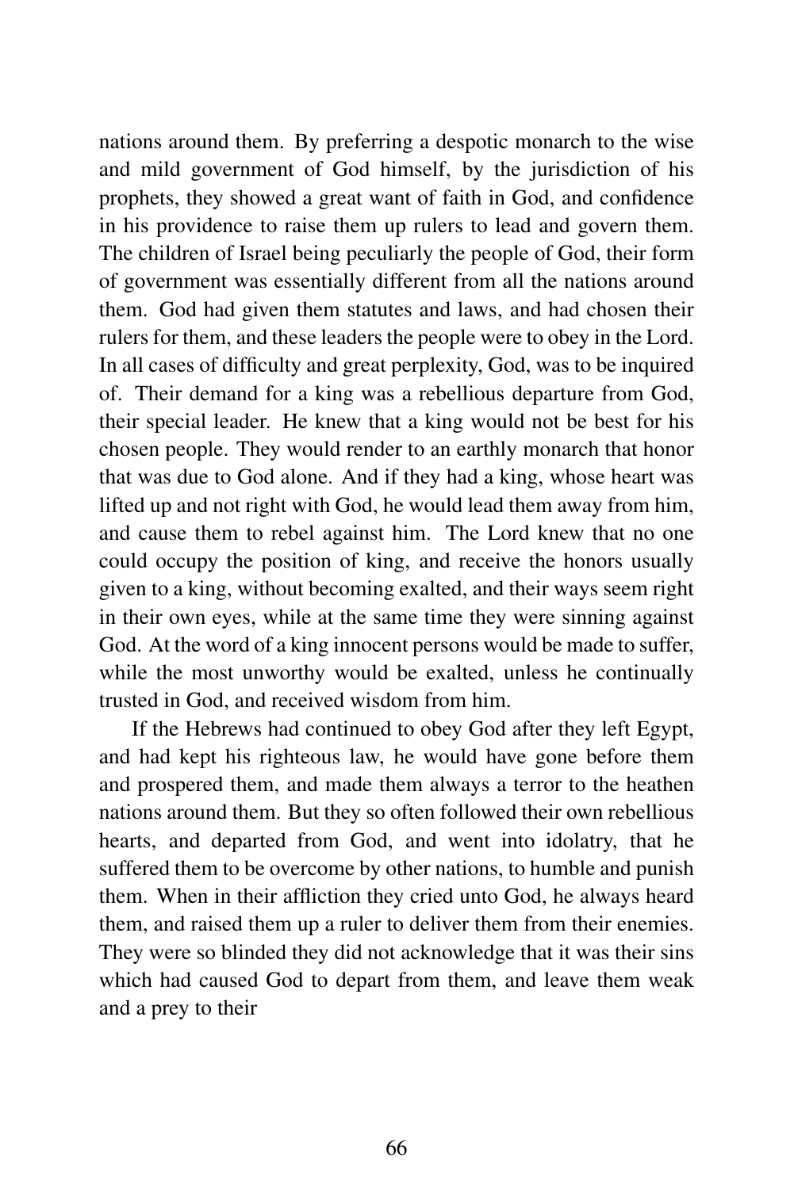nations around them. By preferring a despotic monarch to the wise and mild government of God himself, by the jurisdiction of his prophets, they showed a great want of faith in God, and confidence in his providence to raise them up rulers to lead and govern them. The children of Israel being peculiarly the people of God, their form of government was essentially different from all the nations around them. God had given them statutes and laws, and had chosen their rulers for them, and these leaders the people were to obey in the Lord. In all cases of difficulty and great perplexity, God, was to be inquired of. Their demand for a king was a rebellious departure from God, their special leader. He knew that a king would not be best for his chosen people. They would render to an earthly monarch that honor that was due to God alone. And if they had a king, whose heart was lifted up and not right with God, he would lead them away from him, and cause them to rebel against him. The Lord knew that no one could occupy the position of king, and receive the honors usually given to a king, without becoming exalted, and their ways seem right in their own eyes, while at the same time they were sinning against God. At the word of a king innocent persons would be made to suffer, while the most unworthy would be exalted, unless he continually trusted in God, and received wisdom from him.

If the Hebrews had continued to obey God after they left Egypt, and had kept his righteous law, he would have gone before them and prospered them, and made them always a terror to the heathen nations around them. But they so often followed their own rebellious hearts, and departed from God, and went into idolatry, that he suffered them to be overcome by other nations, to humble and punish them. When in their affliction they cried unto God, he always heard them, and raised them up a ruler to deliver them from their enemies. They were so blinded they did not acknowledge that it was their sins which had caused God to depart from them, and leave them weak and a prey to their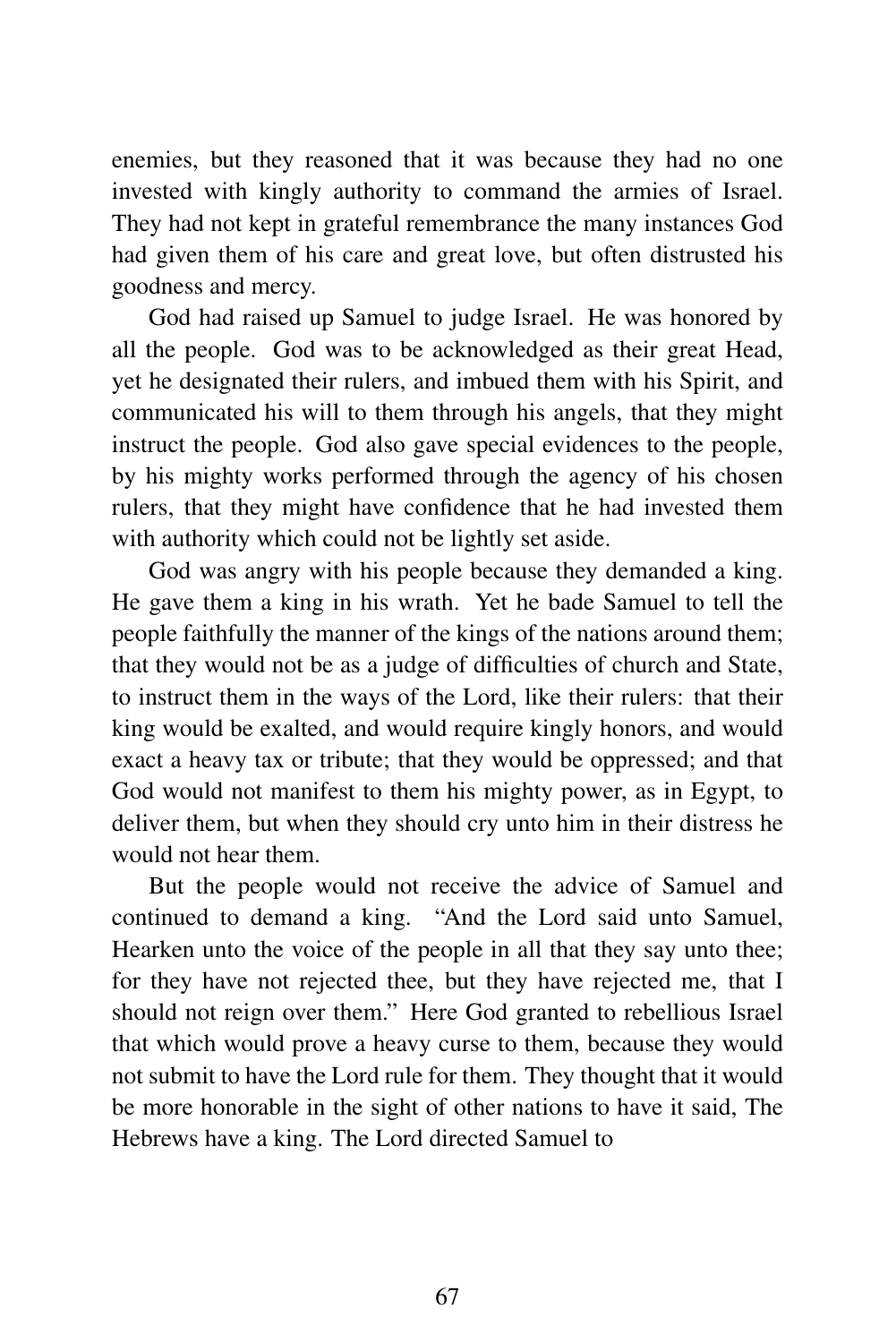enemies, but they reasoned that it was because they had no one invested with kingly authority to command the armies of Israel. They had not kept in grateful remembrance the many instances God had given them of his care and great love, but often distrusted his goodness and mercy.

God had raised up Samuel to judge Israel. He was honored by all the people. God was to be acknowledged as their great Head, yet he designated their rulers, and imbued them with his Spirit, and communicated his will to them through his angels, that they might instruct the people. God also gave special evidences to the people, by his mighty works performed through the agency of his chosen rulers, that they might have confidence that he had invested them with authority which could not be lightly set aside.

God was angry with his people because they demanded a king. He gave them a king in his wrath. Yet he bade Samuel to tell the people faithfully the manner of the kings of the nations around them; that they would not be as a judge of difficulties of church and State, to instruct them in the ways of the Lord, like their rulers: that their king would be exalted, and would require kingly honors, and would exact a heavy tax or tribute; that they would be oppressed; and that God would not manifest to them his mighty power, as in Egypt, to deliver them, but when they should cry unto him in their distress he would not hear them.

But the people would not receive the advice of Samuel and continued to demand a king. "And the Lord said unto Samuel, Hearken unto the voice of the people in all that they say unto thee; for they have not rejected thee, but they have rejected me, that I should not reign over them." Here God granted to rebellious Israel that which would prove a heavy curse to them, because they would not submit to have the Lord rule for them. They thought that it would be more honorable in the sight of other nations to have it said, The Hebrews have a king. The Lord directed Samuel to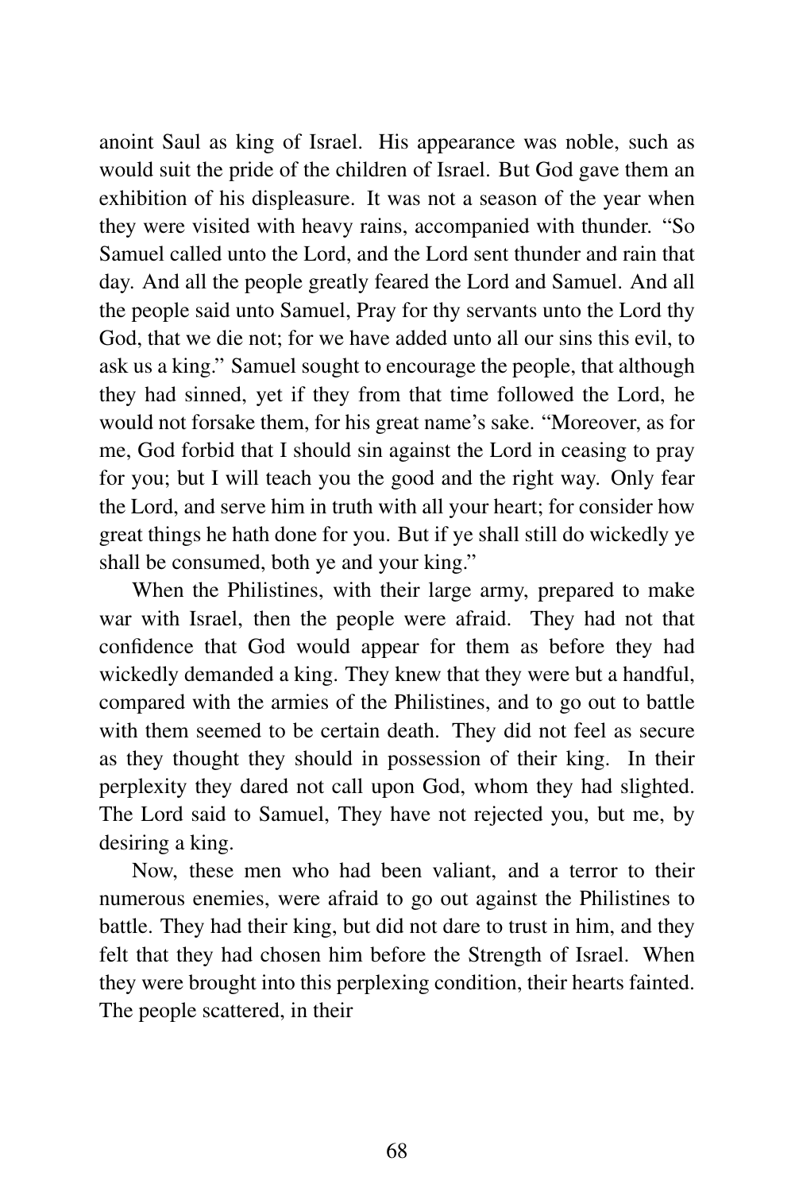anoint Saul as king of Israel. His appearance was noble, such as would suit the pride of the children of Israel. But God gave them an exhibition of his displeasure. It was not a season of the year when they were visited with heavy rains, accompanied with thunder. "So Samuel called unto the Lord, and the Lord sent thunder and rain that day. And all the people greatly feared the Lord and Samuel. And all the people said unto Samuel, Pray for thy servants unto the Lord thy God, that we die not; for we have added unto all our sins this evil, to ask us a king." Samuel sought to encourage the people, that although they had sinned, yet if they from that time followed the Lord, he would not forsake them, for his great name's sake. "Moreover, as for me, God forbid that I should sin against the Lord in ceasing to pray for you; but I will teach you the good and the right way. Only fear the Lord, and serve him in truth with all your heart; for consider how great things he hath done for you. But if ye shall still do wickedly ye shall be consumed, both ye and your king."

When the Philistines, with their large army, prepared to make war with Israel, then the people were afraid. They had not that confidence that God would appear for them as before they had wickedly demanded a king. They knew that they were but a handful, compared with the armies of the Philistines, and to go out to battle with them seemed to be certain death. They did not feel as secure as they thought they should in possession of their king. In their perplexity they dared not call upon God, whom they had slighted. The Lord said to Samuel, They have not rejected you, but me, by desiring a king.

Now, these men who had been valiant, and a terror to their numerous enemies, were afraid to go out against the Philistines to battle. They had their king, but did not dare to trust in him, and they felt that they had chosen him before the Strength of Israel. When they were brought into this perplexing condition, their hearts fainted. The people scattered, in their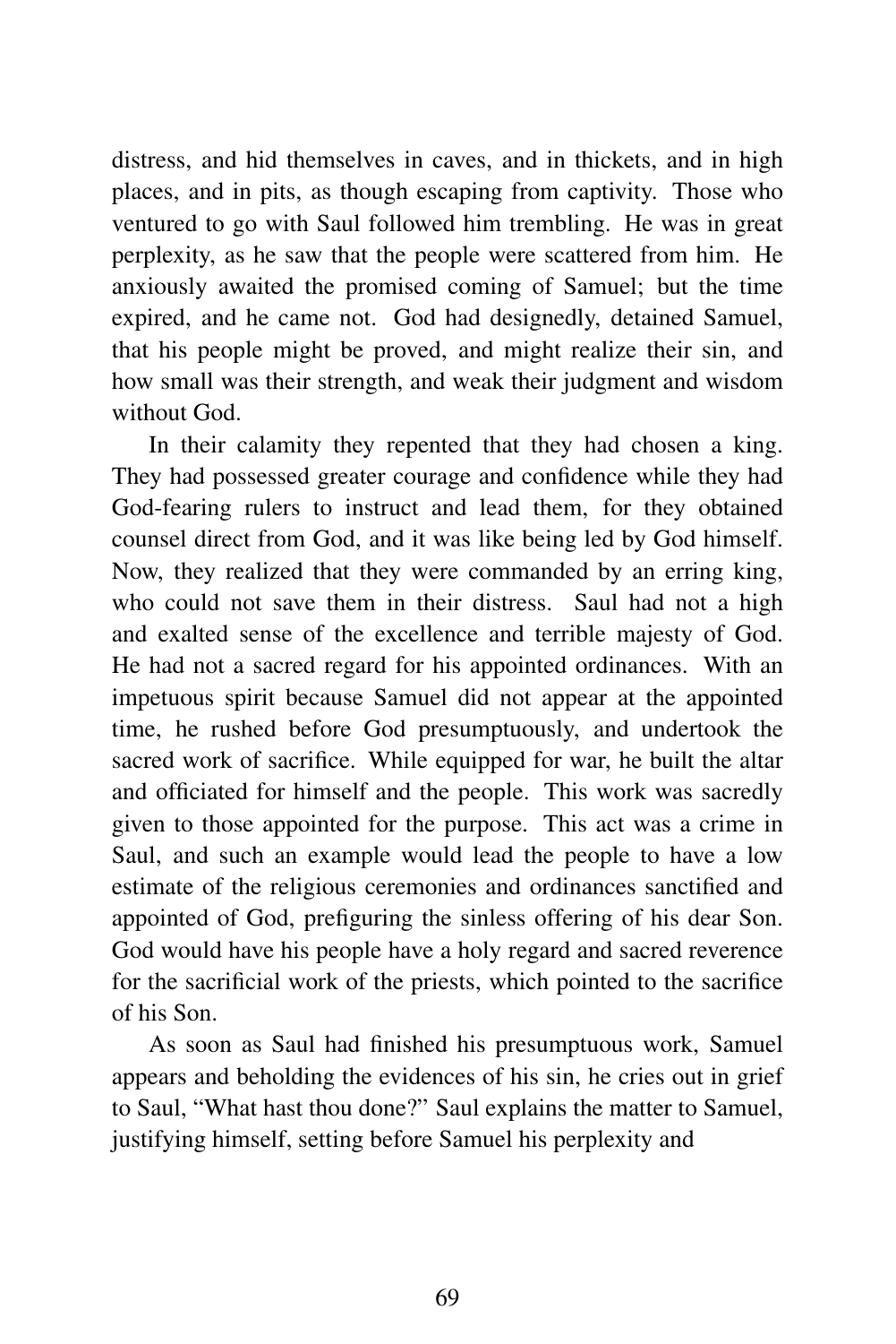distress, and hid themselves in caves, and in thickets, and in high places, and in pits, as though escaping from captivity. Those who ventured to go with Saul followed him trembling. He was in great perplexity, as he saw that the people were scattered from him. He anxiously awaited the promised coming of Samuel; but the time expired, and he came not. God had designedly, detained Samuel, that his people might be proved, and might realize their sin, and how small was their strength, and weak their judgment and wisdom without God.

In their calamity they repented that they had chosen a king. They had possessed greater courage and confidence while they had God-fearing rulers to instruct and lead them, for they obtained counsel direct from God, and it was like being led by God himself. Now, they realized that they were commanded by an erring king, who could not save them in their distress. Saul had not a high and exalted sense of the excellence and terrible majesty of God. He had not a sacred regard for his appointed ordinances. With an impetuous spirit because Samuel did not appear at the appointed time, he rushed before God presumptuously, and undertook the sacred work of sacrifice. While equipped for war, he built the altar and officiated for himself and the people. This work was sacredly given to those appointed for the purpose. This act was a crime in Saul, and such an example would lead the people to have a low estimate of the religious ceremonies and ordinances sanctified and appointed of God, prefiguring the sinless offering of his dear Son. God would have his people have a holy regard and sacred reverence for the sacrificial work of the priests, which pointed to the sacrifice of his Son.

As soon as Saul had finished his presumptuous work, Samuel appears and beholding the evidences of his sin, he cries out in grief to Saul, "What hast thou done?" Saul explains the matter to Samuel, justifying himself, setting before Samuel his perplexity and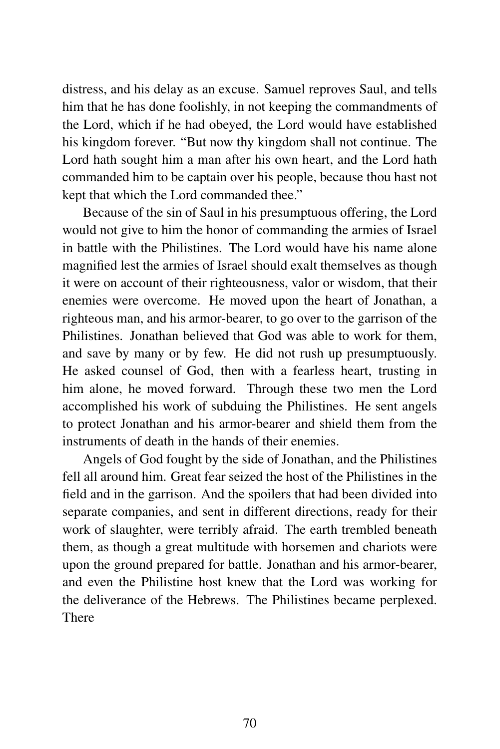distress, and his delay as an excuse. Samuel reproves Saul, and tells him that he has done foolishly, in not keeping the commandments of the Lord, which if he had obeyed, the Lord would have established his kingdom forever. "But now thy kingdom shall not continue. The Lord hath sought him a man after his own heart, and the Lord hath commanded him to be captain over his people, because thou hast not kept that which the Lord commanded thee."

Because of the sin of Saul in his presumptuous offering, the Lord would not give to him the honor of commanding the armies of Israel in battle with the Philistines. The Lord would have his name alone magnified lest the armies of Israel should exalt themselves as though it were on account of their righteousness, valor or wisdom, that their enemies were overcome. He moved upon the heart of Jonathan, a righteous man, and his armor-bearer, to go over to the garrison of the Philistines. Jonathan believed that God was able to work for them, and save by many or by few. He did not rush up presumptuously. He asked counsel of God, then with a fearless heart, trusting in him alone, he moved forward. Through these two men the Lord accomplished his work of subduing the Philistines. He sent angels to protect Jonathan and his armor-bearer and shield them from the instruments of death in the hands of their enemies.

Angels of God fought by the side of Jonathan, and the Philistines fell all around him. Great fear seized the host of the Philistines in the field and in the garrison. And the spoilers that had been divided into separate companies, and sent in different directions, ready for their work of slaughter, were terribly afraid. The earth trembled beneath them, as though a great multitude with horsemen and chariots were upon the ground prepared for battle. Jonathan and his armor-bearer, and even the Philistine host knew that the Lord was working for the deliverance of the Hebrews. The Philistines became perplexed. There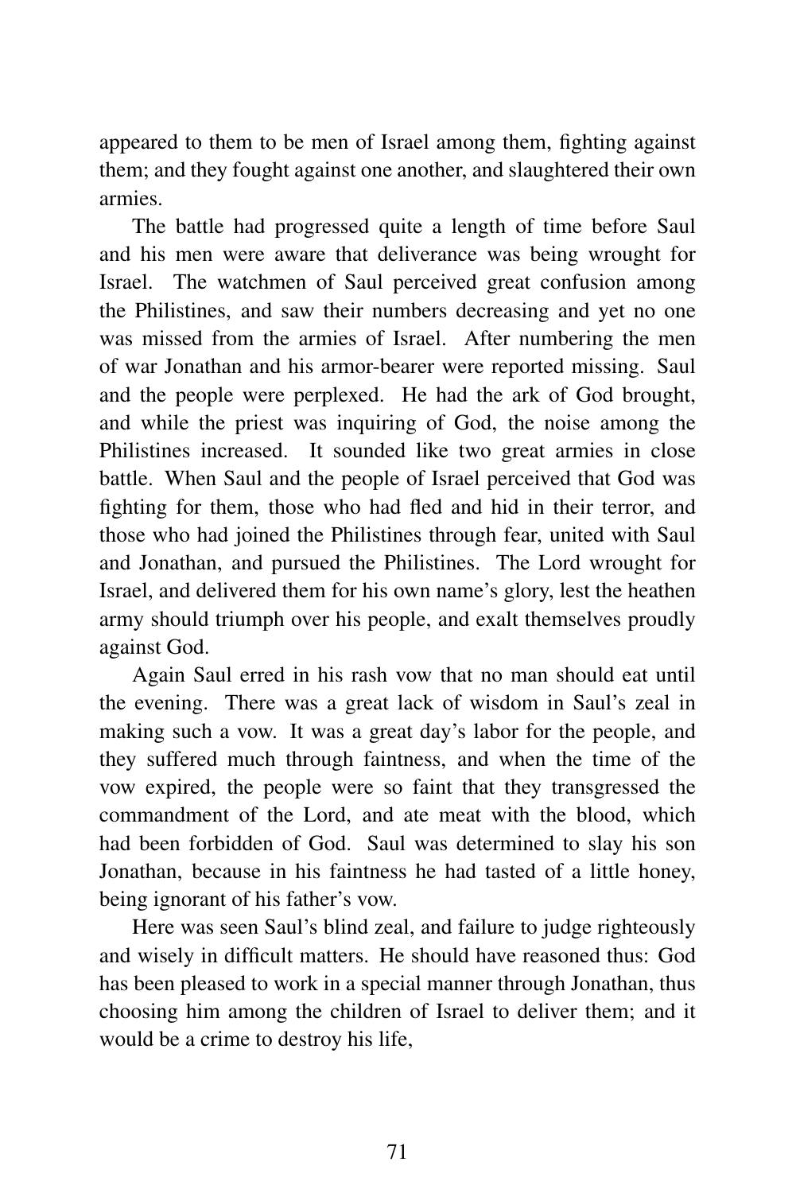appeared to them to be men of Israel among them, fighting against them; and they fought against one another, and slaughtered their own armies.

The battle had progressed quite a length of time before Saul and his men were aware that deliverance was being wrought for Israel. The watchmen of Saul perceived great confusion among the Philistines, and saw their numbers decreasing and yet no one was missed from the armies of Israel. After numbering the men of war Jonathan and his armor-bearer were reported missing. Saul and the people were perplexed. He had the ark of God brought, and while the priest was inquiring of God, the noise among the Philistines increased. It sounded like two great armies in close battle. When Saul and the people of Israel perceived that God was fighting for them, those who had fled and hid in their terror, and those who had joined the Philistines through fear, united with Saul and Jonathan, and pursued the Philistines. The Lord wrought for Israel, and delivered them for his own name's glory, lest the heathen army should triumph over his people, and exalt themselves proudly against God.

Again Saul erred in his rash vow that no man should eat until the evening. There was a great lack of wisdom in Saul's zeal in making such a vow. It was a great day's labor for the people, and they suffered much through faintness, and when the time of the vow expired, the people were so faint that they transgressed the commandment of the Lord, and ate meat with the blood, which had been forbidden of God. Saul was determined to slay his son Jonathan, because in his faintness he had tasted of a little honey, being ignorant of his father's vow.

Here was seen Saul's blind zeal, and failure to judge righteously and wisely in difficult matters. He should have reasoned thus: God has been pleased to work in a special manner through Jonathan, thus choosing him among the children of Israel to deliver them; and it would be a crime to destroy his life,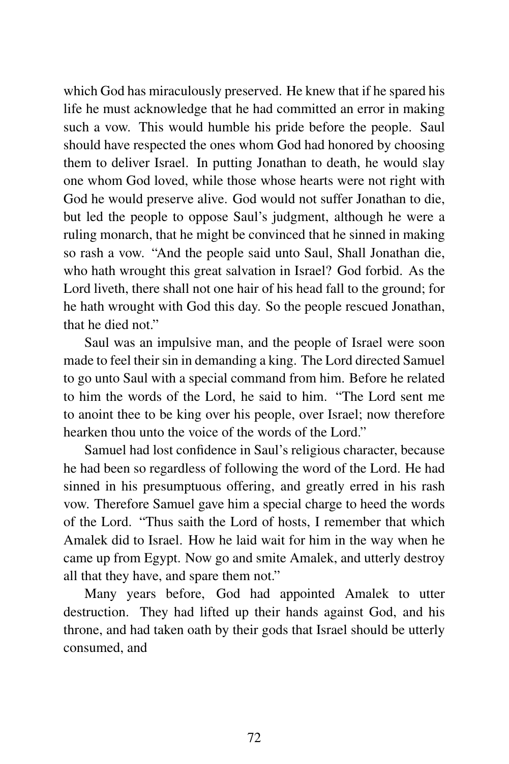which God has miraculously preserved. He knew that if he spared his life he must acknowledge that he had committed an error in making such a vow. This would humble his pride before the people. Saul should have respected the ones whom God had honored by choosing them to deliver Israel. In putting Jonathan to death, he would slay one whom God loved, while those whose hearts were not right with God he would preserve alive. God would not suffer Jonathan to die, but led the people to oppose Saul's judgment, although he were a ruling monarch, that he might be convinced that he sinned in making so rash a vow. "And the people said unto Saul, Shall Jonathan die, who hath wrought this great salvation in Israel? God forbid. As the Lord liveth, there shall not one hair of his head fall to the ground; for he hath wrought with God this day. So the people rescued Jonathan, that he died not."

Saul was an impulsive man, and the people of Israel were soon made to feel their sin in demanding a king. The Lord directed Samuel to go unto Saul with a special command from him. Before he related to him the words of the Lord, he said to him. "The Lord sent me to anoint thee to be king over his people, over Israel; now therefore hearken thou unto the voice of the words of the Lord."

Samuel had lost confidence in Saul's religious character, because he had been so regardless of following the word of the Lord. He had sinned in his presumptuous offering, and greatly erred in his rash vow. Therefore Samuel gave him a special charge to heed the words of the Lord. "Thus saith the Lord of hosts, I remember that which Amalek did to Israel. How he laid wait for him in the way when he came up from Egypt. Now go and smite Amalek, and utterly destroy all that they have, and spare them not."

Many years before, God had appointed Amalek to utter destruction. They had lifted up their hands against God, and his throne, and had taken oath by their gods that Israel should be utterly consumed, and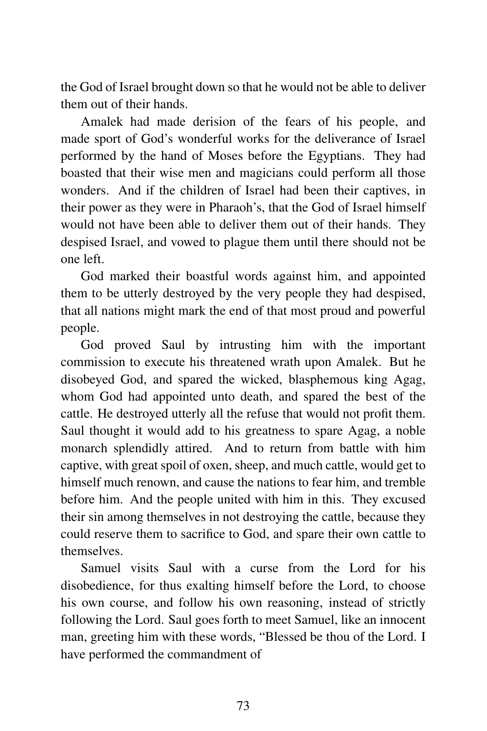the God of Israel brought down so that he would not be able to deliver them out of their hands.

Amalek had made derision of the fears of his people, and made sport of God's wonderful works for the deliverance of Israel performed by the hand of Moses before the Egyptians. They had boasted that their wise men and magicians could perform all those wonders. And if the children of Israel had been their captives, in their power as they were in Pharaoh's, that the God of Israel himself would not have been able to deliver them out of their hands. They despised Israel, and vowed to plague them until there should not be one left.

God marked their boastful words against him, and appointed them to be utterly destroyed by the very people they had despised, that all nations might mark the end of that most proud and powerful people.

God proved Saul by intrusting him with the important commission to execute his threatened wrath upon Amalek. But he disobeyed God, and spared the wicked, blasphemous king Agag, whom God had appointed unto death, and spared the best of the cattle. He destroyed utterly all the refuse that would not profit them. Saul thought it would add to his greatness to spare Agag, a noble monarch splendidly attired. And to return from battle with him captive, with great spoil of oxen, sheep, and much cattle, would get to himself much renown, and cause the nations to fear him, and tremble before him. And the people united with him in this. They excused their sin among themselves in not destroying the cattle, because they could reserve them to sacrifice to God, and spare their own cattle to themselves.

Samuel visits Saul with a curse from the Lord for his disobedience, for thus exalting himself before the Lord, to choose his own course, and follow his own reasoning, instead of strictly following the Lord. Saul goes forth to meet Samuel, like an innocent man, greeting him with these words, "Blessed be thou of the Lord. I have performed the commandment of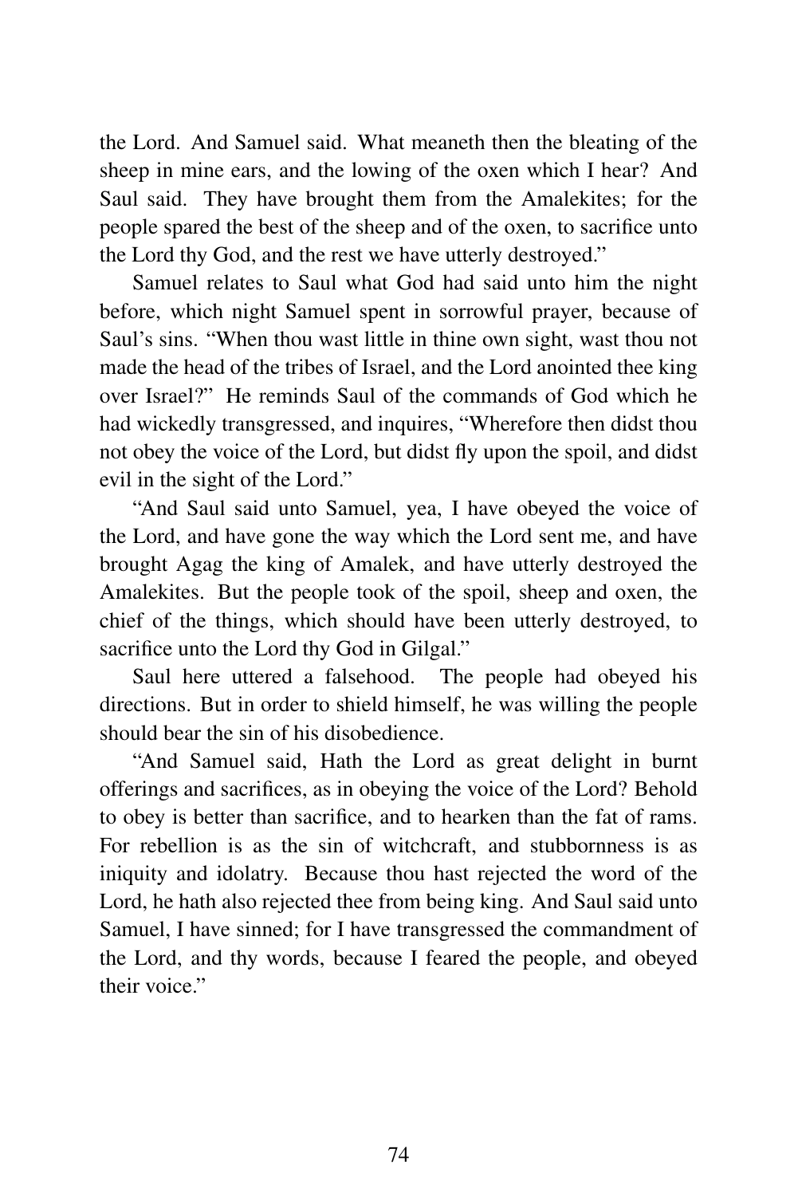the Lord. And Samuel said. What meaneth then the bleating of the sheep in mine ears, and the lowing of the oxen which I hear? And Saul said. They have brought them from the Amalekites; for the people spared the best of the sheep and of the oxen, to sacrifice unto the Lord thy God, and the rest we have utterly destroyed."

Samuel relates to Saul what God had said unto him the night before, which night Samuel spent in sorrowful prayer, because of Saul's sins. "When thou wast little in thine own sight, wast thou not made the head of the tribes of Israel, and the Lord anointed thee king over Israel?" He reminds Saul of the commands of God which he had wickedly transgressed, and inquires, "Wherefore then didst thou not obey the voice of the Lord, but didst fly upon the spoil, and didst evil in the sight of the Lord."

"And Saul said unto Samuel, yea, I have obeyed the voice of the Lord, and have gone the way which the Lord sent me, and have brought Agag the king of Amalek, and have utterly destroyed the Amalekites. But the people took of the spoil, sheep and oxen, the chief of the things, which should have been utterly destroyed, to sacrifice unto the Lord thy God in Gilgal."

Saul here uttered a falsehood. The people had obeyed his directions. But in order to shield himself, he was willing the people should bear the sin of his disobedience.

"And Samuel said, Hath the Lord as great delight in burnt offerings and sacrifices, as in obeying the voice of the Lord? Behold to obey is better than sacrifice, and to hearken than the fat of rams. For rebellion is as the sin of witchcraft, and stubbornness is as iniquity and idolatry. Because thou hast rejected the word of the Lord, he hath also rejected thee from being king. And Saul said unto Samuel, I have sinned; for I have transgressed the commandment of the Lord, and thy words, because I feared the people, and obeyed their voice."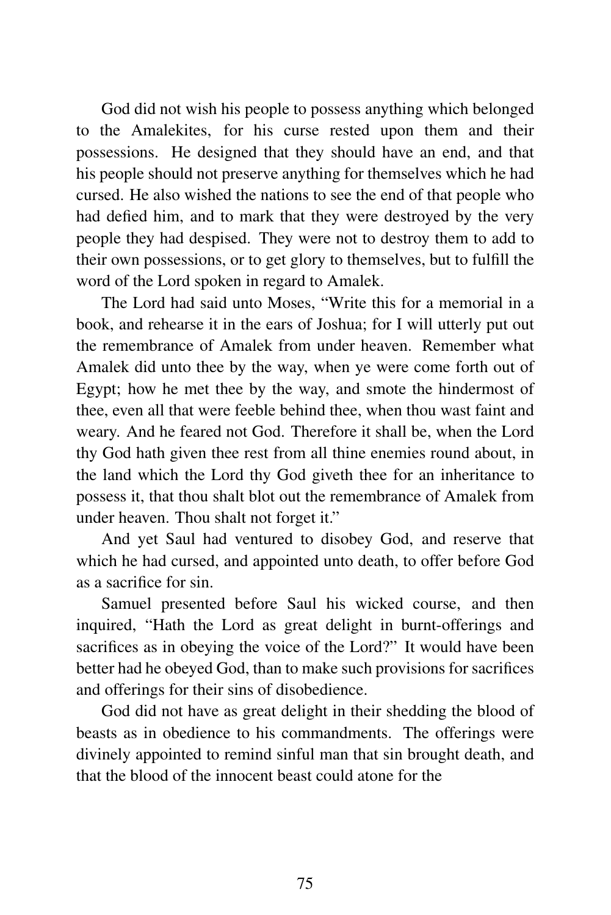God did not wish his people to possess anything which belonged to the Amalekites, for his curse rested upon them and their possessions. He designed that they should have an end, and that his people should not preserve anything for themselves which he had cursed. He also wished the nations to see the end of that people who had defied him, and to mark that they were destroyed by the very people they had despised. They were not to destroy them to add to their own possessions, or to get glory to themselves, but to fulfill the word of the Lord spoken in regard to Amalek.

The Lord had said unto Moses, "Write this for a memorial in a book, and rehearse it in the ears of Joshua; for I will utterly put out the remembrance of Amalek from under heaven. Remember what Amalek did unto thee by the way, when ye were come forth out of Egypt; how he met thee by the way, and smote the hindermost of thee, even all that were feeble behind thee, when thou wast faint and weary. And he feared not God. Therefore it shall be, when the Lord thy God hath given thee rest from all thine enemies round about, in the land which the Lord thy God giveth thee for an inheritance to possess it, that thou shalt blot out the remembrance of Amalek from under heaven. Thou shalt not forget it."

And yet Saul had ventured to disobey God, and reserve that which he had cursed, and appointed unto death, to offer before God as a sacrifice for sin.

Samuel presented before Saul his wicked course, and then inquired, "Hath the Lord as great delight in burnt-offerings and sacrifices as in obeying the voice of the Lord?" It would have been better had he obeyed God, than to make such provisions for sacrifices and offerings for their sins of disobedience.

God did not have as great delight in their shedding the blood of beasts as in obedience to his commandments. The offerings were divinely appointed to remind sinful man that sin brought death, and that the blood of the innocent beast could atone for the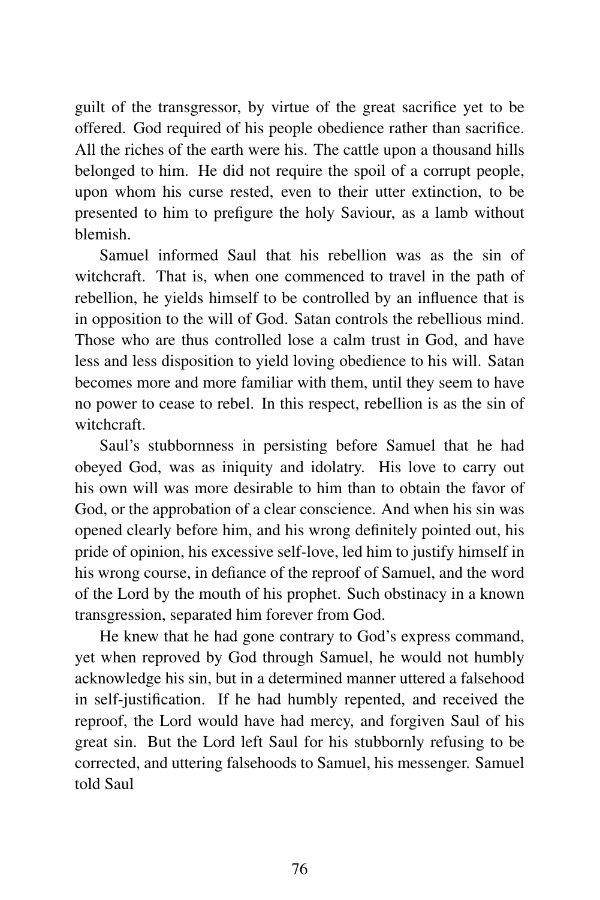guilt of the transgressor, by virtue of the great sacrifice yet to be offered. God required of his people obedience rather than sacrifice. All the riches of the earth were his. The cattle upon a thousand hills belonged to him. He did not require the spoil of a corrupt people, upon whom his curse rested, even to their utter extinction, to be presented to him to prefigure the holy Saviour, as a lamb without blemish.

Samuel informed Saul that his rebellion was as the sin of witchcraft. That is, when one commenced to travel in the path of rebellion, he yields himself to be controlled by an influence that is in opposition to the will of God. Satan controls the rebellious mind. Those who are thus controlled lose a calm trust in God, and have less and less disposition to yield loving obedience to his will. Satan becomes more and more familiar with them, until they seem to have no power to cease to rebel. In this respect, rebellion is as the sin of witchcraft.

Saul's stubbornness in persisting before Samuel that he had obeyed God, was as iniquity and idolatry. His love to carry out his own will was more desirable to him than to obtain the favor of God, or the approbation of a clear conscience. And when his sin was opened clearly before him, and his wrong definitely pointed out, his pride of opinion, his excessive self-love, led him to justify himself in his wrong course, in defiance of the reproof of Samuel, and the word of the Lord by the mouth of his prophet. Such obstinacy in a known transgression, separated him forever from God.

He knew that he had gone contrary to God's express command, yet when reproved by God through Samuel, he would not humbly acknowledge his sin, but in a determined manner uttered a falsehood in self-justification. If he had humbly repented, and received the reproof, the Lord would have had mercy, and forgiven Saul of his great sin. But the Lord left Saul for his stubbornly refusing to be corrected, and uttering falsehoods to Samuel, his messenger. Samuel told Saul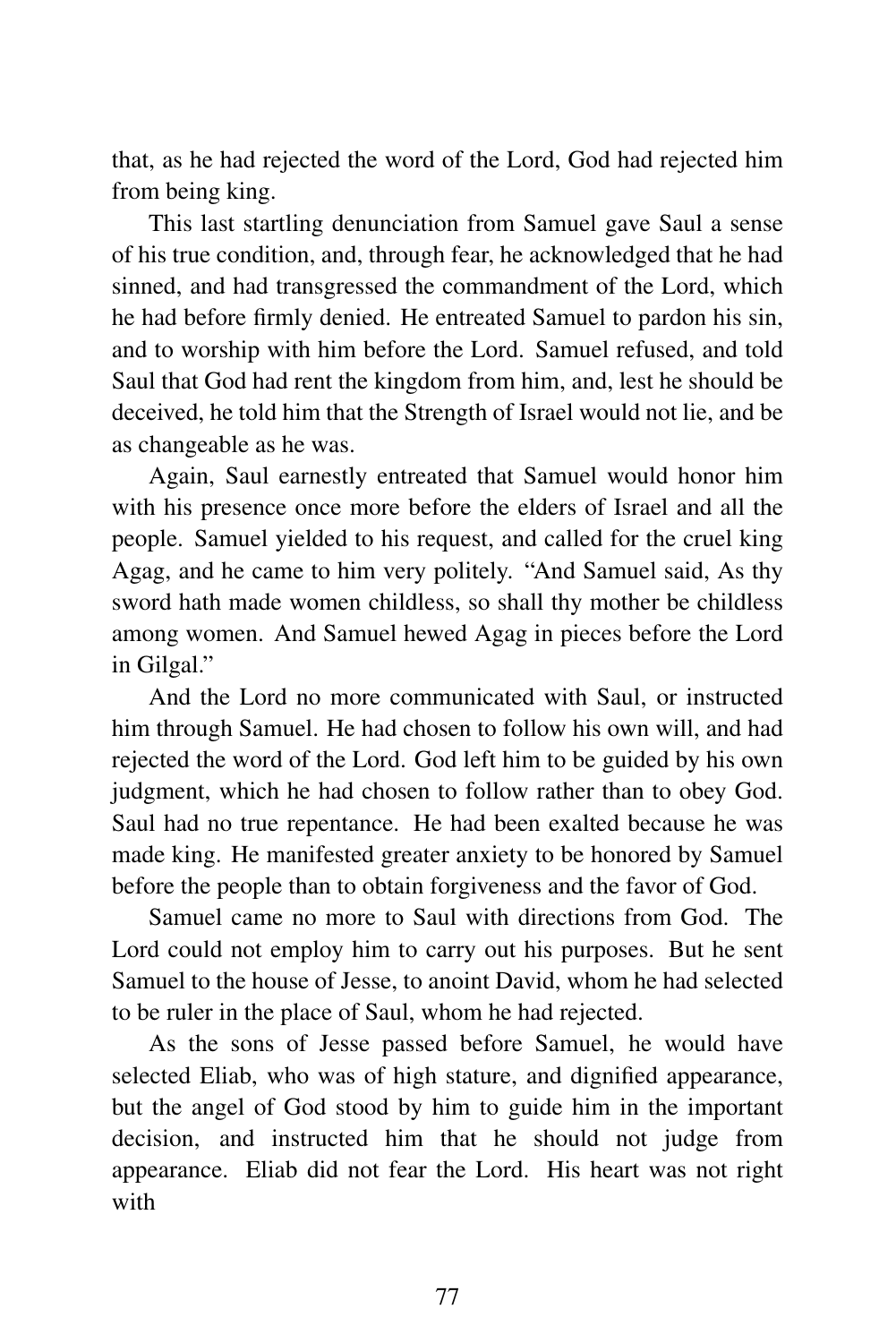that, as he had rejected the word of the Lord, God had rejected him from being king.

This last startling denunciation from Samuel gave Saul a sense of his true condition, and, through fear, he acknowledged that he had sinned, and had transgressed the commandment of the Lord, which he had before firmly denied. He entreated Samuel to pardon his sin, and to worship with him before the Lord. Samuel refused, and told Saul that God had rent the kingdom from him, and, lest he should be deceived, he told him that the Strength of Israel would not lie, and be as changeable as he was.

Again, Saul earnestly entreated that Samuel would honor him with his presence once more before the elders of Israel and all the people. Samuel yielded to his request, and called for the cruel king Agag, and he came to him very politely. "And Samuel said, As thy sword hath made women childless, so shall thy mother be childless among women. And Samuel hewed Agag in pieces before the Lord in Gilgal."

And the Lord no more communicated with Saul, or instructed him through Samuel. He had chosen to follow his own will, and had rejected the word of the Lord. God left him to be guided by his own judgment, which he had chosen to follow rather than to obey God. Saul had no true repentance. He had been exalted because he was made king. He manifested greater anxiety to be honored by Samuel before the people than to obtain forgiveness and the favor of God.

Samuel came no more to Saul with directions from God. The Lord could not employ him to carry out his purposes. But he sent Samuel to the house of Jesse, to anoint David, whom he had selected to be ruler in the place of Saul, whom he had rejected.

As the sons of Jesse passed before Samuel, he would have selected Eliab, who was of high stature, and dignified appearance, but the angel of God stood by him to guide him in the important decision, and instructed him that he should not judge from appearance. Eliab did not fear the Lord. His heart was not right with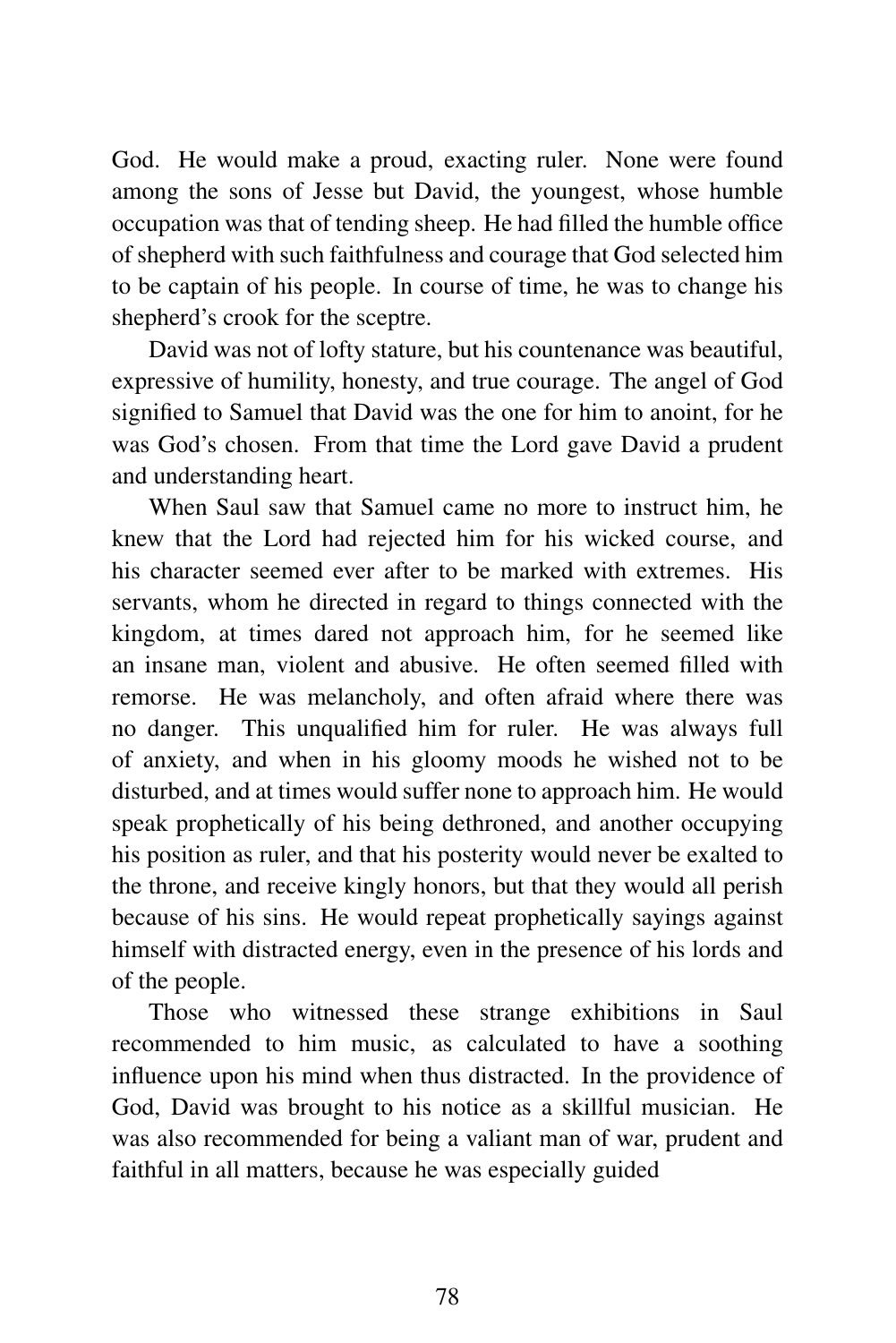God. He would make a proud, exacting ruler. None were found among the sons of Jesse but David, the youngest, whose humble occupation was that of tending sheep. He had filled the humble office of shepherd with such faithfulness and courage that God selected him to be captain of his people. In course of time, he was to change his shepherd's crook for the sceptre.

David was not of lofty stature, but his countenance was beautiful, expressive of humility, honesty, and true courage. The angel of God signified to Samuel that David was the one for him to anoint, for he was God's chosen. From that time the Lord gave David a prudent and understanding heart.

When Saul saw that Samuel came no more to instruct him, he knew that the Lord had rejected him for his wicked course, and his character seemed ever after to be marked with extremes. His servants, whom he directed in regard to things connected with the kingdom, at times dared not approach him, for he seemed like an insane man, violent and abusive. He often seemed filled with remorse. He was melancholy, and often afraid where there was no danger. This unqualified him for ruler. He was always full of anxiety, and when in his gloomy moods he wished not to be disturbed, and at times would suffer none to approach him. He would speak prophetically of his being dethroned, and another occupying his position as ruler, and that his posterity would never be exalted to the throne, and receive kingly honors, but that they would all perish because of his sins. He would repeat prophetically sayings against himself with distracted energy, even in the presence of his lords and of the people.

Those who witnessed these strange exhibitions in Saul recommended to him music, as calculated to have a soothing influence upon his mind when thus distracted. In the providence of God, David was brought to his notice as a skillful musician. He was also recommended for being a valiant man of war, prudent and faithful in all matters, because he was especially guided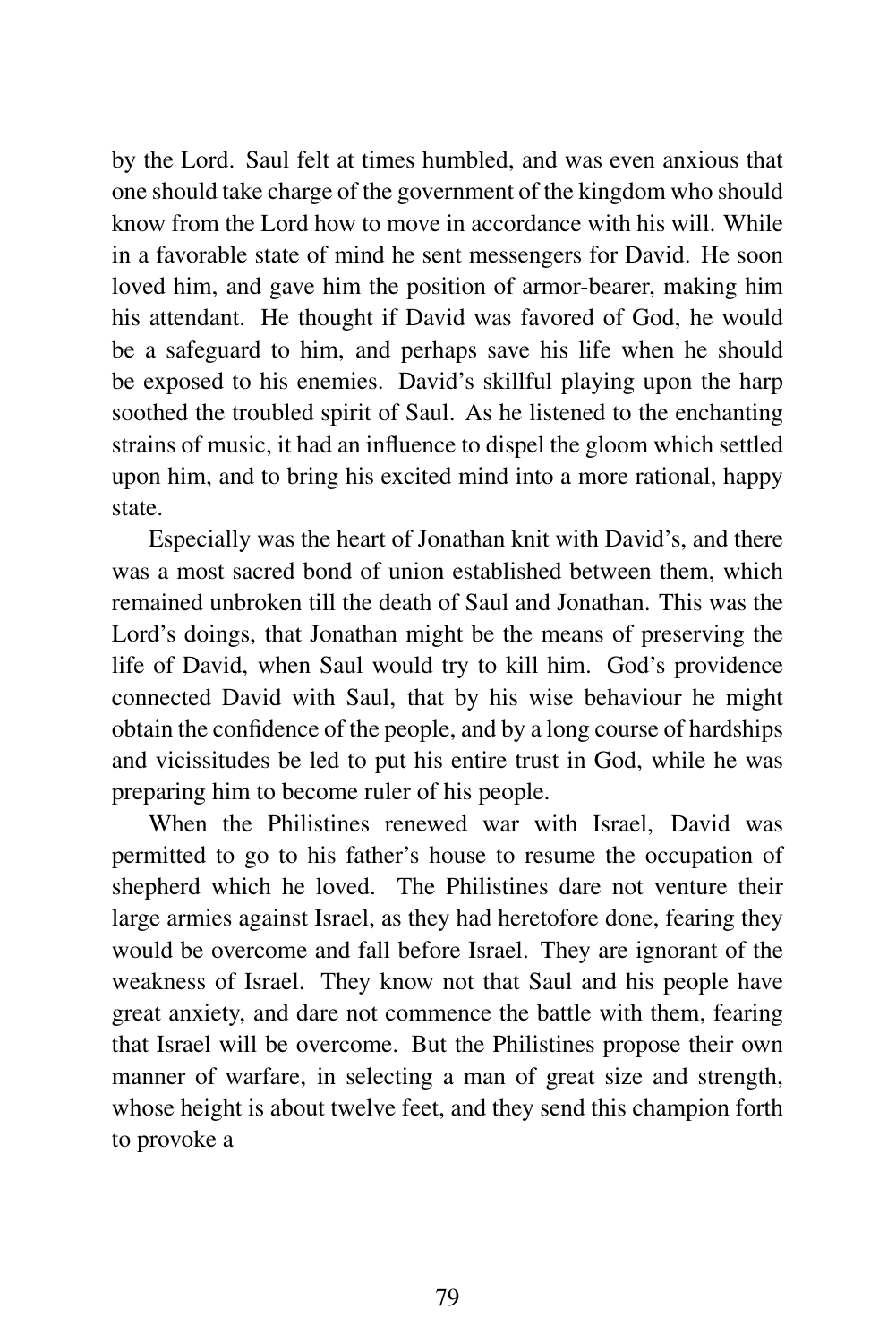by the Lord. Saul felt at times humbled, and was even anxious that one should take charge of the government of the kingdom who should know from the Lord how to move in accordance with his will. While in a favorable state of mind he sent messengers for David. He soon loved him, and gave him the position of armor-bearer, making him his attendant. He thought if David was favored of God, he would be a safeguard to him, and perhaps save his life when he should be exposed to his enemies. David's skillful playing upon the harp soothed the troubled spirit of Saul. As he listened to the enchanting strains of music, it had an influence to dispel the gloom which settled upon him, and to bring his excited mind into a more rational, happy state.

Especially was the heart of Jonathan knit with David's, and there was a most sacred bond of union established between them, which remained unbroken till the death of Saul and Jonathan. This was the Lord's doings, that Jonathan might be the means of preserving the life of David, when Saul would try to kill him. God's providence connected David with Saul, that by his wise behaviour he might obtain the confidence of the people, and by a long course of hardships and vicissitudes be led to put his entire trust in God, while he was preparing him to become ruler of his people.

When the Philistines renewed war with Israel, David was permitted to go to his father's house to resume the occupation of shepherd which he loved. The Philistines dare not venture their large armies against Israel, as they had heretofore done, fearing they would be overcome and fall before Israel. They are ignorant of the weakness of Israel. They know not that Saul and his people have great anxiety, and dare not commence the battle with them, fearing that Israel will be overcome. But the Philistines propose their own manner of warfare, in selecting a man of great size and strength, whose height is about twelve feet, and they send this champion forth to provoke a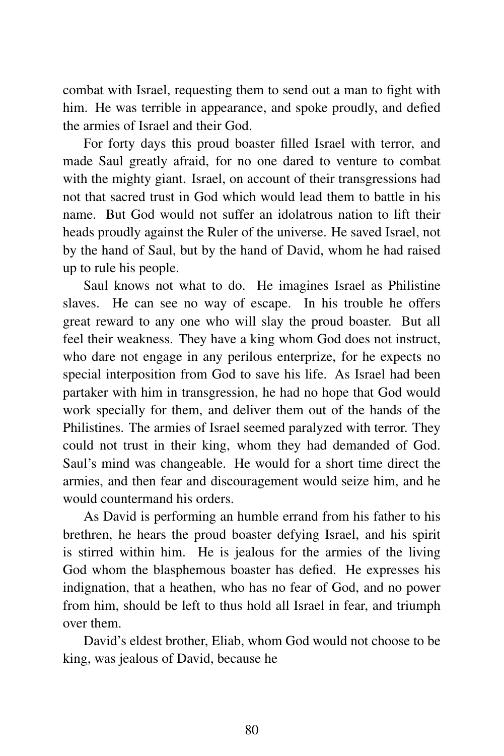combat with Israel, requesting them to send out a man to fight with him. He was terrible in appearance, and spoke proudly, and defied the armies of Israel and their God.

For forty days this proud boaster filled Israel with terror, and made Saul greatly afraid, for no one dared to venture to combat with the mighty giant. Israel, on account of their transgressions had not that sacred trust in God which would lead them to battle in his name. But God would not suffer an idolatrous nation to lift their heads proudly against the Ruler of the universe. He saved Israel, not by the hand of Saul, but by the hand of David, whom he had raised up to rule his people.

Saul knows not what to do. He imagines Israel as Philistine slaves. He can see no way of escape. In his trouble he offers great reward to any one who will slay the proud boaster. But all feel their weakness. They have a king whom God does not instruct, who dare not engage in any perilous enterprize, for he expects no special interposition from God to save his life. As Israel had been partaker with him in transgression, he had no hope that God would work specially for them, and deliver them out of the hands of the Philistines. The armies of Israel seemed paralyzed with terror. They could not trust in their king, whom they had demanded of God. Saul's mind was changeable. He would for a short time direct the armies, and then fear and discouragement would seize him, and he would countermand his orders.

As David is performing an humble errand from his father to his brethren, he hears the proud boaster defying Israel, and his spirit is stirred within him. He is jealous for the armies of the living God whom the blasphemous boaster has defied. He expresses his indignation, that a heathen, who has no fear of God, and no power from him, should be left to thus hold all Israel in fear, and triumph over them.

David's eldest brother, Eliab, whom God would not choose to be king, was jealous of David, because he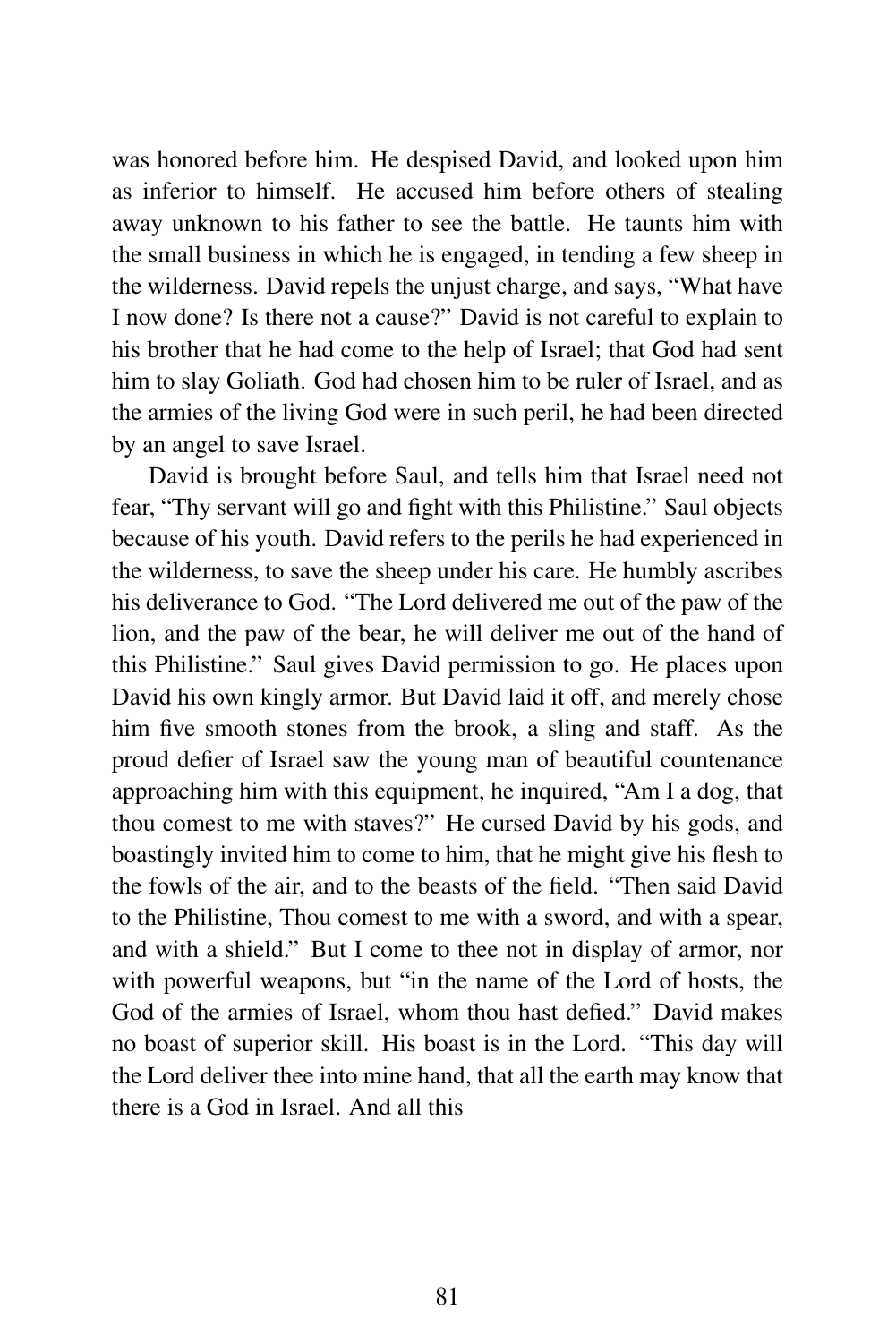was honored before him. He despised David, and looked upon him as inferior to himself. He accused him before others of stealing away unknown to his father to see the battle. He taunts him with the small business in which he is engaged, in tending a few sheep in the wilderness. David repels the unjust charge, and says, "What have I now done? Is there not a cause?" David is not careful to explain to his brother that he had come to the help of Israel; that God had sent him to slay Goliath. God had chosen him to be ruler of Israel, and as the armies of the living God were in such peril, he had been directed by an angel to save Israel.

David is brought before Saul, and tells him that Israel need not fear, "Thy servant will go and fight with this Philistine." Saul objects because of his youth. David refers to the perils he had experienced in the wilderness, to save the sheep under his care. He humbly ascribes his deliverance to God. "The Lord delivered me out of the paw of the lion, and the paw of the bear, he will deliver me out of the hand of this Philistine." Saul gives David permission to go. He places upon David his own kingly armor. But David laid it off, and merely chose him five smooth stones from the brook, a sling and staff. As the proud defier of Israel saw the young man of beautiful countenance approaching him with this equipment, he inquired, "Am I a dog, that thou comest to me with staves?" He cursed David by his gods, and boastingly invited him to come to him, that he might give his flesh to the fowls of the air, and to the beasts of the field. "Then said David to the Philistine, Thou comest to me with a sword, and with a spear, and with a shield." But I come to thee not in display of armor, nor with powerful weapons, but "in the name of the Lord of hosts, the God of the armies of Israel, whom thou hast defied." David makes no boast of superior skill. His boast is in the Lord. "This day will the Lord deliver thee into mine hand, that all the earth may know that there is a God in Israel. And all this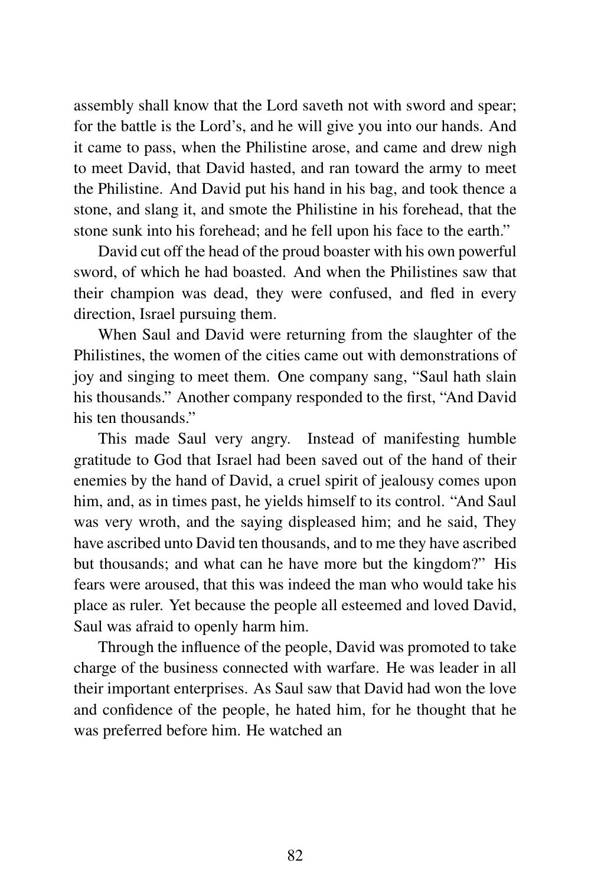assembly shall know that the Lord saveth not with sword and spear; for the battle is the Lord's, and he will give you into our hands. And it came to pass, when the Philistine arose, and came and drew nigh to meet David, that David hasted, and ran toward the army to meet the Philistine. And David put his hand in his bag, and took thence a stone, and slang it, and smote the Philistine in his forehead, that the stone sunk into his forehead; and he fell upon his face to the earth."

David cut off the head of the proud boaster with his own powerful sword, of which he had boasted. And when the Philistines saw that their champion was dead, they were confused, and fled in every direction, Israel pursuing them.

When Saul and David were returning from the slaughter of the Philistines, the women of the cities came out with demonstrations of joy and singing to meet them. One company sang, "Saul hath slain his thousands." Another company responded to the first, "And David his ten thousands."

This made Saul very angry. Instead of manifesting humble gratitude to God that Israel had been saved out of the hand of their enemies by the hand of David, a cruel spirit of jealousy comes upon him, and, as in times past, he yields himself to its control. "And Saul was very wroth, and the saying displeased him; and he said, They have ascribed unto David ten thousands, and to me they have ascribed but thousands; and what can he have more but the kingdom?" His fears were aroused, that this was indeed the man who would take his place as ruler. Yet because the people all esteemed and loved David, Saul was afraid to openly harm him.

Through the influence of the people, David was promoted to take charge of the business connected with warfare. He was leader in all their important enterprises. As Saul saw that David had won the love and confidence of the people, he hated him, for he thought that he was preferred before him. He watched an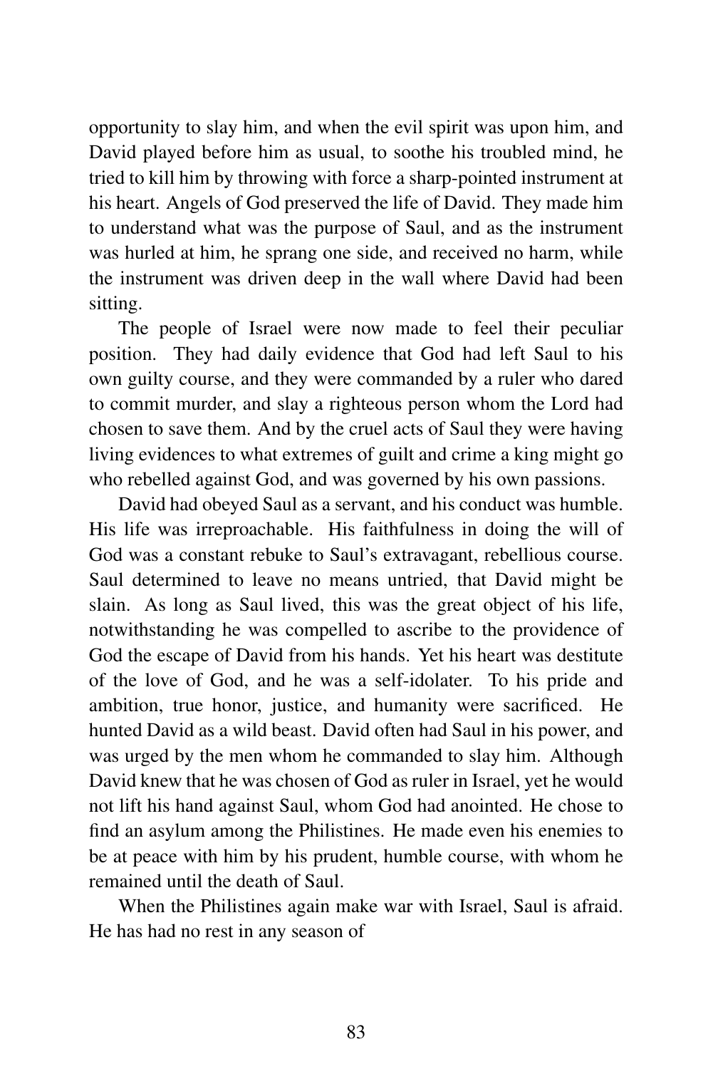opportunity to slay him, and when the evil spirit was upon him, and David played before him as usual, to soothe his troubled mind, he tried to kill him by throwing with force a sharp-pointed instrument at his heart. Angels of God preserved the life of David. They made him to understand what was the purpose of Saul, and as the instrument was hurled at him, he sprang one side, and received no harm, while the instrument was driven deep in the wall where David had been sitting.

The people of Israel were now made to feel their peculiar position. They had daily evidence that God had left Saul to his own guilty course, and they were commanded by a ruler who dared to commit murder, and slay a righteous person whom the Lord had chosen to save them. And by the cruel acts of Saul they were having living evidences to what extremes of guilt and crime a king might go who rebelled against God, and was governed by his own passions.

David had obeyed Saul as a servant, and his conduct was humble. His life was irreproachable. His faithfulness in doing the will of God was a constant rebuke to Saul's extravagant, rebellious course. Saul determined to leave no means untried, that David might be slain. As long as Saul lived, this was the great object of his life, notwithstanding he was compelled to ascribe to the providence of God the escape of David from his hands. Yet his heart was destitute of the love of God, and he was a self-idolater. To his pride and ambition, true honor, justice, and humanity were sacrificed. He hunted David as a wild beast. David often had Saul in his power, and was urged by the men whom he commanded to slay him. Although David knew that he was chosen of God as ruler in Israel, yet he would not lift his hand against Saul, whom God had anointed. He chose to find an asylum among the Philistines. He made even his enemies to be at peace with him by his prudent, humble course, with whom he remained until the death of Saul.

When the Philistines again make war with Israel, Saul is afraid. He has had no rest in any season of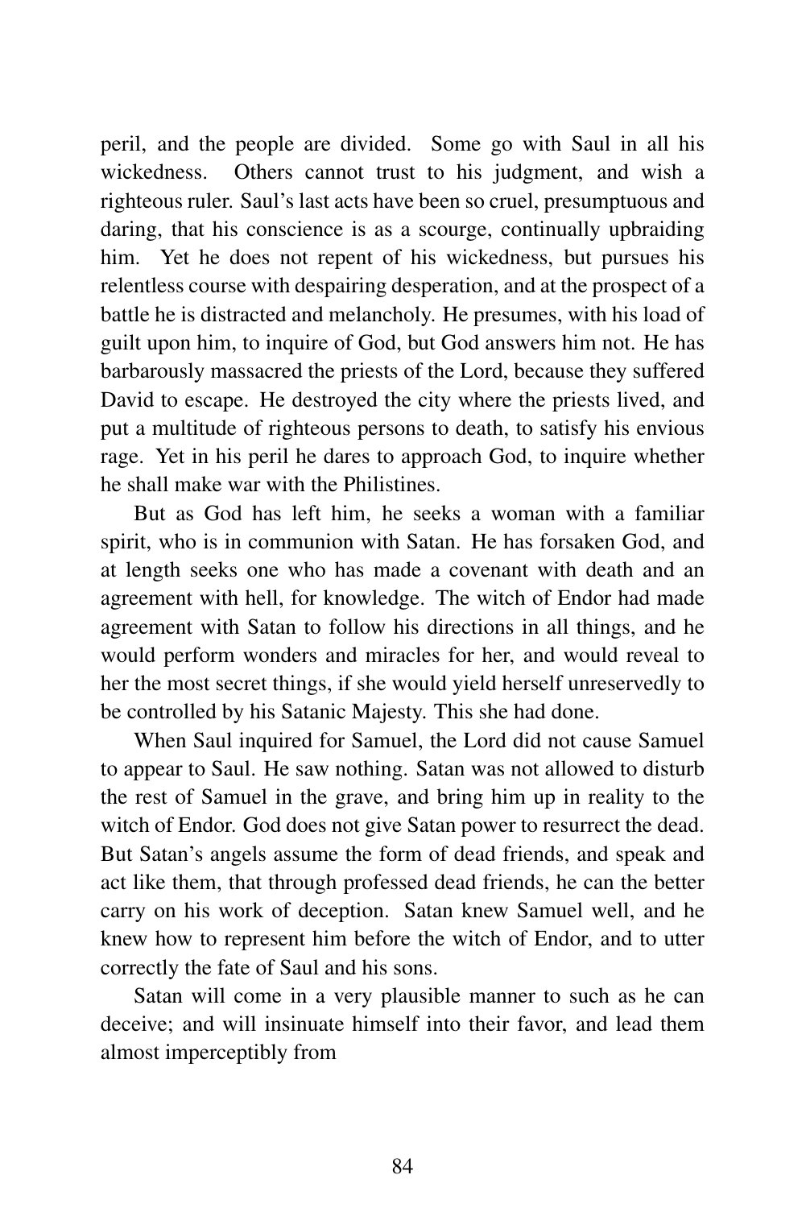peril, and the people are divided. Some go with Saul in all his wickedness. Others cannot trust to his judgment, and wish a righteous ruler. Saul's last acts have been so cruel, presumptuous and daring, that his conscience is as a scourge, continually upbraiding him. Yet he does not repent of his wickedness, but pursues his relentless course with despairing desperation, and at the prospect of a battle he is distracted and melancholy. He presumes, with his load of guilt upon him, to inquire of God, but God answers him not. He has barbarously massacred the priests of the Lord, because they suffered David to escape. He destroyed the city where the priests lived, and put a multitude of righteous persons to death, to satisfy his envious rage. Yet in his peril he dares to approach God, to inquire whether he shall make war with the Philistines.

But as God has left him, he seeks a woman with a familiar spirit, who is in communion with Satan. He has forsaken God, and at length seeks one who has made a covenant with death and an agreement with hell, for knowledge. The witch of Endor had made agreement with Satan to follow his directions in all things, and he would perform wonders and miracles for her, and would reveal to her the most secret things, if she would yield herself unreservedly to be controlled by his Satanic Majesty. This she had done.

When Saul inquired for Samuel, the Lord did not cause Samuel to appear to Saul. He saw nothing. Satan was not allowed to disturb the rest of Samuel in the grave, and bring him up in reality to the witch of Endor. God does not give Satan power to resurrect the dead. But Satan's angels assume the form of dead friends, and speak and act like them, that through professed dead friends, he can the better carry on his work of deception. Satan knew Samuel well, and he knew how to represent him before the witch of Endor, and to utter correctly the fate of Saul and his sons.

Satan will come in a very plausible manner to such as he can deceive; and will insinuate himself into their favor, and lead them almost imperceptibly from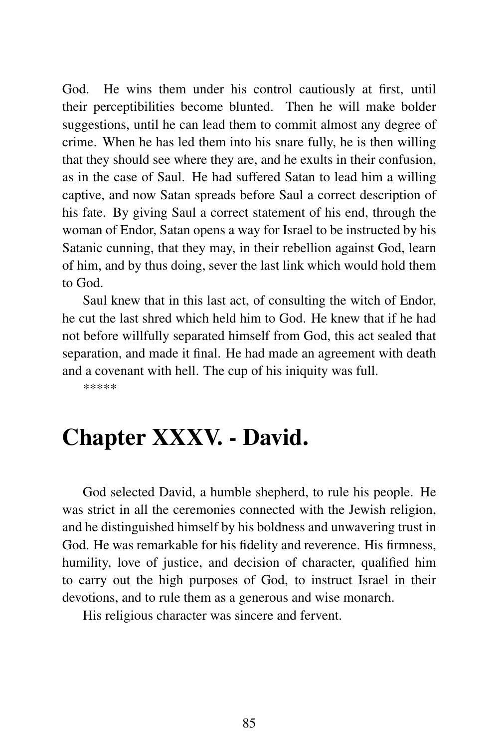God. He wins them under his control cautiously at first, until their perceptibilities become blunted. Then he will make bolder suggestions, until he can lead them to commit almost any degree of crime. When he has led them into his snare fully, he is then willing that they should see where they are, and he exults in their confusion, as in the case of Saul. He had suffered Satan to lead him a willing captive, and now Satan spreads before Saul a correct description of his fate. By giving Saul a correct statement of his end, through the woman of Endor, Satan opens a way for Israel to be instructed by his Satanic cunning, that they may, in their rebellion against God, learn of him, and by thus doing, sever the last link which would hold them to God.

Saul knew that in this last act, of consulting the witch of Endor, he cut the last shred which held him to God. He knew that if he had not before willfully separated himself from God, this act sealed that separation, and made it final. He had made an agreement with death and a covenant with hell. The cup of his iniquity was full.

*****

# Chapter XXXV. - David.

God selected David, a humble shepherd, to rule his people. He was strict in all the ceremonies connected with the Jewish religion, and he distinguished himself by his boldness and unwavering trust in God. He was remarkable for his fidelity and reverence. His firmness, humility, love of justice, and decision of character, qualified him to carry out the high purposes of God, to instruct Israel in their devotions, and to rule them as a generous and wise monarch.

His religious character was sincere and fervent.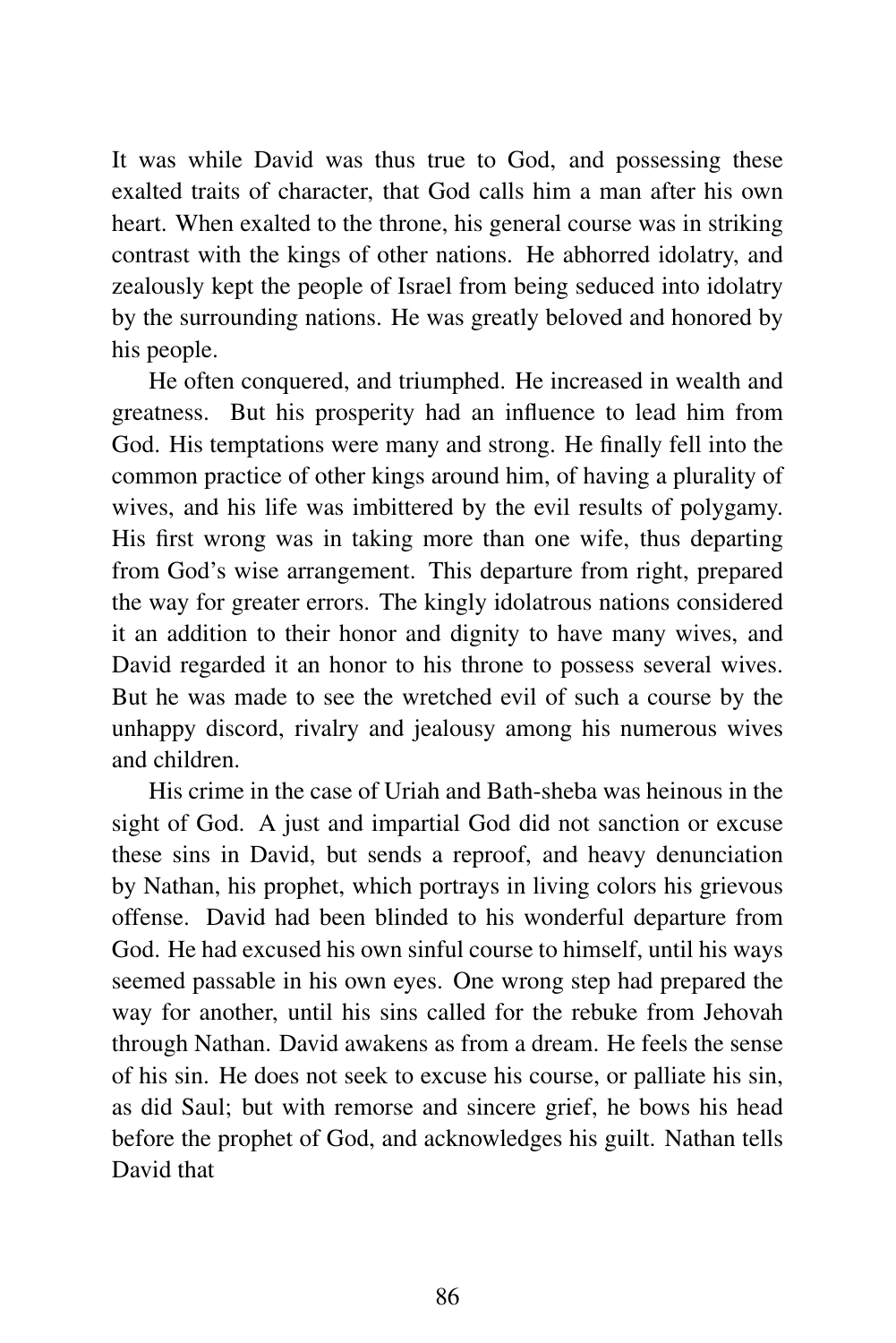It was while David was thus true to God, and possessing these exalted traits of character, that God calls him a man after his own heart. When exalted to the throne, his general course was in striking contrast with the kings of other nations. He abhorred idolatry, and zealously kept the people of Israel from being seduced into idolatry by the surrounding nations. He was greatly beloved and honored by his people.

He often conquered, and triumphed. He increased in wealth and greatness. But his prosperity had an influence to lead him from God. His temptations were many and strong. He finally fell into the common practice of other kings around him, of having a plurality of wives, and his life was imbittered by the evil results of polygamy. His first wrong was in taking more than one wife, thus departing from God's wise arrangement. This departure from right, prepared the way for greater errors. The kingly idolatrous nations considered it an addition to their honor and dignity to have many wives, and David regarded it an honor to his throne to possess several wives. But he was made to see the wretched evil of such a course by the unhappy discord, rivalry and jealousy among his numerous wives and children.

His crime in the case of Uriah and Bath-sheba was heinous in the sight of God. A just and impartial God did not sanction or excuse these sins in David, but sends a reproof, and heavy denunciation by Nathan, his prophet, which portrays in living colors his grievous offense. David had been blinded to his wonderful departure from God. He had excused his own sinful course to himself, until his ways seemed passable in his own eyes. One wrong step had prepared the way for another, until his sins called for the rebuke from Jehovah through Nathan. David awakens as from a dream. He feels the sense of his sin. He does not seek to excuse his course, or palliate his sin, as did Saul; but with remorse and sincere grief, he bows his head before the prophet of God, and acknowledges his guilt. Nathan tells David that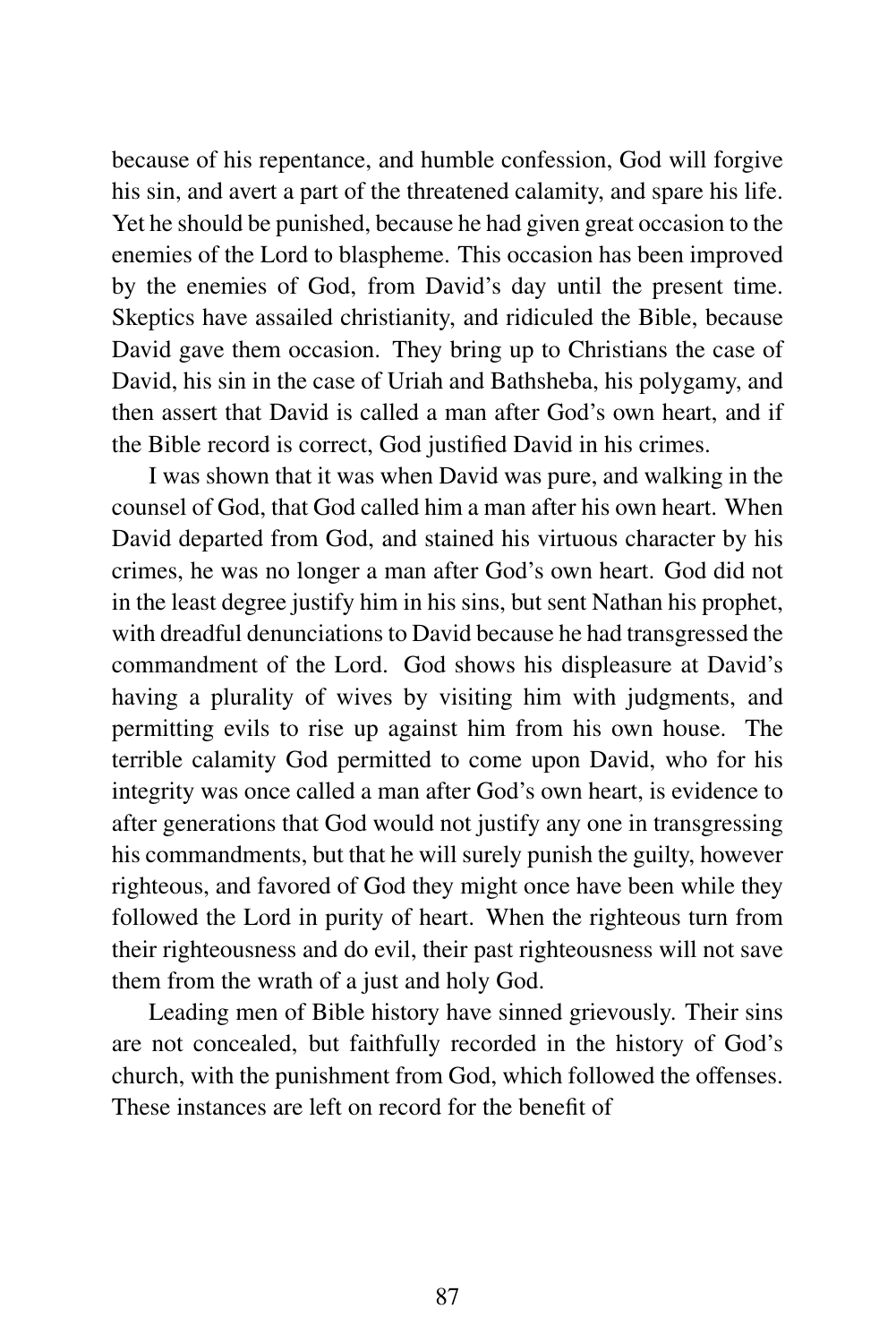because of his repentance, and humble confession, God will forgive his sin, and avert a part of the threatened calamity, and spare his life. Yet he should be punished, because he had given great occasion to the enemies of the Lord to blaspheme. This occasion has been improved by the enemies of God, from David's day until the present time. Skeptics have assailed christianity, and ridiculed the Bible, because David gave them occasion. They bring up to Christians the case of David, his sin in the case of Uriah and Bathsheba, his polygamy, and then assert that David is called a man after God's own heart, and if the Bible record is correct, God justified David in his crimes.

I was shown that it was when David was pure, and walking in the counsel of God, that God called him a man after his own heart. When David departed from God, and stained his virtuous character by his crimes, he was no longer a man after God's own heart. God did not in the least degree justify him in his sins, but sent Nathan his prophet, with dreadful denunciations to David because he had transgressed the commandment of the Lord. God shows his displeasure at David's having a plurality of wives by visiting him with judgments, and permitting evils to rise up against him from his own house. The terrible calamity God permitted to come upon David, who for his integrity was once called a man after God's own heart, is evidence to after generations that God would not justify any one in transgressing his commandments, but that he will surely punish the guilty, however righteous, and favored of God they might once have been while they followed the Lord in purity of heart. When the righteous turn from their righteousness and do evil, their past righteousness will not save them from the wrath of a just and holy God.

Leading men of Bible history have sinned grievously. Their sins are not concealed, but faithfully recorded in the history of God's church, with the punishment from God, which followed the offenses. These instances are left on record for the benefit of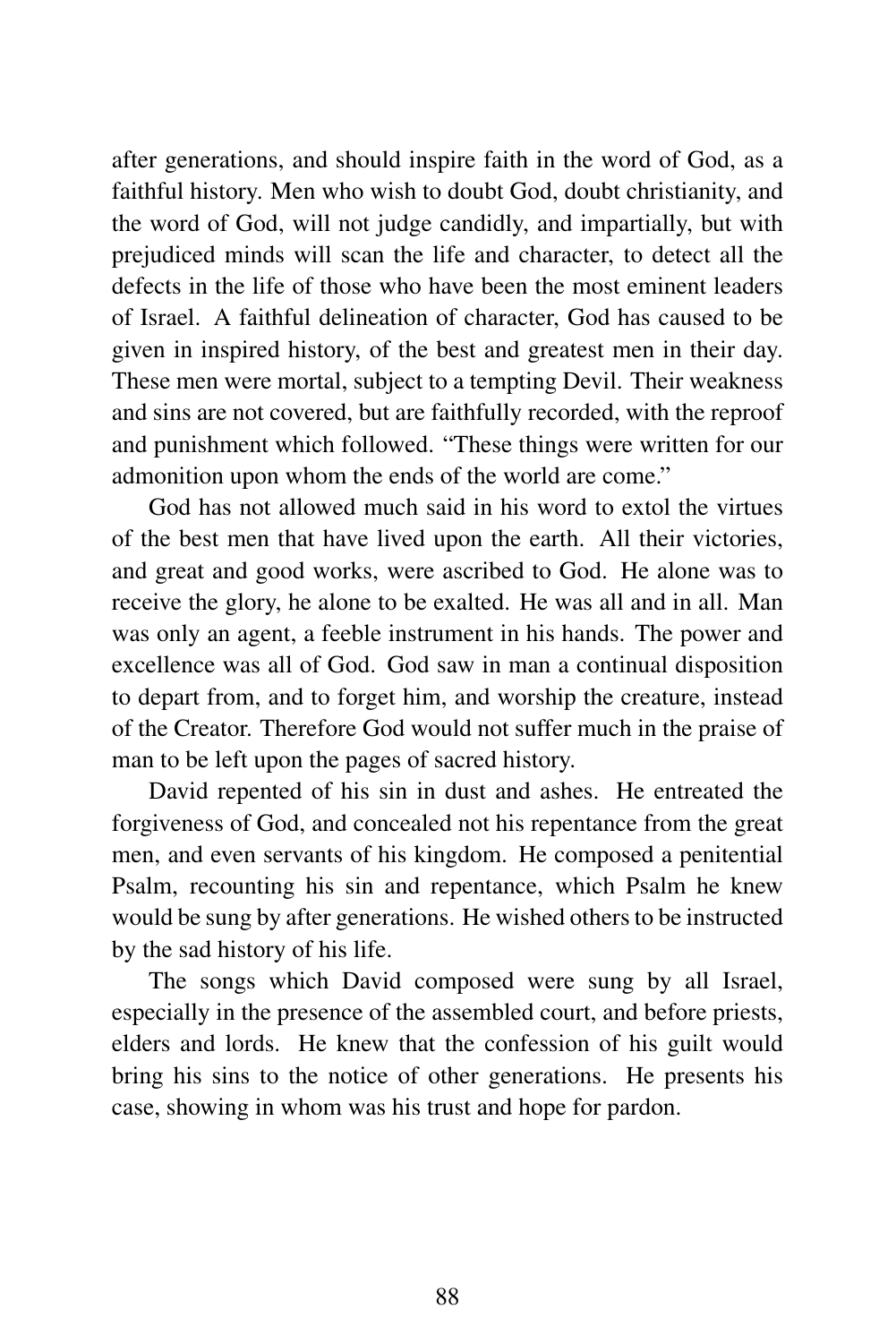after generations, and should inspire faith in the word of God, as a faithful history. Men who wish to doubt God, doubt christianity, and the word of God, will not judge candidly, and impartially, but with prejudiced minds will scan the life and character, to detect all the defects in the life of those who have been the most eminent leaders of Israel. A faithful delineation of character, God has caused to be given in inspired history, of the best and greatest men in their day. These men were mortal, subject to a tempting Devil. Their weakness and sins are not covered, but are faithfully recorded, with the reproof and punishment which followed. "These things were written for our admonition upon whom the ends of the world are come."

God has not allowed much said in his word to extol the virtues of the best men that have lived upon the earth. All their victories, and great and good works, were ascribed to God. He alone was to receive the glory, he alone to be exalted. He was all and in all. Man was only an agent, a feeble instrument in his hands. The power and excellence was all of God. God saw in man a continual disposition to depart from, and to forget him, and worship the creature, instead of the Creator. Therefore God would not suffer much in the praise of man to be left upon the pages of sacred history.

David repented of his sin in dust and ashes. He entreated the forgiveness of God, and concealed not his repentance from the great men, and even servants of his kingdom. He composed a penitential Psalm, recounting his sin and repentance, which Psalm he knew would be sung by after generations. He wished others to be instructed by the sad history of his life.

The songs which David composed were sung by all Israel, especially in the presence of the assembled court, and before priests, elders and lords. He knew that the confession of his guilt would bring his sins to the notice of other generations. He presents his case, showing in whom was his trust and hope for pardon.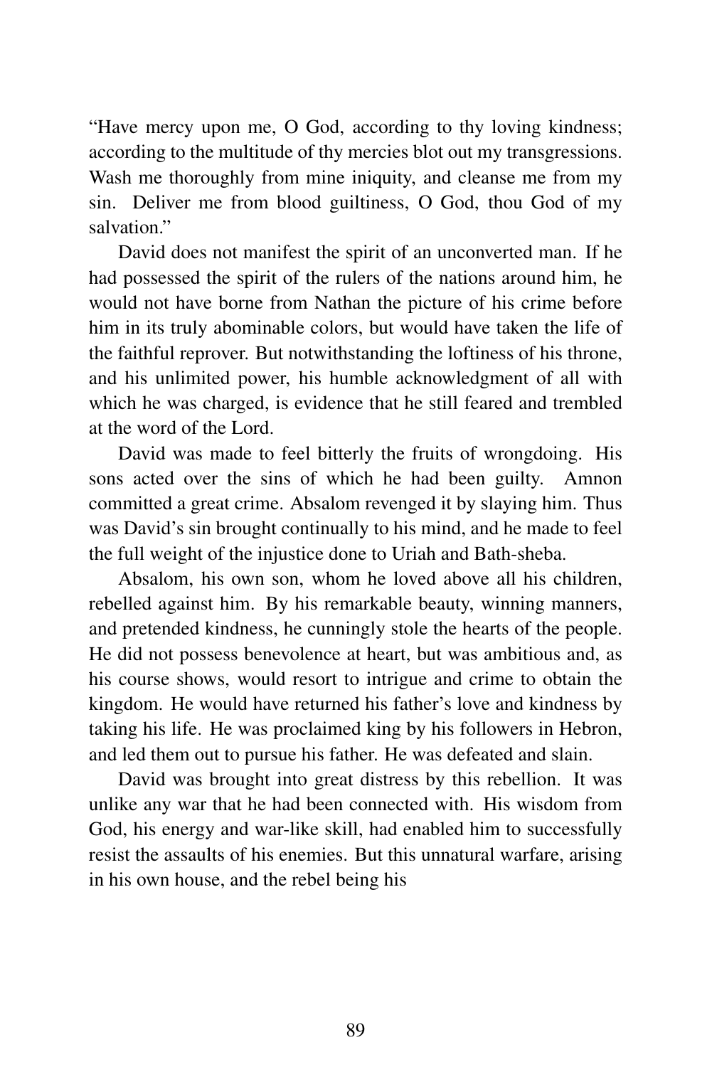"Have mercy upon me, O God, according to thy loving kindness; according to the multitude of thy mercies blot out my transgressions. Wash me thoroughly from mine iniquity, and cleanse me from my sin. Deliver me from blood guiltiness, O God, thou God of my salvation."

David does not manifest the spirit of an unconverted man. If he had possessed the spirit of the rulers of the nations around him, he would not have borne from Nathan the picture of his crime before him in its truly abominable colors, but would have taken the life of the faithful reprover. But notwithstanding the loftiness of his throne, and his unlimited power, his humble acknowledgment of all with which he was charged, is evidence that he still feared and trembled at the word of the Lord.

David was made to feel bitterly the fruits of wrongdoing. His sons acted over the sins of which he had been guilty. Amnon committed a great crime. Absalom revenged it by slaying him. Thus was David's sin brought continually to his mind, and he made to feel the full weight of the injustice done to Uriah and Bath-sheba.

Absalom, his own son, whom he loved above all his children, rebelled against him. By his remarkable beauty, winning manners, and pretended kindness, he cunningly stole the hearts of the people. He did not possess benevolence at heart, but was ambitious and, as his course shows, would resort to intrigue and crime to obtain the kingdom. He would have returned his father's love and kindness by taking his life. He was proclaimed king by his followers in Hebron, and led them out to pursue his father. He was defeated and slain.

David was brought into great distress by this rebellion. It was unlike any war that he had been connected with. His wisdom from God, his energy and war-like skill, had enabled him to successfully resist the assaults of his enemies. But this unnatural warfare, arising in his own house, and the rebel being his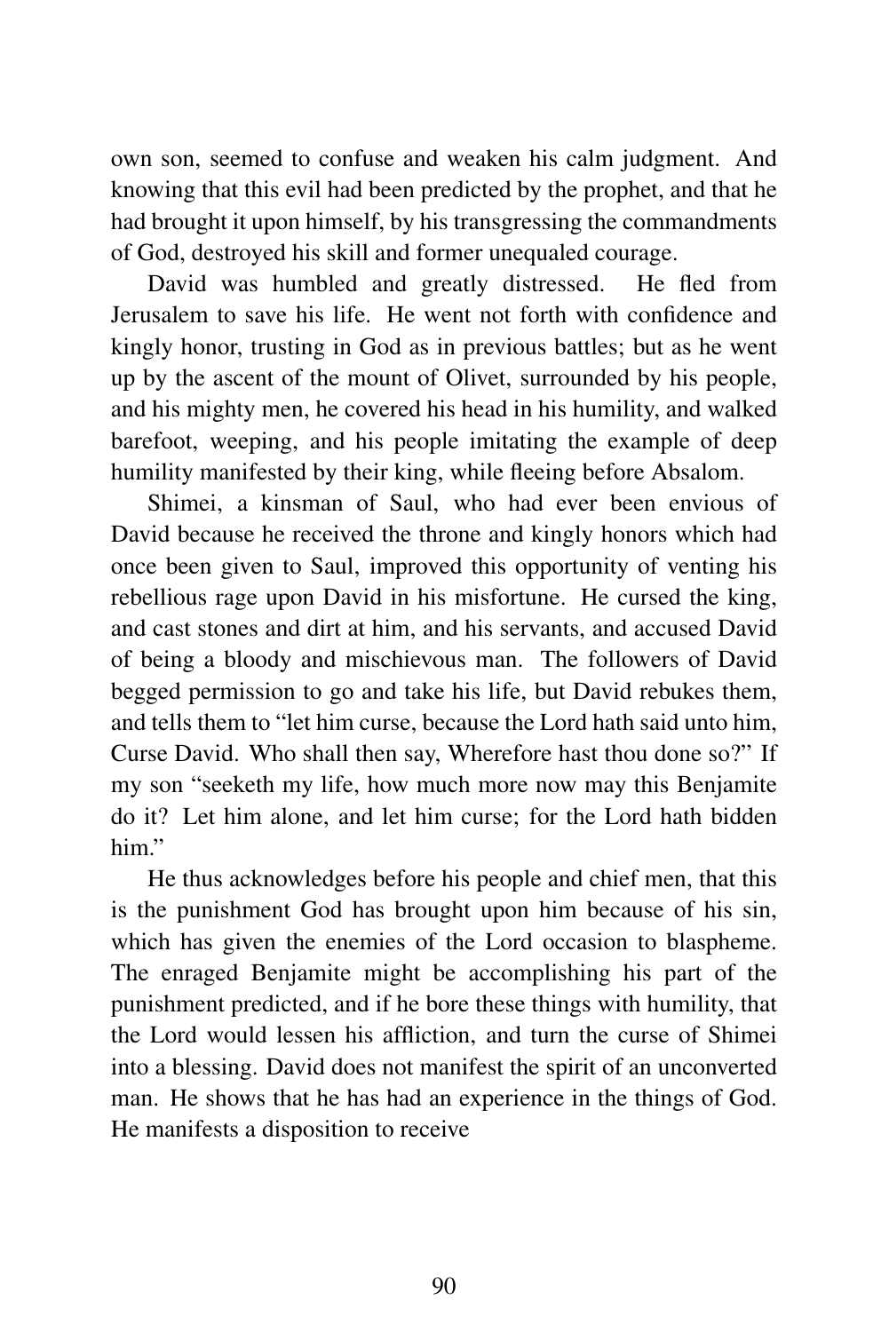own son, seemed to confuse and weaken his calm judgment. And knowing that this evil had been predicted by the prophet, and that he had brought it upon himself, by his transgressing the commandments of God, destroyed his skill and former unequaled courage.

David was humbled and greatly distressed. He fled from Jerusalem to save his life. He went not forth with confidence and kingly honor, trusting in God as in previous battles; but as he went up by the ascent of the mount of Olivet, surrounded by his people, and his mighty men, he covered his head in his humility, and walked barefoot, weeping, and his people imitating the example of deep humility manifested by their king, while fleeing before Absalom.

Shimei, a kinsman of Saul, who had ever been envious of David because he received the throne and kingly honors which had once been given to Saul, improved this opportunity of venting his rebellious rage upon David in his misfortune. He cursed the king, and cast stones and dirt at him, and his servants, and accused David of being a bloody and mischievous man. The followers of David begged permission to go and take his life, but David rebukes them, and tells them to "let him curse, because the Lord hath said unto him, Curse David. Who shall then say, Wherefore hast thou done so?" If my son "seeketh my life, how much more now may this Benjamite do it? Let him alone, and let him curse; for the Lord hath bidden him."

He thus acknowledges before his people and chief men, that this is the punishment God has brought upon him because of his sin, which has given the enemies of the Lord occasion to blaspheme. The enraged Benjamite might be accomplishing his part of the punishment predicted, and if he bore these things with humility, that the Lord would lessen his affliction, and turn the curse of Shimei into a blessing. David does not manifest the spirit of an unconverted man. He shows that he has had an experience in the things of God. He manifests a disposition to receive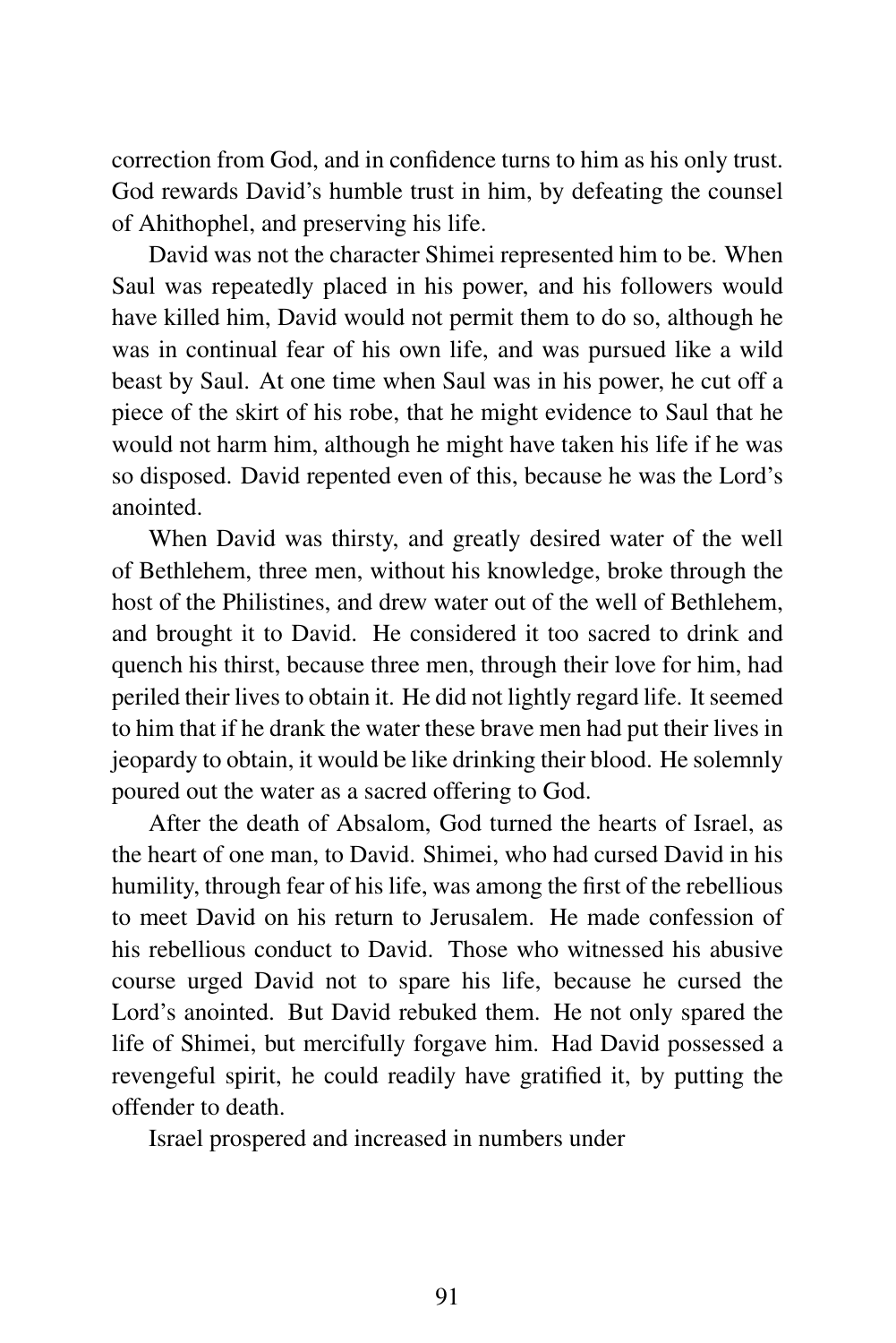correction from God, and in confidence turns to him as his only trust. God rewards David's humble trust in him, by defeating the counsel of Ahithophel, and preserving his life.

David was not the character Shimei represented him to be. When Saul was repeatedly placed in his power, and his followers would have killed him, David would not permit them to do so, although he was in continual fear of his own life, and was pursued like a wild beast by Saul. At one time when Saul was in his power, he cut off a piece of the skirt of his robe, that he might evidence to Saul that he would not harm him, although he might have taken his life if he was so disposed. David repented even of this, because he was the Lord's anointed.

When David was thirsty, and greatly desired water of the well of Bethlehem, three men, without his knowledge, broke through the host of the Philistines, and drew water out of the well of Bethlehem, and brought it to David. He considered it too sacred to drink and quench his thirst, because three men, through their love for him, had periled their lives to obtain it. He did not lightly regard life. It seemed to him that if he drank the water these brave men had put their lives in jeopardy to obtain, it would be like drinking their blood. He solemnly poured out the water as a sacred offering to God.

After the death of Absalom, God turned the hearts of Israel, as the heart of one man, to David. Shimei, who had cursed David in his humility, through fear of his life, was among the first of the rebellious to meet David on his return to Jerusalem. He made confession of his rebellious conduct to David. Those who witnessed his abusive course urged David not to spare his life, because he cursed the Lord's anointed. But David rebuked them. He not only spared the life of Shimei, but mercifully forgave him. Had David possessed a revengeful spirit, he could readily have gratified it, by putting the offender to death.

Israel prospered and increased in numbers under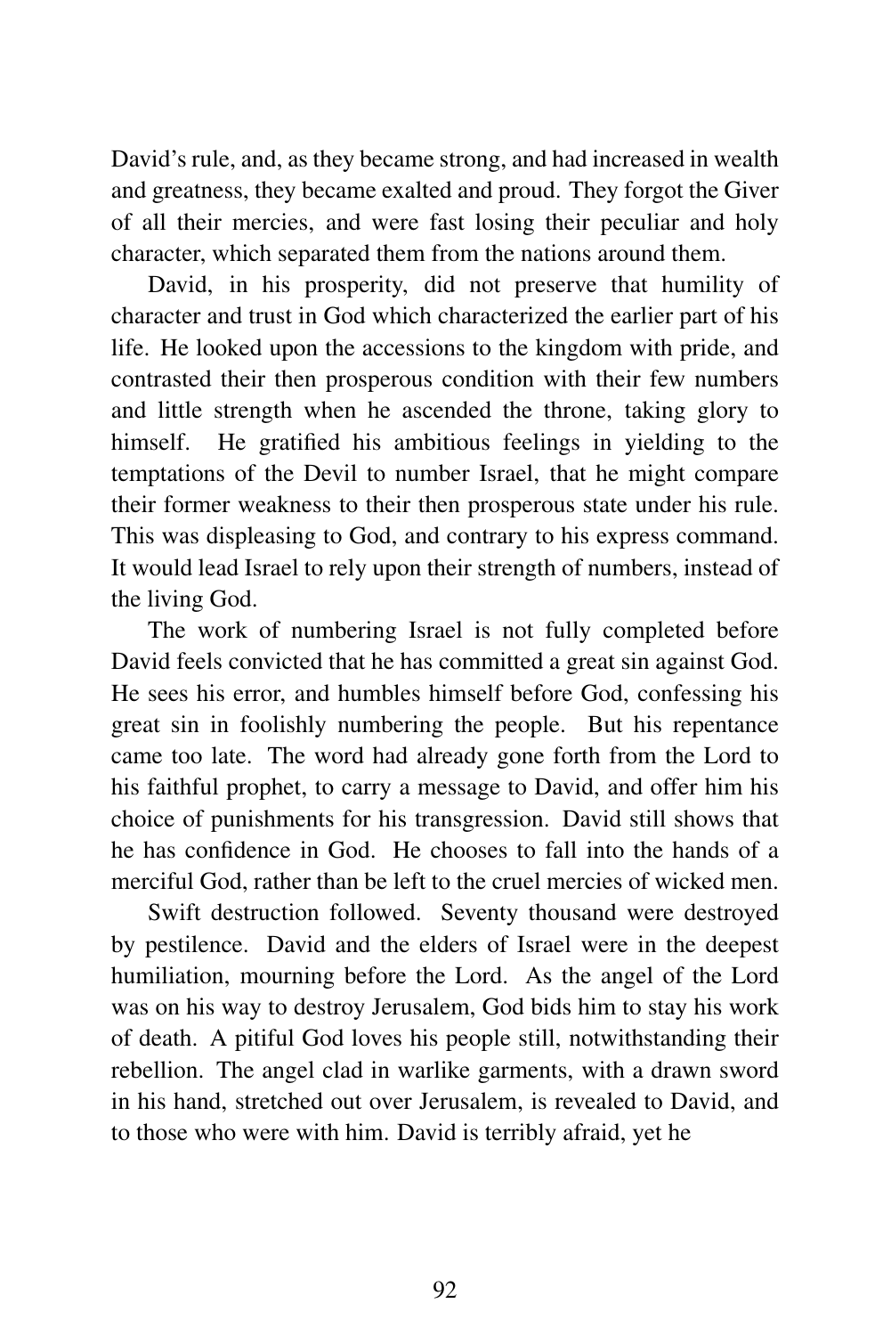David's rule, and, as they became strong, and had increased in wealth and greatness, they became exalted and proud. They forgot the Giver of all their mercies, and were fast losing their peculiar and holy character, which separated them from the nations around them.

David, in his prosperity, did not preserve that humility of character and trust in God which characterized the earlier part of his life. He looked upon the accessions to the kingdom with pride, and contrasted their then prosperous condition with their few numbers and little strength when he ascended the throne, taking glory to himself. He gratified his ambitious feelings in yielding to the temptations of the Devil to number Israel, that he might compare their former weakness to their then prosperous state under his rule. This was displeasing to God, and contrary to his express command. It would lead Israel to rely upon their strength of numbers, instead of the living God.

The work of numbering Israel is not fully completed before David feels convicted that he has committed a great sin against God. He sees his error, and humbles himself before God, confessing his great sin in foolishly numbering the people. But his repentance came too late. The word had already gone forth from the Lord to his faithful prophet, to carry a message to David, and offer him his choice of punishments for his transgression. David still shows that he has confidence in God. He chooses to fall into the hands of a merciful God, rather than be left to the cruel mercies of wicked men.

Swift destruction followed. Seventy thousand were destroyed by pestilence. David and the elders of Israel were in the deepest humiliation, mourning before the Lord. As the angel of the Lord was on his way to destroy Jerusalem, God bids him to stay his work of death. A pitiful God loves his people still, notwithstanding their rebellion. The angel clad in warlike garments, with a drawn sword in his hand, stretched out over Jerusalem, is revealed to David, and to those who were with him. David is terribly afraid, yet he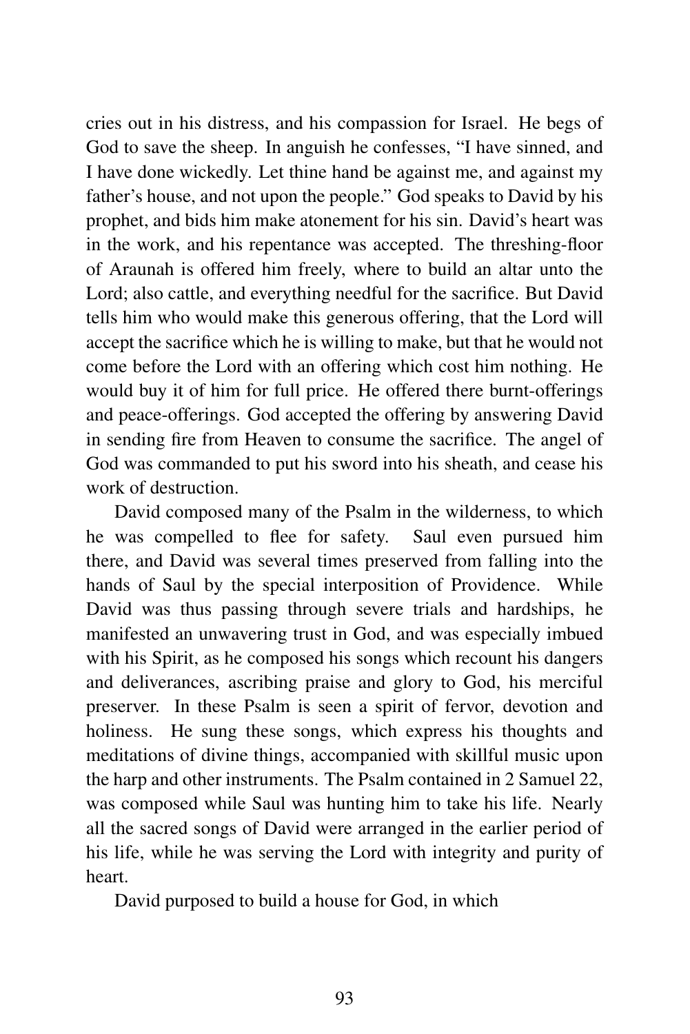cries out in his distress, and his compassion for Israel. He begs of God to save the sheep. In anguish he confesses, "I have sinned, and I have done wickedly. Let thine hand be against me, and against my father's house, and not upon the people." God speaks to David by his prophet, and bids him make atonement for his sin. David's heart was in the work, and his repentance was accepted. The threshing-floor of Araunah is offered him freely, where to build an altar unto the Lord; also cattle, and everything needful for the sacrifice. But David tells him who would make this generous offering, that the Lord will accept the sacrifice which he is willing to make, but that he would not come before the Lord with an offering which cost him nothing. He would buy it of him for full price. He offered there burnt-offerings and peace-offerings. God accepted the offering by answering David in sending fire from Heaven to consume the sacrifice. The angel of God was commanded to put his sword into his sheath, and cease his work of destruction.

David composed many of the Psalm in the wilderness, to which he was compelled to flee for safety. Saul even pursued him there, and David was several times preserved from falling into the hands of Saul by the special interposition of Providence. While David was thus passing through severe trials and hardships, he manifested an unwavering trust in God, and was especially imbued with his Spirit, as he composed his songs which recount his dangers and deliverances, ascribing praise and glory to God, his merciful preserver. In these Psalm is seen a spirit of fervor, devotion and holiness. He sung these songs, which express his thoughts and meditations of divine things, accompanied with skillful music upon the harp and other instruments. The Psalm contained in 2 Samuel 22, was composed while Saul was hunting him to take his life. Nearly all the sacred songs of David were arranged in the earlier period of his life, while he was serving the Lord with integrity and purity of heart.

David purposed to build a house for God, in which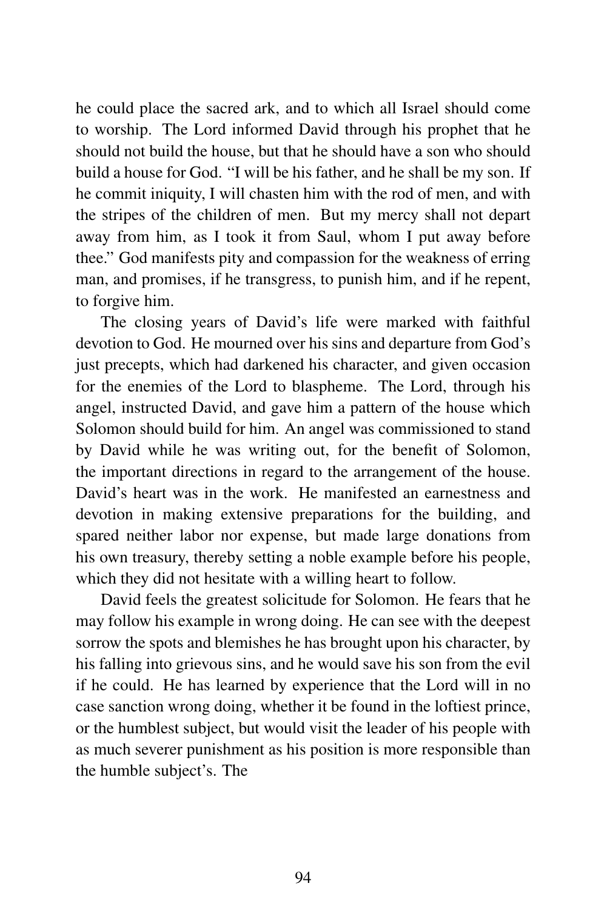he could place the sacred ark, and to which all Israel should come to worship. The Lord informed David through his prophet that he should not build the house, but that he should have a son who should build a house for God. "I will be his father, and he shall be my son. If he commit iniquity, I will chasten him with the rod of men, and with the stripes of the children of men. But my mercy shall not depart away from him, as I took it from Saul, whom I put away before thee." God manifests pity and compassion for the weakness of erring man, and promises, if he transgress, to punish him, and if he repent, to forgive him.

The closing years of David's life were marked with faithful devotion to God. He mourned over his sins and departure from God's just precepts, which had darkened his character, and given occasion for the enemies of the Lord to blaspheme. The Lord, through his angel, instructed David, and gave him a pattern of the house which Solomon should build for him. An angel was commissioned to stand by David while he was writing out, for the benefit of Solomon, the important directions in regard to the arrangement of the house. David's heart was in the work. He manifested an earnestness and devotion in making extensive preparations for the building, and spared neither labor nor expense, but made large donations from his own treasury, thereby setting a noble example before his people, which they did not hesitate with a willing heart to follow.

David feels the greatest solicitude for Solomon. He fears that he may follow his example in wrong doing. He can see with the deepest sorrow the spots and blemishes he has brought upon his character, by his falling into grievous sins, and he would save his son from the evil if he could. He has learned by experience that the Lord will in no case sanction wrong doing, whether it be found in the loftiest prince, or the humblest subject, but would visit the leader of his people with as much severer punishment as his position is more responsible than the humble subject's. The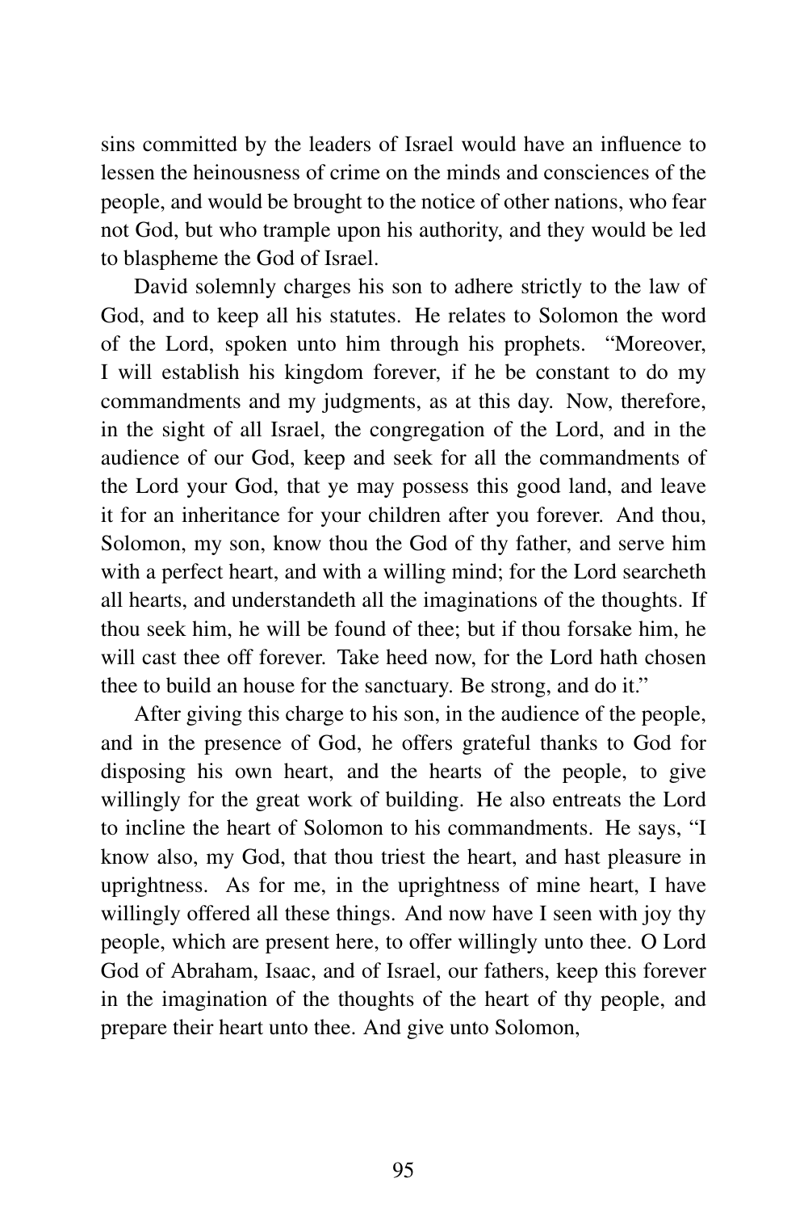sins committed by the leaders of Israel would have an influence to lessen the heinousness of crime on the minds and consciences of the people, and would be brought to the notice of other nations, who fear not God, but who trample upon his authority, and they would be led to blaspheme the God of Israel.

David solemnly charges his son to adhere strictly to the law of God, and to keep all his statutes. He relates to Solomon the word of the Lord, spoken unto him through his prophets. "Moreover, I will establish his kingdom forever, if he be constant to do my commandments and my judgments, as at this day. Now, therefore, in the sight of all Israel, the congregation of the Lord, and in the audience of our God, keep and seek for all the commandments of the Lord your God, that ye may possess this good land, and leave it for an inheritance for your children after you forever. And thou, Solomon, my son, know thou the God of thy father, and serve him with a perfect heart, and with a willing mind; for the Lord searcheth all hearts, and understandeth all the imaginations of the thoughts. If thou seek him, he will be found of thee; but if thou forsake him, he will cast thee off forever. Take heed now, for the Lord hath chosen thee to build an house for the sanctuary. Be strong, and do it."

After giving this charge to his son, in the audience of the people, and in the presence of God, he offers grateful thanks to God for disposing his own heart, and the hearts of the people, to give willingly for the great work of building. He also entreats the Lord to incline the heart of Solomon to his commandments. He says, "I know also, my God, that thou triest the heart, and hast pleasure in uprightness. As for me, in the uprightness of mine heart, I have willingly offered all these things. And now have I seen with joy thy people, which are present here, to offer willingly unto thee. O Lord God of Abraham, Isaac, and of Israel, our fathers, keep this forever in the imagination of the thoughts of the heart of thy people, and prepare their heart unto thee. And give unto Solomon,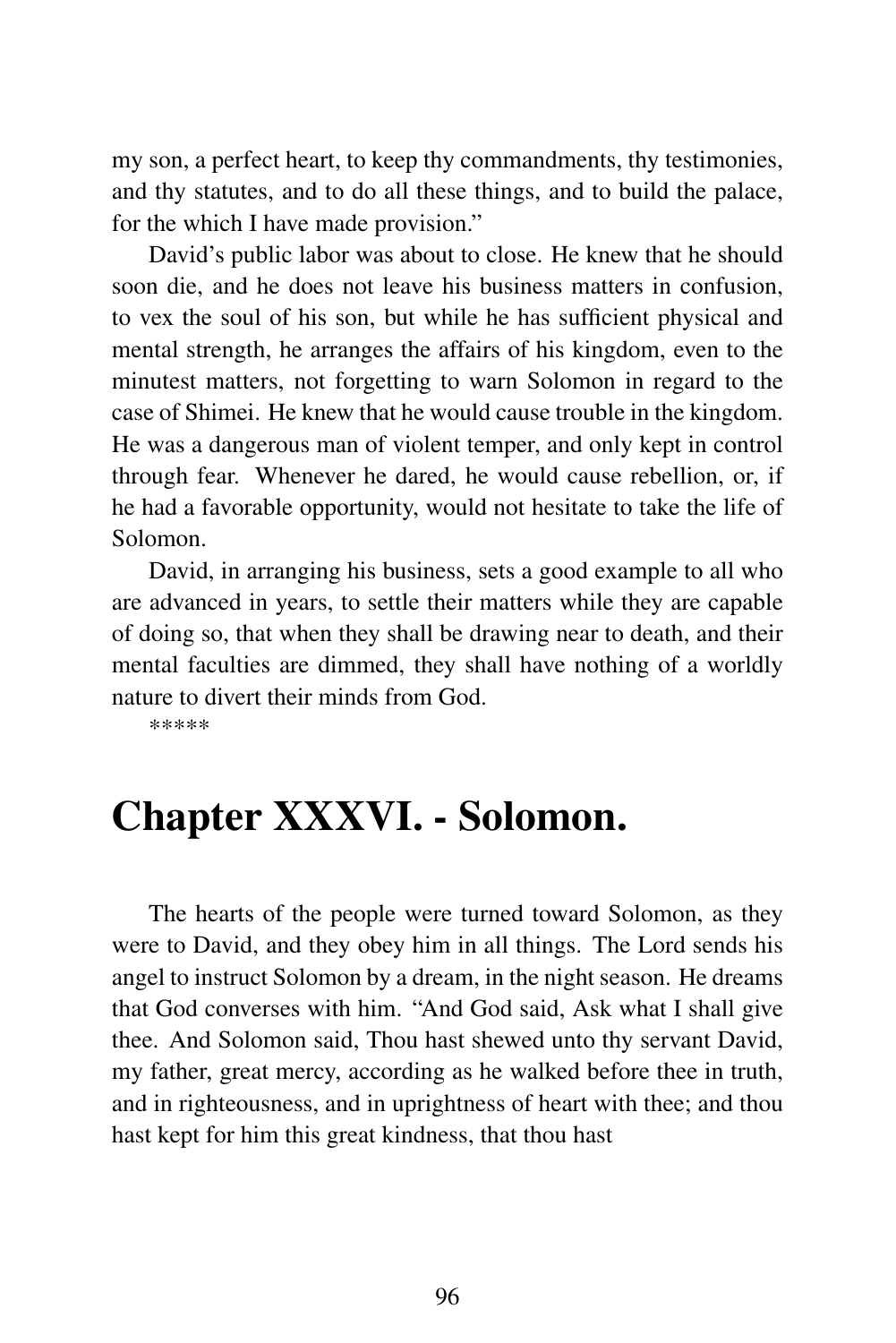my son, a perfect heart, to keep thy commandments, thy testimonies, and thy statutes, and to do all these things, and to build the palace, for the which I have made provision."

David's public labor was about to close. He knew that he should soon die, and he does not leave his business matters in confusion, to vex the soul of his son, but while he has sufficient physical and mental strength, he arranges the affairs of his kingdom, even to the minutest matters, not forgetting to warn Solomon in regard to the case of Shimei. He knew that he would cause trouble in the kingdom. He was a dangerous man of violent temper, and only kept in control through fear. Whenever he dared, he would cause rebellion, or, if he had a favorable opportunity, would not hesitate to take the life of Solomon.

David, in arranging his business, sets a good example to all who are advanced in years, to settle their matters while they are capable of doing so, that when they shall be drawing near to death, and their mental faculties are dimmed, they shall have nothing of a worldly nature to divert their minds from God.

*****

# Chapter XXXVI. - Solomon.

The hearts of the people were turned toward Solomon, as they were to David, and they obey him in all things. The Lord sends his angel to instruct Solomon by a dream, in the night season. He dreams that God converses with him. "And God said, Ask what I shall give thee. And Solomon said, Thou hast shewed unto thy servant David, my father, great mercy, according as he walked before thee in truth, and in righteousness, and in uprightness of heart with thee; and thou hast kept for him this great kindness, that thou hast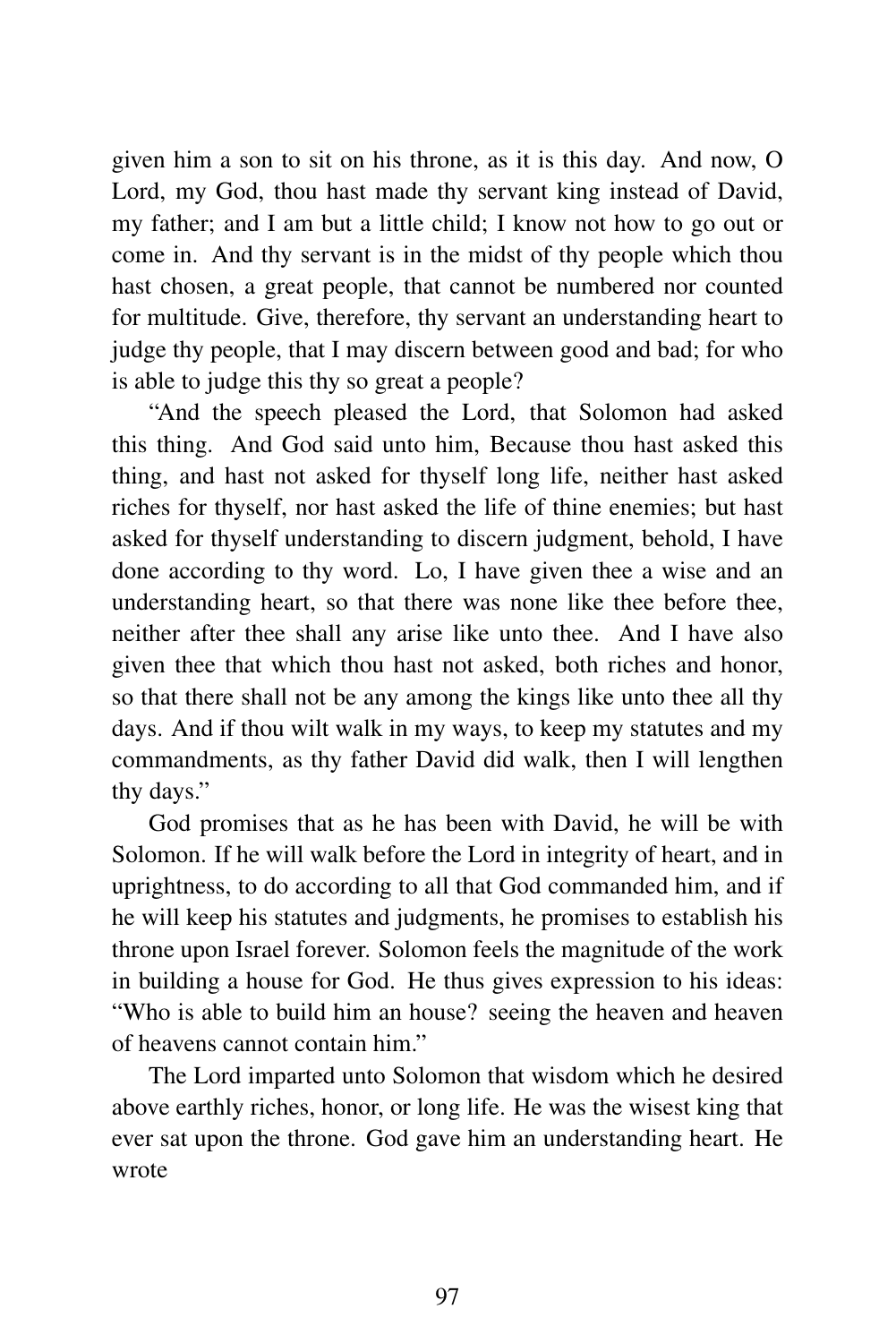given him a son to sit on his throne, as it is this day. And now, O Lord, my God, thou hast made thy servant king instead of David, my father; and I am but a little child; I know not how to go out or come in. And thy servant is in the midst of thy people which thou hast chosen, a great people, that cannot be numbered nor counted for multitude. Give, therefore, thy servant an understanding heart to judge thy people, that I may discern between good and bad; for who is able to judge this thy so great a people?

"And the speech pleased the Lord, that Solomon had asked this thing. And God said unto him, Because thou hast asked this thing, and hast not asked for thyself long life, neither hast asked riches for thyself, nor hast asked the life of thine enemies; but hast asked for thyself understanding to discern judgment, behold, I have done according to thy word. Lo, I have given thee a wise and an understanding heart, so that there was none like thee before thee, neither after thee shall any arise like unto thee. And I have also given thee that which thou hast not asked, both riches and honor, so that there shall not be any among the kings like unto thee all thy days. And if thou wilt walk in my ways, to keep my statutes and my commandments, as thy father David did walk, then I will lengthen thy days."

God promises that as he has been with David, he will be with Solomon. If he will walk before the Lord in integrity of heart, and in uprightness, to do according to all that God commanded him, and if he will keep his statutes and judgments, he promises to establish his throne upon Israel forever. Solomon feels the magnitude of the work in building a house for God. He thus gives expression to his ideas: "Who is able to build him an house? seeing the heaven and heaven of heavens cannot contain him."

The Lord imparted unto Solomon that wisdom which he desired above earthly riches, honor, or long life. He was the wisest king that ever sat upon the throne. God gave him an understanding heart. He wrote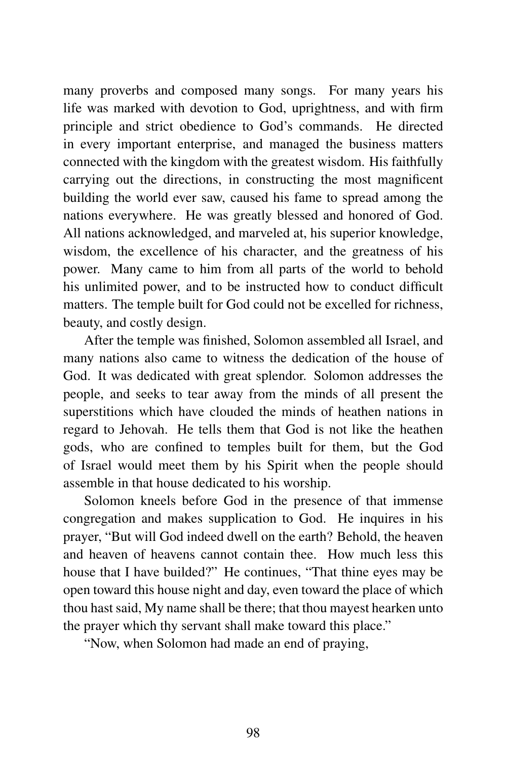many proverbs and composed many songs. For many years his life was marked with devotion to God, uprightness, and with firm principle and strict obedience to God's commands. He directed in every important enterprise, and managed the business matters connected with the kingdom with the greatest wisdom. His faithfully carrying out the directions, in constructing the most magnificent building the world ever saw, caused his fame to spread among the nations everywhere. He was greatly blessed and honored of God. All nations acknowledged, and marveled at, his superior knowledge, wisdom, the excellence of his character, and the greatness of his power. Many came to him from all parts of the world to behold his unlimited power, and to be instructed how to conduct difficult matters. The temple built for God could not be excelled for richness, beauty, and costly design.

After the temple was finished, Solomon assembled all Israel, and many nations also came to witness the dedication of the house of God. It was dedicated with great splendor. Solomon addresses the people, and seeks to tear away from the minds of all present the superstitions which have clouded the minds of heathen nations in regard to Jehovah. He tells them that God is not like the heathen gods, who are confined to temples built for them, but the God of Israel would meet them by his Spirit when the people should assemble in that house dedicated to his worship.

Solomon kneels before God in the presence of that immense congregation and makes supplication to God. He inquires in his prayer, "But will God indeed dwell on the earth? Behold, the heaven and heaven of heavens cannot contain thee. How much less this house that I have builded?" He continues, "That thine eyes may be open toward this house night and day, even toward the place of which thou hast said, My name shall be there; that thou mayest hearken unto the prayer which thy servant shall make toward this place."

"Now, when Solomon had made an end of praying,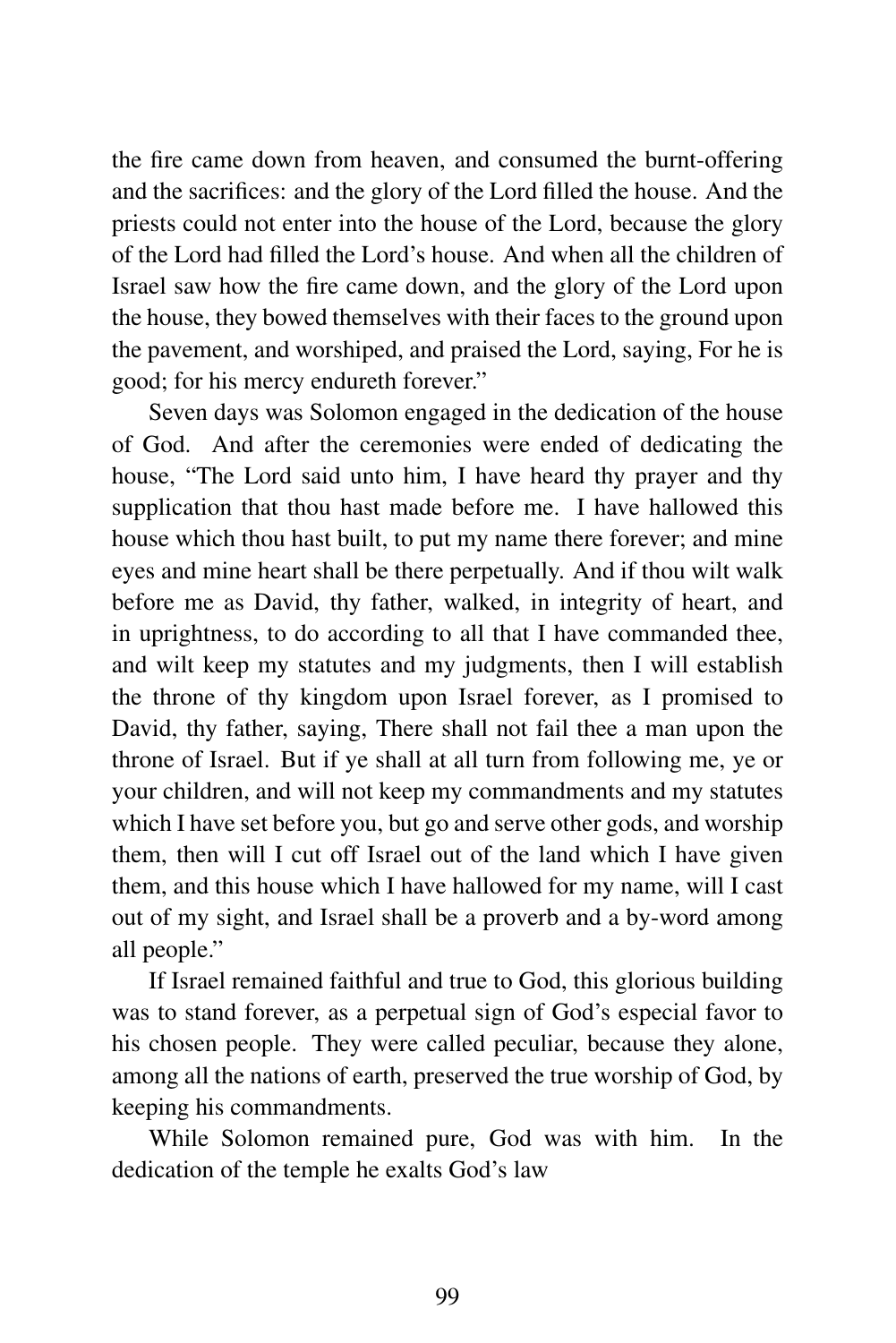the fire came down from heaven, and consumed the burnt-offering and the sacrifices: and the glory of the Lord filled the house. And the priests could not enter into the house of the Lord, because the glory of the Lord had filled the Lord's house. And when all the children of Israel saw how the fire came down, and the glory of the Lord upon the house, they bowed themselves with their faces to the ground upon the pavement, and worshiped, and praised the Lord, saying, For he is good; for his mercy endureth forever."

Seven days was Solomon engaged in the dedication of the house of God. And after the ceremonies were ended of dedicating the house, "The Lord said unto him, I have heard thy prayer and thy supplication that thou hast made before me. I have hallowed this house which thou hast built, to put my name there forever; and mine eyes and mine heart shall be there perpetually. And if thou wilt walk before me as David, thy father, walked, in integrity of heart, and in uprightness, to do according to all that I have commanded thee, and wilt keep my statutes and my judgments, then I will establish the throne of thy kingdom upon Israel forever, as I promised to David, thy father, saying, There shall not fail thee a man upon the throne of Israel. But if ye shall at all turn from following me, ye or your children, and will not keep my commandments and my statutes which I have set before you, but go and serve other gods, and worship them, then will I cut off Israel out of the land which I have given them, and this house which I have hallowed for my name, will I cast out of my sight, and Israel shall be a proverb and a by-word among all people."

If Israel remained faithful and true to God, this glorious building was to stand forever, as a perpetual sign of God's especial favor to his chosen people. They were called peculiar, because they alone, among all the nations of earth, preserved the true worship of God, by keeping his commandments.

While Solomon remained pure, God was with him. In the dedication of the temple he exalts God's law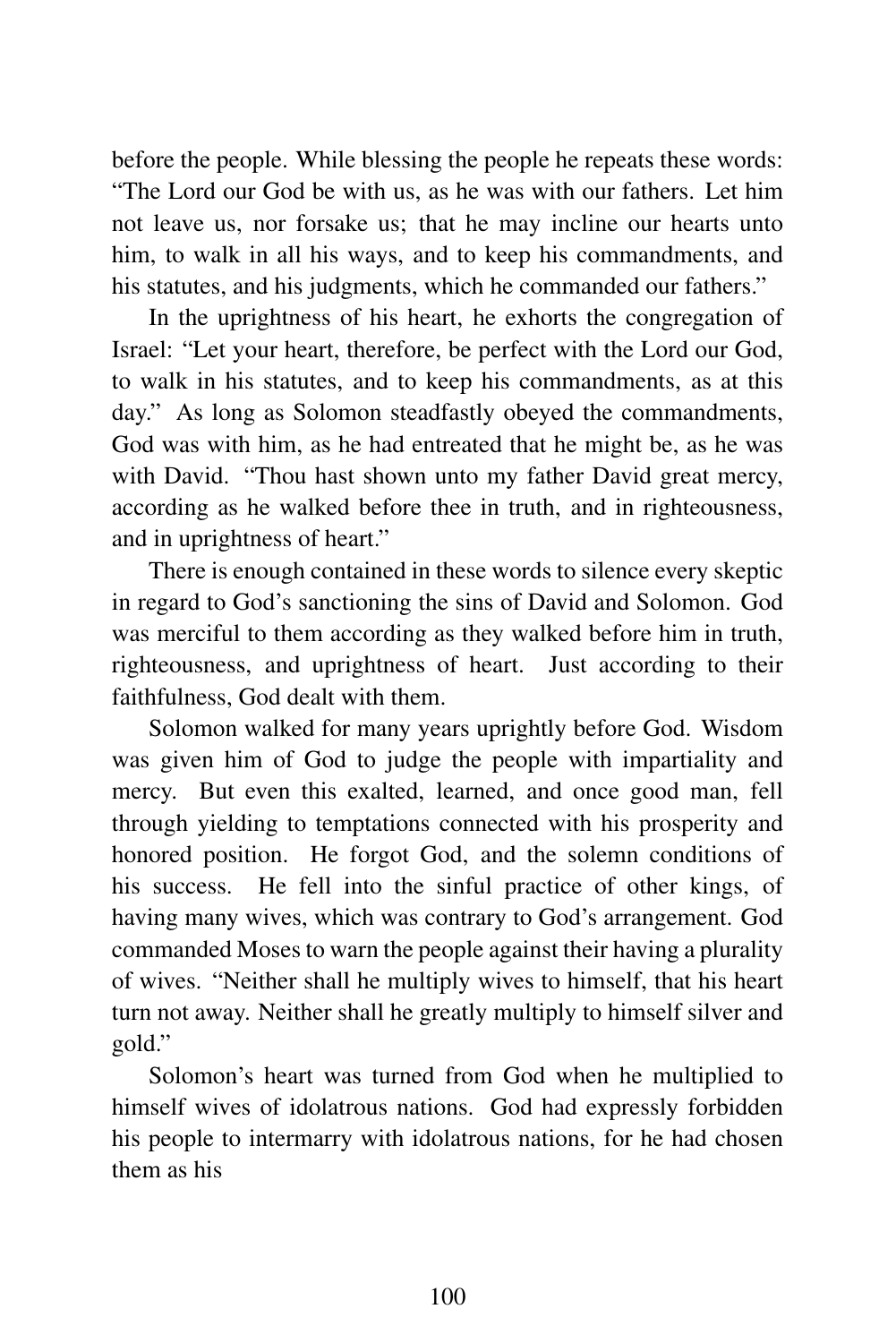before the people. While blessing the people he repeats these words: "The Lord our God be with us, as he was with our fathers. Let him not leave us, nor forsake us; that he may incline our hearts unto him, to walk in all his ways, and to keep his commandments, and his statutes, and his judgments, which he commanded our fathers."

In the uprightness of his heart, he exhorts the congregation of Israel: "Let your heart, therefore, be perfect with the Lord our God, to walk in his statutes, and to keep his commandments, as at this day." As long as Solomon steadfastly obeyed the commandments, God was with him, as he had entreated that he might be, as he was with David. "Thou hast shown unto my father David great mercy, according as he walked before thee in truth, and in righteousness, and in uprightness of heart."

There is enough contained in these words to silence every skeptic in regard to God's sanctioning the sins of David and Solomon. God was merciful to them according as they walked before him in truth, righteousness, and uprightness of heart. Just according to their faithfulness, God dealt with them.

Solomon walked for many years uprightly before God. Wisdom was given him of God to judge the people with impartiality and mercy. But even this exalted, learned, and once good man, fell through yielding to temptations connected with his prosperity and honored position. He forgot God, and the solemn conditions of his success. He fell into the sinful practice of other kings, of having many wives, which was contrary to God's arrangement. God commanded Moses to warn the people against their having a plurality of wives. "Neither shall he multiply wives to himself, that his heart turn not away. Neither shall he greatly multiply to himself silver and gold."

Solomon's heart was turned from God when he multiplied to himself wives of idolatrous nations. God had expressly forbidden his people to intermarry with idolatrous nations, for he had chosen them as his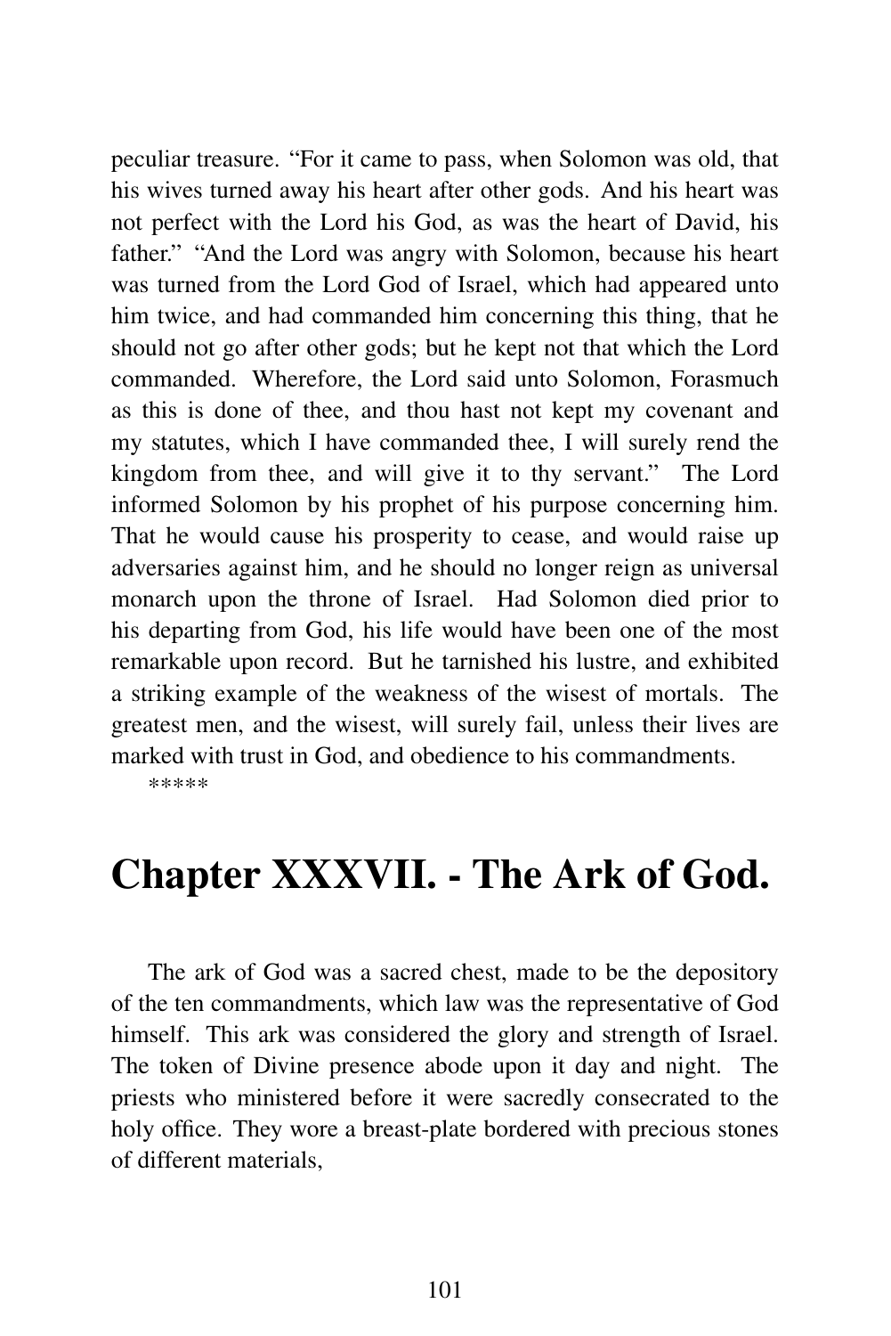peculiar treasure. "For it came to pass, when Solomon was old, that his wives turned away his heart after other gods. And his heart was not perfect with the Lord his God, as was the heart of David, his father." "And the Lord was angry with Solomon, because his heart was turned from the Lord God of Israel, which had appeared unto him twice, and had commanded him concerning this thing, that he should not go after other gods; but he kept not that which the Lord commanded. Wherefore, the Lord said unto Solomon, Forasmuch as this is done of thee, and thou hast not kept my covenant and my statutes, which I have commanded thee, I will surely rend the kingdom from thee, and will give it to thy servant." The Lord informed Solomon by his prophet of his purpose concerning him. That he would cause his prosperity to cease, and would raise up adversaries against him, and he should no longer reign as universal monarch upon the throne of Israel. Had Solomon died prior to his departing from God, his life would have been one of the most remarkable upon record. But he tarnished his lustre, and exhibited a striking example of the weakness of the wisest of mortals. The greatest men, and the wisest, will surely fail, unless their lives are marked with trust in God, and obedience to his commandments.

*****

# Chapter XXXVII. - The Ark of God.

The ark of God was a sacred chest, made to be the depository of the ten commandments, which law was the representative of God himself. This ark was considered the glory and strength of Israel. The token of Divine presence abode upon it day and night. The priests who ministered before it were sacredly consecrated to the holy office. They wore a breast-plate bordered with precious stones of different materials,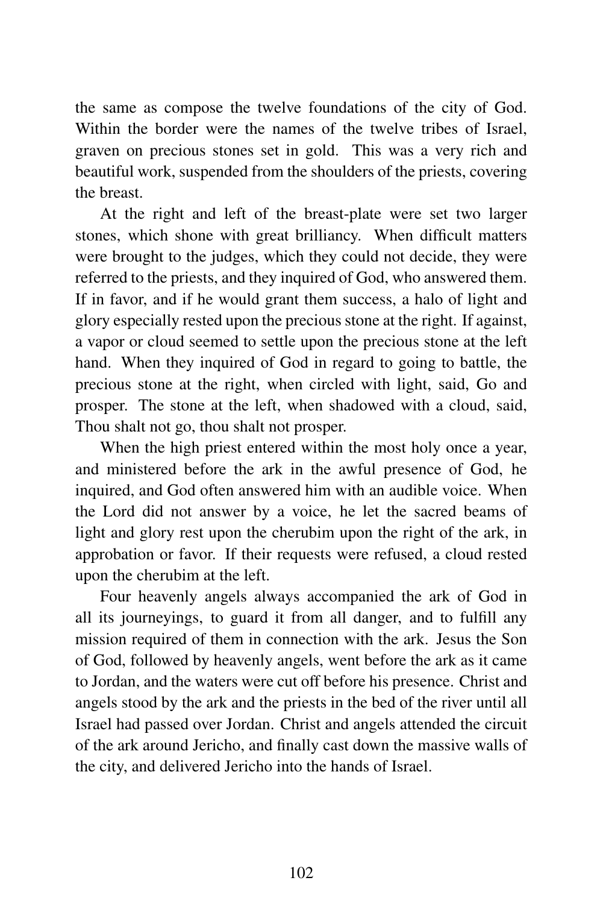the same as compose the twelve foundations of the city of God. Within the border were the names of the twelve tribes of Israel, graven on precious stones set in gold. This was a very rich and beautiful work, suspended from the shoulders of the priests, covering the breast.

At the right and left of the breast-plate were set two larger stones, which shone with great brilliancy. When difficult matters were brought to the judges, which they could not decide, they were referred to the priests, and they inquired of God, who answered them. If in favor, and if he would grant them success, a halo of light and glory especially rested upon the precious stone at the right. If against, a vapor or cloud seemed to settle upon the precious stone at the left hand. When they inquired of God in regard to going to battle, the precious stone at the right, when circled with light, said, Go and prosper. The stone at the left, when shadowed with a cloud, said, Thou shalt not go, thou shalt not prosper.

When the high priest entered within the most holy once a year, and ministered before the ark in the awful presence of God, he inquired, and God often answered him with an audible voice. When the Lord did not answer by a voice, he let the sacred beams of light and glory rest upon the cherubim upon the right of the ark, in approbation or favor. If their requests were refused, a cloud rested upon the cherubim at the left.

Four heavenly angels always accompanied the ark of God in all its journeyings, to guard it from all danger, and to fulfill any mission required of them in connection with the ark. Jesus the Son of God, followed by heavenly angels, went before the ark as it came to Jordan, and the waters were cut off before his presence. Christ and angels stood by the ark and the priests in the bed of the river until all Israel had passed over Jordan. Christ and angels attended the circuit of the ark around Jericho, and finally cast down the massive walls of the city, and delivered Jericho into the hands of Israel.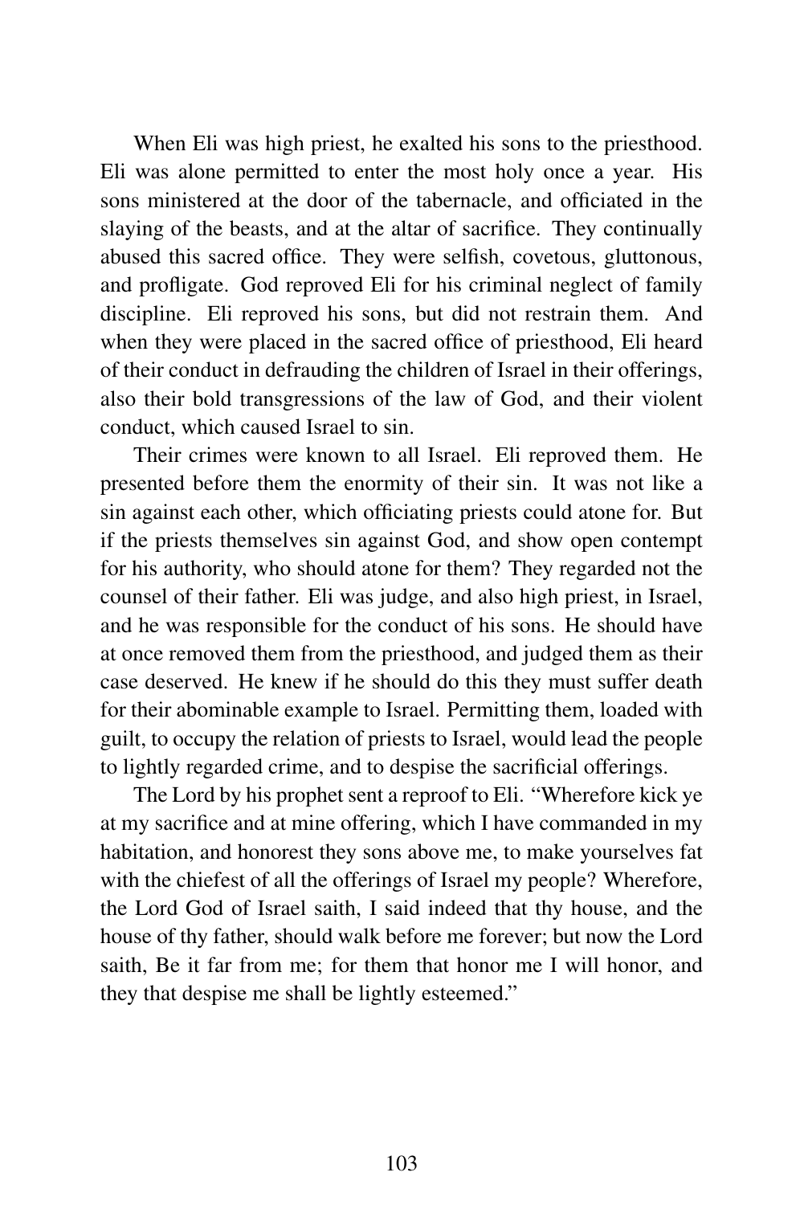When Eli was high priest, he exalted his sons to the priesthood. Eli was alone permitted to enter the most holy once a year. His sons ministered at the door of the tabernacle, and officiated in the slaying of the beasts, and at the altar of sacrifice. They continually abused this sacred office. They were selfish, covetous, gluttonous, and profligate. God reproved Eli for his criminal neglect of family discipline. Eli reproved his sons, but did not restrain them. And when they were placed in the sacred office of priesthood, Eli heard of their conduct in defrauding the children of Israel in their offerings, also their bold transgressions of the law of God, and their violent conduct, which caused Israel to sin.

Their crimes were known to all Israel. Eli reproved them. He presented before them the enormity of their sin. It was not like a sin against each other, which officiating priests could atone for. But if the priests themselves sin against God, and show open contempt for his authority, who should atone for them? They regarded not the counsel of their father. Eli was judge, and also high priest, in Israel, and he was responsible for the conduct of his sons. He should have at once removed them from the priesthood, and judged them as their case deserved. He knew if he should do this they must suffer death for their abominable example to Israel. Permitting them, loaded with guilt, to occupy the relation of priests to Israel, would lead the people to lightly regarded crime, and to despise the sacrificial offerings.

The Lord by his prophet sent a reproof to Eli. "Wherefore kick ye at my sacrifice and at mine offering, which I have commanded in my habitation, and honorest they sons above me, to make yourselves fat with the chiefest of all the offerings of Israel my people? Wherefore, the Lord God of Israel saith, I said indeed that thy house, and the house of thy father, should walk before me forever; but now the Lord saith, Be it far from me; for them that honor me I will honor, and they that despise me shall be lightly esteemed."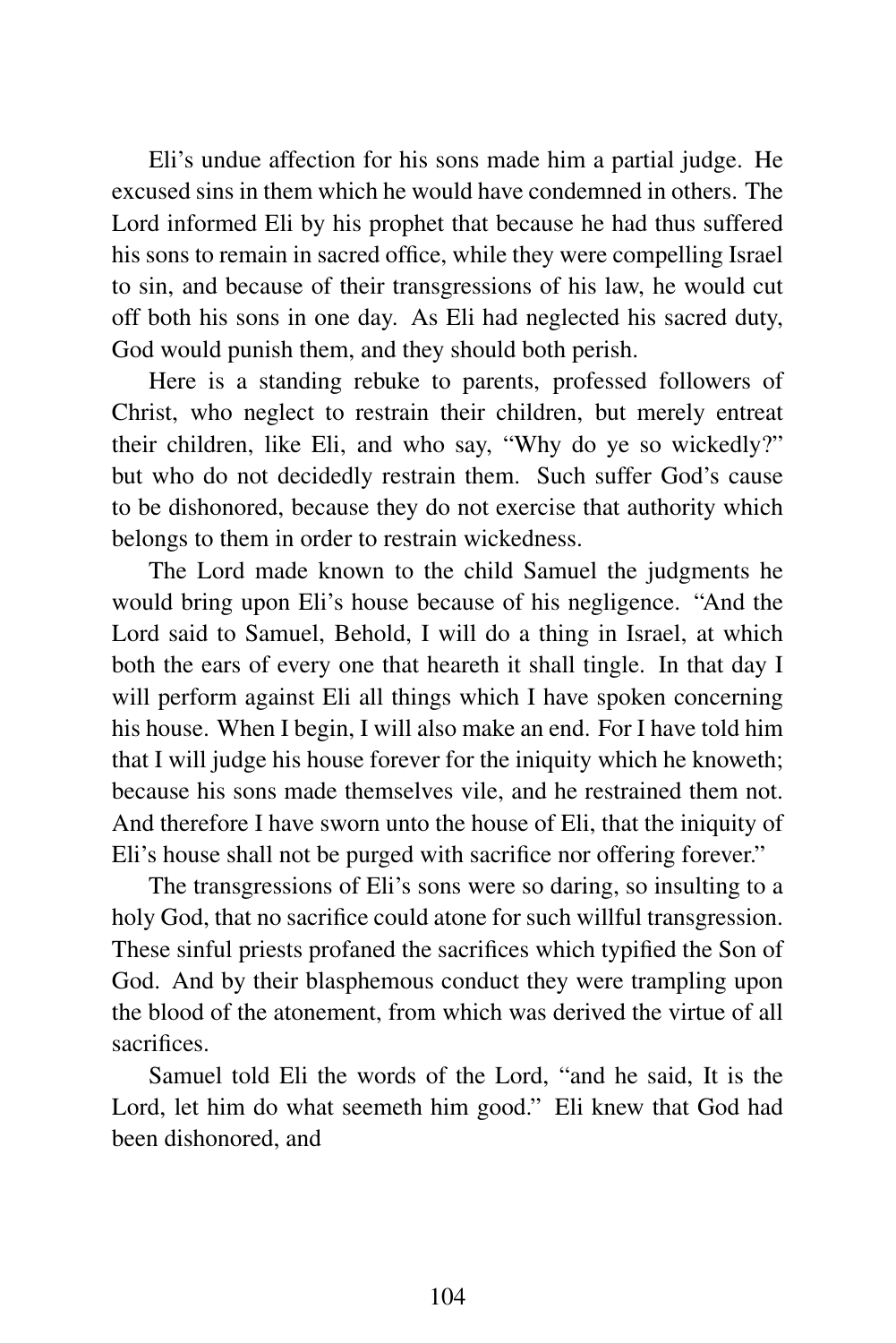Eli's undue affection for his sons made him a partial judge. He excused sins in them which he would have condemned in others. The Lord informed Eli by his prophet that because he had thus suffered his sons to remain in sacred office, while they were compelling Israel to sin, and because of their transgressions of his law, he would cut off both his sons in one day. As Eli had neglected his sacred duty, God would punish them, and they should both perish.

Here is a standing rebuke to parents, professed followers of Christ, who neglect to restrain their children, but merely entreat their children, like Eli, and who say, "Why do ye so wickedly?" but who do not decidedly restrain them. Such suffer God's cause to be dishonored, because they do not exercise that authority which belongs to them in order to restrain wickedness.

The Lord made known to the child Samuel the judgments he would bring upon Eli's house because of his negligence. "And the Lord said to Samuel, Behold, I will do a thing in Israel, at which both the ears of every one that heareth it shall tingle. In that day I will perform against Eli all things which I have spoken concerning his house. When I begin, I will also make an end. For I have told him that I will judge his house forever for the iniquity which he knoweth; because his sons made themselves vile, and he restrained them not. And therefore I have sworn unto the house of Eli, that the iniquity of Eli's house shall not be purged with sacrifice nor offering forever."

The transgressions of Eli's sons were so daring, so insulting to a holy God, that no sacrifice could atone for such willful transgression. These sinful priests profaned the sacrifices which typified the Son of God. And by their blasphemous conduct they were trampling upon the blood of the atonement, from which was derived the virtue of all sacrifices.

Samuel told Eli the words of the Lord, "and he said, It is the Lord, let him do what seemeth him good." Eli knew that God had been dishonored, and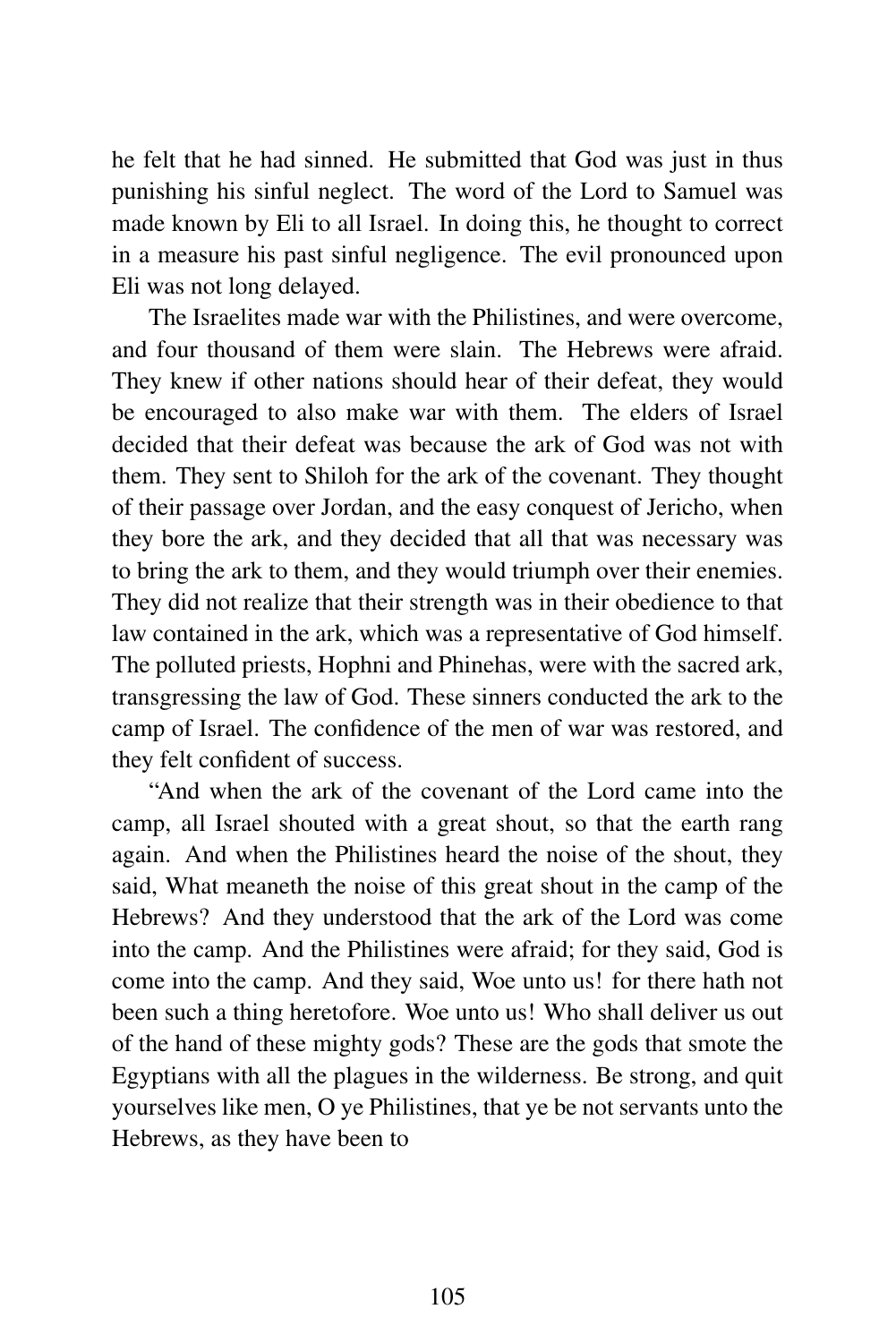he felt that he had sinned. He submitted that God was just in thus punishing his sinful neglect. The word of the Lord to Samuel was made known by Eli to all Israel. In doing this, he thought to correct in a measure his past sinful negligence. The evil pronounced upon Eli was not long delayed.

The Israelites made war with the Philistines, and were overcome, and four thousand of them were slain. The Hebrews were afraid. They knew if other nations should hear of their defeat, they would be encouraged to also make war with them. The elders of Israel decided that their defeat was because the ark of God was not with them. They sent to Shiloh for the ark of the covenant. They thought of their passage over Jordan, and the easy conquest of Jericho, when they bore the ark, and they decided that all that was necessary was to bring the ark to them, and they would triumph over their enemies. They did not realize that their strength was in their obedience to that law contained in the ark, which was a representative of God himself. The polluted priests, Hophni and Phinehas, were with the sacred ark, transgressing the law of God. These sinners conducted the ark to the camp of Israel. The confidence of the men of war was restored, and they felt confident of success.

"And when the ark of the covenant of the Lord came into the camp, all Israel shouted with a great shout, so that the earth rang again. And when the Philistines heard the noise of the shout, they said, What meaneth the noise of this great shout in the camp of the Hebrews? And they understood that the ark of the Lord was come into the camp. And the Philistines were afraid; for they said, God is come into the camp. And they said, Woe unto us! for there hath not been such a thing heretofore. Woe unto us! Who shall deliver us out of the hand of these mighty gods? These are the gods that smote the Egyptians with all the plagues in the wilderness. Be strong, and quit yourselves like men, O ye Philistines, that ye be not servants unto the Hebrews, as they have been to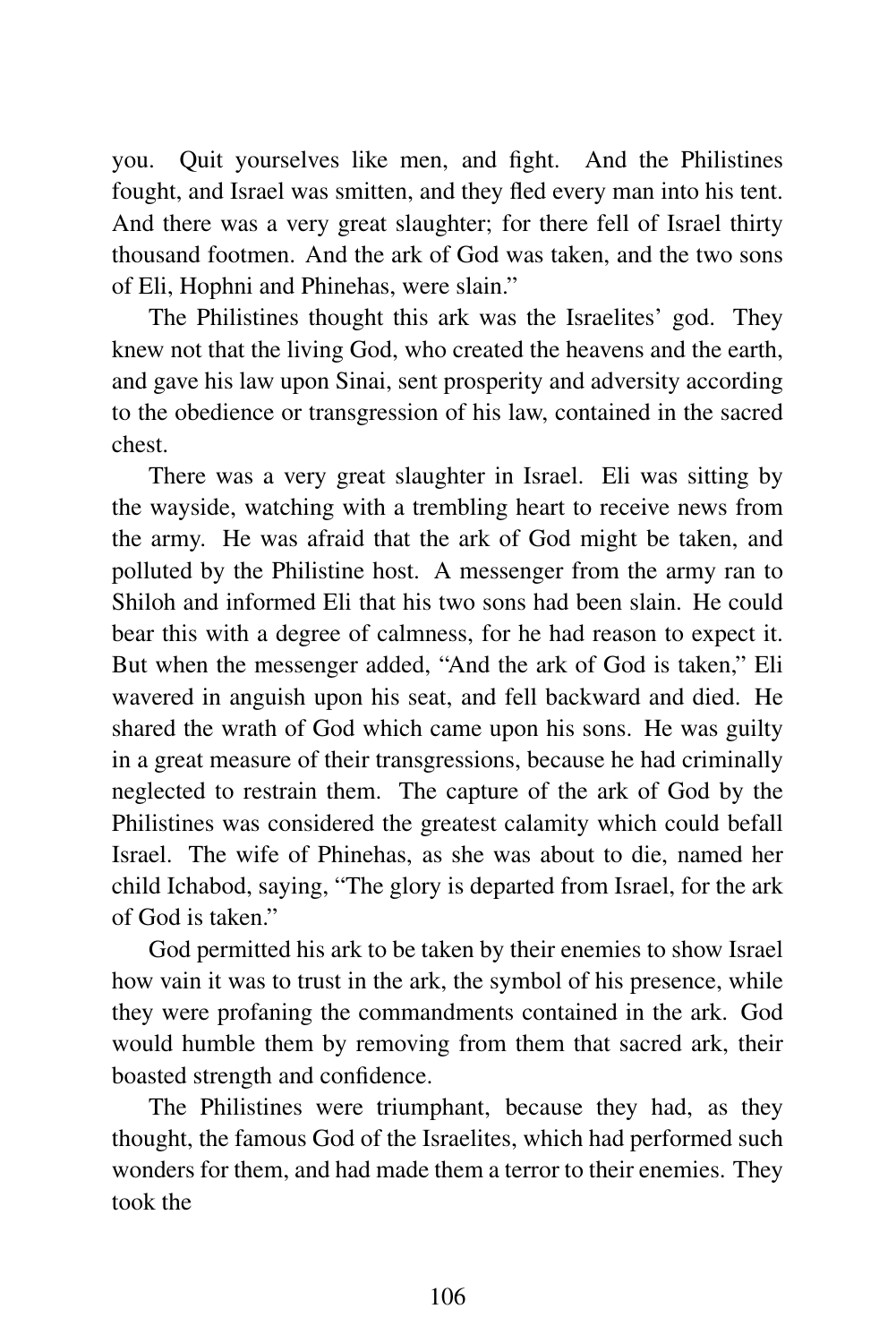you. Quit yourselves like men, and fight. And the Philistines fought, and Israel was smitten, and they fled every man into his tent. And there was a very great slaughter; for there fell of Israel thirty thousand footmen. And the ark of God was taken, and the two sons of Eli, Hophni and Phinehas, were slain."

The Philistines thought this ark was the Israelites' god. They knew not that the living God, who created the heavens and the earth, and gave his law upon Sinai, sent prosperity and adversity according to the obedience or transgression of his law, contained in the sacred chest.

There was a very great slaughter in Israel. Eli was sitting by the wayside, watching with a trembling heart to receive news from the army. He was afraid that the ark of God might be taken, and polluted by the Philistine host. A messenger from the army ran to Shiloh and informed Eli that his two sons had been slain. He could bear this with a degree of calmness, for he had reason to expect it. But when the messenger added, "And the ark of God is taken," Eli wavered in anguish upon his seat, and fell backward and died. He shared the wrath of God which came upon his sons. He was guilty in a great measure of their transgressions, because he had criminally neglected to restrain them. The capture of the ark of God by the Philistines was considered the greatest calamity which could befall Israel. The wife of Phinehas, as she was about to die, named her child Ichabod, saying, "The glory is departed from Israel, for the ark of God is taken."

God permitted his ark to be taken by their enemies to show Israel how vain it was to trust in the ark, the symbol of his presence, while they were profaning the commandments contained in the ark. God would humble them by removing from them that sacred ark, their boasted strength and confidence.

The Philistines were triumphant, because they had, as they thought, the famous God of the Israelites, which had performed such wonders for them, and had made them a terror to their enemies. They took the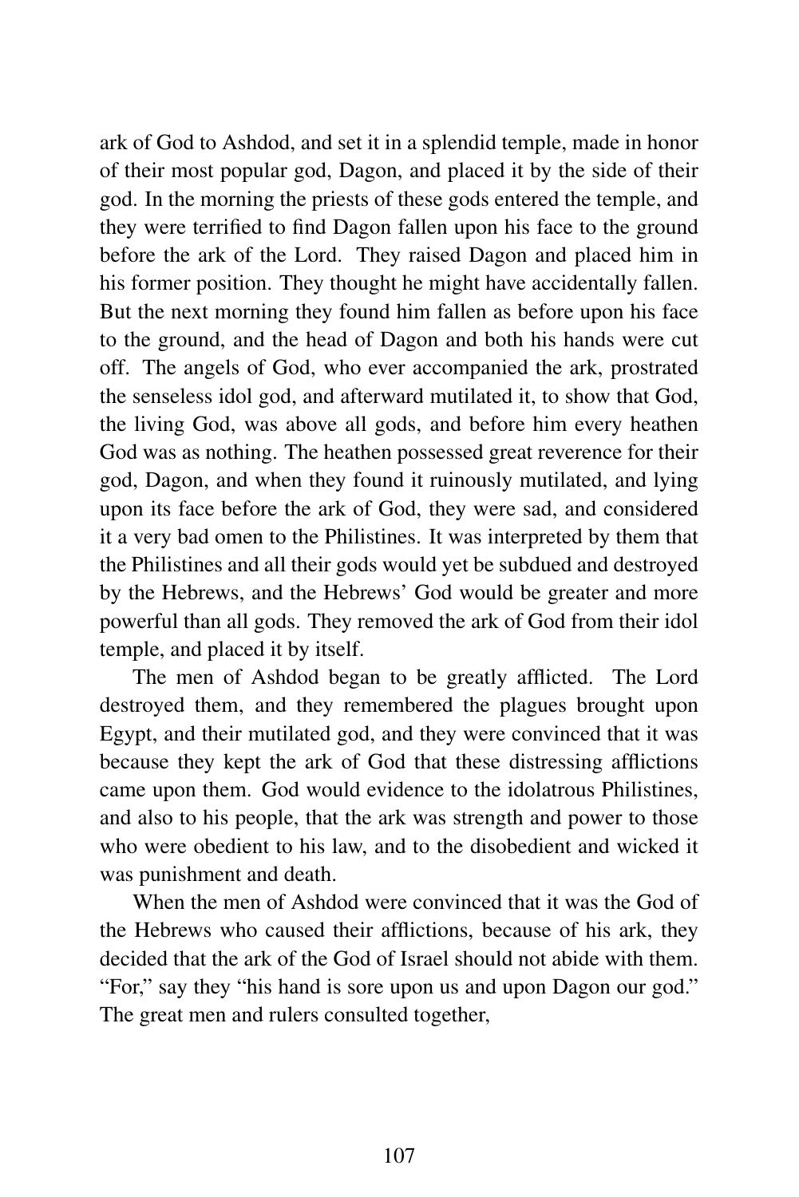ark of God to Ashdod, and set it in a splendid temple, made in honor of their most popular god, Dagon, and placed it by the side of their god. In the morning the priests of these gods entered the temple, and they were terrified to find Dagon fallen upon his face to the ground before the ark of the Lord. They raised Dagon and placed him in his former position. They thought he might have accidentally fallen. But the next morning they found him fallen as before upon his face to the ground, and the head of Dagon and both his hands were cut off. The angels of God, who ever accompanied the ark, prostrated the senseless idol god, and afterward mutilated it, to show that God, the living God, was above all gods, and before him every heathen God was as nothing. The heathen possessed great reverence for their god, Dagon, and when they found it ruinously mutilated, and lying upon its face before the ark of God, they were sad, and considered it a very bad omen to the Philistines. It was interpreted by them that the Philistines and all their gods would yet be subdued and destroyed by the Hebrews, and the Hebrews' God would be greater and more powerful than all gods. They removed the ark of God from their idol temple, and placed it by itself.

The men of Ashdod began to be greatly afflicted. The Lord destroyed them, and they remembered the plagues brought upon Egypt, and their mutilated god, and they were convinced that it was because they kept the ark of God that these distressing afflictions came upon them. God would evidence to the idolatrous Philistines, and also to his people, that the ark was strength and power to those who were obedient to his law, and to the disobedient and wicked it was punishment and death.

When the men of Ashdod were convinced that it was the God of the Hebrews who caused their afflictions, because of his ark, they decided that the ark of the God of Israel should not abide with them. "For," say they "his hand is sore upon us and upon Dagon our god." The great men and rulers consulted together,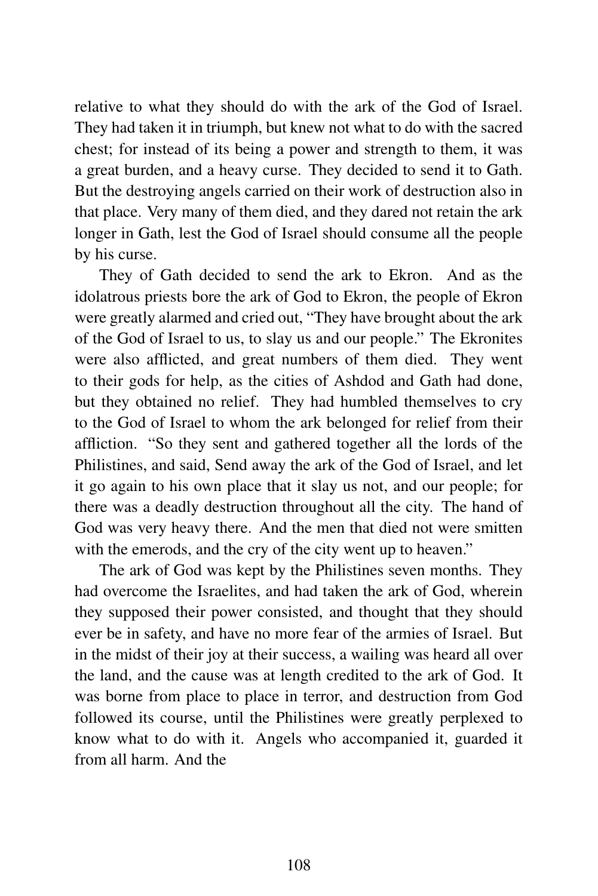relative to what they should do with the ark of the God of Israel. They had taken it in triumph, but knew not what to do with the sacred chest; for instead of its being a power and strength to them, it was a great burden, and a heavy curse. They decided to send it to Gath. But the destroying angels carried on their work of destruction also in that place. Very many of them died, and they dared not retain the ark longer in Gath, lest the God of Israel should consume all the people by his curse.

They of Gath decided to send the ark to Ekron. And as the idolatrous priests bore the ark of God to Ekron, the people of Ekron were greatly alarmed and cried out, "They have brought about the ark of the God of Israel to us, to slay us and our people." The Ekronites were also afflicted, and great numbers of them died. They went to their gods for help, as the cities of Ashdod and Gath had done, but they obtained no relief. They had humbled themselves to cry to the God of Israel to whom the ark belonged for relief from their affliction. "So they sent and gathered together all the lords of the Philistines, and said, Send away the ark of the God of Israel, and let it go again to his own place that it slay us not, and our people; for there was a deadly destruction throughout all the city. The hand of God was very heavy there. And the men that died not were smitten with the emerods, and the cry of the city went up to heaven."

The ark of God was kept by the Philistines seven months. They had overcome the Israelites, and had taken the ark of God, wherein they supposed their power consisted, and thought that they should ever be in safety, and have no more fear of the armies of Israel. But in the midst of their joy at their success, a wailing was heard all over the land, and the cause was at length credited to the ark of God. It was borne from place to place in terror, and destruction from God followed its course, until the Philistines were greatly perplexed to know what to do with it. Angels who accompanied it, guarded it from all harm. And the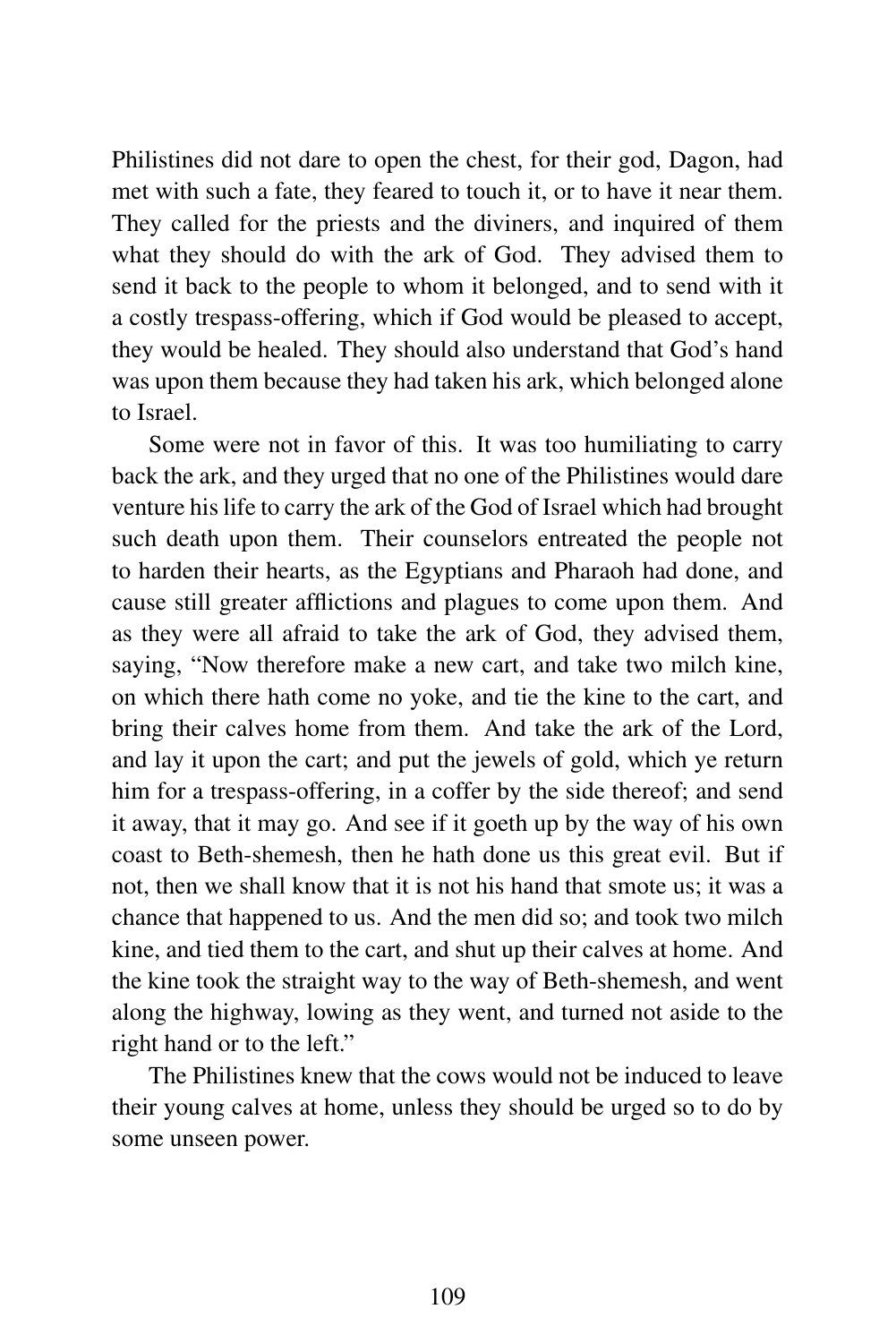Philistines did not dare to open the chest, for their god, Dagon, had met with such a fate, they feared to touch it, or to have it near them. They called for the priests and the diviners, and inquired of them what they should do with the ark of God. They advised them to send it back to the people to whom it belonged, and to send with it a costly trespass-offering, which if God would be pleased to accept, they would be healed. They should also understand that God's hand was upon them because they had taken his ark, which belonged alone to Israel.

Some were not in favor of this. It was too humiliating to carry back the ark, and they urged that no one of the Philistines would dare venture his life to carry the ark of the God of Israel which had brought such death upon them. Their counselors entreated the people not to harden their hearts, as the Egyptians and Pharaoh had done, and cause still greater afflictions and plagues to come upon them. And as they were all afraid to take the ark of God, they advised them, saying, "Now therefore make a new cart, and take two milch kine, on which there hath come no yoke, and tie the kine to the cart, and bring their calves home from them. And take the ark of the Lord, and lay it upon the cart; and put the jewels of gold, which ye return him for a trespass-offering, in a coffer by the side thereof; and send it away, that it may go. And see if it goeth up by the way of his own coast to Beth-shemesh, then he hath done us this great evil. But if not, then we shall know that it is not his hand that smote us; it was a chance that happened to us. And the men did so; and took two milch kine, and tied them to the cart, and shut up their calves at home. And the kine took the straight way to the way of Beth-shemesh, and went along the highway, lowing as they went, and turned not aside to the right hand or to the left."

The Philistines knew that the cows would not be induced to leave their young calves at home, unless they should be urged so to do by some unseen power.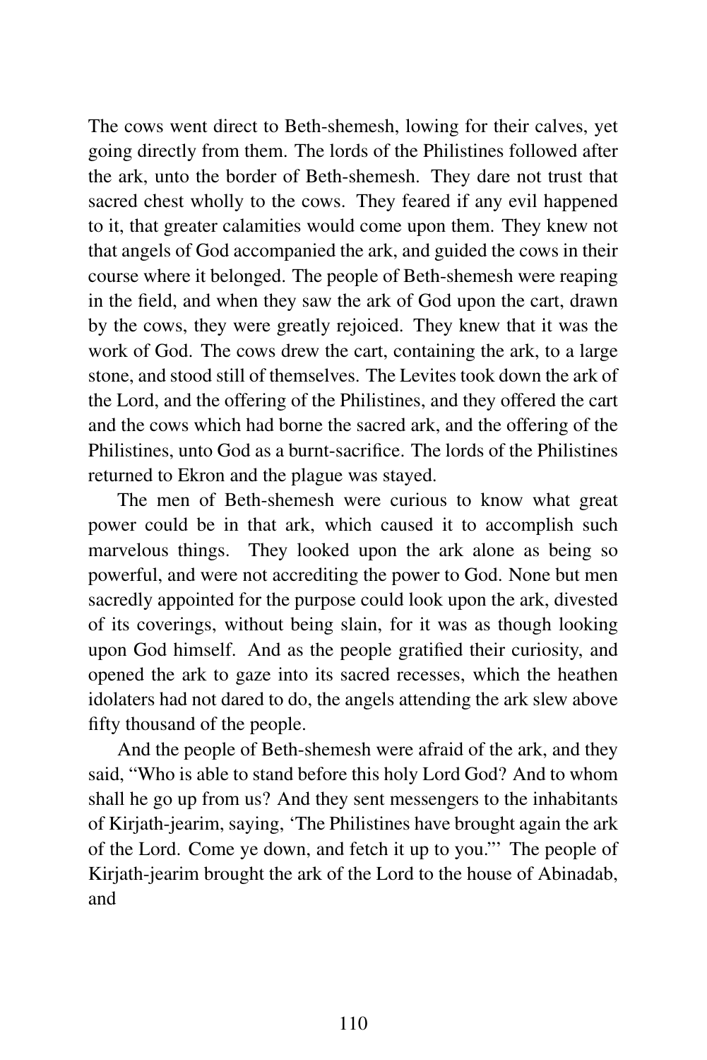The cows went direct to Beth-shemesh, lowing for their calves, yet going directly from them. The lords of the Philistines followed after the ark, unto the border of Beth-shemesh. They dare not trust that sacred chest wholly to the cows. They feared if any evil happened to it, that greater calamities would come upon them. They knew not that angels of God accompanied the ark, and guided the cows in their course where it belonged. The people of Beth-shemesh were reaping in the field, and when they saw the ark of God upon the cart, drawn by the cows, they were greatly rejoiced. They knew that it was the work of God. The cows drew the cart, containing the ark, to a large stone, and stood still of themselves. The Levites took down the ark of the Lord, and the offering of the Philistines, and they offered the cart and the cows which had borne the sacred ark, and the offering of the Philistines, unto God as a burnt-sacrifice. The lords of the Philistines returned to Ekron and the plague was stayed.

The men of Beth-shemesh were curious to know what great power could be in that ark, which caused it to accomplish such marvelous things. They looked upon the ark alone as being so powerful, and were not accrediting the power to God. None but men sacredly appointed for the purpose could look upon the ark, divested of its coverings, without being slain, for it was as though looking upon God himself. And as the people gratified their curiosity, and opened the ark to gaze into its sacred recesses, which the heathen idolaters had not dared to do, the angels attending the ark slew above fifty thousand of the people.

And the people of Beth-shemesh were afraid of the ark, and they said, "Who is able to stand before this holy Lord God? And to whom shall he go up from us? And they sent messengers to the inhabitants of Kirjath-jearim, saying, 'The Philistines have brought again the ark of the Lord. Come ye down, and fetch it up to you.'" The people of Kirjath-jearim brought the ark of the Lord to the house of Abinadab, and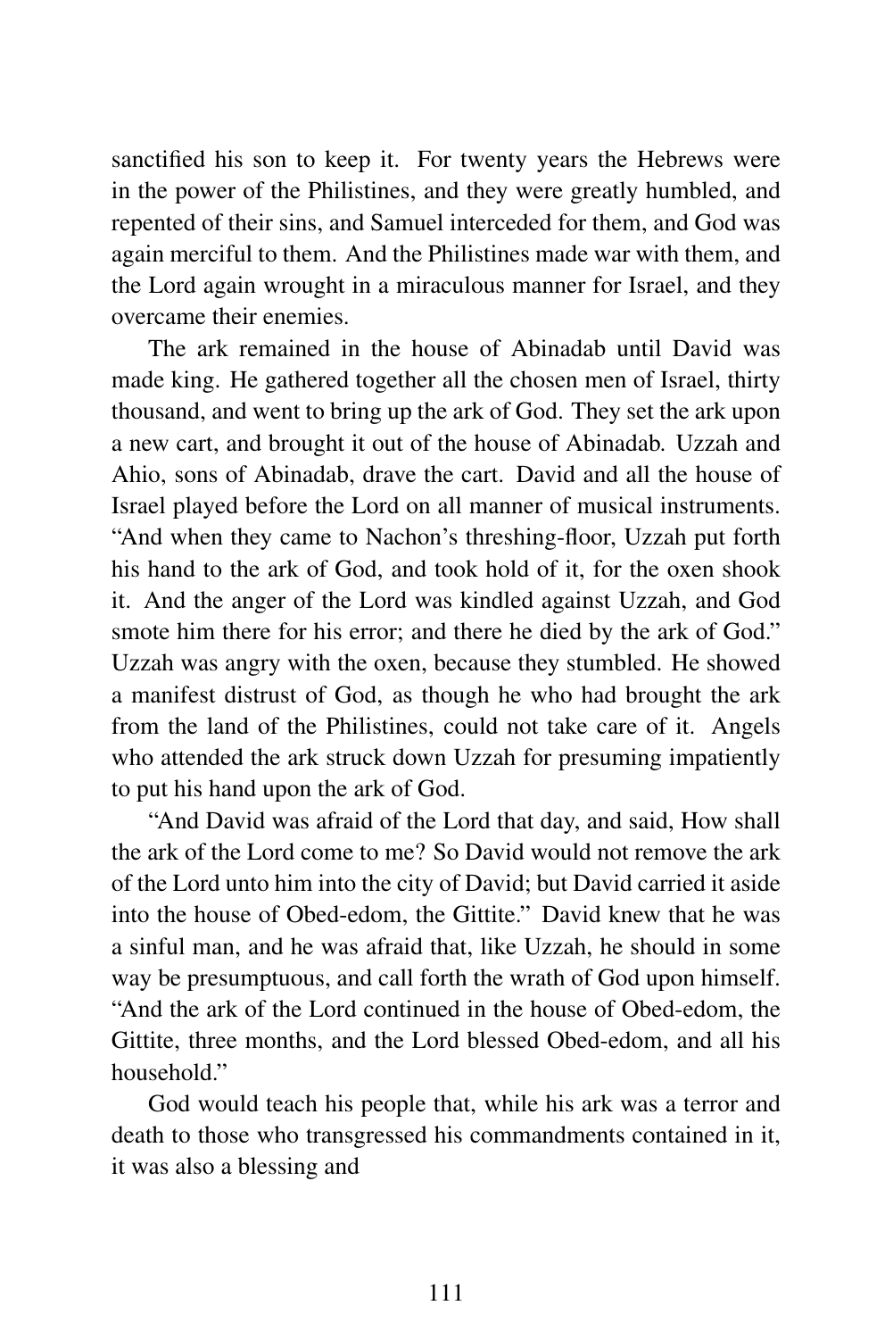sanctified his son to keep it. For twenty years the Hebrews were in the power of the Philistines, and they were greatly humbled, and repented of their sins, and Samuel interceded for them, and God was again merciful to them. And the Philistines made war with them, and the Lord again wrought in a miraculous manner for Israel, and they overcame their enemies.

The ark remained in the house of Abinadab until David was made king. He gathered together all the chosen men of Israel, thirty thousand, and went to bring up the ark of God. They set the ark upon a new cart, and brought it out of the house of Abinadab. Uzzah and Ahio, sons of Abinadab, drave the cart. David and all the house of Israel played before the Lord on all manner of musical instruments. "And when they came to Nachon's threshing-floor, Uzzah put forth his hand to the ark of God, and took hold of it, for the oxen shook it. And the anger of the Lord was kindled against Uzzah, and God smote him there for his error; and there he died by the ark of God." Uzzah was angry with the oxen, because they stumbled. He showed a manifest distrust of God, as though he who had brought the ark from the land of the Philistines, could not take care of it. Angels who attended the ark struck down Uzzah for presuming impatiently to put his hand upon the ark of God.

"And David was afraid of the Lord that day, and said, How shall the ark of the Lord come to me? So David would not remove the ark of the Lord unto him into the city of David; but David carried it aside into the house of Obed-edom, the Gittite." David knew that he was a sinful man, and he was afraid that, like Uzzah, he should in some way be presumptuous, and call forth the wrath of God upon himself. "And the ark of the Lord continued in the house of Obed-edom, the Gittite, three months, and the Lord blessed Obed-edom, and all his household."

God would teach his people that, while his ark was a terror and death to those who transgressed his commandments contained in it, it was also a blessing and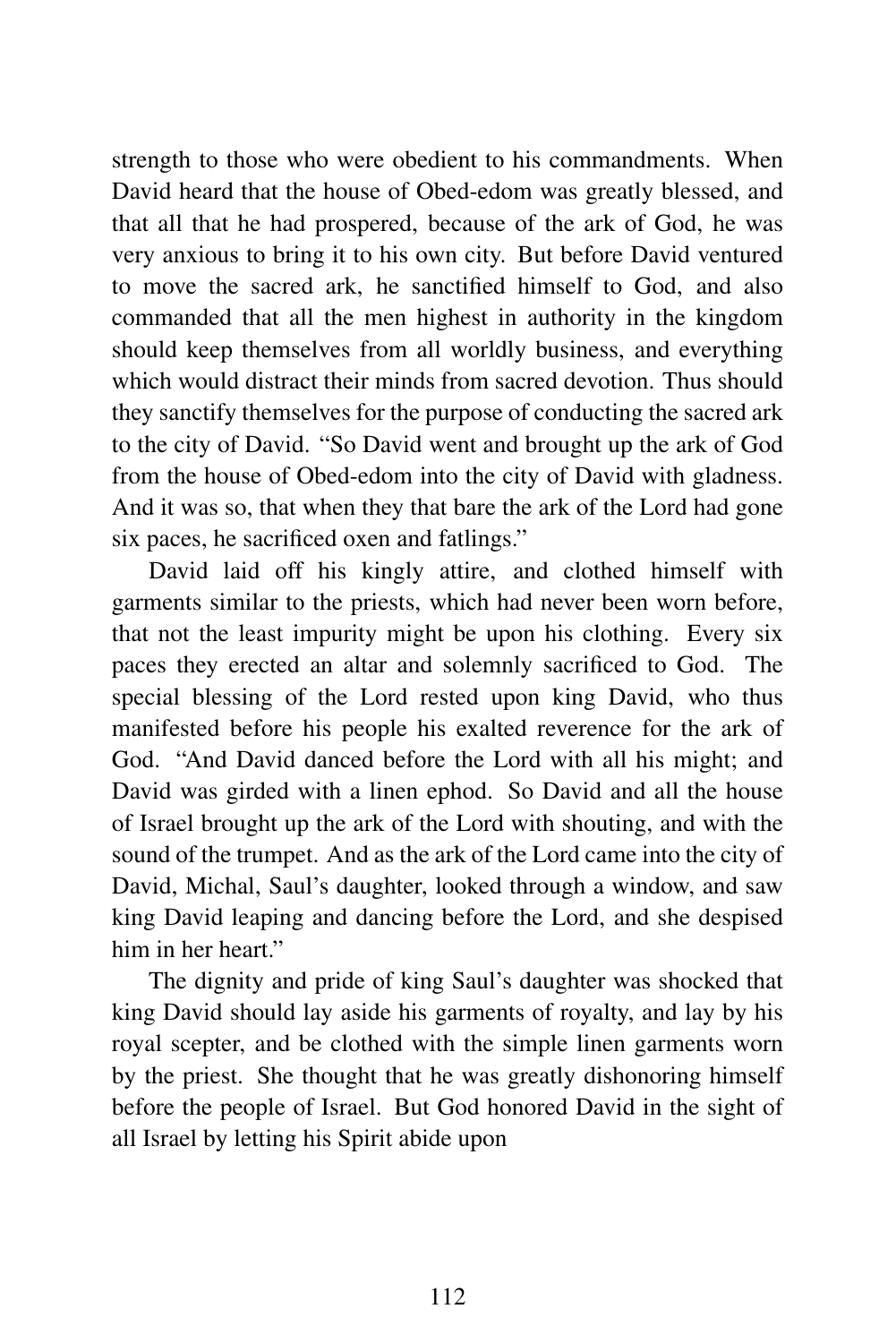strength to those who were obedient to his commandments. When David heard that the house of Obed-edom was greatly blessed, and that all that he had prospered, because of the ark of God, he was very anxious to bring it to his own city. But before David ventured to move the sacred ark, he sanctified himself to God, and also commanded that all the men highest in authority in the kingdom should keep themselves from all worldly business, and everything which would distract their minds from sacred devotion. Thus should they sanctify themselves for the purpose of conducting the sacred ark to the city of David. "So David went and brought up the ark of God from the house of Obed-edom into the city of David with gladness. And it was so, that when they that bare the ark of the Lord had gone six paces, he sacrificed oxen and fatlings."

David laid off his kingly attire, and clothed himself with garments similar to the priests, which had never been worn before, that not the least impurity might be upon his clothing. Every six paces they erected an altar and solemnly sacrificed to God. The special blessing of the Lord rested upon king David, who thus manifested before his people his exalted reverence for the ark of God. "And David danced before the Lord with all his might; and David was girded with a linen ephod. So David and all the house of Israel brought up the ark of the Lord with shouting, and with the sound of the trumpet. And as the ark of the Lord came into the city of David, Michal, Saul's daughter, looked through a window, and saw king David leaping and dancing before the Lord, and she despised him in her heart."

The dignity and pride of king Saul's daughter was shocked that king David should lay aside his garments of royalty, and lay by his royal scepter, and be clothed with the simple linen garments worn by the priest. She thought that he was greatly dishonoring himself before the people of Israel. But God honored David in the sight of all Israel by letting his Spirit abide upon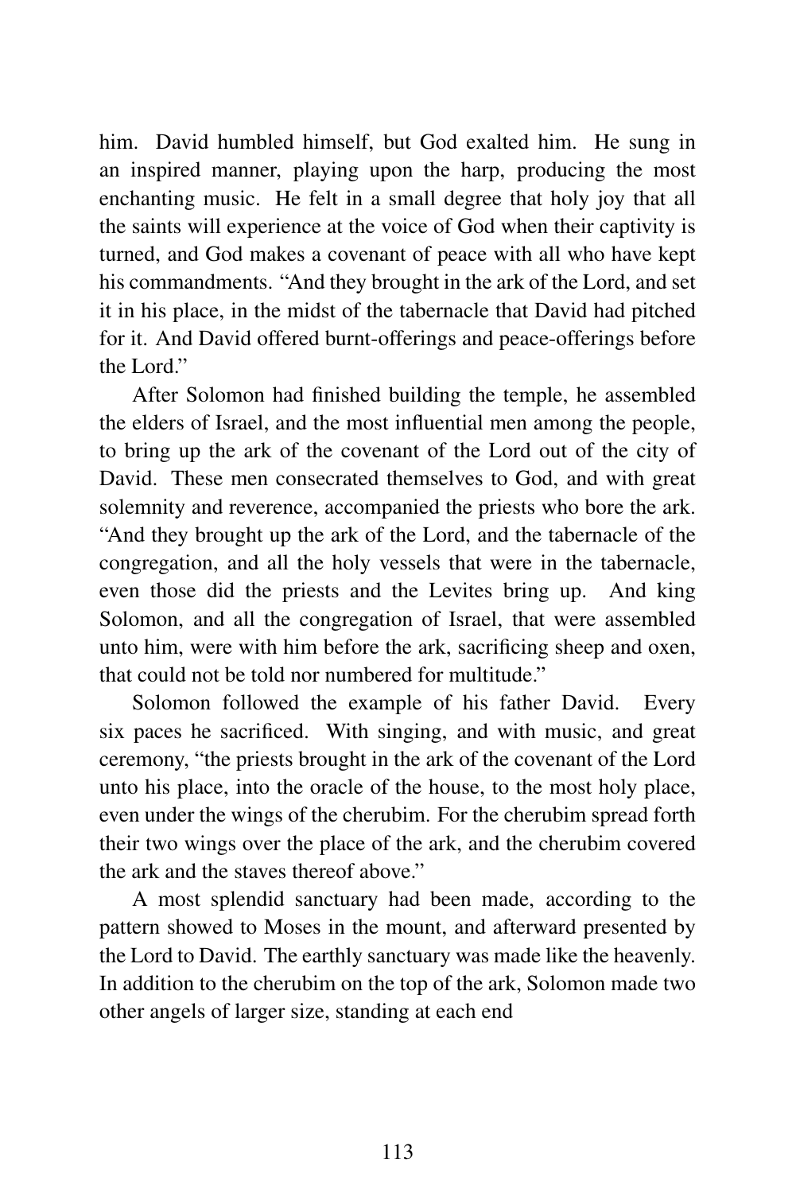him. David humbled himself, but God exalted him. He sung in an inspired manner, playing upon the harp, producing the most enchanting music. He felt in a small degree that holy joy that all the saints will experience at the voice of God when their captivity is turned, and God makes a covenant of peace with all who have kept his commandments. "And they brought in the ark of the Lord, and set it in his place, in the midst of the tabernacle that David had pitched for it. And David offered burnt-offerings and peace-offerings before the Lord."

After Solomon had finished building the temple, he assembled the elders of Israel, and the most influential men among the people, to bring up the ark of the covenant of the Lord out of the city of David. These men consecrated themselves to God, and with great solemnity and reverence, accompanied the priests who bore the ark. "And they brought up the ark of the Lord, and the tabernacle of the congregation, and all the holy vessels that were in the tabernacle, even those did the priests and the Levites bring up. And king Solomon, and all the congregation of Israel, that were assembled unto him, were with him before the ark, sacrificing sheep and oxen, that could not be told nor numbered for multitude."

Solomon followed the example of his father David. Every six paces he sacrificed. With singing, and with music, and great ceremony, "the priests brought in the ark of the covenant of the Lord unto his place, into the oracle of the house, to the most holy place, even under the wings of the cherubim. For the cherubim spread forth their two wings over the place of the ark, and the cherubim covered the ark and the staves thereof above."

A most splendid sanctuary had been made, according to the pattern showed to Moses in the mount, and afterward presented by the Lord to David. The earthly sanctuary was made like the heavenly. In addition to the cherubim on the top of the ark, Solomon made two other angels of larger size, standing at each end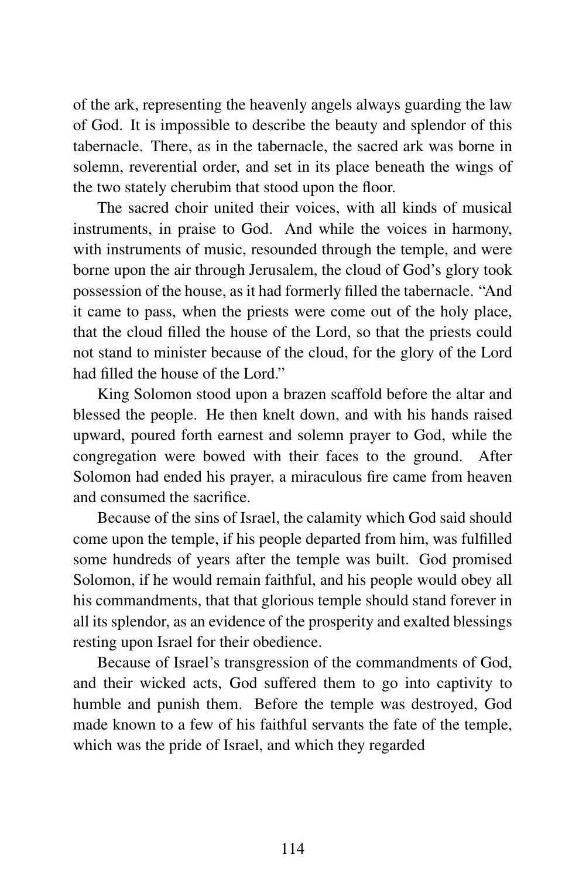of the ark, representing the heavenly angels always guarding the law of God. It is impossible to describe the beauty and splendor of this tabernacle. There, as in the tabernacle, the sacred ark was borne in solemn, reverential order, and set in its place beneath the wings of the two stately cherubim that stood upon the floor.

The sacred choir united their voices, with all kinds of musical instruments, in praise to God. And while the voices in harmony, with instruments of music, resounded through the temple, and were borne upon the air through Jerusalem, the cloud of God's glory took possession of the house, as it had formerly filled the tabernacle. "And it came to pass, when the priests were come out of the holy place, that the cloud filled the house of the Lord, so that the priests could not stand to minister because of the cloud, for the glory of the Lord had filled the house of the Lord."

King Solomon stood upon a brazen scaffold before the altar and blessed the people. He then knelt down, and with his hands raised upward, poured forth earnest and solemn prayer to God, while the congregation were bowed with their faces to the ground. After Solomon had ended his prayer, a miraculous fire came from heaven and consumed the sacrifice.

Because of the sins of Israel, the calamity which God said should come upon the temple, if his people departed from him, was fulfilled some hundreds of years after the temple was built. God promised Solomon, if he would remain faithful, and his people would obey all his commandments, that that glorious temple should stand forever in all its splendor, as an evidence of the prosperity and exalted blessings resting upon Israel for their obedience.

Because of Israel's transgression of the commandments of God, and their wicked acts, God suffered them to go into captivity to humble and punish them. Before the temple was destroyed, God made known to a few of his faithful servants the fate of the temple, which was the pride of Israel, and which they regarded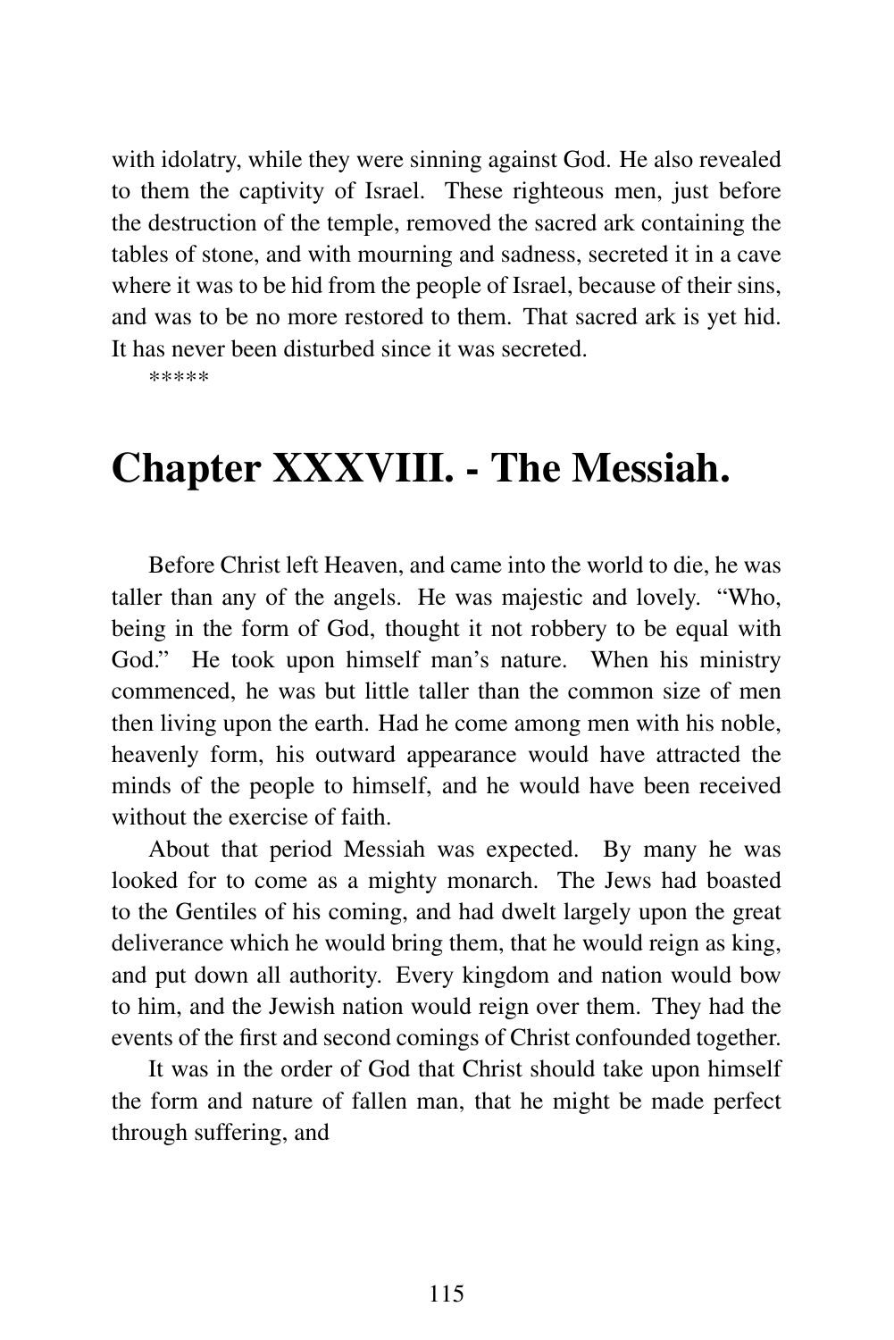with idolatry, while they were sinning against God. He also revealed to them the captivity of Israel. These righteous men, just before the destruction of the temple, removed the sacred ark containing the tables of stone, and with mourning and sadness, secreted it in a cave where it was to be hid from the people of Israel, because of their sins, and was to be no more restored to them. That sacred ark is yet hid. It has never been disturbed since it was secreted.

*****

# Chapter XXXVIII. - The Messiah.

Before Christ left Heaven, and came into the world to die, he was taller than any of the angels. He was majestic and lovely. "Who, being in the form of God, thought it not robbery to be equal with God." He took upon himself man's nature. When his ministry commenced, he was but little taller than the common size of men then living upon the earth. Had he come among men with his noble, heavenly form, his outward appearance would have attracted the minds of the people to himself, and he would have been received without the exercise of faith.

About that period Messiah was expected. By many he was looked for to come as a mighty monarch. The Jews had boasted to the Gentiles of his coming, and had dwelt largely upon the great deliverance which he would bring them, that he would reign as king, and put down all authority. Every kingdom and nation would bow to him, and the Jewish nation would reign over them. They had the events of the first and second comings of Christ confounded together.

It was in the order of God that Christ should take upon himself the form and nature of fallen man, that he might be made perfect through suffering, and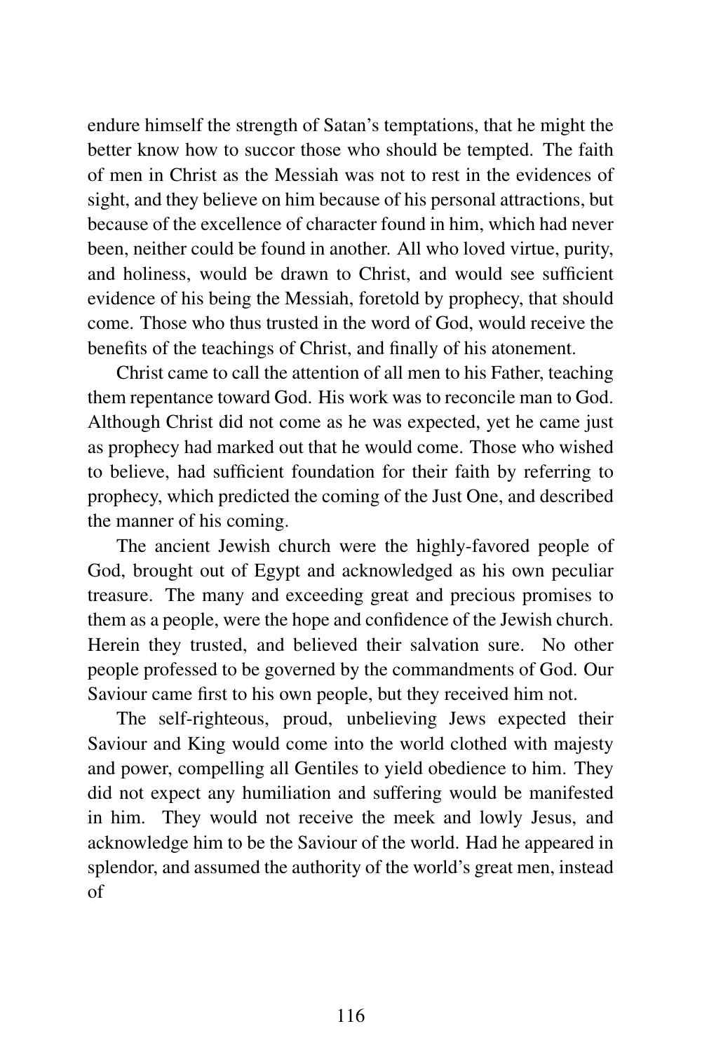endure himself the strength of Satan's temptations, that he might the better know how to succor those who should be tempted. The faith of men in Christ as the Messiah was not to rest in the evidences of sight, and they believe on him because of his personal attractions, but because of the excellence of character found in him, which had never been, neither could be found in another. All who loved virtue, purity, and holiness, would be drawn to Christ, and would see sufficient evidence of his being the Messiah, foretold by prophecy, that should come. Those who thus trusted in the word of God, would receive the benefits of the teachings of Christ, and finally of his atonement.

Christ came to call the attention of all men to his Father, teaching them repentance toward God. His work was to reconcile man to God. Although Christ did not come as he was expected, yet he came just as prophecy had marked out that he would come. Those who wished to believe, had sufficient foundation for their faith by referring to prophecy, which predicted the coming of the Just One, and described the manner of his coming.

The ancient Jewish church were the highly-favored people of God, brought out of Egypt and acknowledged as his own peculiar treasure. The many and exceeding great and precious promises to them as a people, were the hope and confidence of the Jewish church. Herein they trusted, and believed their salvation sure. No other people professed to be governed by the commandments of God. Our Saviour came first to his own people, but they received him not.

The self-righteous, proud, unbelieving Jews expected their Saviour and King would come into the world clothed with majesty and power, compelling all Gentiles to yield obedience to him. They did not expect any humiliation and suffering would be manifested in him. They would not receive the meek and lowly Jesus, and acknowledge him to be the Saviour of the world. Had he appeared in splendor, and assumed the authority of the world's great men, instead of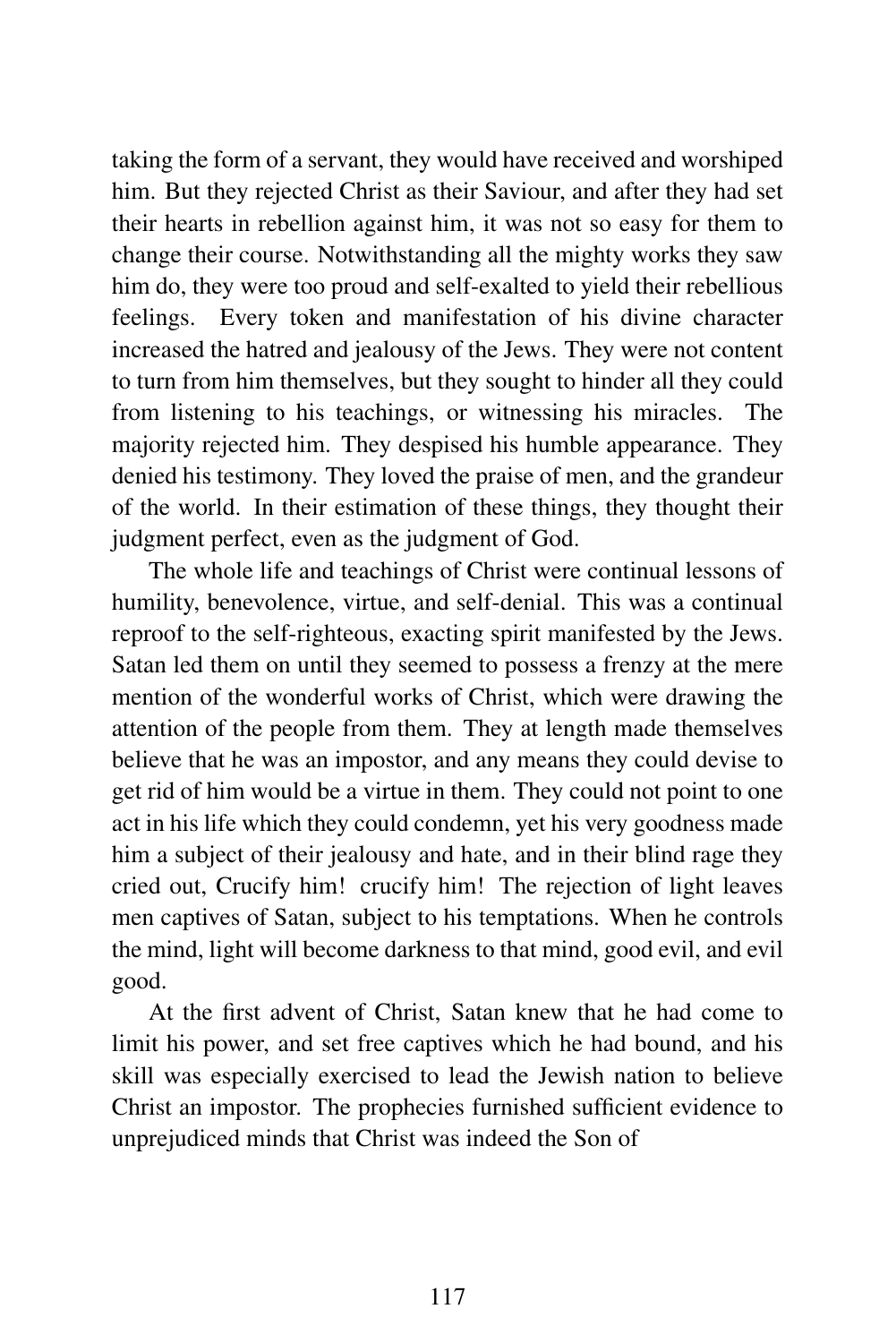taking the form of a servant, they would have received and worshiped him. But they rejected Christ as their Saviour, and after they had set their hearts in rebellion against him, it was not so easy for them to change their course. Notwithstanding all the mighty works they saw him do, they were too proud and self-exalted to yield their rebellious feelings. Every token and manifestation of his divine character increased the hatred and jealousy of the Jews. They were not content to turn from him themselves, but they sought to hinder all they could from listening to his teachings, or witnessing his miracles. The majority rejected him. They despised his humble appearance. They denied his testimony. They loved the praise of men, and the grandeur of the world. In their estimation of these things, they thought their judgment perfect, even as the judgment of God.

The whole life and teachings of Christ were continual lessons of humility, benevolence, virtue, and self-denial. This was a continual reproof to the self-righteous, exacting spirit manifested by the Jews. Satan led them on until they seemed to possess a frenzy at the mere mention of the wonderful works of Christ, which were drawing the attention of the people from them. They at length made themselves believe that he was an impostor, and any means they could devise to get rid of him would be a virtue in them. They could not point to one act in his life which they could condemn, yet his very goodness made him a subject of their jealousy and hate, and in their blind rage they cried out, Crucify him! crucify him! The rejection of light leaves men captives of Satan, subject to his temptations. When he controls the mind, light will become darkness to that mind, good evil, and evil good.

At the first advent of Christ, Satan knew that he had come to limit his power, and set free captives which he had bound, and his skill was especially exercised to lead the Jewish nation to believe Christ an impostor. The prophecies furnished sufficient evidence to unprejudiced minds that Christ was indeed the Son of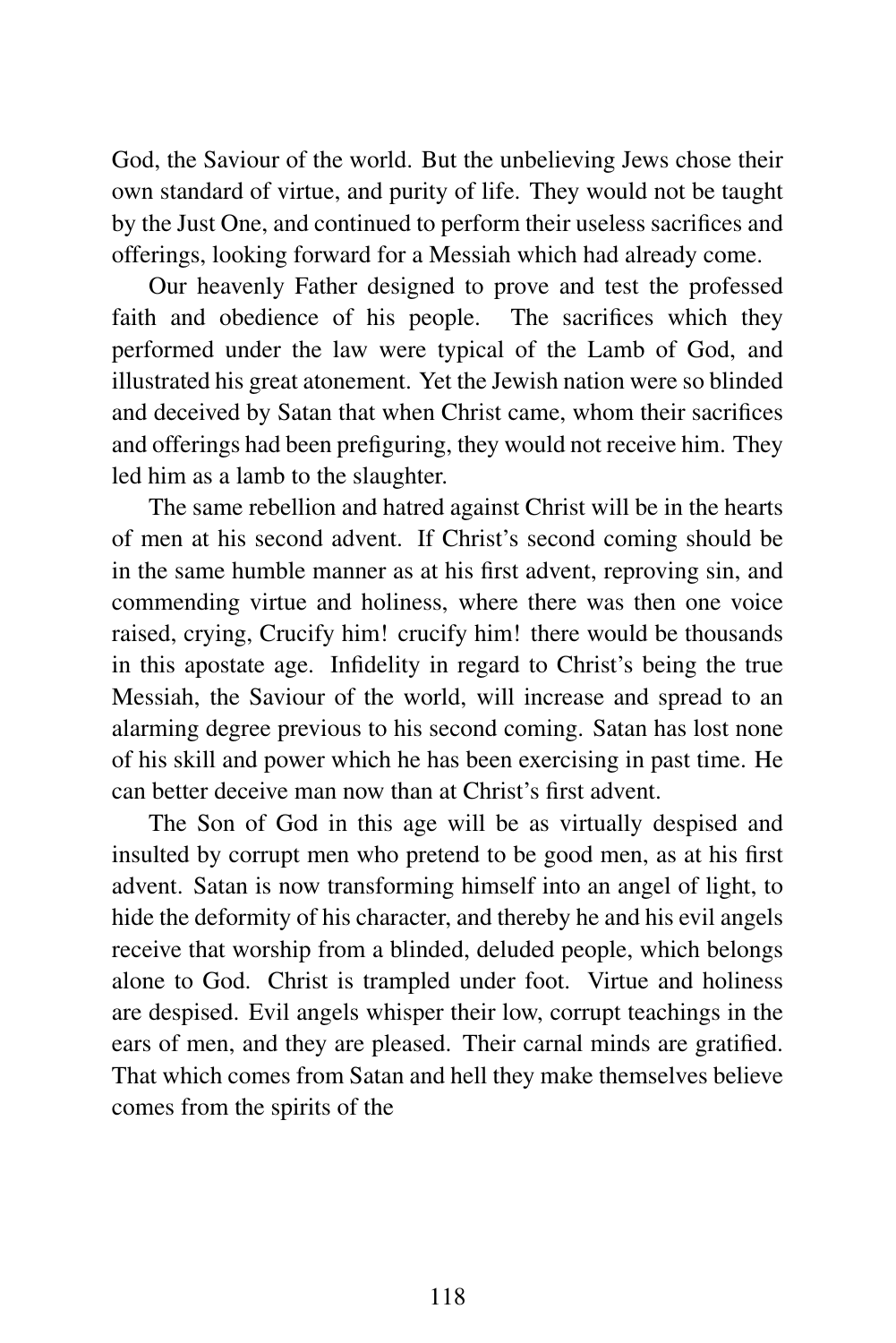God, the Saviour of the world. But the unbelieving Jews chose their own standard of virtue, and purity of life. They would not be taught by the Just One, and continued to perform their useless sacrifices and offerings, looking forward for a Messiah which had already come.

Our heavenly Father designed to prove and test the professed faith and obedience of his people. The sacrifices which they performed under the law were typical of the Lamb of God, and illustrated his great atonement. Yet the Jewish nation were so blinded and deceived by Satan that when Christ came, whom their sacrifices and offerings had been prefiguring, they would not receive him. They led him as a lamb to the slaughter.

The same rebellion and hatred against Christ will be in the hearts of men at his second advent. If Christ's second coming should be in the same humble manner as at his first advent, reproving sin, and commending virtue and holiness, where there was then one voice raised, crying, Crucify him! crucify him! there would be thousands in this apostate age. Infidelity in regard to Christ's being the true Messiah, the Saviour of the world, will increase and spread to an alarming degree previous to his second coming. Satan has lost none of his skill and power which he has been exercising in past time. He can better deceive man now than at Christ's first advent.

The Son of God in this age will be as virtually despised and insulted by corrupt men who pretend to be good men, as at his first advent. Satan is now transforming himself into an angel of light, to hide the deformity of his character, and thereby he and his evil angels receive that worship from a blinded, deluded people, which belongs alone to God. Christ is trampled under foot. Virtue and holiness are despised. Evil angels whisper their low, corrupt teachings in the ears of men, and they are pleased. Their carnal minds are gratified. That which comes from Satan and hell they make themselves believe comes from the spirits of the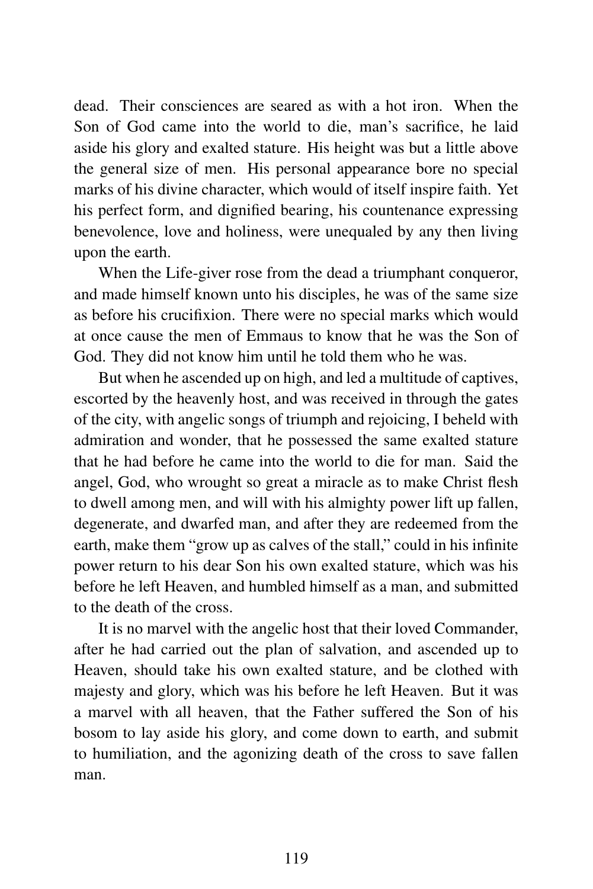dead. Their consciences are seared as with a hot iron. When the Son of God came into the world to die, man's sacrifice, he laid aside his glory and exalted stature. His height was but a little above the general size of men. His personal appearance bore no special marks of his divine character, which would of itself inspire faith. Yet his perfect form, and dignified bearing, his countenance expressing benevolence, love and holiness, were unequaled by any then living upon the earth.

When the Life-giver rose from the dead a triumphant conqueror, and made himself known unto his disciples, he was of the same size as before his crucifixion. There were no special marks which would at once cause the men of Emmaus to know that he was the Son of God. They did not know him until he told them who he was.

But when he ascended up on high, and led a multitude of captives, escorted by the heavenly host, and was received in through the gates of the city, with angelic songs of triumph and rejoicing, I beheld with admiration and wonder, that he possessed the same exalted stature that he had before he came into the world to die for man. Said the angel, God, who wrought so great a miracle as to make Christ flesh to dwell among men, and will with his almighty power lift up fallen, degenerate, and dwarfed man, and after they are redeemed from the earth, make them "grow up as calves of the stall," could in his infinite power return to his dear Son his own exalted stature, which was his before he left Heaven, and humbled himself as a man, and submitted to the death of the cross.

It is no marvel with the angelic host that their loved Commander, after he had carried out the plan of salvation, and ascended up to Heaven, should take his own exalted stature, and be clothed with majesty and glory, which was his before he left Heaven. But it was a marvel with all heaven, that the Father suffered the Son of his bosom to lay aside his glory, and come down to earth, and submit to humiliation, and the agonizing death of the cross to save fallen man.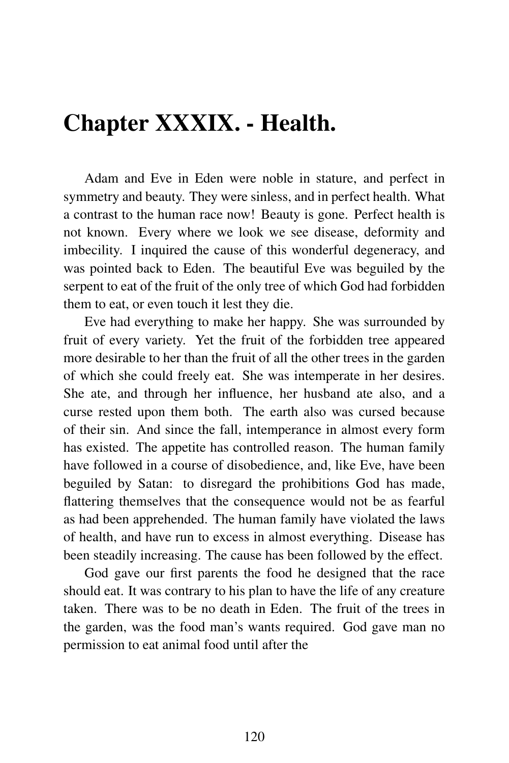# Chapter XXXIX. - Health.

Adam and Eve in Eden were noble in stature, and perfect in symmetry and beauty. They were sinless, and in perfect health. What a contrast to the human race now! Beauty is gone. Perfect health is not known. Every where we look we see disease, deformity and imbecility. I inquired the cause of this wonderful degeneracy, and was pointed back to Eden. The beautiful Eve was beguiled by the serpent to eat of the fruit of the only tree of which God had forbidden them to eat, or even touch it lest they die.

Eve had everything to make her happy. She was surrounded by fruit of every variety. Yet the fruit of the forbidden tree appeared more desirable to her than the fruit of all the other trees in the garden of which she could freely eat. She was intemperate in her desires. She ate, and through her influence, her husband ate also, and a curse rested upon them both. The earth also was cursed because of their sin. And since the fall, intemperance in almost every form has existed. The appetite has controlled reason. The human family have followed in a course of disobedience, and, like Eve, have been beguiled by Satan: to disregard the prohibitions God has made, flattering themselves that the consequence would not be as fearful as had been apprehended. The human family have violated the laws of health, and have run to excess in almost everything. Disease has been steadily increasing. The cause has been followed by the effect.

God gave our first parents the food he designed that the race should eat. It was contrary to his plan to have the life of any creature taken. There was to be no death in Eden. The fruit of the trees in the garden, was the food man's wants required. God gave man no permission to eat animal food until after the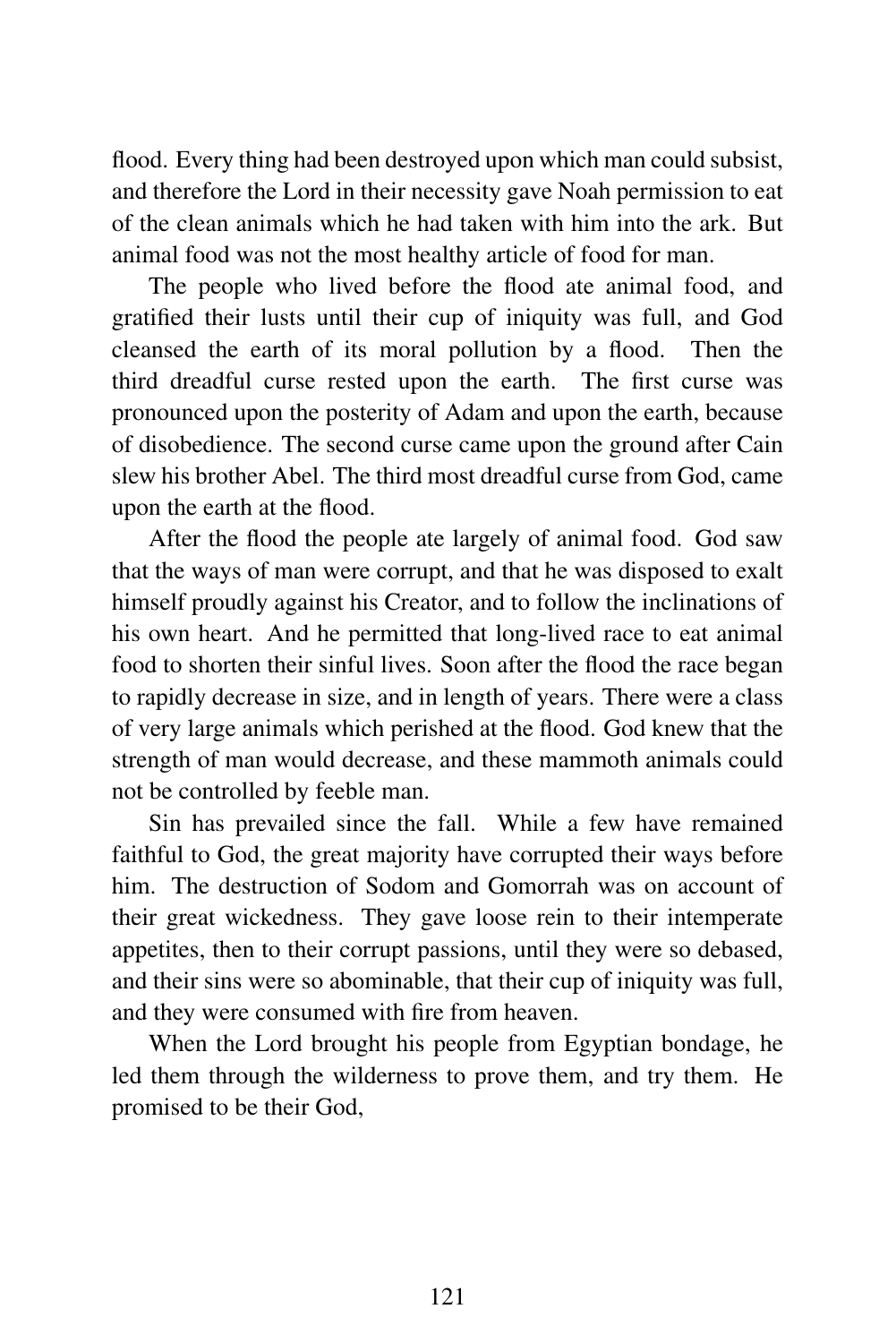flood. Every thing had been destroyed upon which man could subsist, and therefore the Lord in their necessity gave Noah permission to eat of the clean animals which he had taken with him into the ark. But animal food was not the most healthy article of food for man.

The people who lived before the flood ate animal food, and gratified their lusts until their cup of iniquity was full, and God cleansed the earth of its moral pollution by a flood. Then the third dreadful curse rested upon the earth. The first curse was pronounced upon the posterity of Adam and upon the earth, because of disobedience. The second curse came upon the ground after Cain slew his brother Abel. The third most dreadful curse from God, came upon the earth at the flood.

After the flood the people ate largely of animal food. God saw that the ways of man were corrupt, and that he was disposed to exalt himself proudly against his Creator, and to follow the inclinations of his own heart. And he permitted that long-lived race to eat animal food to shorten their sinful lives. Soon after the flood the race began to rapidly decrease in size, and in length of years. There were a class of very large animals which perished at the flood. God knew that the strength of man would decrease, and these mammoth animals could not be controlled by feeble man.

Sin has prevailed since the fall. While a few have remained faithful to God, the great majority have corrupted their ways before him. The destruction of Sodom and Gomorrah was on account of their great wickedness. They gave loose rein to their intemperate appetites, then to their corrupt passions, until they were so debased, and their sins were so abominable, that their cup of iniquity was full, and they were consumed with fire from heaven.

When the Lord brought his people from Egyptian bondage, he led them through the wilderness to prove them, and try them. He promised to be their God,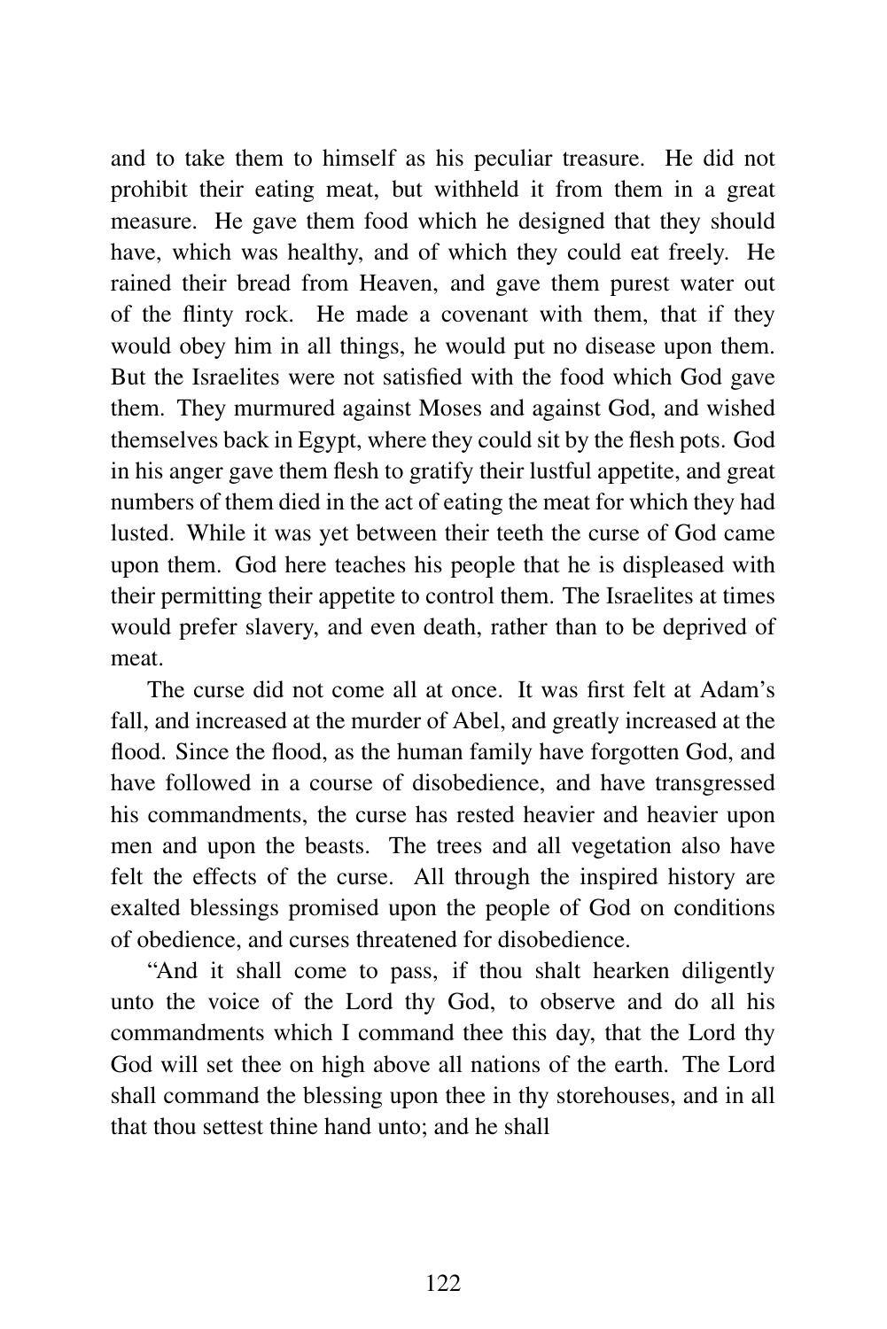and to take them to himself as his peculiar treasure. He did not prohibit their eating meat, but withheld it from them in a great measure. He gave them food which he designed that they should have, which was healthy, and of which they could eat freely. He rained their bread from Heaven, and gave them purest water out of the flinty rock. He made a covenant with them, that if they would obey him in all things, he would put no disease upon them. But the Israelites were not satisfied with the food which God gave them. They murmured against Moses and against God, and wished themselves back in Egypt, where they could sit by the flesh pots. God in his anger gave them flesh to gratify their lustful appetite, and great numbers of them died in the act of eating the meat for which they had lusted. While it was yet between their teeth the curse of God came upon them. God here teaches his people that he is displeased with their permitting their appetite to control them. The Israelites at times would prefer slavery, and even death, rather than to be deprived of meat.

The curse did not come all at once. It was first felt at Adam's fall, and increased at the murder of Abel, and greatly increased at the flood. Since the flood, as the human family have forgotten God, and have followed in a course of disobedience, and have transgressed his commandments, the curse has rested heavier and heavier upon men and upon the beasts. The trees and all vegetation also have felt the effects of the curse. All through the inspired history are exalted blessings promised upon the people of God on conditions of obedience, and curses threatened for disobedience.

"And it shall come to pass, if thou shalt hearken diligently unto the voice of the Lord thy God, to observe and do all his commandments which I command thee this day, that the Lord thy God will set thee on high above all nations of the earth. The Lord shall command the blessing upon thee in thy storehouses, and in all that thou settest thine hand unto; and he shall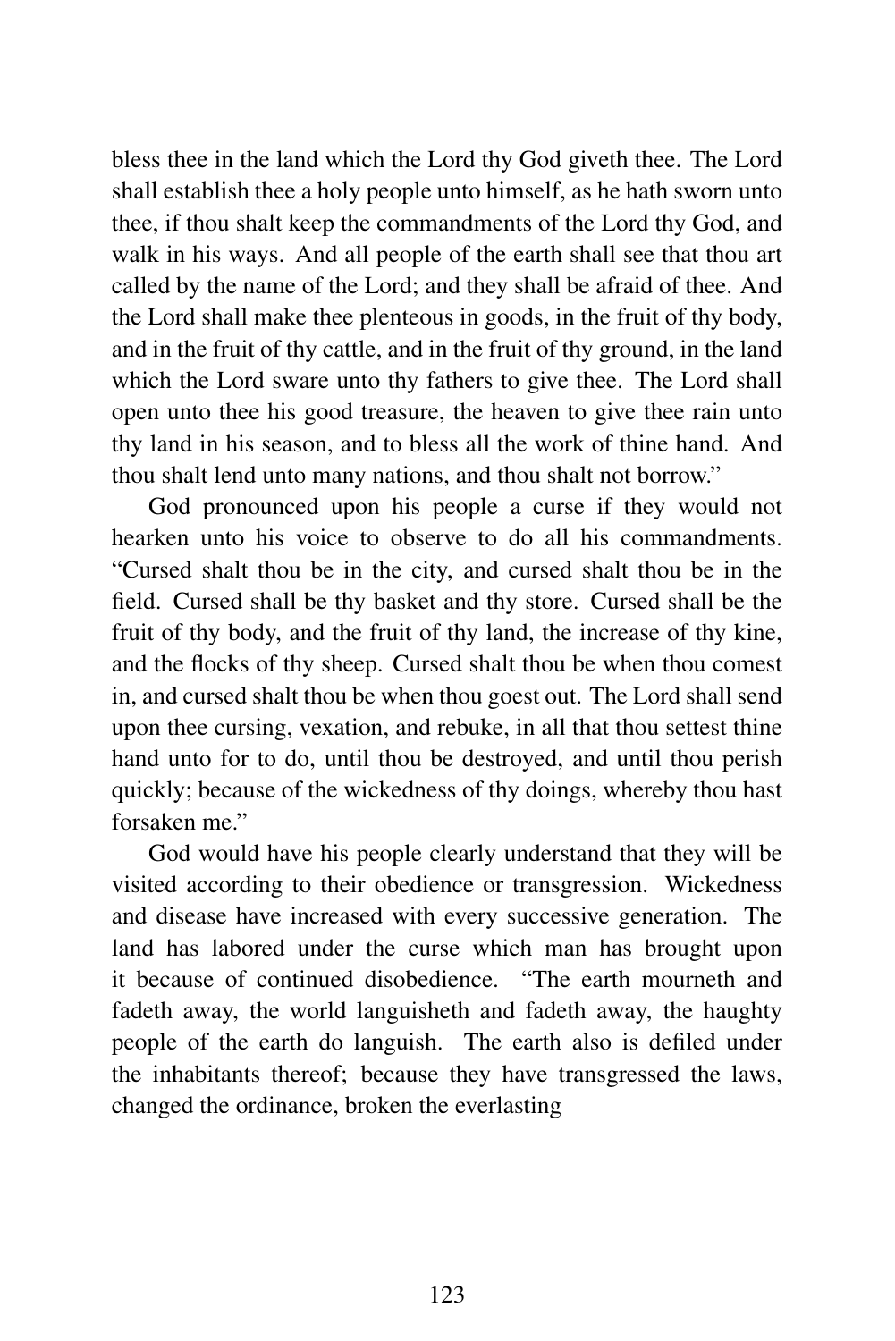bless thee in the land which the Lord thy God giveth thee. The Lord shall establish thee a holy people unto himself, as he hath sworn unto thee, if thou shalt keep the commandments of the Lord thy God, and walk in his ways. And all people of the earth shall see that thou art called by the name of the Lord; and they shall be afraid of thee. And the Lord shall make thee plenteous in goods, in the fruit of thy body, and in the fruit of thy cattle, and in the fruit of thy ground, in the land which the Lord sware unto thy fathers to give thee. The Lord shall open unto thee his good treasure, the heaven to give thee rain unto thy land in his season, and to bless all the work of thine hand. And thou shalt lend unto many nations, and thou shalt not borrow."

God pronounced upon his people a curse if they would not hearken unto his voice to observe to do all his commandments. "Cursed shalt thou be in the city, and cursed shalt thou be in the field. Cursed shall be thy basket and thy store. Cursed shall be the fruit of thy body, and the fruit of thy land, the increase of thy kine, and the flocks of thy sheep. Cursed shalt thou be when thou comest in, and cursed shalt thou be when thou goest out. The Lord shall send upon thee cursing, vexation, and rebuke, in all that thou settest thine hand unto for to do, until thou be destroyed, and until thou perish quickly; because of the wickedness of thy doings, whereby thou hast forsaken me."

God would have his people clearly understand that they will be visited according to their obedience or transgression. Wickedness and disease have increased with every successive generation. The land has labored under the curse which man has brought upon it because of continued disobedience. "The earth mourneth and fadeth away, the world languisheth and fadeth away, the haughty people of the earth do languish. The earth also is defiled under the inhabitants thereof; because they have transgressed the laws, changed the ordinance, broken the everlasting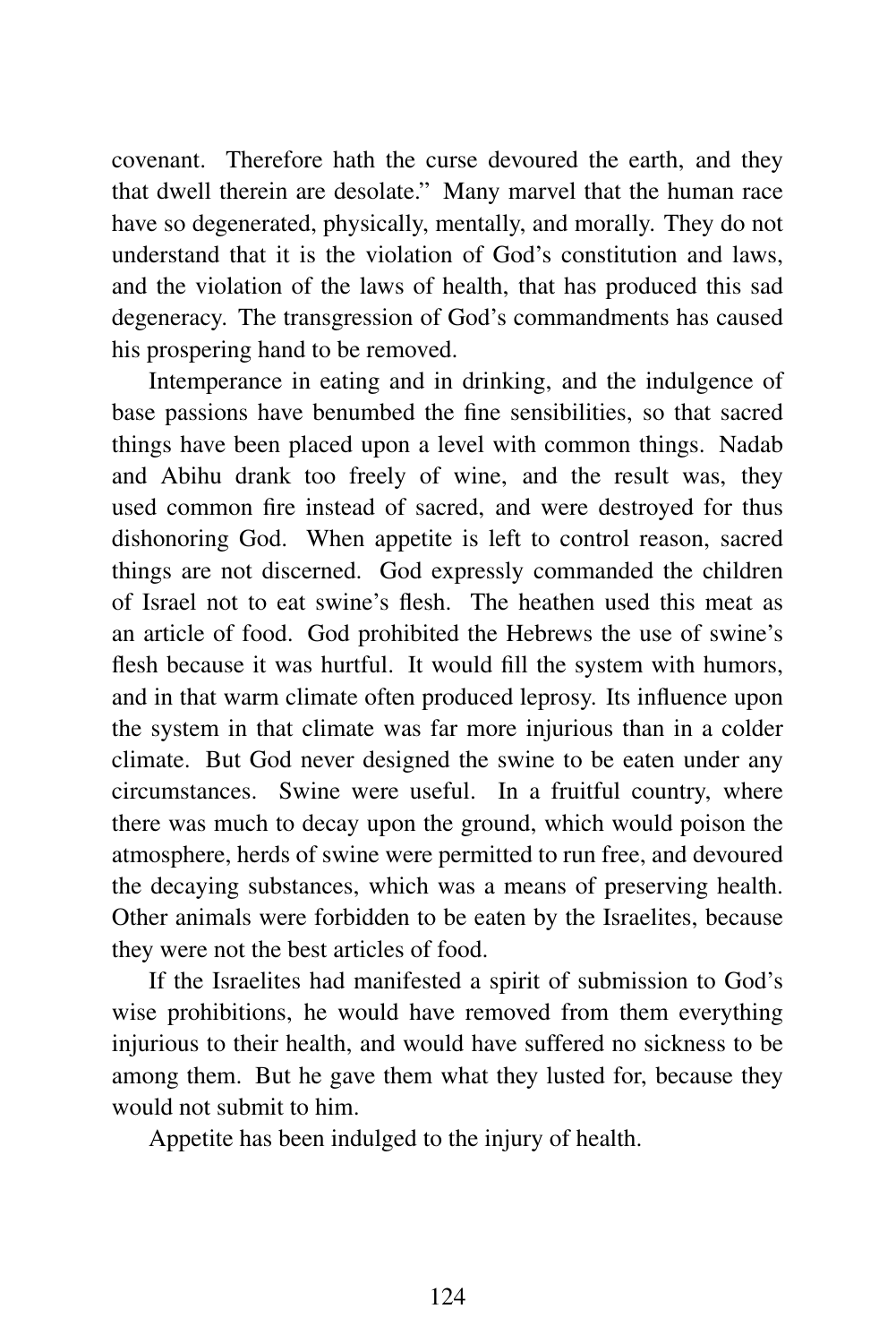covenant. Therefore hath the curse devoured the earth, and they that dwell therein are desolate." Many marvel that the human race have so degenerated, physically, mentally, and morally. They do not understand that it is the violation of God's constitution and laws, and the violation of the laws of health, that has produced this sad degeneracy. The transgression of God's commandments has caused his prospering hand to be removed.

Intemperance in eating and in drinking, and the indulgence of base passions have benumbed the fine sensibilities, so that sacred things have been placed upon a level with common things. Nadab and Abihu drank too freely of wine, and the result was, they used common fire instead of sacred, and were destroyed for thus dishonoring God. When appetite is left to control reason, sacred things are not discerned. God expressly commanded the children of Israel not to eat swine's flesh. The heathen used this meat as an article of food. God prohibited the Hebrews the use of swine's flesh because it was hurtful. It would fill the system with humors, and in that warm climate often produced leprosy. Its influence upon the system in that climate was far more injurious than in a colder climate. But God never designed the swine to be eaten under any circumstances. Swine were useful. In a fruitful country, where there was much to decay upon the ground, which would poison the atmosphere, herds of swine were permitted to run free, and devoured the decaying substances, which was a means of preserving health. Other animals were forbidden to be eaten by the Israelites, because they were not the best articles of food.

If the Israelites had manifested a spirit of submission to God's wise prohibitions, he would have removed from them everything injurious to their health, and would have suffered no sickness to be among them. But he gave them what they lusted for, because they would not submit to him.

Appetite has been indulged to the injury of health.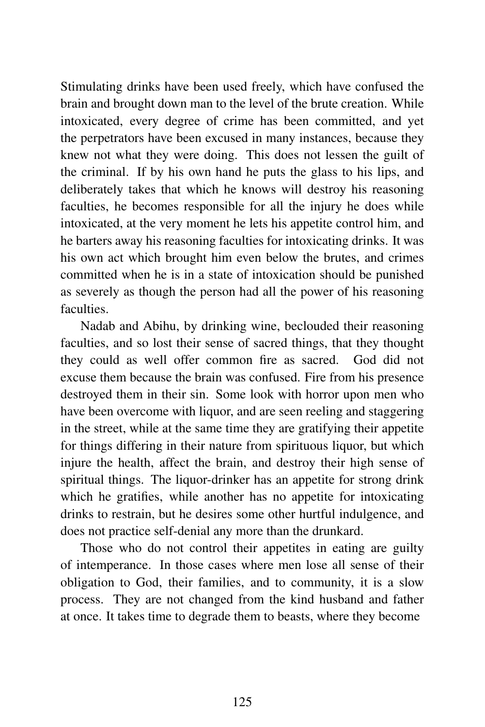Stimulating drinks have been used freely, which have confused the brain and brought down man to the level of the brute creation. While intoxicated, every degree of crime has been committed, and yet the perpetrators have been excused in many instances, because they knew not what they were doing. This does not lessen the guilt of the criminal. If by his own hand he puts the glass to his lips, and deliberately takes that which he knows will destroy his reasoning faculties, he becomes responsible for all the injury he does while intoxicated, at the very moment he lets his appetite control him, and he barters away his reasoning faculties for intoxicating drinks. It was his own act which brought him even below the brutes, and crimes committed when he is in a state of intoxication should be punished as severely as though the person had all the power of his reasoning faculties.

Nadab and Abihu, by drinking wine, beclouded their reasoning faculties, and so lost their sense of sacred things, that they thought they could as well offer common fire as sacred. God did not excuse them because the brain was confused. Fire from his presence destroyed them in their sin. Some look with horror upon men who have been overcome with liquor, and are seen reeling and staggering in the street, while at the same time they are gratifying their appetite for things differing in their nature from spirituous liquor, but which injure the health, affect the brain, and destroy their high sense of spiritual things. The liquor-drinker has an appetite for strong drink which he gratifies, while another has no appetite for intoxicating drinks to restrain, but he desires some other hurtful indulgence, and does not practice self-denial any more than the drunkard.

Those who do not control their appetites in eating are guilty of intemperance. In those cases where men lose all sense of their obligation to God, their families, and to community, it is a slow process. They are not changed from the kind husband and father at once. It takes time to degrade them to beasts, where they become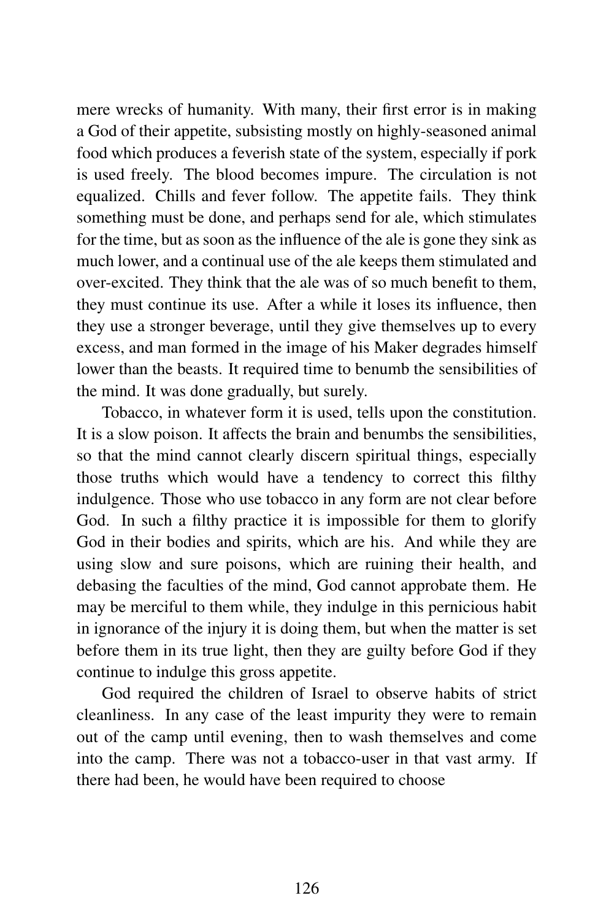mere wrecks of humanity. With many, their first error is in making a God of their appetite, subsisting mostly on highly-seasoned animal food which produces a feverish state of the system, especially if pork is used freely. The blood becomes impure. The circulation is not equalized. Chills and fever follow. The appetite fails. They think something must be done, and perhaps send for ale, which stimulates for the time, but as soon as the influence of the ale is gone they sink as much lower, and a continual use of the ale keeps them stimulated and over-excited. They think that the ale was of so much benefit to them, they must continue its use. After a while it loses its influence, then they use a stronger beverage, until they give themselves up to every excess, and man formed in the image of his Maker degrades himself lower than the beasts. It required time to benumb the sensibilities of the mind. It was done gradually, but surely.

Tobacco, in whatever form it is used, tells upon the constitution. It is a slow poison. It affects the brain and benumbs the sensibilities, so that the mind cannot clearly discern spiritual things, especially those truths which would have a tendency to correct this filthy indulgence. Those who use tobacco in any form are not clear before God. In such a filthy practice it is impossible for them to glorify God in their bodies and spirits, which are his. And while they are using slow and sure poisons, which are ruining their health, and debasing the faculties of the mind, God cannot approbate them. He may be merciful to them while, they indulge in this pernicious habit in ignorance of the injury it is doing them, but when the matter is set before them in its true light, then they are guilty before God if they continue to indulge this gross appetite.

God required the children of Israel to observe habits of strict cleanliness. In any case of the least impurity they were to remain out of the camp until evening, then to wash themselves and come into the camp. There was not a tobacco-user in that vast army. If there had been, he would have been required to choose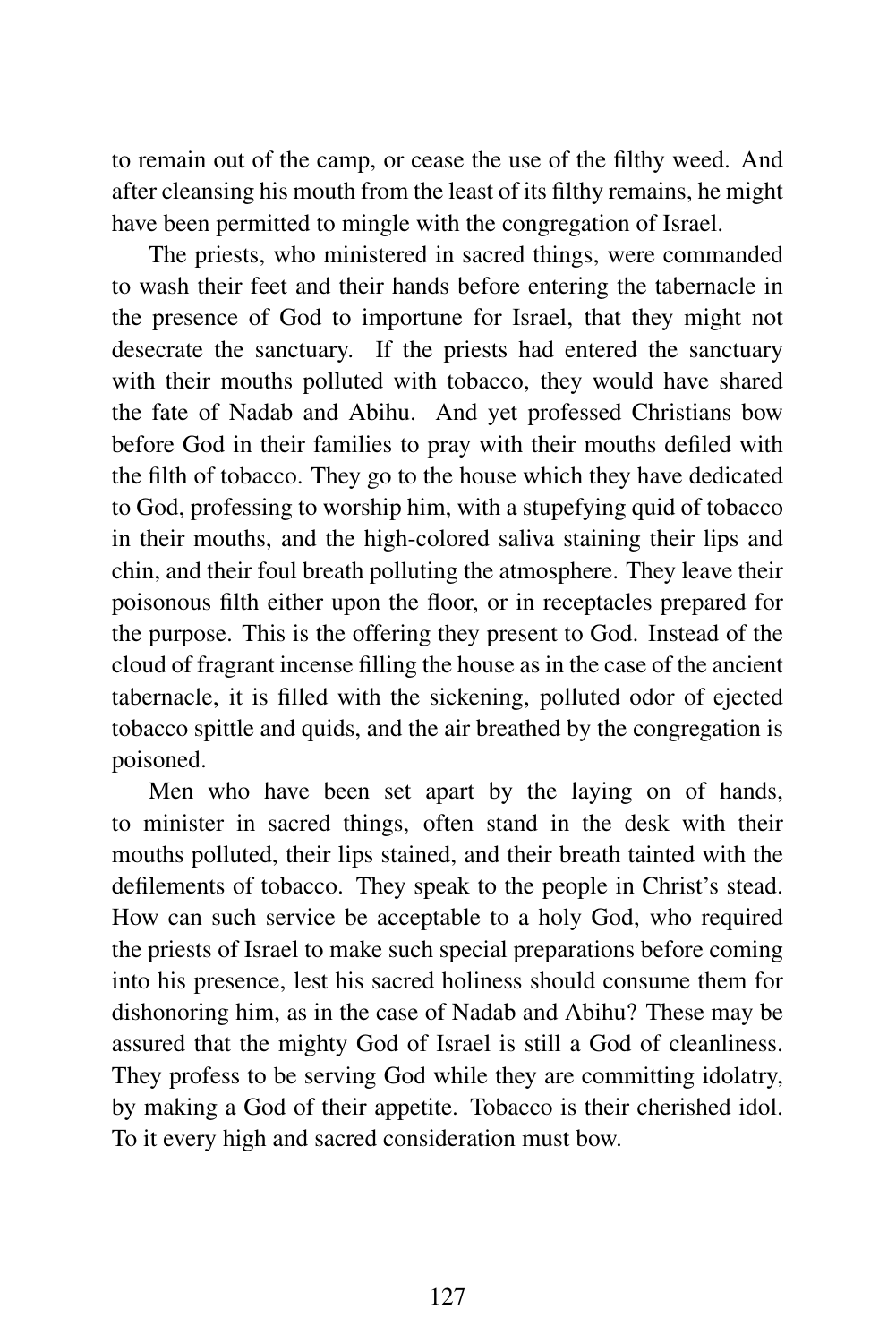to remain out of the camp, or cease the use of the filthy weed. And after cleansing his mouth from the least of its filthy remains, he might have been permitted to mingle with the congregation of Israel.

The priests, who ministered in sacred things, were commanded to wash their feet and their hands before entering the tabernacle in the presence of God to importune for Israel, that they might not desecrate the sanctuary. If the priests had entered the sanctuary with their mouths polluted with tobacco, they would have shared the fate of Nadab and Abihu. And yet professed Christians bow before God in their families to pray with their mouths defiled with the filth of tobacco. They go to the house which they have dedicated to God, professing to worship him, with a stupefying quid of tobacco in their mouths, and the high-colored saliva staining their lips and chin, and their foul breath polluting the atmosphere. They leave their poisonous filth either upon the floor, or in receptacles prepared for the purpose. This is the offering they present to God. Instead of the cloud of fragrant incense filling the house as in the case of the ancient tabernacle, it is filled with the sickening, polluted odor of ejected tobacco spittle and quids, and the air breathed by the congregation is poisoned.

Men who have been set apart by the laying on of hands, to minister in sacred things, often stand in the desk with their mouths polluted, their lips stained, and their breath tainted with the defilements of tobacco. They speak to the people in Christ's stead. How can such service be acceptable to a holy God, who required the priests of Israel to make such special preparations before coming into his presence, lest his sacred holiness should consume them for dishonoring him, as in the case of Nadab and Abihu? These may be assured that the mighty God of Israel is still a God of cleanliness. They profess to be serving God while they are committing idolatry, by making a God of their appetite. Tobacco is their cherished idol. To it every high and sacred consideration must bow.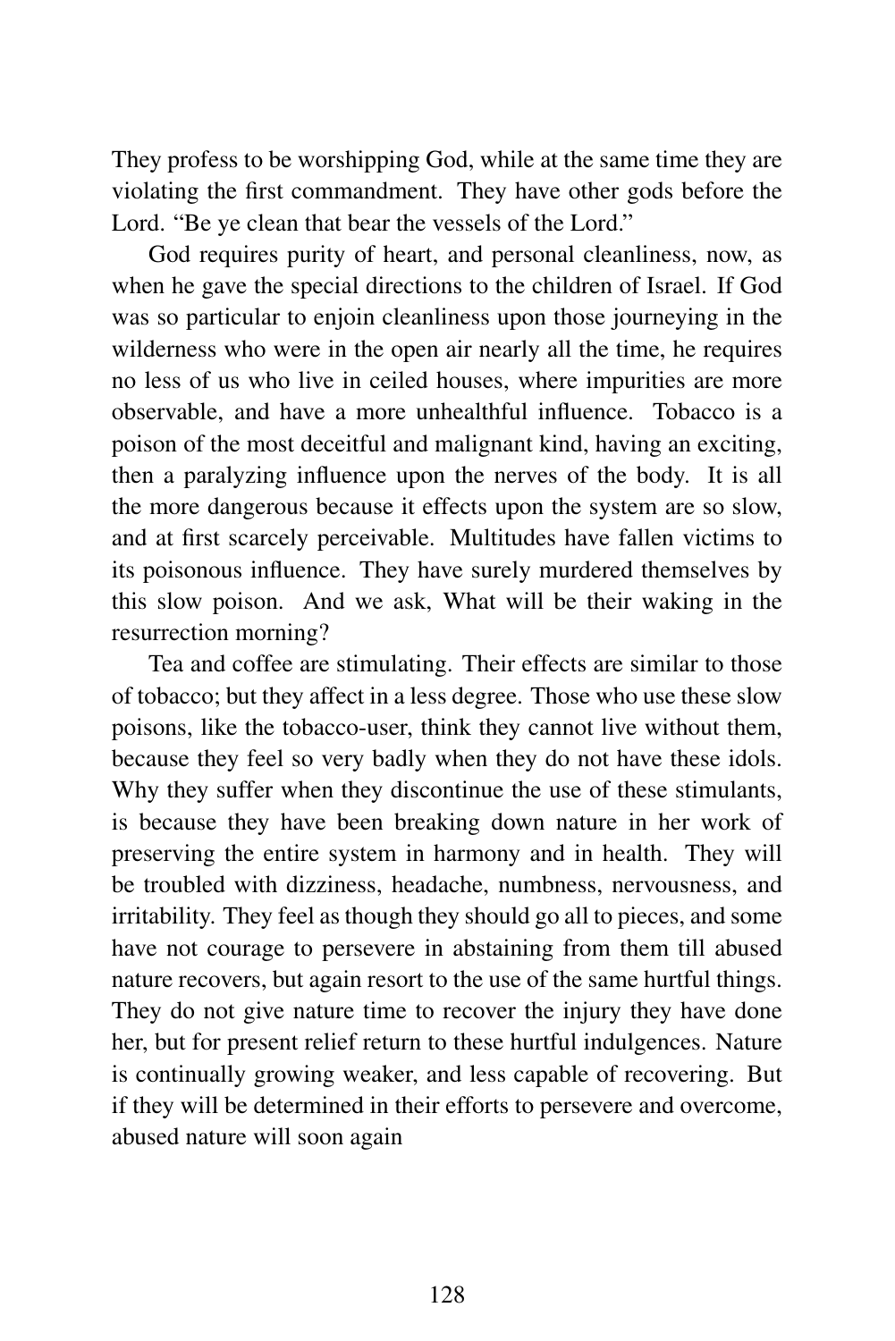They profess to be worshipping God, while at the same time they are violating the first commandment. They have other gods before the Lord. "Be ye clean that bear the vessels of the Lord."

God requires purity of heart, and personal cleanliness, now, as when he gave the special directions to the children of Israel. If God was so particular to enjoin cleanliness upon those journeying in the wilderness who were in the open air nearly all the time, he requires no less of us who live in ceiled houses, where impurities are more observable, and have a more unhealthful influence. Tobacco is a poison of the most deceitful and malignant kind, having an exciting, then a paralyzing influence upon the nerves of the body. It is all the more dangerous because it effects upon the system are so slow, and at first scarcely perceivable. Multitudes have fallen victims to its poisonous influence. They have surely murdered themselves by this slow poison. And we ask, What will be their waking in the resurrection morning?

Tea and coffee are stimulating. Their effects are similar to those of tobacco; but they affect in a less degree. Those who use these slow poisons, like the tobacco-user, think they cannot live without them, because they feel so very badly when they do not have these idols. Why they suffer when they discontinue the use of these stimulants, is because they have been breaking down nature in her work of preserving the entire system in harmony and in health. They will be troubled with dizziness, headache, numbness, nervousness, and irritability. They feel as though they should go all to pieces, and some have not courage to persevere in abstaining from them till abused nature recovers, but again resort to the use of the same hurtful things. They do not give nature time to recover the injury they have done her, but for present relief return to these hurtful indulgences. Nature is continually growing weaker, and less capable of recovering. But if they will be determined in their efforts to persevere and overcome, abused nature will soon again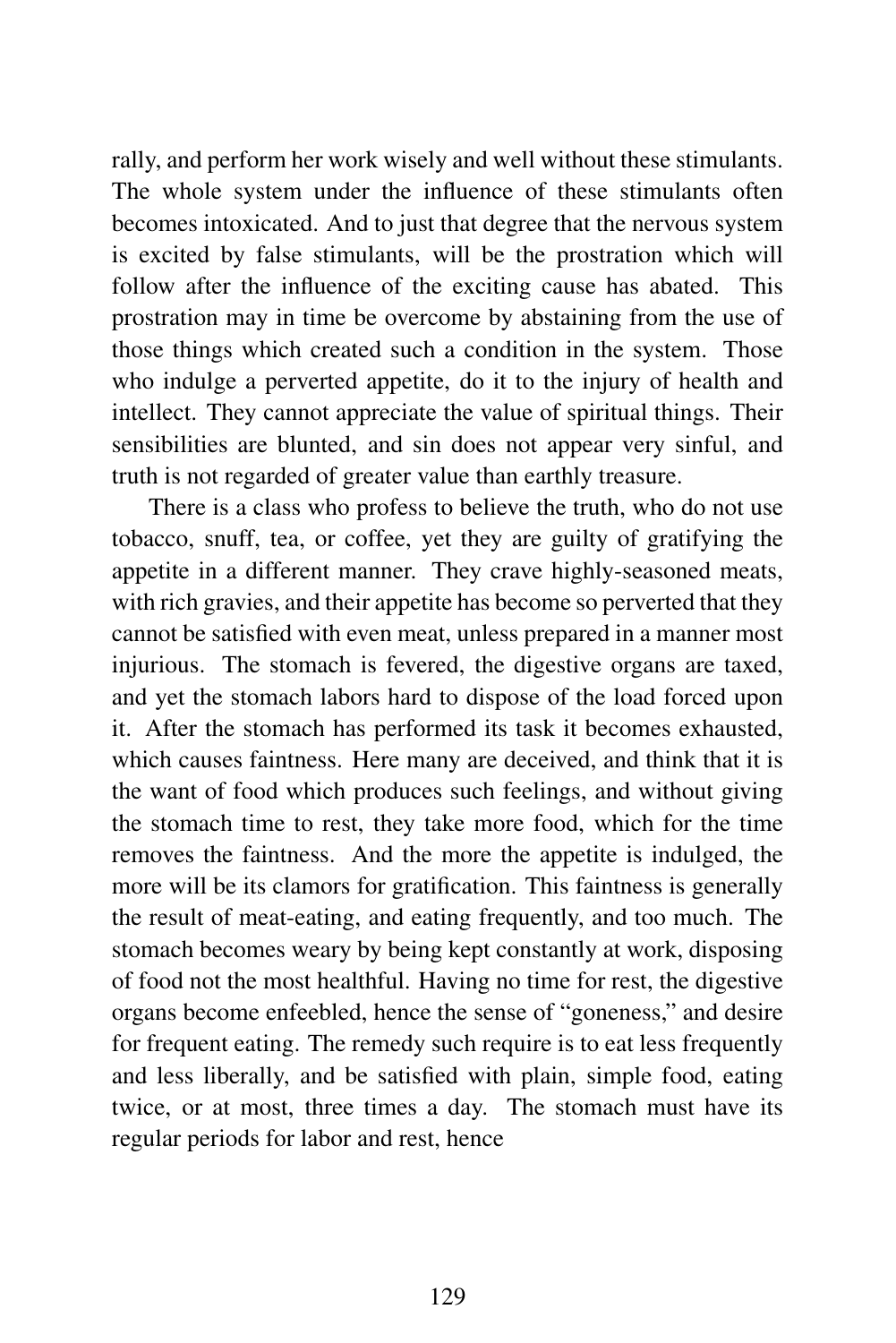rally, and perform her work wisely and well without these stimulants. The whole system under the influence of these stimulants often becomes intoxicated. And to just that degree that the nervous system is excited by false stimulants, will be the prostration which will follow after the influence of the exciting cause has abated. This prostration may in time be overcome by abstaining from the use of those things which created such a condition in the system. Those who indulge a perverted appetite, do it to the injury of health and intellect. They cannot appreciate the value of spiritual things. Their sensibilities are blunted, and sin does not appear very sinful, and truth is not regarded of greater value than earthly treasure.

There is a class who profess to believe the truth, who do not use tobacco, snuff, tea, or coffee, yet they are guilty of gratifying the appetite in a different manner. They crave highly-seasoned meats, with rich gravies, and their appetite has become so perverted that they cannot be satisfied with even meat, unless prepared in a manner most injurious. The stomach is fevered, the digestive organs are taxed, and yet the stomach labors hard to dispose of the load forced upon it. After the stomach has performed its task it becomes exhausted, which causes faintness. Here many are deceived, and think that it is the want of food which produces such feelings, and without giving the stomach time to rest, they take more food, which for the time removes the faintness. And the more the appetite is indulged, the more will be its clamors for gratification. This faintness is generally the result of meat-eating, and eating frequently, and too much. The stomach becomes weary by being kept constantly at work, disposing of food not the most healthful. Having no time for rest, the digestive organs become enfeebled, hence the sense of "goneness," and desire for frequent eating. The remedy such require is to eat less frequently and less liberally, and be satisfied with plain, simple food, eating twice, or at most, three times a day. The stomach must have its regular periods for labor and rest, hence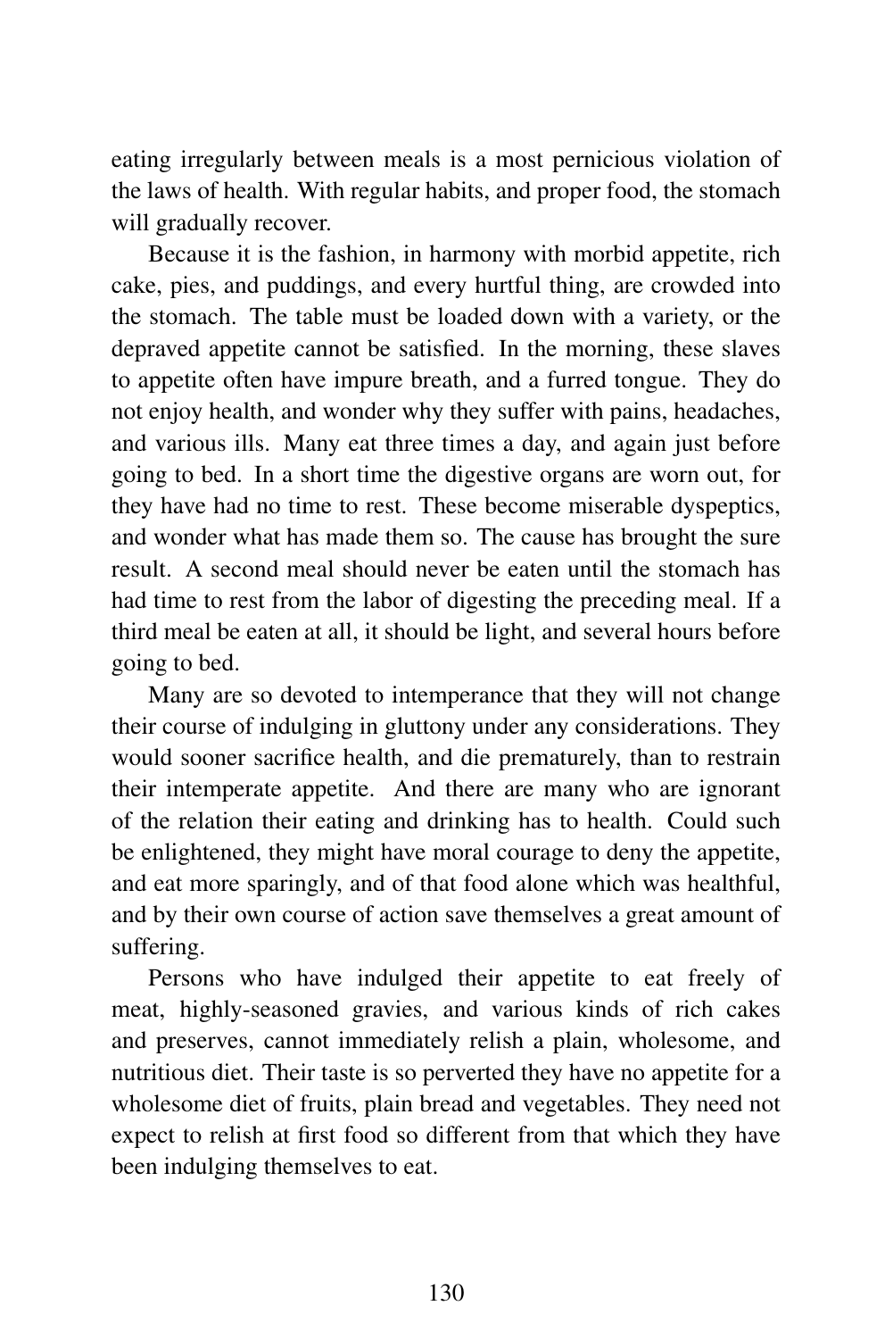eating irregularly between meals is a most pernicious violation of the laws of health. With regular habits, and proper food, the stomach will gradually recover.

Because it is the fashion, in harmony with morbid appetite, rich cake, pies, and puddings, and every hurtful thing, are crowded into the stomach. The table must be loaded down with a variety, or the depraved appetite cannot be satisfied. In the morning, these slaves to appetite often have impure breath, and a furred tongue. They do not enjoy health, and wonder why they suffer with pains, headaches, and various ills. Many eat three times a day, and again just before going to bed. In a short time the digestive organs are worn out, for they have had no time to rest. These become miserable dyspeptics, and wonder what has made them so. The cause has brought the sure result. A second meal should never be eaten until the stomach has had time to rest from the labor of digesting the preceding meal. If a third meal be eaten at all, it should be light, and several hours before going to bed.

Many are so devoted to intemperance that they will not change their course of indulging in gluttony under any considerations. They would sooner sacrifice health, and die prematurely, than to restrain their intemperate appetite. And there are many who are ignorant of the relation their eating and drinking has to health. Could such be enlightened, they might have moral courage to deny the appetite, and eat more sparingly, and of that food alone which was healthful, and by their own course of action save themselves a great amount of suffering.

Persons who have indulged their appetite to eat freely of meat, highly-seasoned gravies, and various kinds of rich cakes and preserves, cannot immediately relish a plain, wholesome, and nutritious diet. Their taste is so perverted they have no appetite for a wholesome diet of fruits, plain bread and vegetables. They need not expect to relish at first food so different from that which they have been indulging themselves to eat.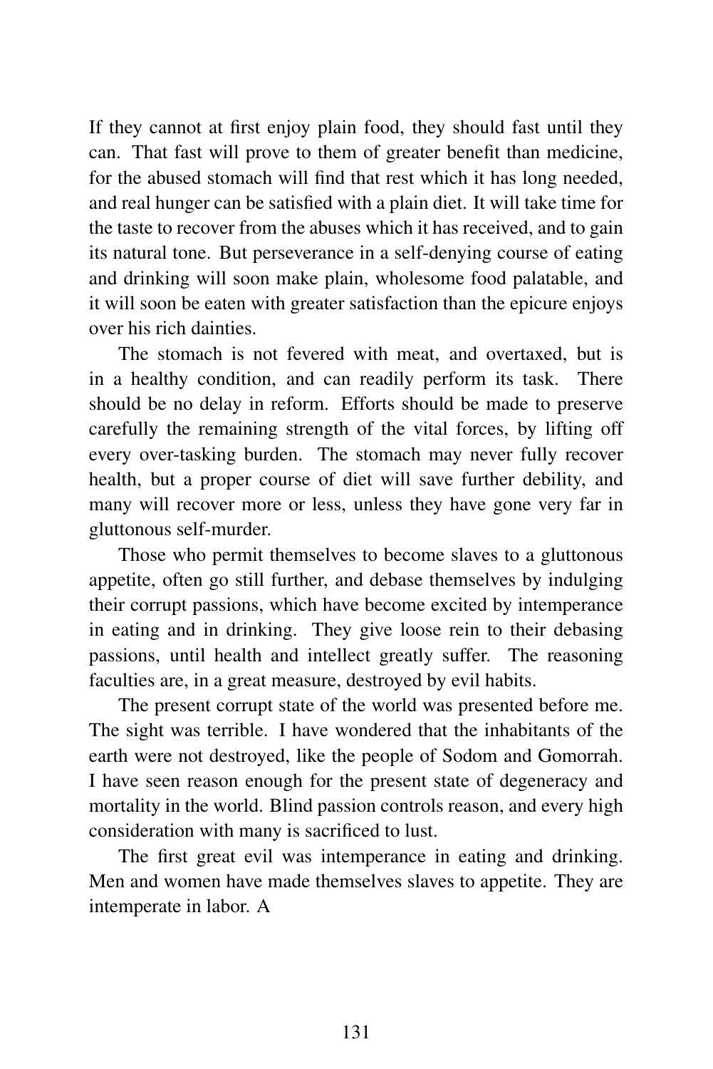If they cannot at first enjoy plain food, they should fast until they can. That fast will prove to them of greater benefit than medicine, for the abused stomach will find that rest which it has long needed, and real hunger can be satisfied with a plain diet. It will take time for the taste to recover from the abuses which it has received, and to gain its natural tone. But perseverance in a self-denying course of eating and drinking will soon make plain, wholesome food palatable, and it will soon be eaten with greater satisfaction than the epicure enjoys over his rich dainties.

The stomach is not fevered with meat, and overtaxed, but is in a healthy condition, and can readily perform its task. There should be no delay in reform. Efforts should be made to preserve carefully the remaining strength of the vital forces, by lifting off every over-tasking burden. The stomach may never fully recover health, but a proper course of diet will save further debility, and many will recover more or less, unless they have gone very far in gluttonous self-murder.

Those who permit themselves to become slaves to a gluttonous appetite, often go still further, and debase themselves by indulging their corrupt passions, which have become excited by intemperance in eating and in drinking. They give loose rein to their debasing passions, until health and intellect greatly suffer. The reasoning faculties are, in a great measure, destroyed by evil habits.

The present corrupt state of the world was presented before me. The sight was terrible. I have wondered that the inhabitants of the earth were not destroyed, like the people of Sodom and Gomorrah. I have seen reason enough for the present state of degeneracy and mortality in the world. Blind passion controls reason, and every high consideration with many is sacrificed to lust.

The first great evil was intemperance in eating and drinking. Men and women have made themselves slaves to appetite. They are intemperate in labor. A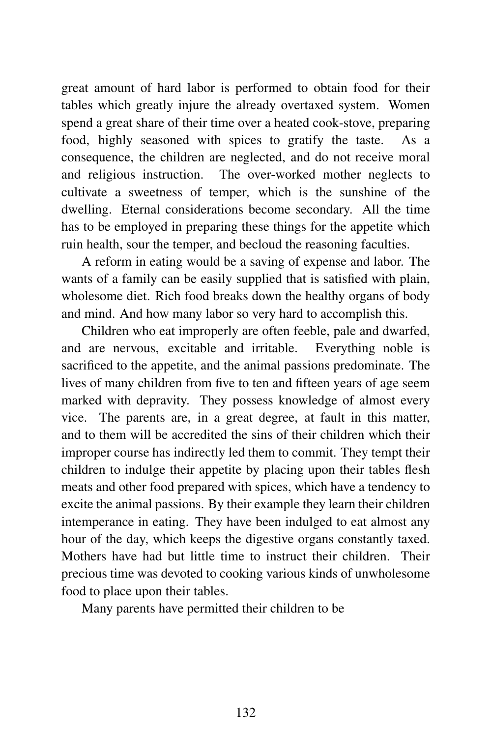great amount of hard labor is performed to obtain food for their tables which greatly injure the already overtaxed system. Women spend a great share of their time over a heated cook-stove, preparing food, highly seasoned with spices to gratify the taste. As a consequence, the children are neglected, and do not receive moral and religious instruction. The over-worked mother neglects to cultivate a sweetness of temper, which is the sunshine of the dwelling. Eternal considerations become secondary. All the time has to be employed in preparing these things for the appetite which ruin health, sour the temper, and becloud the reasoning faculties.

A reform in eating would be a saving of expense and labor. The wants of a family can be easily supplied that is satisfied with plain, wholesome diet. Rich food breaks down the healthy organs of body and mind. And how many labor so very hard to accomplish this.

Children who eat improperly are often feeble, pale and dwarfed, and are nervous, excitable and irritable. Everything noble is sacrificed to the appetite, and the animal passions predominate. The lives of many children from five to ten and fifteen years of age seem marked with depravity. They possess knowledge of almost every vice. The parents are, in a great degree, at fault in this matter, and to them will be accredited the sins of their children which their improper course has indirectly led them to commit. They tempt their children to indulge their appetite by placing upon their tables flesh meats and other food prepared with spices, which have a tendency to excite the animal passions. By their example they learn their children intemperance in eating. They have been indulged to eat almost any hour of the day, which keeps the digestive organs constantly taxed. Mothers have had but little time to instruct their children. Their precious time was devoted to cooking various kinds of unwholesome food to place upon their tables.

Many parents have permitted their children to be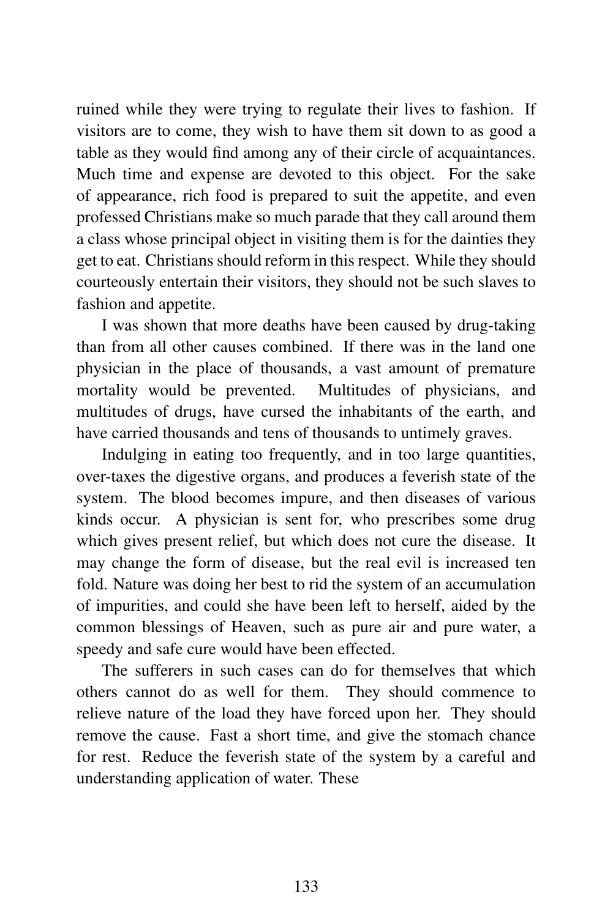ruined while they were trying to regulate their lives to fashion. If visitors are to come, they wish to have them sit down to as good a table as they would find among any of their circle of acquaintances. Much time and expense are devoted to this object. For the sake of appearance, rich food is prepared to suit the appetite, and even professed Christians make so much parade that they call around them a class whose principal object in visiting them is for the dainties they get to eat. Christians should reform in this respect. While they should courteously entertain their visitors, they should not be such slaves to fashion and appetite.

I was shown that more deaths have been caused by drug-taking than from all other causes combined. If there was in the land one physician in the place of thousands, a vast amount of premature mortality would be prevented. Multitudes of physicians, and multitudes of drugs, have cursed the inhabitants of the earth, and have carried thousands and tens of thousands to untimely graves.

Indulging in eating too frequently, and in too large quantities, over-taxes the digestive organs, and produces a feverish state of the system. The blood becomes impure, and then diseases of various kinds occur. A physician is sent for, who prescribes some drug which gives present relief, but which does not cure the disease. It may change the form of disease, but the real evil is increased ten fold. Nature was doing her best to rid the system of an accumulation of impurities, and could she have been left to herself, aided by the common blessings of Heaven, such as pure air and pure water, a speedy and safe cure would have been effected.

The sufferers in such cases can do for themselves that which others cannot do as well for them. They should commence to relieve nature of the load they have forced upon her. They should remove the cause. Fast a short time, and give the stomach chance for rest. Reduce the feverish state of the system by a careful and understanding application of water. These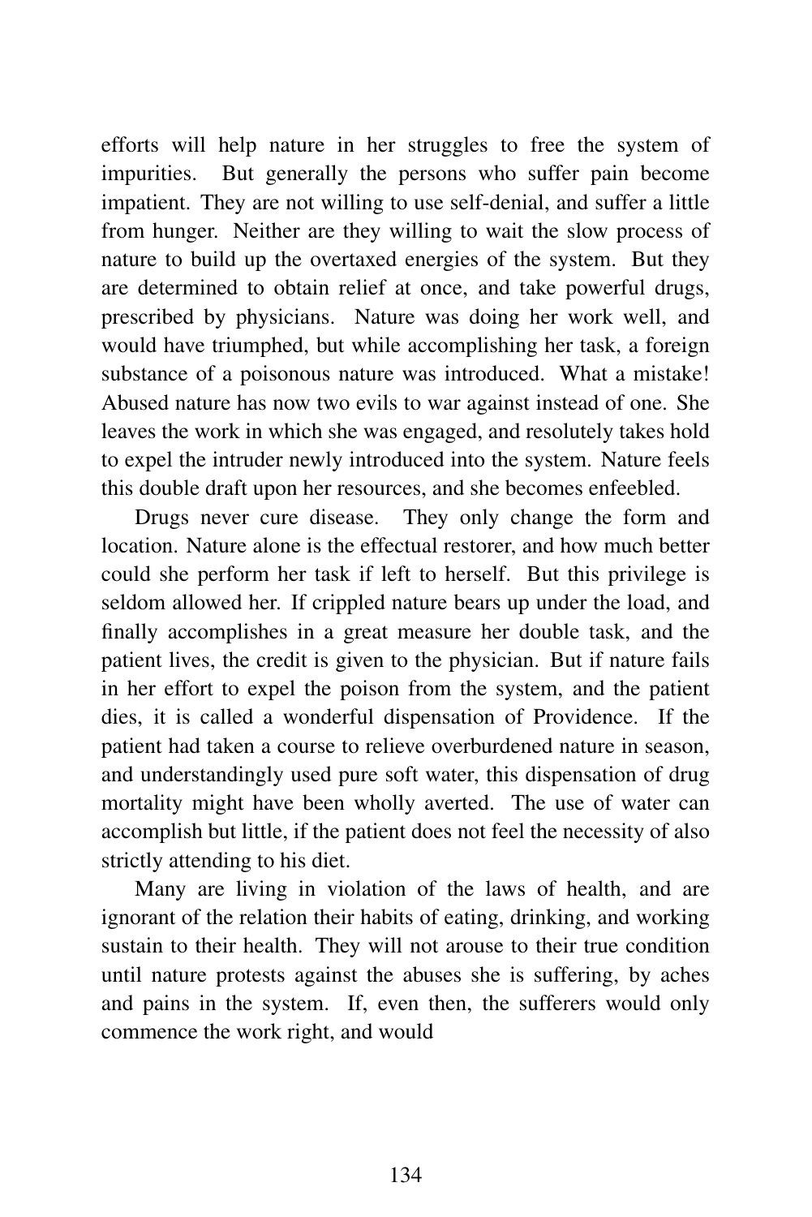efforts will help nature in her struggles to free the system of impurities. But generally the persons who suffer pain become impatient. They are not willing to use self-denial, and suffer a little from hunger. Neither are they willing to wait the slow process of nature to build up the overtaxed energies of the system. But they are determined to obtain relief at once, and take powerful drugs, prescribed by physicians. Nature was doing her work well, and would have triumphed, but while accomplishing her task, a foreign substance of a poisonous nature was introduced. What a mistake! Abused nature has now two evils to war against instead of one. She leaves the work in which she was engaged, and resolutely takes hold to expel the intruder newly introduced into the system. Nature feels this double draft upon her resources, and she becomes enfeebled.

Drugs never cure disease. They only change the form and location. Nature alone is the effectual restorer, and how much better could she perform her task if left to herself. But this privilege is seldom allowed her. If crippled nature bears up under the load, and finally accomplishes in a great measure her double task, and the patient lives, the credit is given to the physician. But if nature fails in her effort to expel the poison from the system, and the patient dies, it is called a wonderful dispensation of Providence. If the patient had taken a course to relieve overburdened nature in season, and understandingly used pure soft water, this dispensation of drug mortality might have been wholly averted. The use of water can accomplish but little, if the patient does not feel the necessity of also strictly attending to his diet.

Many are living in violation of the laws of health, and are ignorant of the relation their habits of eating, drinking, and working sustain to their health. They will not arouse to their true condition until nature protests against the abuses she is suffering, by aches and pains in the system. If, even then, the sufferers would only commence the work right, and would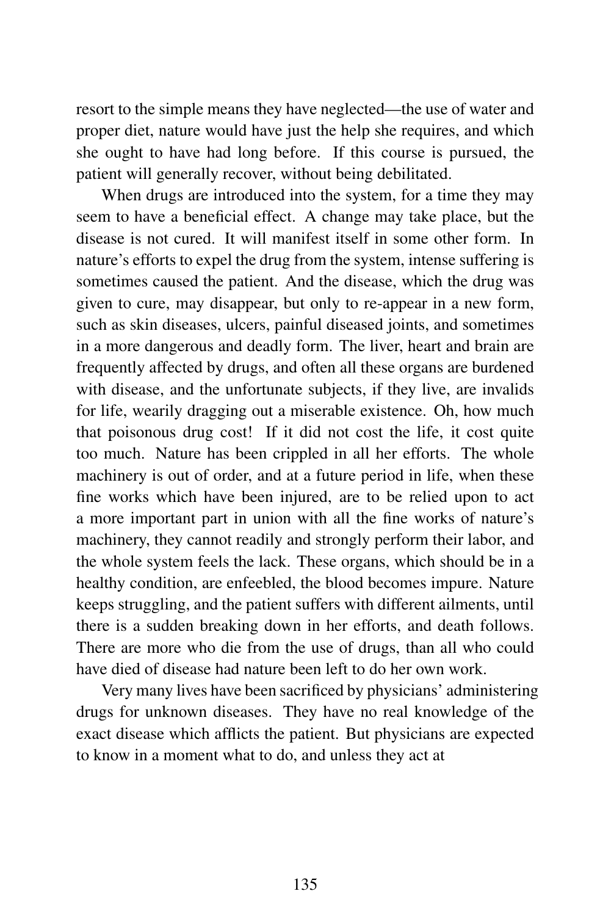resort to the simple means they have neglected—the use of water and proper diet, nature would have just the help she requires, and which she ought to have had long before. If this course is pursued, the patient will generally recover, without being debilitated.

When drugs are introduced into the system, for a time they may seem to have a beneficial effect. A change may take place, but the disease is not cured. It will manifest itself in some other form. In nature's efforts to expel the drug from the system, intense suffering is sometimes caused the patient. And the disease, which the drug was given to cure, may disappear, but only to re-appear in a new form, such as skin diseases, ulcers, painful diseased joints, and sometimes in a more dangerous and deadly form. The liver, heart and brain are frequently affected by drugs, and often all these organs are burdened with disease, and the unfortunate subjects, if they live, are invalids for life, wearily dragging out a miserable existence. Oh, how much that poisonous drug cost! If it did not cost the life, it cost quite too much. Nature has been crippled in all her efforts. The whole machinery is out of order, and at a future period in life, when these fine works which have been injured, are to be relied upon to act a more important part in union with all the fine works of nature's machinery, they cannot readily and strongly perform their labor, and the whole system feels the lack. These organs, which should be in a healthy condition, are enfeebled, the blood becomes impure. Nature keeps struggling, and the patient suffers with different ailments, until there is a sudden breaking down in her efforts, and death follows. There are more who die from the use of drugs, than all who could have died of disease had nature been left to do her own work.

Very many lives have been sacrificed by physicians' administering drugs for unknown diseases. They have no real knowledge of the exact disease which afflicts the patient. But physicians are expected to know in a moment what to do, and unless they act at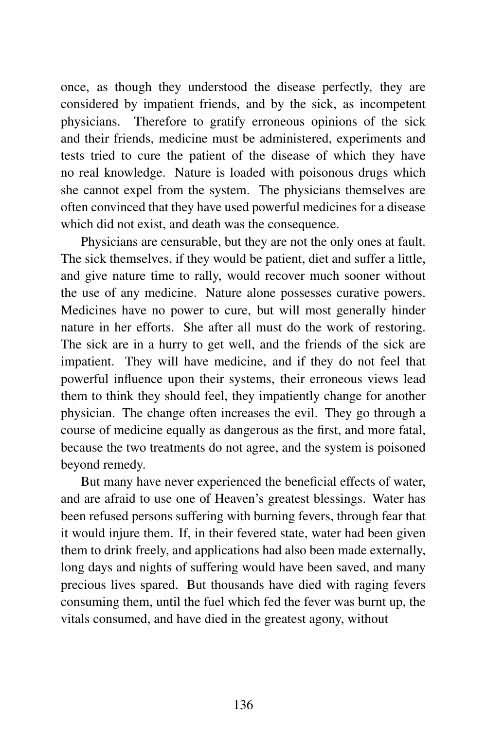once, as though they understood the disease perfectly, they are considered by impatient friends, and by the sick, as incompetent physicians. Therefore to gratify erroneous opinions of the sick and their friends, medicine must be administered, experiments and tests tried to cure the patient of the disease of which they have no real knowledge. Nature is loaded with poisonous drugs which she cannot expel from the system. The physicians themselves are often convinced that they have used powerful medicines for a disease which did not exist, and death was the consequence.

Physicians are censurable, but they are not the only ones at fault. The sick themselves, if they would be patient, diet and suffer a little, and give nature time to rally, would recover much sooner without the use of any medicine. Nature alone possesses curative powers. Medicines have no power to cure, but will most generally hinder nature in her efforts. She after all must do the work of restoring. The sick are in a hurry to get well, and the friends of the sick are impatient. They will have medicine, and if they do not feel that powerful influence upon their systems, their erroneous views lead them to think they should feel, they impatiently change for another physician. The change often increases the evil. They go through a course of medicine equally as dangerous as the first, and more fatal, because the two treatments do not agree, and the system is poisoned beyond remedy.

But many have never experienced the beneficial effects of water, and are afraid to use one of Heaven's greatest blessings. Water has been refused persons suffering with burning fevers, through fear that it would injure them. If, in their fevered state, water had been given them to drink freely, and applications had also been made externally, long days and nights of suffering would have been saved, and many precious lives spared. But thousands have died with raging fevers consuming them, until the fuel which fed the fever was burnt up, the vitals consumed, and have died in the greatest agony, without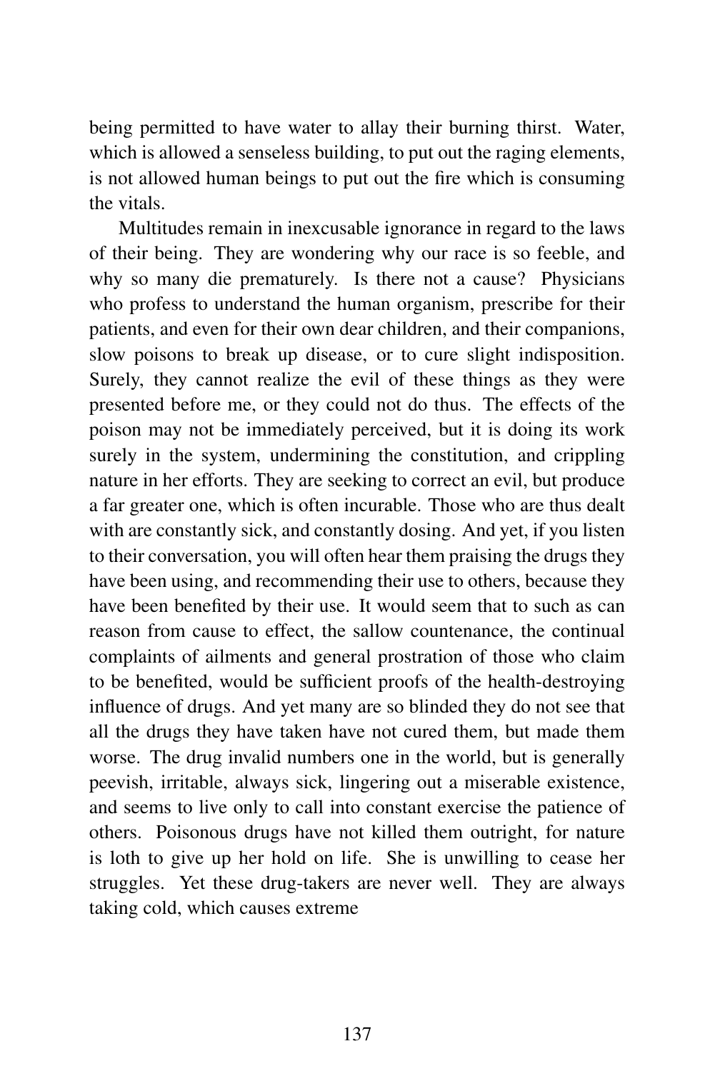being permitted to have water to allay their burning thirst. Water, which is allowed a senseless building, to put out the raging elements, is not allowed human beings to put out the fire which is consuming the vitals.

Multitudes remain in inexcusable ignorance in regard to the laws of their being. They are wondering why our race is so feeble, and why so many die prematurely. Is there not a cause? Physicians who profess to understand the human organism, prescribe for their patients, and even for their own dear children, and their companions, slow poisons to break up disease, or to cure slight indisposition. Surely, they cannot realize the evil of these things as they were presented before me, or they could not do thus. The effects of the poison may not be immediately perceived, but it is doing its work surely in the system, undermining the constitution, and crippling nature in her efforts. They are seeking to correct an evil, but produce a far greater one, which is often incurable. Those who are thus dealt with are constantly sick, and constantly dosing. And yet, if you listen to their conversation, you will often hear them praising the drugs they have been using, and recommending their use to others, because they have been benefited by their use. It would seem that to such as can reason from cause to effect, the sallow countenance, the continual complaints of ailments and general prostration of those who claim to be benefited, would be sufficient proofs of the health-destroying influence of drugs. And yet many are so blinded they do not see that all the drugs they have taken have not cured them, but made them worse. The drug invalid numbers one in the world, but is generally peevish, irritable, always sick, lingering out a miserable existence, and seems to live only to call into constant exercise the patience of others. Poisonous drugs have not killed them outright, for nature is loth to give up her hold on life. She is unwilling to cease her struggles. Yet these drug-takers are never well. They are always taking cold, which causes extreme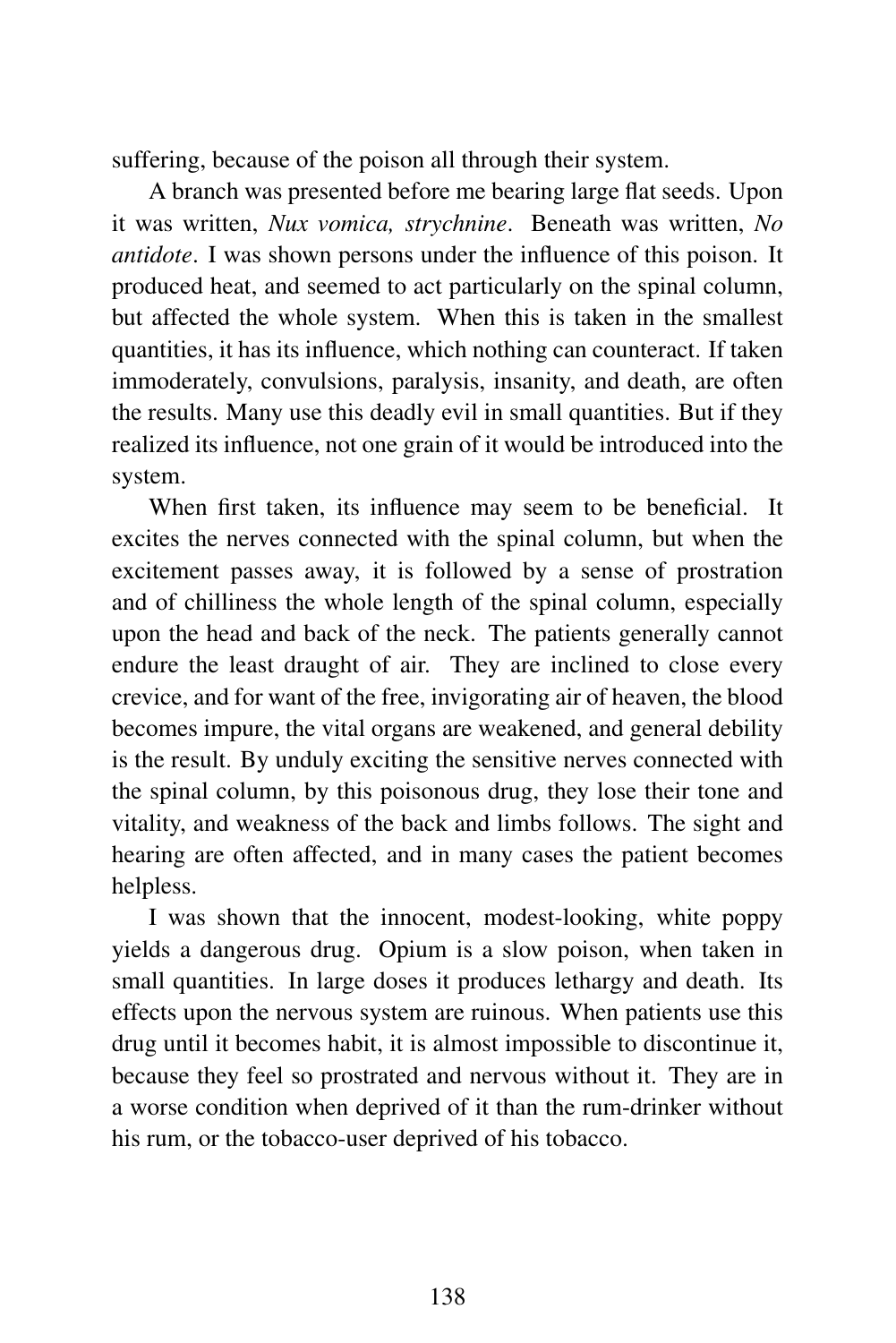suffering, because of the poison all through their system.

A branch was presented before me bearing large flat seeds. Upon it was written, *Nux vomica, strychnine*. Beneath was written, *No antidote*. I was shown persons under the influence of this poison. It produced heat, and seemed to act particularly on the spinal column, but affected the whole system. When this is taken in the smallest quantities, it has its influence, which nothing can counteract. If taken immoderately, convulsions, paralysis, insanity, and death, are often the results. Many use this deadly evil in small quantities. But if they realized its influence, not one grain of it would be introduced into the system.

When first taken, its influence may seem to be beneficial. It excites the nerves connected with the spinal column, but when the excitement passes away, it is followed by a sense of prostration and of chilliness the whole length of the spinal column, especially upon the head and back of the neck. The patients generally cannot endure the least draught of air. They are inclined to close every crevice, and for want of the free, invigorating air of heaven, the blood becomes impure, the vital organs are weakened, and general debility is the result. By unduly exciting the sensitive nerves connected with the spinal column, by this poisonous drug, they lose their tone and vitality, and weakness of the back and limbs follows. The sight and hearing are often affected, and in many cases the patient becomes helpless.

I was shown that the innocent, modest-looking, white poppy yields a dangerous drug. Opium is a slow poison, when taken in small quantities. In large doses it produces lethargy and death. Its effects upon the nervous system are ruinous. When patients use this drug until it becomes habit, it is almost impossible to discontinue it, because they feel so prostrated and nervous without it. They are in a worse condition when deprived of it than the rum-drinker without his rum, or the tobacco-user deprived of his tobacco.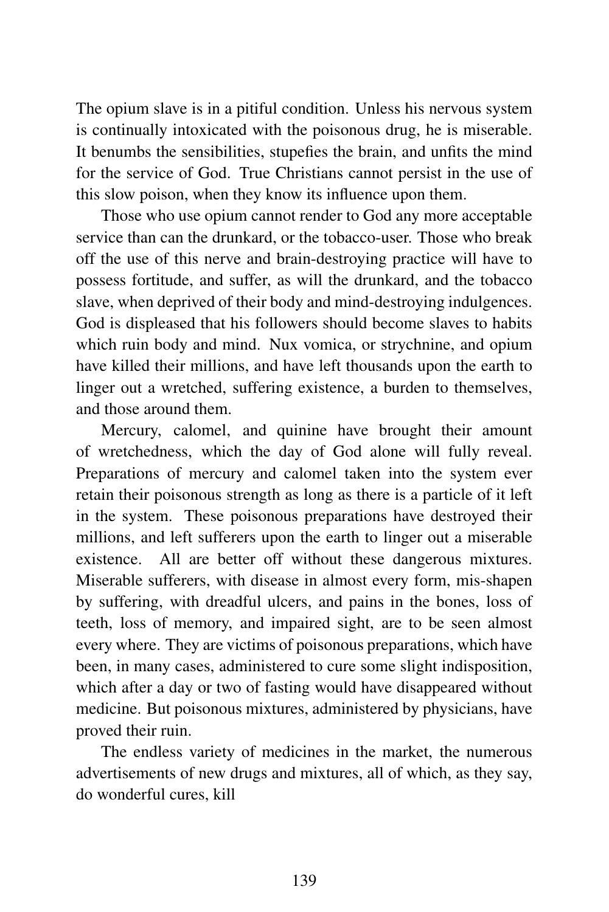The opium slave is in a pitiful condition. Unless his nervous system is continually intoxicated with the poisonous drug, he is miserable. It benumbs the sensibilities, stupefies the brain, and unfits the mind for the service of God. True Christians cannot persist in the use of this slow poison, when they know its influence upon them.

Those who use opium cannot render to God any more acceptable service than can the drunkard, or the tobacco-user. Those who break off the use of this nerve and brain-destroying practice will have to possess fortitude, and suffer, as will the drunkard, and the tobacco slave, when deprived of their body and mind-destroying indulgences. God is displeased that his followers should become slaves to habits which ruin body and mind. Nux vomica, or strychnine, and opium have killed their millions, and have left thousands upon the earth to linger out a wretched, suffering existence, a burden to themselves, and those around them.

Mercury, calomel, and quinine have brought their amount of wretchedness, which the day of God alone will fully reveal. Preparations of mercury and calomel taken into the system ever retain their poisonous strength as long as there is a particle of it left in the system. These poisonous preparations have destroyed their millions, and left sufferers upon the earth to linger out a miserable existence. All are better off without these dangerous mixtures. Miserable sufferers, with disease in almost every form, mis-shapen by suffering, with dreadful ulcers, and pains in the bones, loss of teeth, loss of memory, and impaired sight, are to be seen almost every where. They are victims of poisonous preparations, which have been, in many cases, administered to cure some slight indisposition, which after a day or two of fasting would have disappeared without medicine. But poisonous mixtures, administered by physicians, have proved their ruin.

The endless variety of medicines in the market, the numerous advertisements of new drugs and mixtures, all of which, as they say, do wonderful cures, kill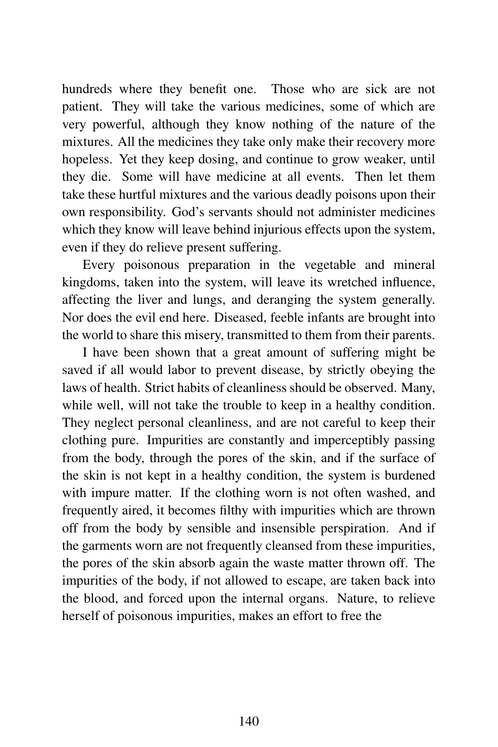hundreds where they benefit one. Those who are sick are not patient. They will take the various medicines, some of which are very powerful, although they know nothing of the nature of the mixtures. All the medicines they take only make their recovery more hopeless. Yet they keep dosing, and continue to grow weaker, until they die. Some will have medicine at all events. Then let them take these hurtful mixtures and the various deadly poisons upon their own responsibility. God's servants should not administer medicines which they know will leave behind injurious effects upon the system, even if they do relieve present suffering.

Every poisonous preparation in the vegetable and mineral kingdoms, taken into the system, will leave its wretched influence, affecting the liver and lungs, and deranging the system generally. Nor does the evil end here. Diseased, feeble infants are brought into the world to share this misery, transmitted to them from their parents.

I have been shown that a great amount of suffering might be saved if all would labor to prevent disease, by strictly obeying the laws of health. Strict habits of cleanliness should be observed. Many, while well, will not take the trouble to keep in a healthy condition. They neglect personal cleanliness, and are not careful to keep their clothing pure. Impurities are constantly and imperceptibly passing from the body, through the pores of the skin, and if the surface of the skin is not kept in a healthy condition, the system is burdened with impure matter. If the clothing worn is not often washed, and frequently aired, it becomes filthy with impurities which are thrown off from the body by sensible and insensible perspiration. And if the garments worn are not frequently cleansed from these impurities, the pores of the skin absorb again the waste matter thrown off. The impurities of the body, if not allowed to escape, are taken back into the blood, and forced upon the internal organs. Nature, to relieve herself of poisonous impurities, makes an effort to free the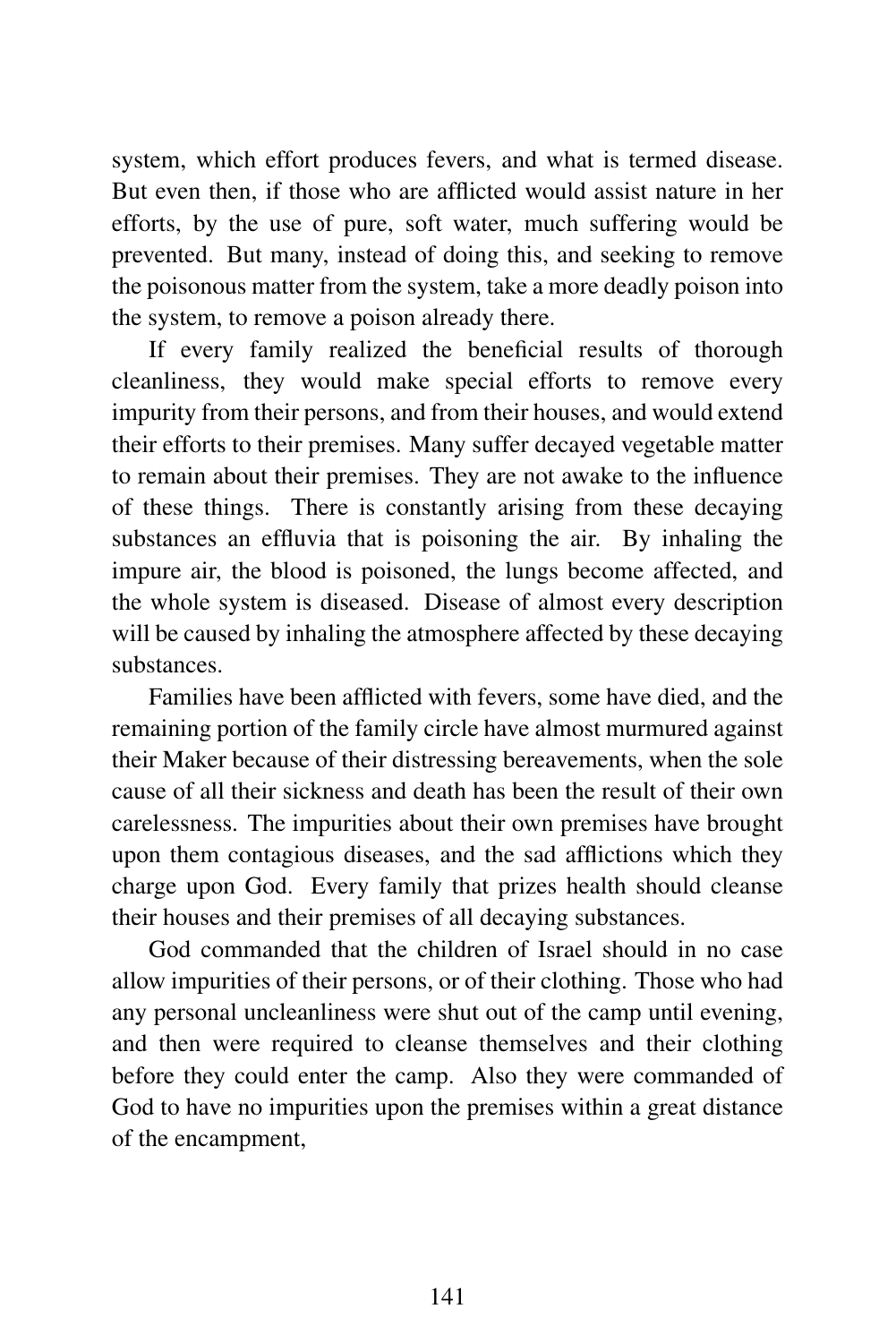system, which effort produces fevers, and what is termed disease. But even then, if those who are afflicted would assist nature in her efforts, by the use of pure, soft water, much suffering would be prevented. But many, instead of doing this, and seeking to remove the poisonous matter from the system, take a more deadly poison into the system, to remove a poison already there.

If every family realized the beneficial results of thorough cleanliness, they would make special efforts to remove every impurity from their persons, and from their houses, and would extend their efforts to their premises. Many suffer decayed vegetable matter to remain about their premises. They are not awake to the influence of these things. There is constantly arising from these decaying substances an effluvia that is poisoning the air. By inhaling the impure air, the blood is poisoned, the lungs become affected, and the whole system is diseased. Disease of almost every description will be caused by inhaling the atmosphere affected by these decaying substances.

Families have been afflicted with fevers, some have died, and the remaining portion of the family circle have almost murmured against their Maker because of their distressing bereavements, when the sole cause of all their sickness and death has been the result of their own carelessness. The impurities about their own premises have brought upon them contagious diseases, and the sad afflictions which they charge upon God. Every family that prizes health should cleanse their houses and their premises of all decaying substances.

God commanded that the children of Israel should in no case allow impurities of their persons, or of their clothing. Those who had any personal uncleanliness were shut out of the camp until evening, and then were required to cleanse themselves and their clothing before they could enter the camp. Also they were commanded of God to have no impurities upon the premises within a great distance of the encampment,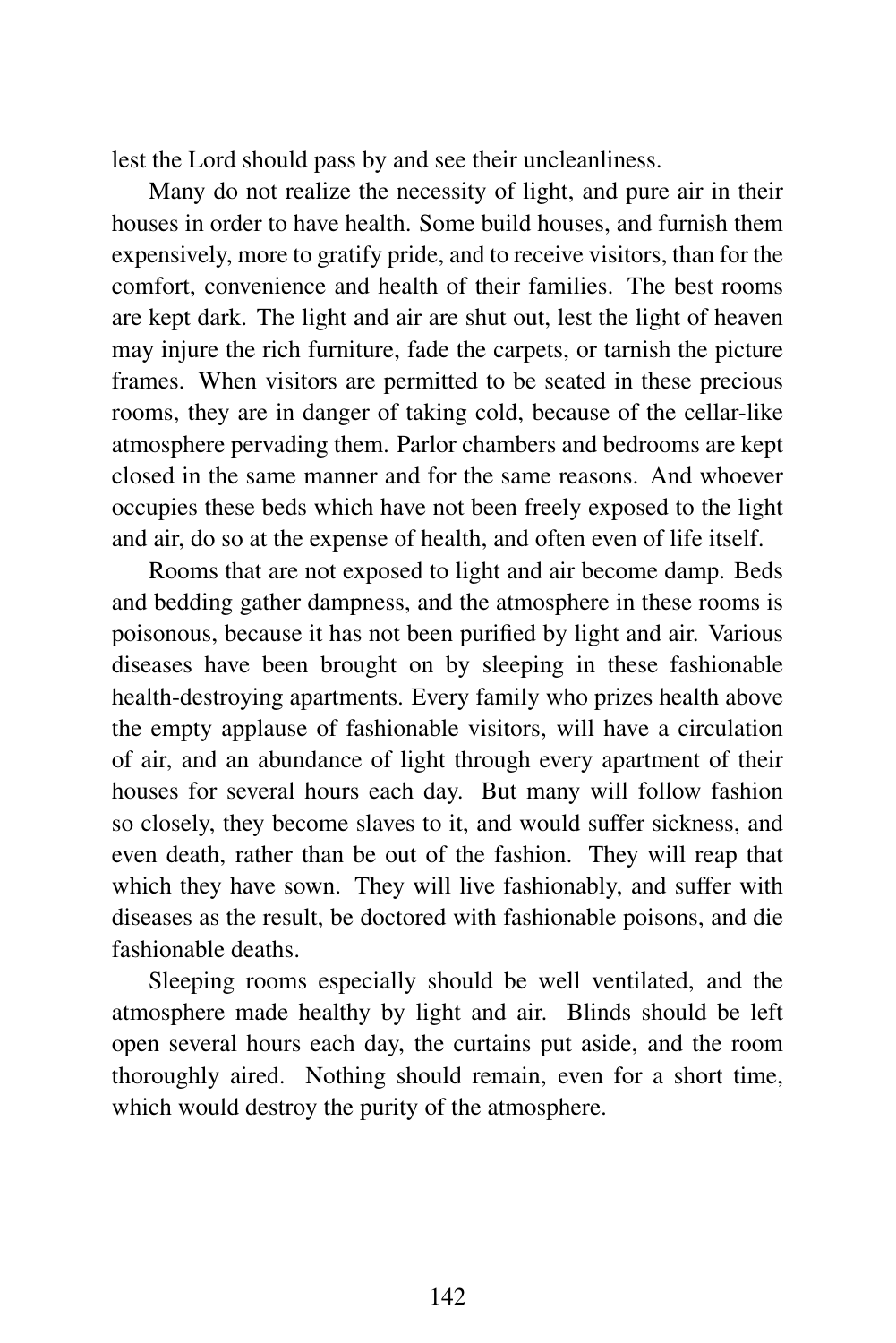lest the Lord should pass by and see their uncleanliness.

Many do not realize the necessity of light, and pure air in their houses in order to have health. Some build houses, and furnish them expensively, more to gratify pride, and to receive visitors, than for the comfort, convenience and health of their families. The best rooms are kept dark. The light and air are shut out, lest the light of heaven may injure the rich furniture, fade the carpets, or tarnish the picture frames. When visitors are permitted to be seated in these precious rooms, they are in danger of taking cold, because of the cellar-like atmosphere pervading them. Parlor chambers and bedrooms are kept closed in the same manner and for the same reasons. And whoever occupies these beds which have not been freely exposed to the light and air, do so at the expense of health, and often even of life itself.

Rooms that are not exposed to light and air become damp. Beds and bedding gather dampness, and the atmosphere in these rooms is poisonous, because it has not been purified by light and air. Various diseases have been brought on by sleeping in these fashionable health-destroying apartments. Every family who prizes health above the empty applause of fashionable visitors, will have a circulation of air, and an abundance of light through every apartment of their houses for several hours each day. But many will follow fashion so closely, they become slaves to it, and would suffer sickness, and even death, rather than be out of the fashion. They will reap that which they have sown. They will live fashionably, and suffer with diseases as the result, be doctored with fashionable poisons, and die fashionable deaths.

Sleeping rooms especially should be well ventilated, and the atmosphere made healthy by light and air. Blinds should be left open several hours each day, the curtains put aside, and the room thoroughly aired. Nothing should remain, even for a short time, which would destroy the purity of the atmosphere.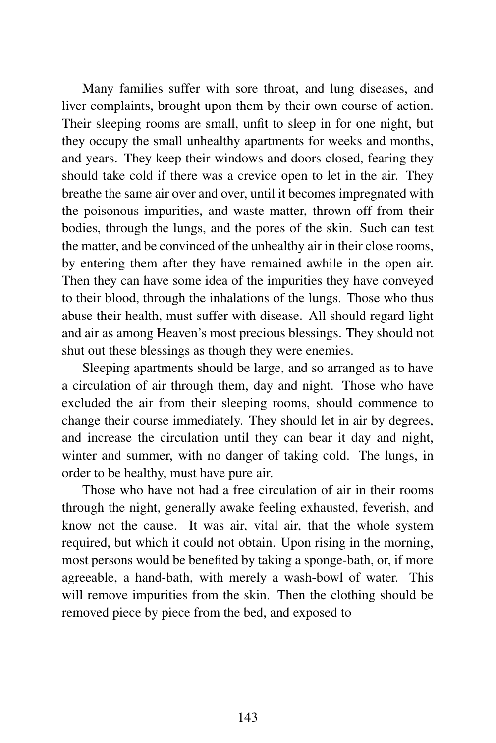Many families suffer with sore throat, and lung diseases, and liver complaints, brought upon them by their own course of action. Their sleeping rooms are small, unfit to sleep in for one night, but they occupy the small unhealthy apartments for weeks and months, and years. They keep their windows and doors closed, fearing they should take cold if there was a crevice open to let in the air. They breathe the same air over and over, until it becomes impregnated with the poisonous impurities, and waste matter, thrown off from their bodies, through the lungs, and the pores of the skin. Such can test the matter, and be convinced of the unhealthy air in their close rooms, by entering them after they have remained awhile in the open air. Then they can have some idea of the impurities they have conveyed to their blood, through the inhalations of the lungs. Those who thus abuse their health, must suffer with disease. All should regard light and air as among Heaven's most precious blessings. They should not shut out these blessings as though they were enemies.

Sleeping apartments should be large, and so arranged as to have a circulation of air through them, day and night. Those who have excluded the air from their sleeping rooms, should commence to change their course immediately. They should let in air by degrees, and increase the circulation until they can bear it day and night, winter and summer, with no danger of taking cold. The lungs, in order to be healthy, must have pure air.

Those who have not had a free circulation of air in their rooms through the night, generally awake feeling exhausted, feverish, and know not the cause. It was air, vital air, that the whole system required, but which it could not obtain. Upon rising in the morning, most persons would be benefited by taking a sponge-bath, or, if more agreeable, a hand-bath, with merely a wash-bowl of water. This will remove impurities from the skin. Then the clothing should be removed piece by piece from the bed, and exposed to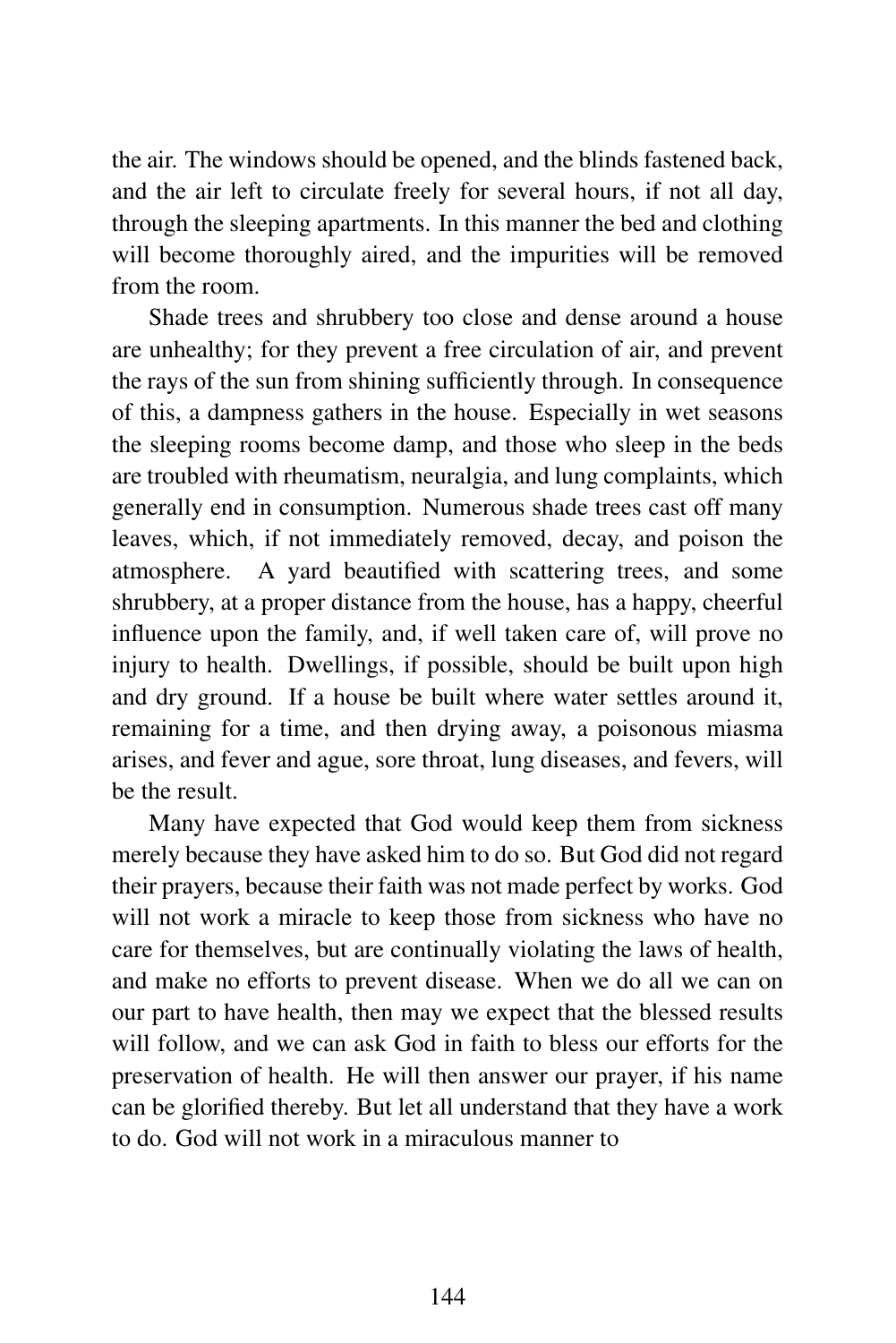the air. The windows should be opened, and the blinds fastened back, and the air left to circulate freely for several hours, if not all day, through the sleeping apartments. In this manner the bed and clothing will become thoroughly aired, and the impurities will be removed from the room.

Shade trees and shrubbery too close and dense around a house are unhealthy; for they prevent a free circulation of air, and prevent the rays of the sun from shining sufficiently through. In consequence of this, a dampness gathers in the house. Especially in wet seasons the sleeping rooms become damp, and those who sleep in the beds are troubled with rheumatism, neuralgia, and lung complaints, which generally end in consumption. Numerous shade trees cast off many leaves, which, if not immediately removed, decay, and poison the atmosphere. A yard beautified with scattering trees, and some shrubbery, at a proper distance from the house, has a happy, cheerful influence upon the family, and, if well taken care of, will prove no injury to health. Dwellings, if possible, should be built upon high and dry ground. If a house be built where water settles around it, remaining for a time, and then drying away, a poisonous miasma arises, and fever and ague, sore throat, lung diseases, and fevers, will be the result.

Many have expected that God would keep them from sickness merely because they have asked him to do so. But God did not regard their prayers, because their faith was not made perfect by works. God will not work a miracle to keep those from sickness who have no care for themselves, but are continually violating the laws of health, and make no efforts to prevent disease. When we do all we can on our part to have health, then may we expect that the blessed results will follow, and we can ask God in faith to bless our efforts for the preservation of health. He will then answer our prayer, if his name can be glorified thereby. But let all understand that they have a work to do. God will not work in a miraculous manner to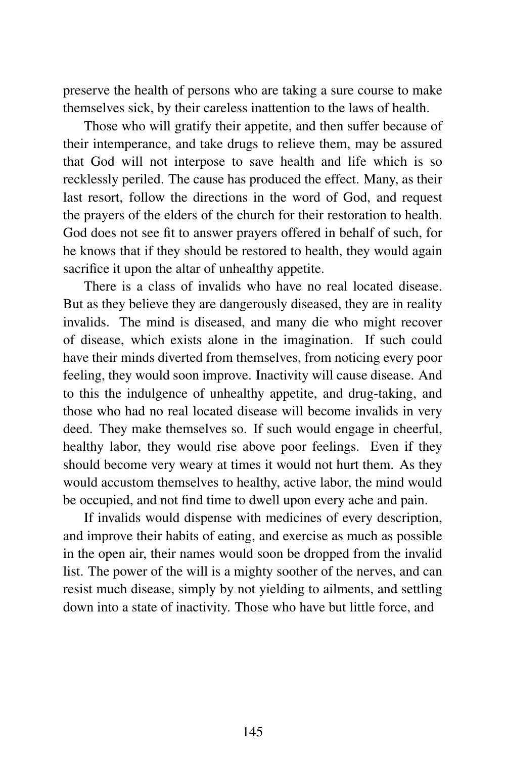preserve the health of persons who are taking a sure course to make themselves sick, by their careless inattention to the laws of health.

Those who will gratify their appetite, and then suffer because of their intemperance, and take drugs to relieve them, may be assured that God will not interpose to save health and life which is so recklessly periled. The cause has produced the effect. Many, as their last resort, follow the directions in the word of God, and request the prayers of the elders of the church for their restoration to health. God does not see fit to answer prayers offered in behalf of such, for he knows that if they should be restored to health, they would again sacrifice it upon the altar of unhealthy appetite.

There is a class of invalids who have no real located disease. But as they believe they are dangerously diseased, they are in reality invalids. The mind is diseased, and many die who might recover of disease, which exists alone in the imagination. If such could have their minds diverted from themselves, from noticing every poor feeling, they would soon improve. Inactivity will cause disease. And to this the indulgence of unhealthy appetite, and drug-taking, and those who had no real located disease will become invalids in very deed. They make themselves so. If such would engage in cheerful, healthy labor, they would rise above poor feelings. Even if they should become very weary at times it would not hurt them. As they would accustom themselves to healthy, active labor, the mind would be occupied, and not find time to dwell upon every ache and pain.

If invalids would dispense with medicines of every description, and improve their habits of eating, and exercise as much as possible in the open air, their names would soon be dropped from the invalid list. The power of the will is a mighty soother of the nerves, and can resist much disease, simply by not yielding to ailments, and settling down into a state of inactivity. Those who have but little force, and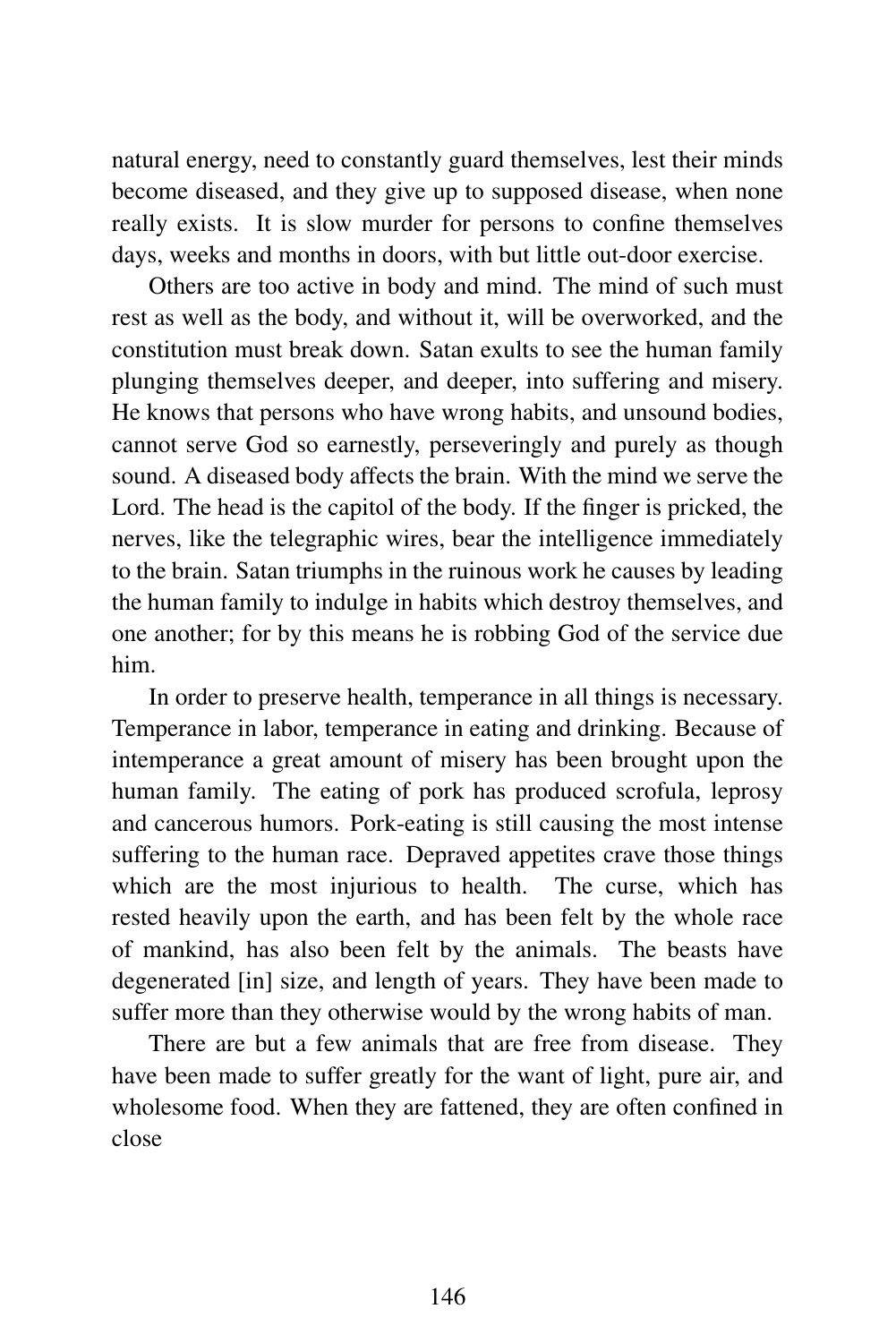natural energy, need to constantly guard themselves, lest their minds become diseased, and they give up to supposed disease, when none really exists. It is slow murder for persons to confine themselves days, weeks and months in doors, with but little out-door exercise.

Others are too active in body and mind. The mind of such must rest as well as the body, and without it, will be overworked, and the constitution must break down. Satan exults to see the human family plunging themselves deeper, and deeper, into suffering and misery. He knows that persons who have wrong habits, and unsound bodies, cannot serve God so earnestly, perseveringly and purely as though sound. A diseased body affects the brain. With the mind we serve the Lord. The head is the capitol of the body. If the finger is pricked, the nerves, like the telegraphic wires, bear the intelligence immediately to the brain. Satan triumphs in the ruinous work he causes by leading the human family to indulge in habits which destroy themselves, and one another; for by this means he is robbing God of the service due him.

In order to preserve health, temperance in all things is necessary. Temperance in labor, temperance in eating and drinking. Because of intemperance a great amount of misery has been brought upon the human family. The eating of pork has produced scrofula, leprosy and cancerous humors. Pork-eating is still causing the most intense suffering to the human race. Depraved appetites crave those things which are the most injurious to health. The curse, which has rested heavily upon the earth, and has been felt by the whole race of mankind, has also been felt by the animals. The beasts have degenerated [in] size, and length of years. They have been made to suffer more than they otherwise would by the wrong habits of man.

There are but a few animals that are free from disease. They have been made to suffer greatly for the want of light, pure air, and wholesome food. When they are fattened, they are often confined in close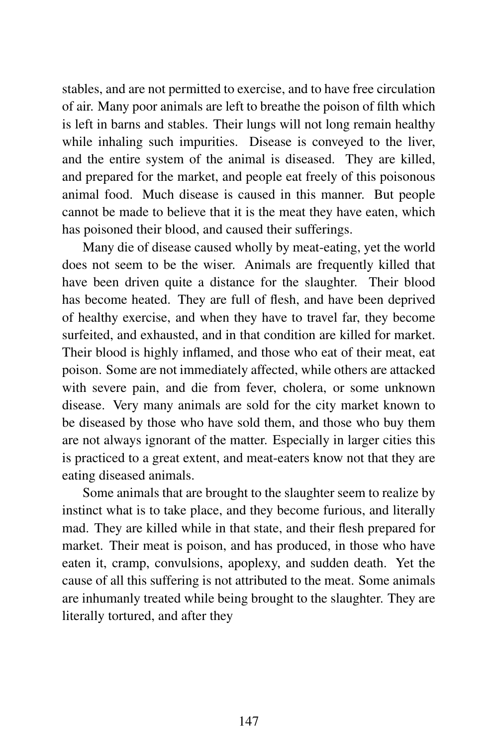stables, and are not permitted to exercise, and to have free circulation of air. Many poor animals are left to breathe the poison of filth which is left in barns and stables. Their lungs will not long remain healthy while inhaling such impurities. Disease is conveyed to the liver, and the entire system of the animal is diseased. They are killed, and prepared for the market, and people eat freely of this poisonous animal food. Much disease is caused in this manner. But people cannot be made to believe that it is the meat they have eaten, which has poisoned their blood, and caused their sufferings.

Many die of disease caused wholly by meat-eating, yet the world does not seem to be the wiser. Animals are frequently killed that have been driven quite a distance for the slaughter. Their blood has become heated. They are full of flesh, and have been deprived of healthy exercise, and when they have to travel far, they become surfeited, and exhausted, and in that condition are killed for market. Their blood is highly inflamed, and those who eat of their meat, eat poison. Some are not immediately affected, while others are attacked with severe pain, and die from fever, cholera, or some unknown disease. Very many animals are sold for the city market known to be diseased by those who have sold them, and those who buy them are not always ignorant of the matter. Especially in larger cities this is practiced to a great extent, and meat-eaters know not that they are eating diseased animals.

Some animals that are brought to the slaughter seem to realize by instinct what is to take place, and they become furious, and literally mad. They are killed while in that state, and their flesh prepared for market. Their meat is poison, and has produced, in those who have eaten it, cramp, convulsions, apoplexy, and sudden death. Yet the cause of all this suffering is not attributed to the meat. Some animals are inhumanly treated while being brought to the slaughter. They are literally tortured, and after they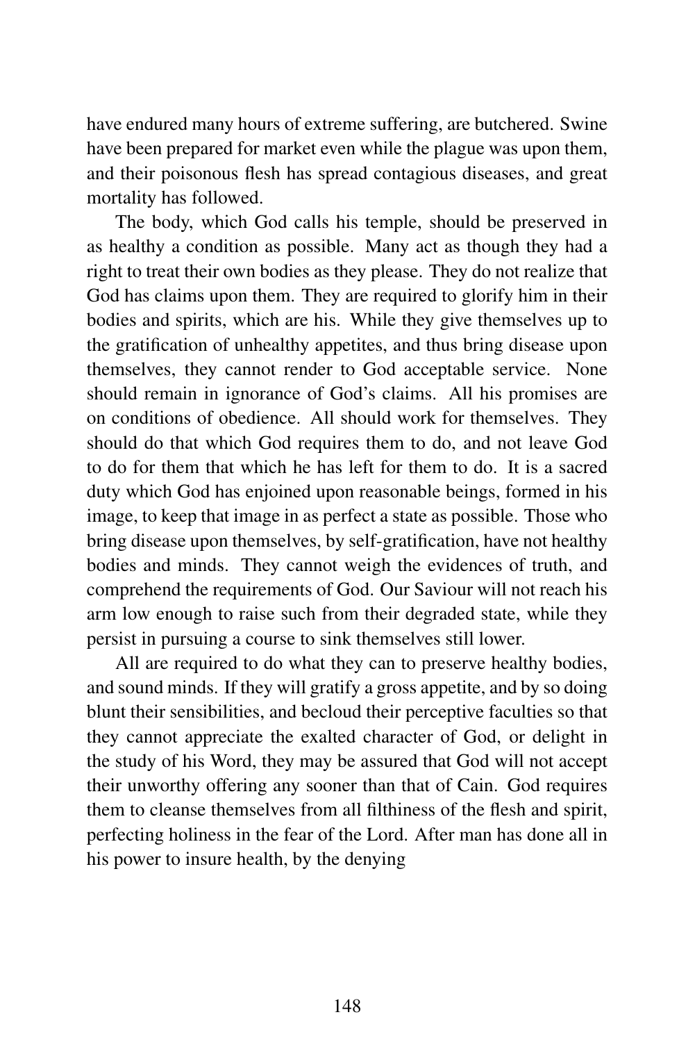have endured many hours of extreme suffering, are butchered. Swine have been prepared for market even while the plague was upon them, and their poisonous flesh has spread contagious diseases, and great mortality has followed.

The body, which God calls his temple, should be preserved in as healthy a condition as possible. Many act as though they had a right to treat their own bodies as they please. They do not realize that God has claims upon them. They are required to glorify him in their bodies and spirits, which are his. While they give themselves up to the gratification of unhealthy appetites, and thus bring disease upon themselves, they cannot render to God acceptable service. None should remain in ignorance of God's claims. All his promises are on conditions of obedience. All should work for themselves. They should do that which God requires them to do, and not leave God to do for them that which he has left for them to do. It is a sacred duty which God has enjoined upon reasonable beings, formed in his image, to keep that image in as perfect a state as possible. Those who bring disease upon themselves, by self-gratification, have not healthy bodies and minds. They cannot weigh the evidences of truth, and comprehend the requirements of God. Our Saviour will not reach his arm low enough to raise such from their degraded state, while they persist in pursuing a course to sink themselves still lower.

All are required to do what they can to preserve healthy bodies, and sound minds. If they will gratify a gross appetite, and by so doing blunt their sensibilities, and becloud their perceptive faculties so that they cannot appreciate the exalted character of God, or delight in the study of his Word, they may be assured that God will not accept their unworthy offering any sooner than that of Cain. God requires them to cleanse themselves from all filthiness of the flesh and spirit, perfecting holiness in the fear of the Lord. After man has done all in his power to insure health, by the denying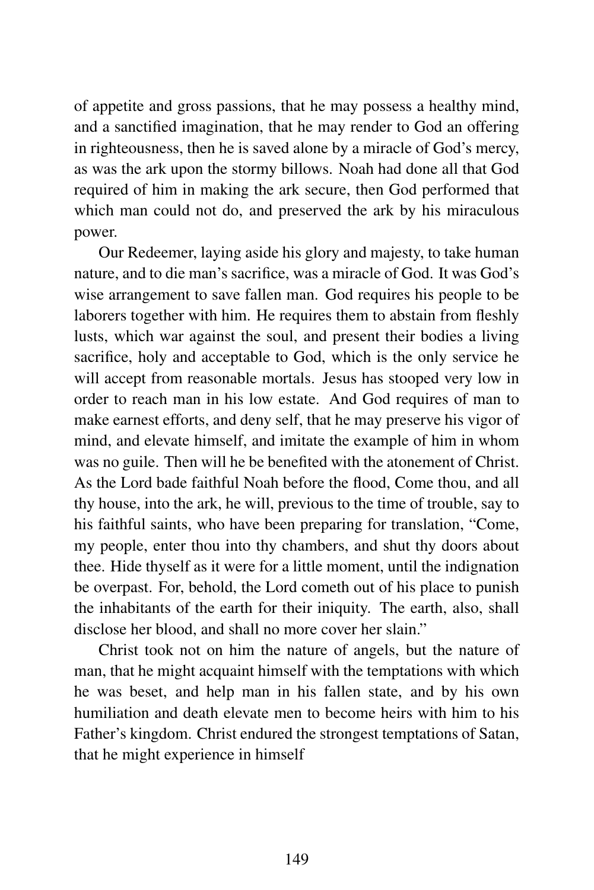of appetite and gross passions, that he may possess a healthy mind, and a sanctified imagination, that he may render to God an offering in righteousness, then he is saved alone by a miracle of God's mercy, as was the ark upon the stormy billows. Noah had done all that God required of him in making the ark secure, then God performed that which man could not do, and preserved the ark by his miraculous power.

Our Redeemer, laying aside his glory and majesty, to take human nature, and to die man's sacrifice, was a miracle of God. It was God's wise arrangement to save fallen man. God requires his people to be laborers together with him. He requires them to abstain from fleshly lusts, which war against the soul, and present their bodies a living sacrifice, holy and acceptable to God, which is the only service he will accept from reasonable mortals. Jesus has stooped very low in order to reach man in his low estate. And God requires of man to make earnest efforts, and deny self, that he may preserve his vigor of mind, and elevate himself, and imitate the example of him in whom was no guile. Then will he be benefited with the atonement of Christ. As the Lord bade faithful Noah before the flood, Come thou, and all thy house, into the ark, he will, previous to the time of trouble, say to his faithful saints, who have been preparing for translation, "Come, my people, enter thou into thy chambers, and shut thy doors about thee. Hide thyself as it were for a little moment, until the indignation be overpast. For, behold, the Lord cometh out of his place to punish the inhabitants of the earth for their iniquity. The earth, also, shall disclose her blood, and shall no more cover her slain."

Christ took not on him the nature of angels, but the nature of man, that he might acquaint himself with the temptations with which he was beset, and help man in his fallen state, and by his own humiliation and death elevate men to become heirs with him to his Father's kingdom. Christ endured the strongest temptations of Satan, that he might experience in himself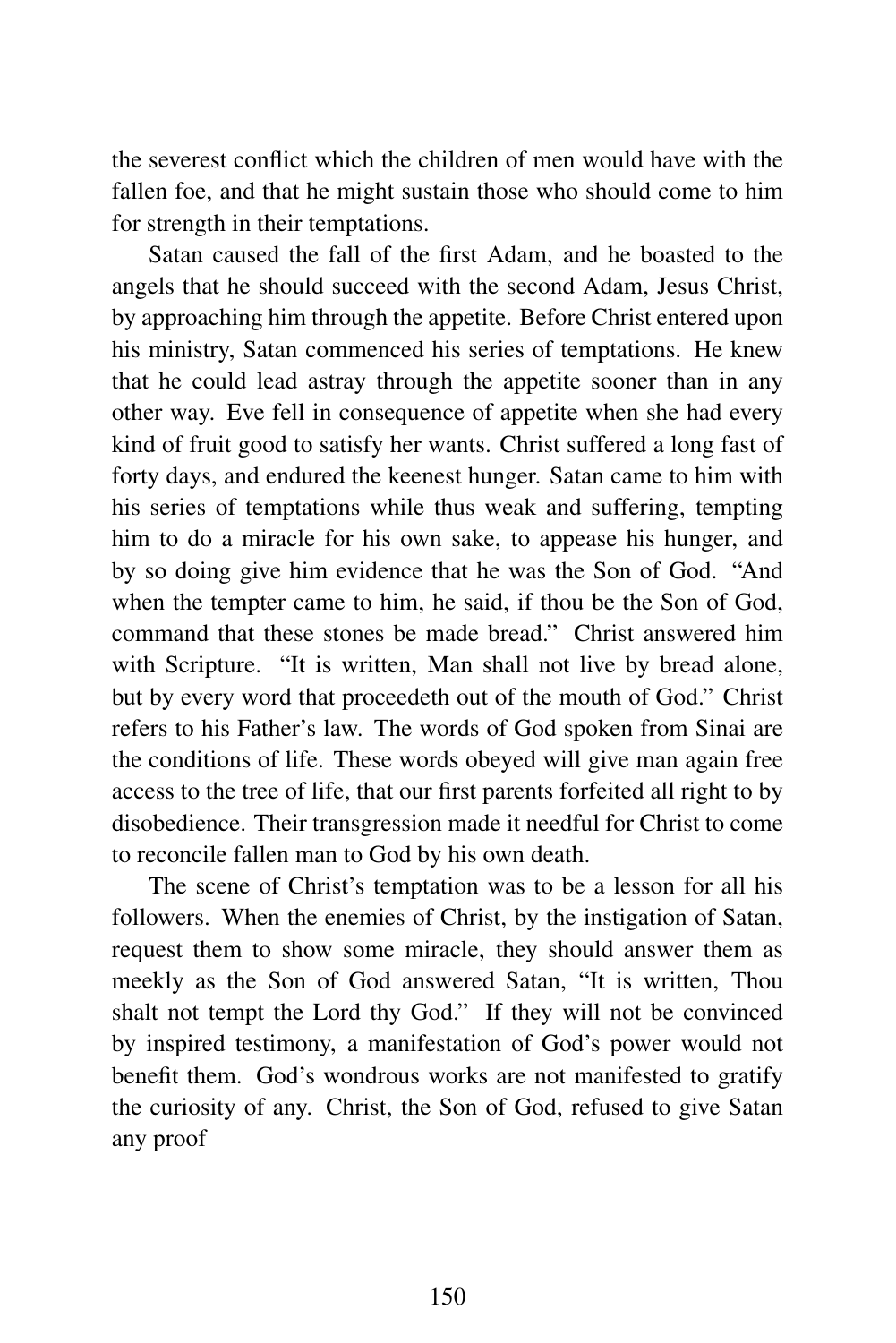the severest conflict which the children of men would have with the fallen foe, and that he might sustain those who should come to him for strength in their temptations.

Satan caused the fall of the first Adam, and he boasted to the angels that he should succeed with the second Adam, Jesus Christ, by approaching him through the appetite. Before Christ entered upon his ministry, Satan commenced his series of temptations. He knew that he could lead astray through the appetite sooner than in any other way. Eve fell in consequence of appetite when she had every kind of fruit good to satisfy her wants. Christ suffered a long fast of forty days, and endured the keenest hunger. Satan came to him with his series of temptations while thus weak and suffering, tempting him to do a miracle for his own sake, to appease his hunger, and by so doing give him evidence that he was the Son of God. "And when the tempter came to him, he said, if thou be the Son of God, command that these stones be made bread." Christ answered him with Scripture. "It is written, Man shall not live by bread alone, but by every word that proceedeth out of the mouth of God." Christ refers to his Father's law. The words of God spoken from Sinai are the conditions of life. These words obeyed will give man again free access to the tree of life, that our first parents forfeited all right to by disobedience. Their transgression made it needful for Christ to come to reconcile fallen man to God by his own death.

The scene of Christ's temptation was to be a lesson for all his followers. When the enemies of Christ, by the instigation of Satan, request them to show some miracle, they should answer them as meekly as the Son of God answered Satan, "It is written, Thou shalt not tempt the Lord thy God." If they will not be convinced by inspired testimony, a manifestation of God's power would not benefit them. God's wondrous works are not manifested to gratify the curiosity of any. Christ, the Son of God, refused to give Satan any proof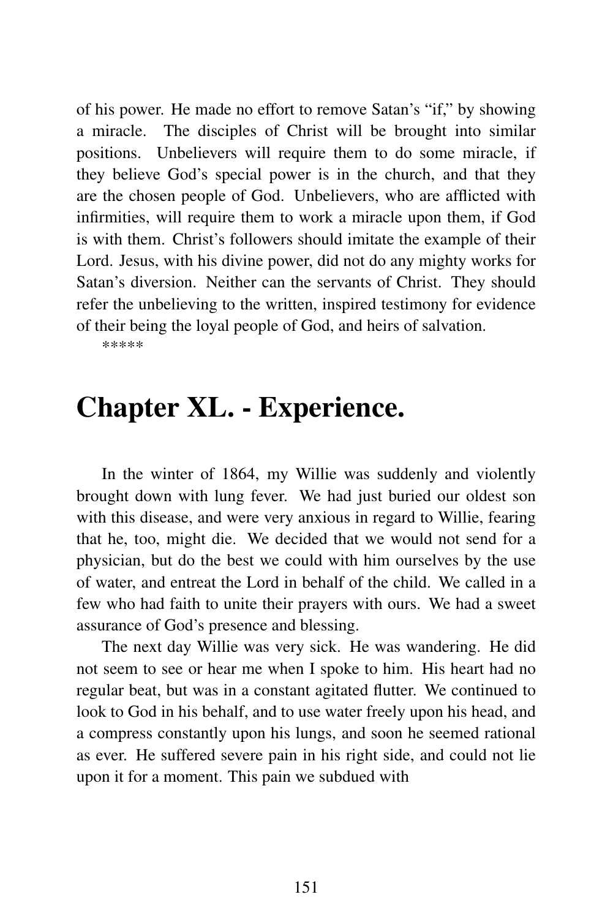of his power. He made no effort to remove Satan's "if," by showing a miracle. The disciples of Christ will be brought into similar positions. Unbelievers will require them to do some miracle, if they believe God's special power is in the church, and that they are the chosen people of God. Unbelievers, who are afflicted with infirmities, will require them to work a miracle upon them, if God is with them. Christ's followers should imitate the example of their Lord. Jesus, with his divine power, did not do any mighty works for Satan's diversion. Neither can the servants of Christ. They should refer the unbelieving to the written, inspired testimony for evidence of their being the loyal people of God, and heirs of salvation.

*****

# Chapter XL. - Experience.

In the winter of 1864, my Willie was suddenly and violently brought down with lung fever. We had just buried our oldest son with this disease, and were very anxious in regard to Willie, fearing that he, too, might die. We decided that we would not send for a physician, but do the best we could with him ourselves by the use of water, and entreat the Lord in behalf of the child. We called in a few who had faith to unite their prayers with ours. We had a sweet assurance of God's presence and blessing.

The next day Willie was very sick. He was wandering. He did not seem to see or hear me when I spoke to him. His heart had no regular beat, but was in a constant agitated flutter. We continued to look to God in his behalf, and to use water freely upon his head, and a compress constantly upon his lungs, and soon he seemed rational as ever. He suffered severe pain in his right side, and could not lie upon it for a moment. This pain we subdued with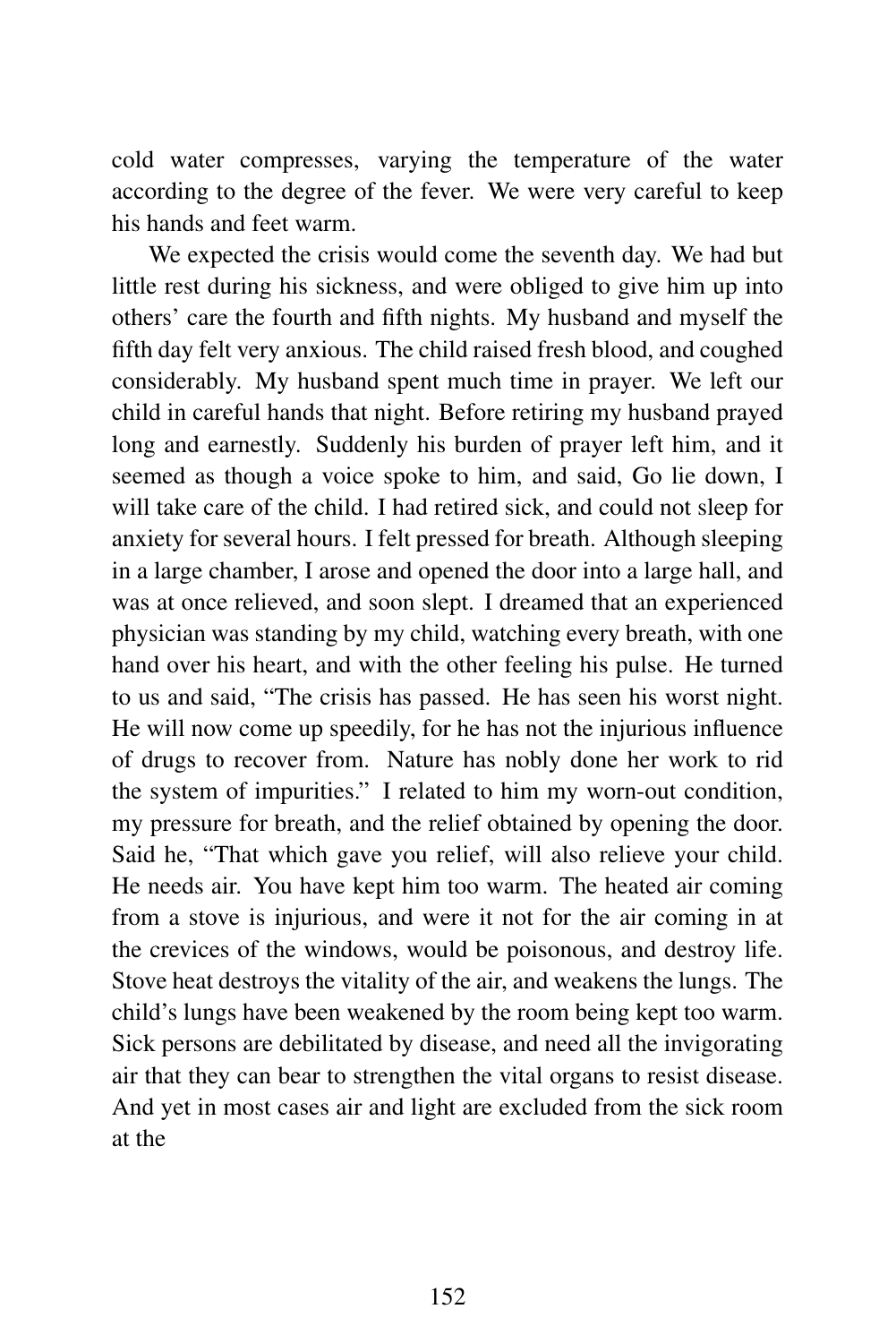cold water compresses, varying the temperature of the water according to the degree of the fever. We were very careful to keep his hands and feet warm.

We expected the crisis would come the seventh day. We had but little rest during his sickness, and were obliged to give him up into others' care the fourth and fifth nights. My husband and myself the fifth day felt very anxious. The child raised fresh blood, and coughed considerably. My husband spent much time in prayer. We left our child in careful hands that night. Before retiring my husband prayed long and earnestly. Suddenly his burden of prayer left him, and it seemed as though a voice spoke to him, and said, Go lie down, I will take care of the child. I had retired sick, and could not sleep for anxiety for several hours. I felt pressed for breath. Although sleeping in a large chamber, I arose and opened the door into a large hall, and was at once relieved, and soon slept. I dreamed that an experienced physician was standing by my child, watching every breath, with one hand over his heart, and with the other feeling his pulse. He turned to us and said, "The crisis has passed. He has seen his worst night. He will now come up speedily, for he has not the injurious influence of drugs to recover from. Nature has nobly done her work to rid the system of impurities." I related to him my worn-out condition, my pressure for breath, and the relief obtained by opening the door. Said he, "That which gave you relief, will also relieve your child. He needs air. You have kept him too warm. The heated air coming from a stove is injurious, and were it not for the air coming in at the crevices of the windows, would be poisonous, and destroy life. Stove heat destroys the vitality of the air, and weakens the lungs. The child's lungs have been weakened by the room being kept too warm. Sick persons are debilitated by disease, and need all the invigorating air that they can bear to strengthen the vital organs to resist disease. And yet in most cases air and light are excluded from the sick room at the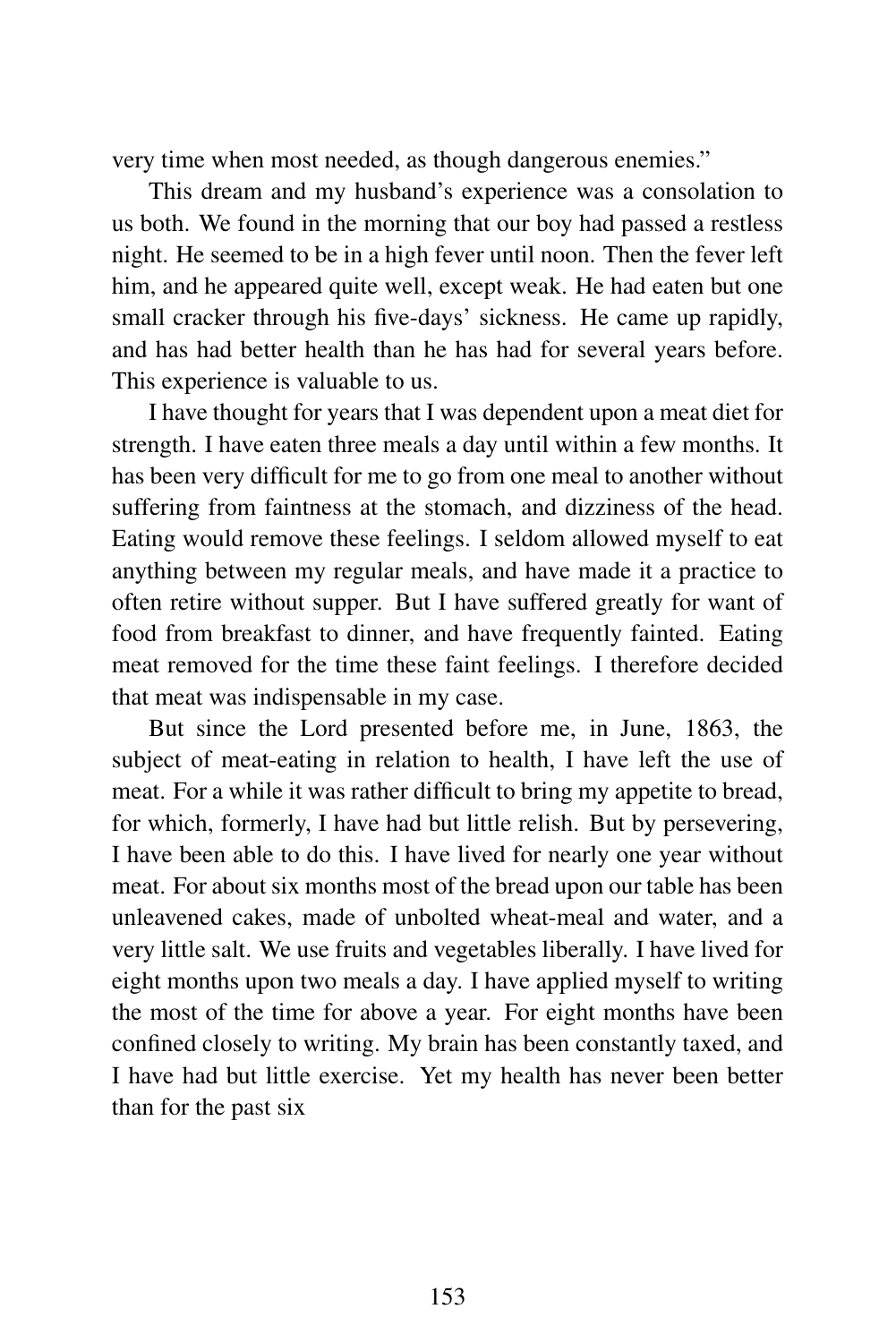very time when most needed, as though dangerous enemies."

This dream and my husband's experience was a consolation to us both. We found in the morning that our boy had passed a restless night. He seemed to be in a high fever until noon. Then the fever left him, and he appeared quite well, except weak. He had eaten but one small cracker through his five-days' sickness. He came up rapidly, and has had better health than he has had for several years before. This experience is valuable to us.

I have thought for years that I was dependent upon a meat diet for strength. I have eaten three meals a day until within a few months. It has been very difficult for me to go from one meal to another without suffering from faintness at the stomach, and dizziness of the head. Eating would remove these feelings. I seldom allowed myself to eat anything between my regular meals, and have made it a practice to often retire without supper. But I have suffered greatly for want of food from breakfast to dinner, and have frequently fainted. Eating meat removed for the time these faint feelings. I therefore decided that meat was indispensable in my case.

But since the Lord presented before me, in June, 1863, the subject of meat-eating in relation to health, I have left the use of meat. For a while it was rather difficult to bring my appetite to bread, for which, formerly, I have had but little relish. But by persevering, I have been able to do this. I have lived for nearly one year without meat. For about six months most of the bread upon our table has been unleavened cakes, made of unbolted wheat-meal and water, and a very little salt. We use fruits and vegetables liberally. I have lived for eight months upon two meals a day. I have applied myself to writing the most of the time for above a year. For eight months have been confined closely to writing. My brain has been constantly taxed, and I have had but little exercise. Yet my health has never been better than for the past six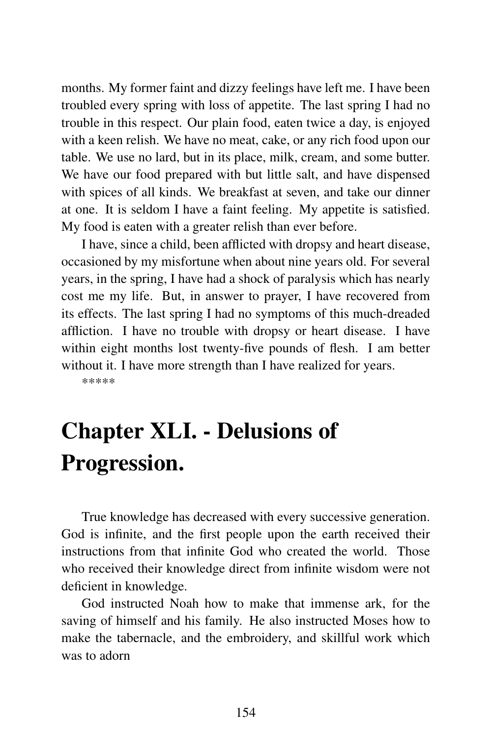months. My former faint and dizzy feelings have left me. I have been troubled every spring with loss of appetite. The last spring I had no trouble in this respect. Our plain food, eaten twice a day, is enjoyed with a keen relish. We have no meat, cake, or any rich food upon our table. We use no lard, but in its place, milk, cream, and some butter. We have our food prepared with but little salt, and have dispensed with spices of all kinds. We breakfast at seven, and take our dinner at one. It is seldom I have a faint feeling. My appetite is satisfied. My food is eaten with a greater relish than ever before.

I have, since a child, been afflicted with dropsy and heart disease, occasioned by my misfortune when about nine years old. For several years, in the spring, I have had a shock of paralysis which has nearly cost me my life. But, in answer to prayer, I have recovered from its effects. The last spring I had no symptoms of this much-dreaded affliction. I have no trouble with dropsy or heart disease. I have within eight months lost twenty-five pounds of flesh. I am better without it. I have more strength than I have realized for years.

*****

# Chapter XLI. - Delusions of Progression.

True knowledge has decreased with every successive generation. God is infinite, and the first people upon the earth received their instructions from that infinite God who created the world. Those who received their knowledge direct from infinite wisdom were not deficient in knowledge.

God instructed Noah how to make that immense ark, for the saving of himself and his family. He also instructed Moses how to make the tabernacle, and the embroidery, and skillful work which was to adorn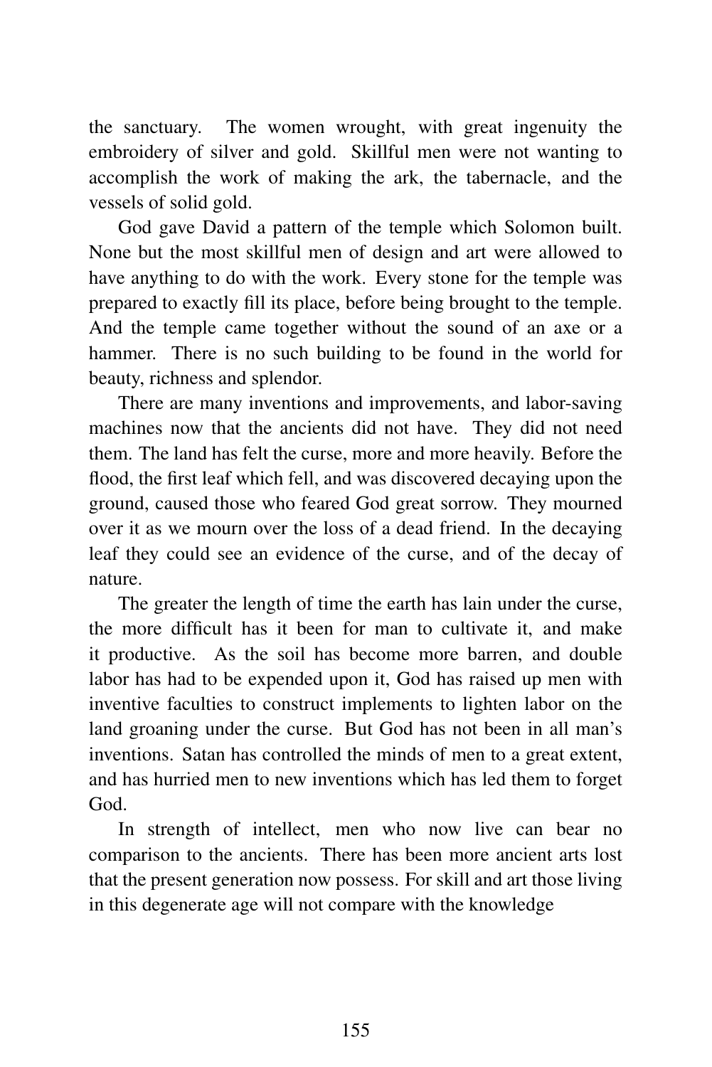the sanctuary. The women wrought, with great ingenuity the embroidery of silver and gold. Skillful men were not wanting to accomplish the work of making the ark, the tabernacle, and the vessels of solid gold.

God gave David a pattern of the temple which Solomon built. None but the most skillful men of design and art were allowed to have anything to do with the work. Every stone for the temple was prepared to exactly fill its place, before being brought to the temple. And the temple came together without the sound of an axe or a hammer. There is no such building to be found in the world for beauty, richness and splendor.

There are many inventions and improvements, and labor-saving machines now that the ancients did not have. They did not need them. The land has felt the curse, more and more heavily. Before the flood, the first leaf which fell, and was discovered decaying upon the ground, caused those who feared God great sorrow. They mourned over it as we mourn over the loss of a dead friend. In the decaying leaf they could see an evidence of the curse, and of the decay of nature.

The greater the length of time the earth has lain under the curse, the more difficult has it been for man to cultivate it, and make it productive. As the soil has become more barren, and double labor has had to be expended upon it, God has raised up men with inventive faculties to construct implements to lighten labor on the land groaning under the curse. But God has not been in all man's inventions. Satan has controlled the minds of men to a great extent, and has hurried men to new inventions which has led them to forget God.

In strength of intellect, men who now live can bear no comparison to the ancients. There has been more ancient arts lost that the present generation now possess. For skill and art those living in this degenerate age will not compare with the knowledge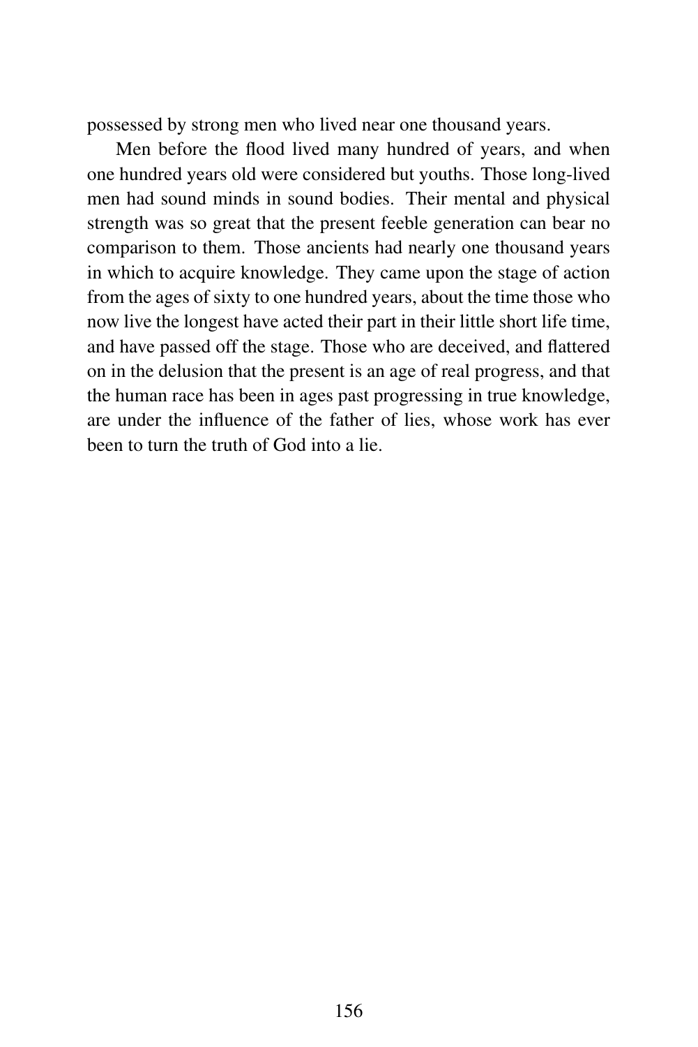possessed by strong men who lived near one thousand years.

Men before the flood lived many hundred of years, and when one hundred years old were considered but youths. Those long-lived men had sound minds in sound bodies. Their mental and physical strength was so great that the present feeble generation can bear no comparison to them. Those ancients had nearly one thousand years in which to acquire knowledge. They came upon the stage of action from the ages of sixty to one hundred years, about the time those who now live the longest have acted their part in their little short life time, and have passed off the stage. Those who are deceived, and flattered on in the delusion that the present is an age of real progress, and that the human race has been in ages past progressing in true knowledge, are under the influence of the father of lies, whose work has ever been to turn the truth of God into a lie.